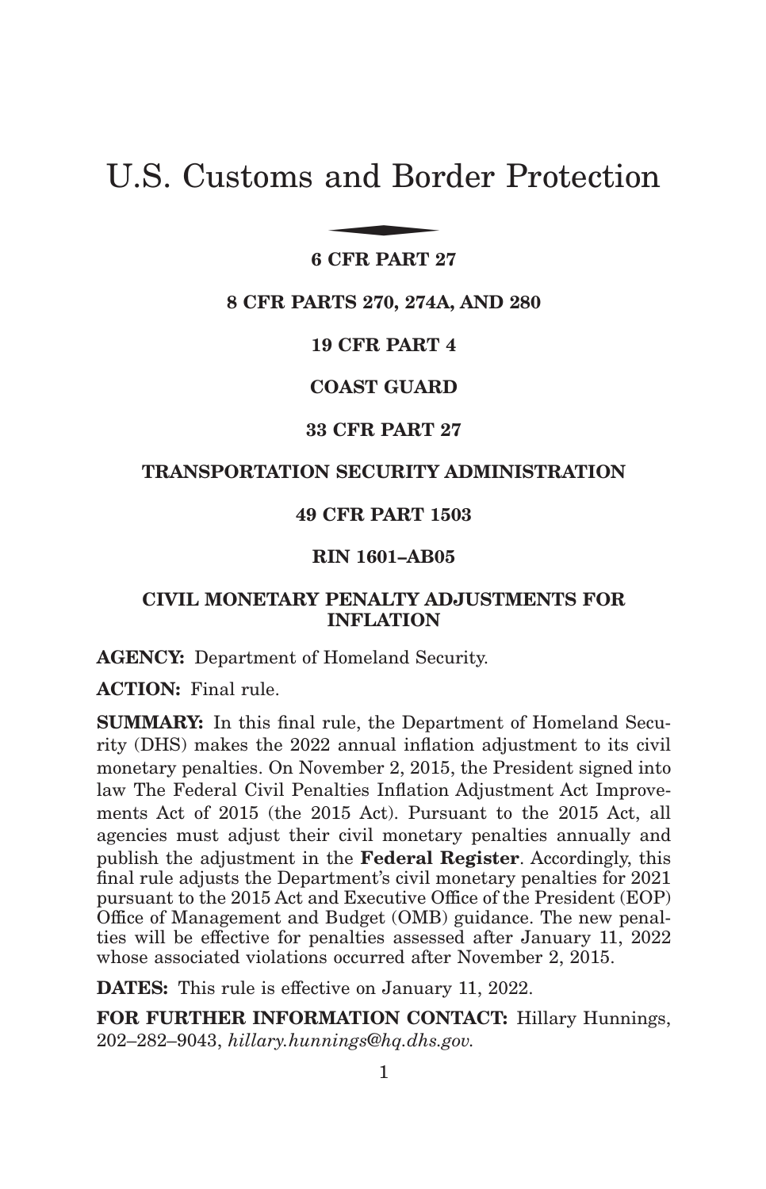# U.S. Customs and Border Protection

**6 CFR PART 27**

**8 CFR PARTS 270, 274A, AND 280**

**19 CFR PART 4**

**COAST GUARD**

**33 CFR PART 27**

**TRANSPORTATION SECURITY ADMINISTRATION**

**49 CFR PART 1503**

**RIN 1601–AB05**

## CIVIL MONETARY PENALTY ADJUSTMENTS FOR INFLATION

**AGENCY:** Department of Homeland Security.

**ACTION:** Final rule.

**SUMMARY:** In this final rule, the Department of Homeland Security (DHS) makes the 2022 annual inflation adjustment to its civil monetary penalties. On November 2, 2015, the President signed into law The Federal Civil Penalties Inflation Adjustment Act Improvements Act of 2015 (the 2015 Act). Pursuant to the 2015 Act, all agencies must adjust their civil monetary penalties annually and publish the adjustment in the **Federal Register**. Accordingly, this final rule adjusts the Department's civil monetary penalties for 2021 pursuant to the 2015 Act and Executive Office of the President (EOP) Office of Management and Budget (OMB) guidance. The new penalties will be effective for penalties assessed after January 11, 2022 whose associated violations occurred after November 2, 2015.

**DATES:** This rule is effective on January 11, 2022.

**FOR FURTHER INFORMATION CONTACT:** Hillary Hunnings, 202–282–9043, *hillary.hunnings@hq.dhs.gov.*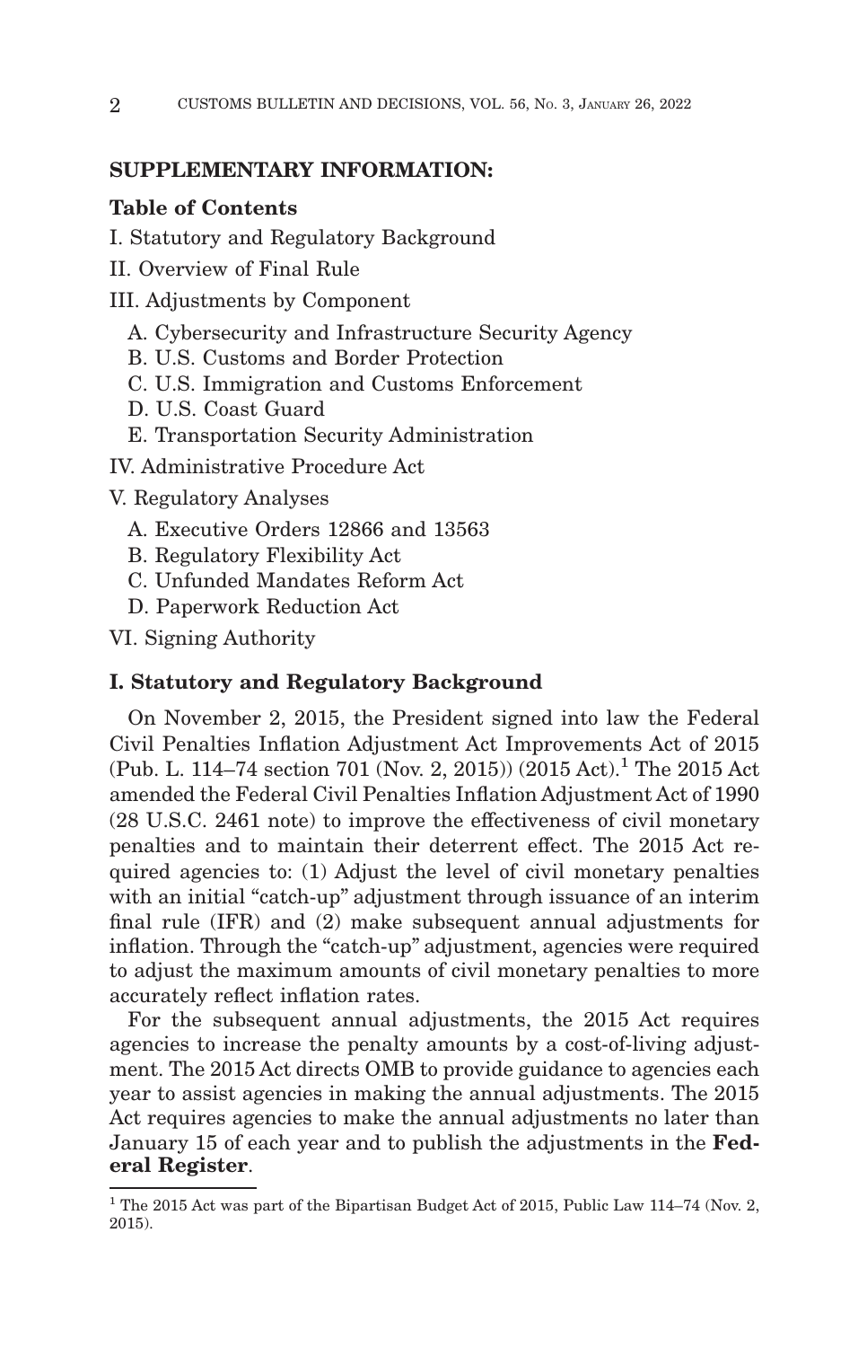**SUPPLEMENTARY INFORMATION:**

**Table of Contents**

I. Statutory and Regulatory Background

II. Overview of Final Rule

III. Adjustments by Component

- A. Cybersecurity and Infrastructure Security Agency
- B. U.S. Customs and Border Protection
- C. U.S. Immigration and Customs Enforcement
- D. U.S. Coast Guard
- E. Transportation Security Administration

IV. Administrative Procedure Act

V. Regulatory Analyses

- A. Executive Orders 12866 and 13563
- B. Regulatory Flexibility Act
- C. Unfunded Mandates Reform Act
- D. Paperwork Reduction Act

VI. Signing Authority

## I. Statutory and Regulatory Background

On November 2, 2015, the President signed into law the Federal Civil Penalties Inflation Adjustment Act Improvements Act of 2015 (Pub. L. 114–74 section 701 (Nov. 2, 2015)) (2015 Act).[1] The 2015 Act amended the Federal Civil Penalties Inflation Adjustment Act of 1990 (28 U.S.C. 2461 note) to improve the effectiveness of civil monetary penalties and to maintain their deterrent effect. The 2015 Act required agencies to: (1) Adjust the level of civil monetary penalties with an initial "catch-up" adjustment through issuance of an interim final rule (IFR) and (2) make subsequent annual adjustments for inflation. Through the "catch-up" adjustment, agencies were required to adjust the maximum amounts of civil monetary penalties to more accurately reflect inflation rates.

For the subsequent annual adjustments, the 2015 Act requires agencies to increase the penalty amounts by a cost-of-living adjustment. The 2015 Act directs OMB to provide guidance to agencies each year to assist agencies in making the annual adjustments. The 2015 Act requires agencies to make the annual adjustments no later than January 15 of each year and to publish the adjustments in the **Federal Register**.

[1] The 2015 Act was part of the Bipartisan Budget Act of 2015, Public Law 114–74 (Nov. 2, 2015).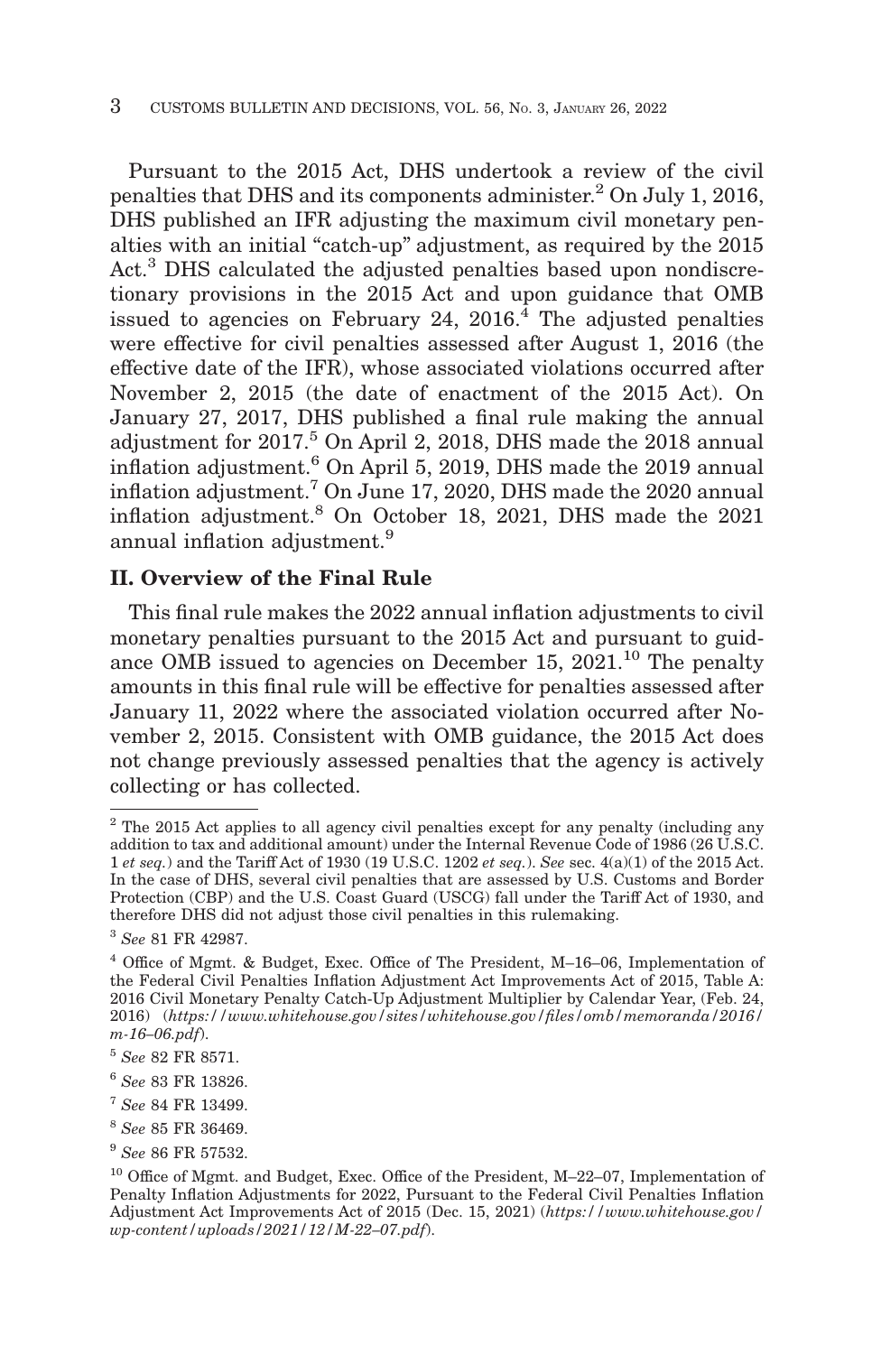Pursuant to the 2015 Act, DHS undertook a review of the civil penalties that DHS and its components administer.[2] On July 1, 2016, DHS published an IFR adjusting the maximum civil monetary penalties with an initial "catch-up" adjustment, as required by the 2015 Act.[3] DHS calculated the adjusted penalties based upon nondiscretionary provisions in the 2015 Act and upon guidance that OMB issued to agencies on February 24, 2016.[4] The adjusted penalties were effective for civil penalties assessed after August 1, 2016 (the effective date of the IFR), whose associated violations occurred after November 2, 2015 (the date of enactment of the 2015 Act). On January 27, 2017, DHS published a final rule making the annual adjustment for 2017.[5] On April 2, 2018, DHS made the 2018 annual inflation adjustment.[6] On April 5, 2019, DHS made the 2019 annual inflation adjustment.[7] On June 17, 2020, DHS made the 2020 annual inflation adjustment.[8] On October 18, 2021, DHS made the 2021 annual inflation adjustment.[9]

## II. Overview of the Final Rule

This final rule makes the 2022 annual inflation adjustments to civil monetary penalties pursuant to the 2015 Act and pursuant to guidance OMB issued to agencies on December 15, 2021.[10] The penalty amounts in this final rule will be effective for penalties assessed after January 11, 2022 where the associated violation occurred after November 2, 2015. Consistent with OMB guidance, the 2015 Act does not change previously assessed penalties that the agency is actively collecting or has collected.

---

[2] The 2015 Act applies to all agency civil penalties except for any penalty (including any addition to tax and additional amount) under the Internal Revenue Code of 1986 (26 U.S.C. 1 *et seq.*) and the Tariff Act of 1930 (19 U.S.C. 1202 *et seq.*). *See* sec. 4(a)(1) of the 2015 Act. In the case of DHS, several civil penalties that are assessed by U.S. Customs and Border Protection (CBP) and the U.S. Coast Guard (USCG) fall under the Tariff Act of 1930, and therefore DHS did not adjust those civil penalties in this rulemaking.

[3] *See* 81 FR 42987.

[4] Office of Mgmt. & Budget, Exec. Office of The President, M–16–06, Implementation of the Federal Civil Penalties Inflation Adjustment Act Improvements Act of 2015, Table A: 2016 Civil Monetary Penalty Catch-Up Adjustment Multiplier by Calendar Year, (Feb. 24, 2016) (*https://www.whitehouse.gov/sites/whitehouse.gov/files/omb/memoranda/2016/m-16–06.pdf*).

[5] *See* 82 FR 8571.

[6] *See* 83 FR 13826.

[7] *See* 84 FR 13499.

[8] *See* 85 FR 36469.

[9] *See* 86 FR 57532.

[10] Office of Mgmt. and Budget, Exec. Office of the President, M–22–07, Implementation of Penalty Inflation Adjustments for 2022, Pursuant to the Federal Civil Penalties Inflation Adjustment Act Improvements Act of 2015 (Dec. 15, 2021) (*https://www.whitehouse.gov/wp-content/uploads/2021/12/M-22–07.pdf*).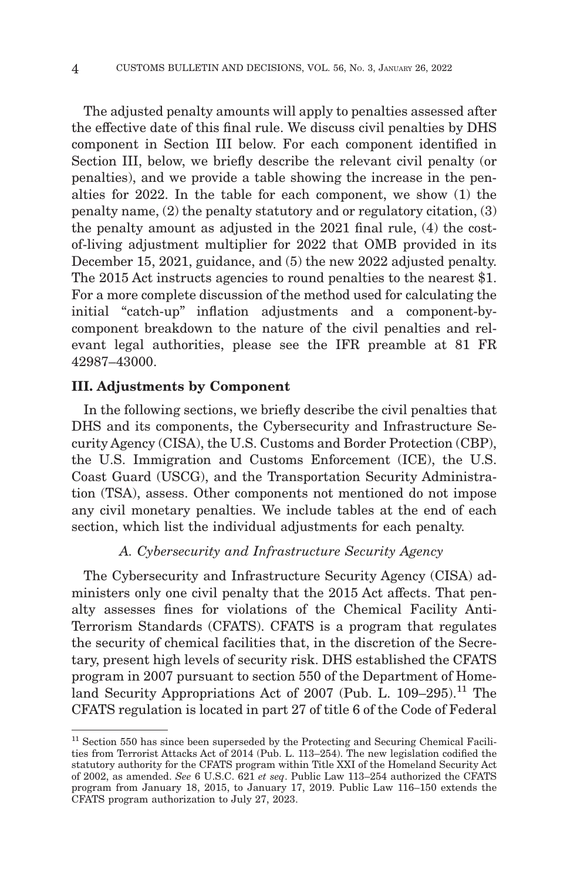The adjusted penalty amounts will apply to penalties assessed after the effective date of this final rule. We discuss civil penalties by DHS component in Section III below. For each component identified in Section III, below, we briefly describe the relevant civil penalty (or penalties), and we provide a table showing the increase in the penalties for 2022. In the table for each component, we show (1) the penalty name, (2) the penalty statutory and or regulatory citation, (3) the penalty amount as adjusted in the 2021 final rule, (4) the cost-of-living adjustment multiplier for 2022 that OMB provided in its December 15, 2021, guidance, and (5) the new 2022 adjusted penalty. The 2015 Act instructs agencies to round penalties to the nearest $1. For a more complete discussion of the method used for calculating the initial "catch-up" inflation adjustments and a component-by-component breakdown to the nature of the civil penalties and relevant legal authorities, please see the IFR preamble at 81 FR 42987–43000.

## III. Adjustments by Component

In the following sections, we briefly describe the civil penalties that DHS and its components, the Cybersecurity and Infrastructure Security Agency (CISA), the U.S. Customs and Border Protection (CBP), the U.S. Immigration and Customs Enforcement (ICE), the U.S. Coast Guard (USCG), and the Transportation Security Administration (TSA), assess. Other components not mentioned do not impose any civil monetary penalties. We include tables at the end of each section, which list the individual adjustments for each penalty.

### *A. Cybersecurity and Infrastructure Security Agency*

The Cybersecurity and Infrastructure Security Agency (CISA) administers only one civil penalty that the 2015 Act affects. That penalty assesses fines for violations of the Chemical Facility Anti-Terrorism Standards (CFATS). CFATS is a program that regulates the security of chemical facilities that, in the discretion of the Secretary, present high levels of security risk. DHS established the CFATS program in 2007 pursuant to section 550 of the Department of Homeland Security Appropriations Act of 2007 (Pub. L. 109–295).[11] The CFATS regulation is located in part 27 of title 6 of the Code of Federal

[11] Section 550 has since been superseded by the Protecting and Securing Chemical Facilities from Terrorist Attacks Act of 2014 (Pub. L. 113–254). The new legislation codified the statutory authority for the CFATS program within Title XXI of the Homeland Security Act of 2002, as amended. *See* 6 U.S.C. 621 *et seq*. Public Law 113–254 authorized the CFATS program from January 18, 2015, to January 17, 2019. Public Law 116–150 extends the CFATS program authorization to July 27, 2023.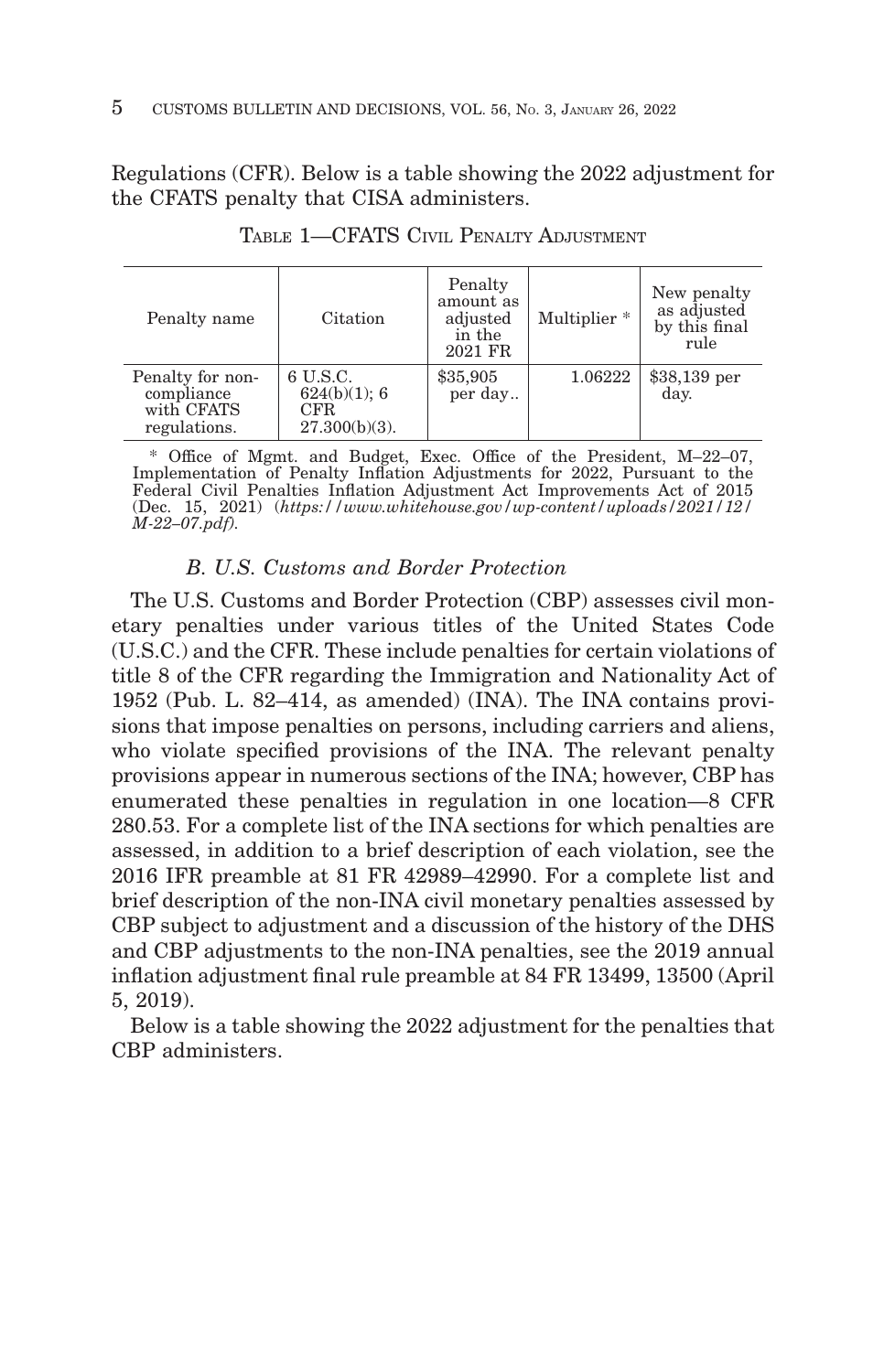Regulations (CFR). Below is a table showing the 2022 adjustment for the CFATS penalty that CISA administers.

TABLE 1—CFATS CIVIL PENALTY ADJUSTMENT

| Penalty name | Citation | Penalty amount as adjusted in the 2021 FR | Multiplier * | New penalty as adjusted by this final rule |
|---|---|---|---|---|
| Penalty for non-compliance with CFATS regulations. | 6 U.S.C. 624(b)(1); 6 CFR 27.300(b)(3). | $35,905 per day.. | 1.06222 | $38,139 per day. |

* Office of Mgmt. and Budget, Exec. Office of the President, M–22–07, Implementation of Penalty Inflation Adjustments for 2022, Pursuant to the Federal Civil Penalties Inflation Adjustment Act Improvements Act of 2015 (Dec. 15, 2021) (*https://www.whitehouse.gov/wp-content/uploads/2021/12/M-22-07.pdf*).

### *B. U.S. Customs and Border Protection*

The U.S. Customs and Border Protection (CBP) assesses civil monetary penalties under various titles of the United States Code (U.S.C.) and the CFR. These include penalties for certain violations of title 8 of the CFR regarding the Immigration and Nationality Act of 1952 (Pub. L. 82–414, as amended) (INA). The INA contains provisions that impose penalties on persons, including carriers and aliens, who violate specified provisions of the INA. The relevant penalty provisions appear in numerous sections of the INA; however, CBP has enumerated these penalties in regulation in one location—8 CFR 280.53. For a complete list of the INA sections for which penalties are assessed, in addition to a brief description of each violation, see the 2016 IFR preamble at 81 FR 42989–42990. For a complete list and brief description of the non-INA civil monetary penalties assessed by CBP subject to adjustment and a discussion of the history of the DHS and CBP adjustments to the non-INA penalties, see the 2019 annual inflation adjustment final rule preamble at 84 FR 13499, 13500 (April 5, 2019).

Below is a table showing the 2022 adjustment for the penalties that CBP administers.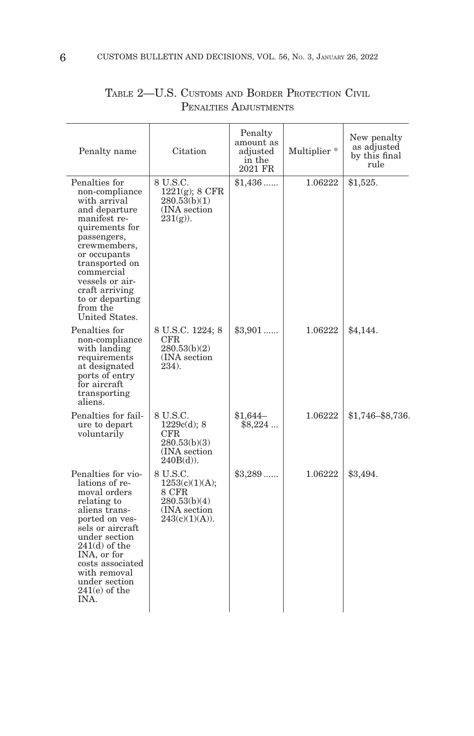TABLE 2—U.S. CUSTOMS AND BORDER PROTECTION CIVIL PENALTIES ADJUSTMENTS

| Penalty name | Citation | Penalty amount as adjusted in the 2021 FR | Multiplier * | New penalty as adjusted by this final rule |
|---|---|---|---|---|
| Penalties for non-compliance with arrival and departure manifest requirements for passengers, crewmembers, or occupants transported on commercial vessels or aircraft arriving to or departing from the United States. | 8 U.S.C. 1221(g); 8 CFR 280.53(b)(1) (INA section 231(g)). | $1,436 ...... | 1.06222 | $1,525. |
| Penalties for non-compliance with landing requirements at designated ports of entry for aircraft transporting aliens. | 8 U.S.C. 1224; 8 CFR 280.53(b)(2) (INA section 234). | $3,901 ...... | 1.06222 | $4,144. |
| Penalties for failure to depart voluntarily | 8 U.S.C. 1229c(d); 8 CFR 280.53(b)(3) (INA section 240B(d)). | $1,644–$8,224 ... | 1.06222 | $1,746–$8,736. |
| Penalties for violations of removal orders relating to aliens transported on vessels or aircraft under section 241(d) of the INA, or for costs associated with removal under section 241(e) of the INA. | 8 U.S.C. 1253(c)(1)(A); 8 CFR 280.53(b)(4) (INA section 243(c)(1)(A)). | $3,289 ...... | 1.06222 | $3,494. |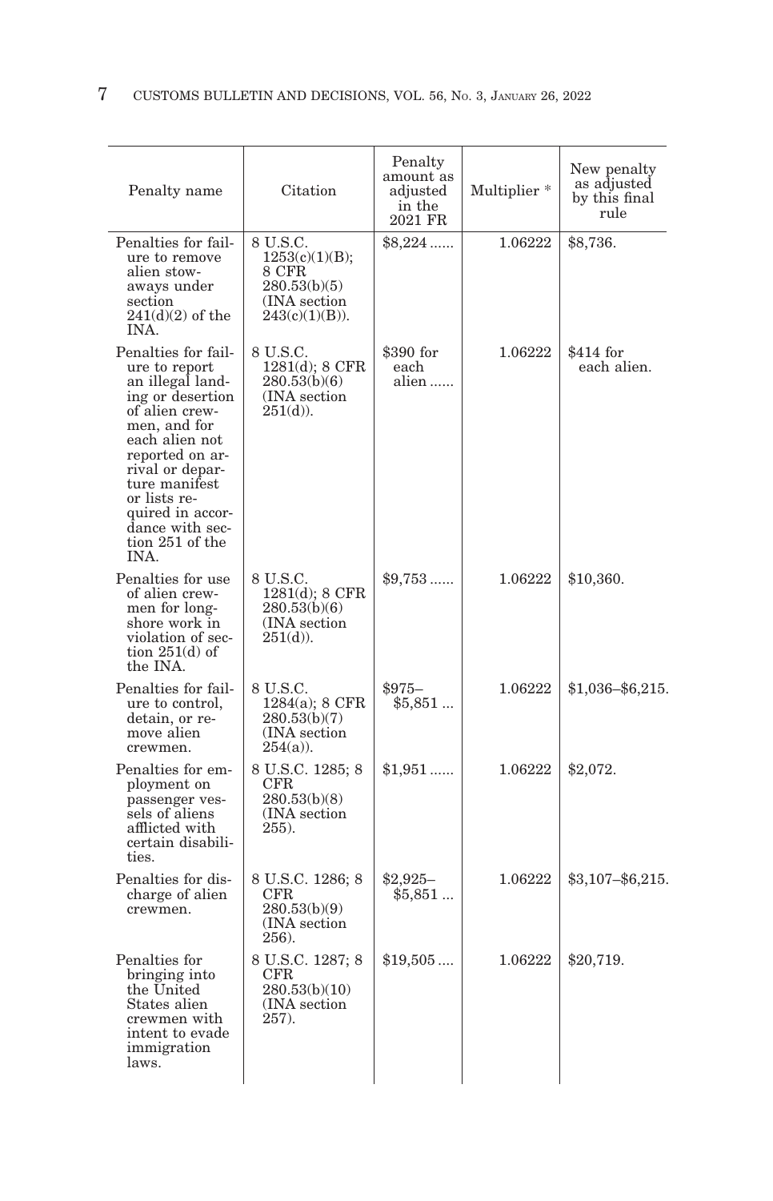| Penalty name | Citation | Penalty amount as adjusted in the 2021 FR | Multiplier * | New penalty as adjusted by this final rule |
|---|---|---|---|---|
| Penalties for failure to remove alien stowaways under section 241(d)(2) of the INA. | 8 U.S.C. 1253(c)(1)(B); 8 CFR 280.53(b)(5) (INA section 243(c)(1)(B)). | $8,224 ...... | 1.06222 | $8,736. |
| Penalties for failure to report an illegal landing or desertion of alien crewmen, and for each alien not reported on arrival or departure manifest or lists required in accordance with section 251 of the INA. | 8 U.S.C. 1281(d); 8 CFR 280.53(b)(6) (INA section 251(d)). | $390 for each alien ...... | 1.06222 | $414 for each alien. |
| Penalties for use of alien crewmen for longshore work in violation of section 251(d) of the INA. | 8 U.S.C. 1281(d); 8 CFR 280.53(b)(6) (INA section 251(d)). | $9,753 ...... | 1.06222 | $10,360. |
| Penalties for failure to control, detain, or remove alien crewmen. | 8 U.S.C. 1284(a); 8 CFR 280.53(b)(7) (INA section 254(a)). | $975–$5,851 ... | 1.06222 | $1,036–$6,215. |
| Penalties for employment on passenger vessels of aliens afflicted with certain disabilities. | 8 U.S.C. 1285; 8 CFR 280.53(b)(8) (INA section 255). | $1,951 ...... | 1.06222 | $2,072. |
| Penalties for discharge of alien crewmen. | 8 U.S.C. 1286; 8 CFR 280.53(b)(9) (INA section 256). | $2,925–$5,851 ... | 1.06222 | $3,107–$6,215. |
| Penalties for bringing into the United States alien crewmen with intent to evade immigration laws. | 8 U.S.C. 1287; 8 CFR 280.53(b)(10) (INA section 257). | $19,505 .... | 1.06222 | $20,719. |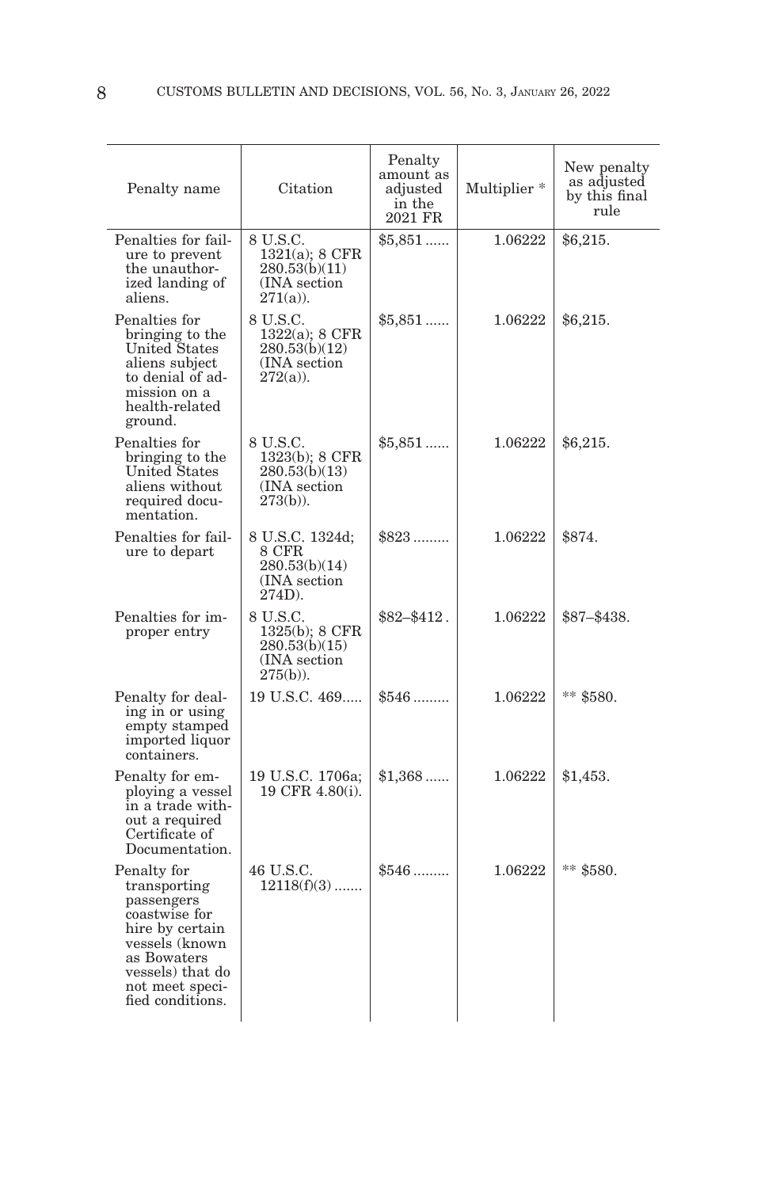| Penalty name | Citation | Penalty amount as adjusted in the 2021 FR | Multiplier * | New penalty as adjusted by this final rule |
|---|---|---|---|---|
| Penalties for failure to prevent the unauthorized landing of aliens. | 8 U.S.C. 1321(a); 8 CFR 280.53(b)(11) (INA section 271(a)). | $5,851 | 1.06222 | $6,215. |
| Penalties for bringing to the United States aliens subject to denial of admission on a health-related ground. | 8 U.S.C. 1322(a); 8 CFR 280.53(b)(12) (INA section 272(a)). | $5,851 | 1.06222 | $6,215. |
| Penalties for bringing to the United States aliens without required documentation. | 8 U.S.C. 1323(b); 8 CFR 280.53(b)(13) (INA section 273(b)). | $5,851 | 1.06222 | $6,215. |
| Penalties for failure to depart | 8 U.S.C. 1324d; 8 CFR 280.53(b)(14) (INA section 274D). | $823 | 1.06222 | $874. |
| Penalties for improper entry | 8 U.S.C. 1325(b); 8 CFR 280.53(b)(15) (INA section 275(b)). | $82–$412 | 1.06222 | $87–$438. |
| Penalty for dealing in or using empty stamped imported liquor containers. | 19 U.S.C. 469 | $546 | 1.06222 | ** $580. |
| Penalty for employing a vessel in a trade without a required Certificate of Documentation. | 19 U.S.C. 1706a; 19 CFR 4.80(i). | $1,368 | 1.06222 | $1,453. |
| Penalty for transporting passengers coastwise for hire by certain vessels (known as Bowaters vessels) that do not meet specified conditions. | 46 U.S.C. 12118(f)(3) | $546 | 1.06222 | ** $580. |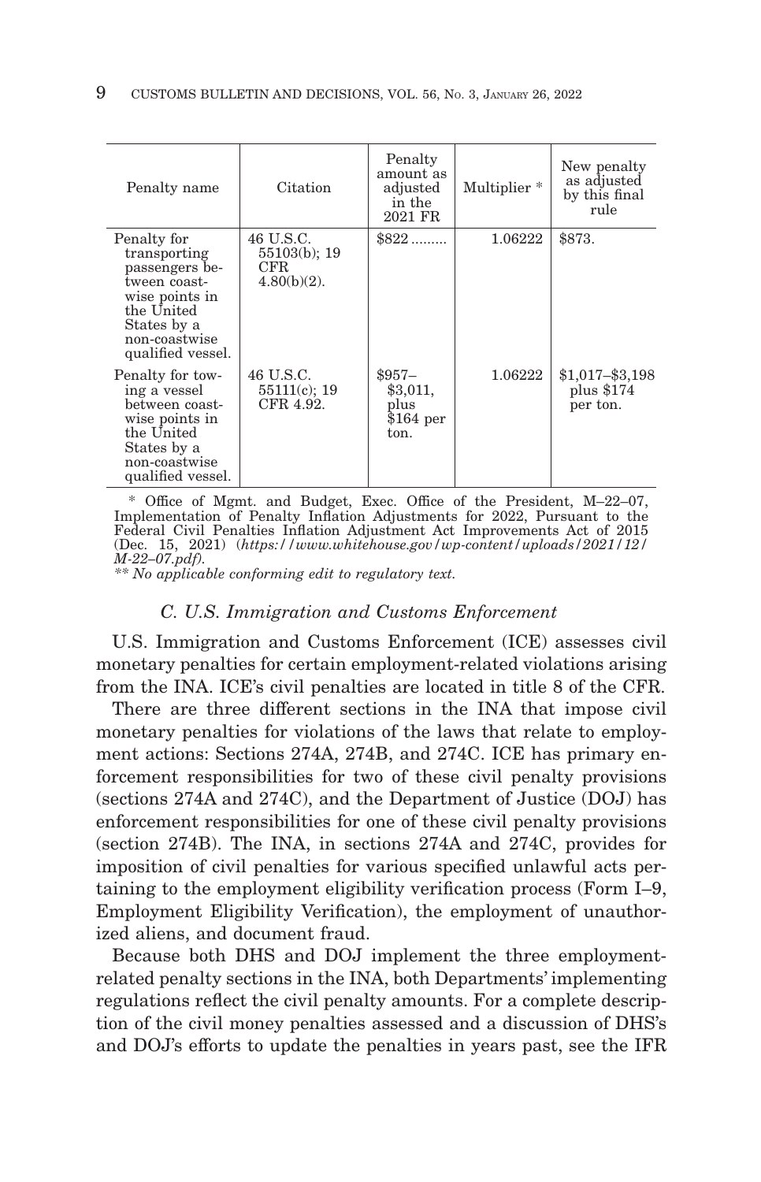| Penalty name | Citation | Penalty amount as adjusted in the 2021 FR | Multiplier * | New penalty as adjusted by this final rule |
|---|---|---|---|---|
| Penalty for transporting passengers between coastwise points in the United States by a non-coastwise qualified vessel. | 46 U.S.C. 55103(b); 19 CFR 4.80(b)(2). | $822 ......... | 1.06222 | $873. |
| Penalty for towing a vessel between coastwise points in the United States by a non-coastwise qualified vessel. | 46 U.S.C. 55111(c); 19 CFR 4.92. | $957–$3,011, plus $164 per ton. | 1.06222 | $1,017–$3,198 plus $174 per ton. |

\* Office of Mgmt. and Budget, Exec. Office of the President, M–22–07, Implementation of Penalty Inflation Adjustments for 2022, Pursuant to the Federal Civil Penalties Inflation Adjustment Act Improvements Act of 2015 (Dec. 15, 2021) (*https://www.whitehouse.gov/wp-content/uploads/2021/12/M-22–07.pdf*).

*\** No applicable conforming edit to regulatory text.*

### *C. U.S. Immigration and Customs Enforcement*

U.S. Immigration and Customs Enforcement (ICE) assesses civil monetary penalties for certain employment-related violations arising from the INA. ICE's civil penalties are located in title 8 of the CFR.

There are three different sections in the INA that impose civil monetary penalties for violations of the laws that relate to employment actions: Sections 274A, 274B, and 274C. ICE has primary enforcement responsibilities for two of these civil penalty provisions (sections 274A and 274C), and the Department of Justice (DOJ) has enforcement responsibilities for one of these civil penalty provisions (section 274B). The INA, in sections 274A and 274C, provides for imposition of civil penalties for various specified unlawful acts pertaining to the employment eligibility verification process (Form I–9, Employment Eligibility Verification), the employment of unauthorized aliens, and document fraud.

Because both DHS and DOJ implement the three employment-related penalty sections in the INA, both Departments' implementing regulations reflect the civil penalty amounts. For a complete description of the civil money penalties assessed and a discussion of DHS's and DOJ's efforts to update the penalties in years past, see the IFR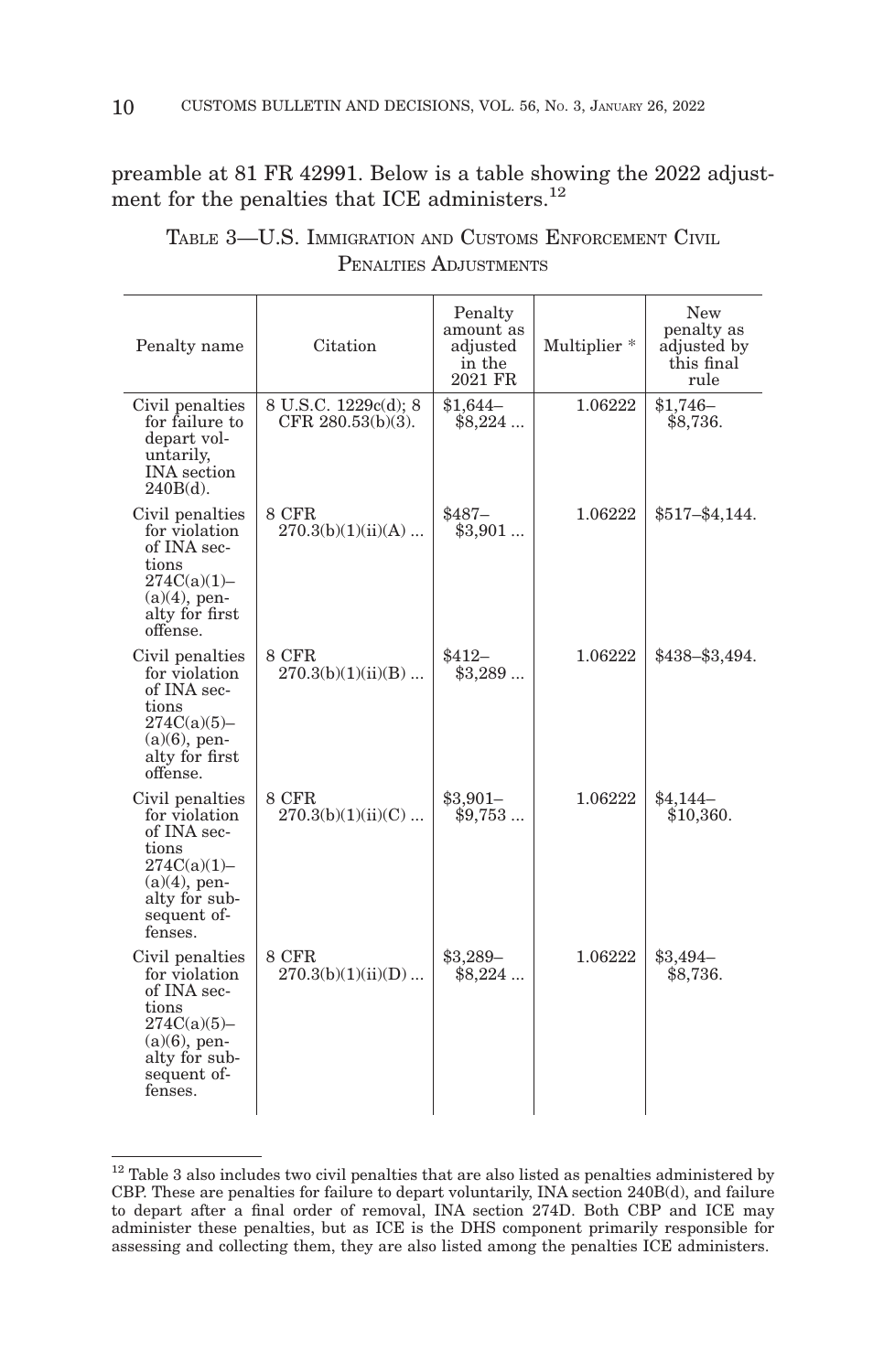preamble at 81 FR 42991. Below is a table showing the 2022 adjustment for the penalties that ICE administers.[12]

TABLE 3—U.S. IMMIGRATION AND CUSTOMS ENFORCEMENT CIVIL PENALTIES ADJUSTMENTS

| Penalty name | Citation | Penalty amount as adjusted in the 2021 FR | Multiplier * | New penalty as adjusted by this final rule |
|---|---|---|---|---|
| Civil penalties for failure to depart voluntarily, INA section 240B(d). | 8 U.S.C. 1229c(d); 8 CFR 280.53(b)(3). | $1,644–$8,224 ... | 1.06222 | $1,746–$8,736. |
| Civil penalties for violation of INA sections 274C(a)(1)–(a)(4), penalty for first offense. | 8 CFR 270.3(b)(1)(ii)(A) ... | $487–$3,901 ... | 1.06222 | $517–$4,144. |
| Civil penalties for violation of INA sections 274C(a)(5)–(a)(6), penalty for first offense. | 8 CFR 270.3(b)(1)(ii)(B) ... | $412–$3,289 ... | 1.06222 | $438–$3,494. |
| Civil penalties for violation of INA sections 274C(a)(1)–(a)(4), penalty for subsequent offenses. | 8 CFR 270.3(b)(1)(ii)(C) ... | $3,901–$9,753 ... | 1.06222 | $4,144–$10,360. |
| Civil penalties for violation of INA sections 274C(a)(5)–(a)(6), penalty for subsequent offenses. | 8 CFR 270.3(b)(1)(ii)(D) ... | $3,289–$8,224 ... | 1.06222 | $3,494–$8,736. |

[12] Table 3 also includes two civil penalties that are also listed as penalties administered by CBP. These are penalties for failure to depart voluntarily, INA section 240B(d), and failure to depart after a final order of removal, INA section 274D. Both CBP and ICE may administer these penalties, but as ICE is the DHS component primarily responsible for assessing and collecting them, they are also listed among the penalties ICE administers.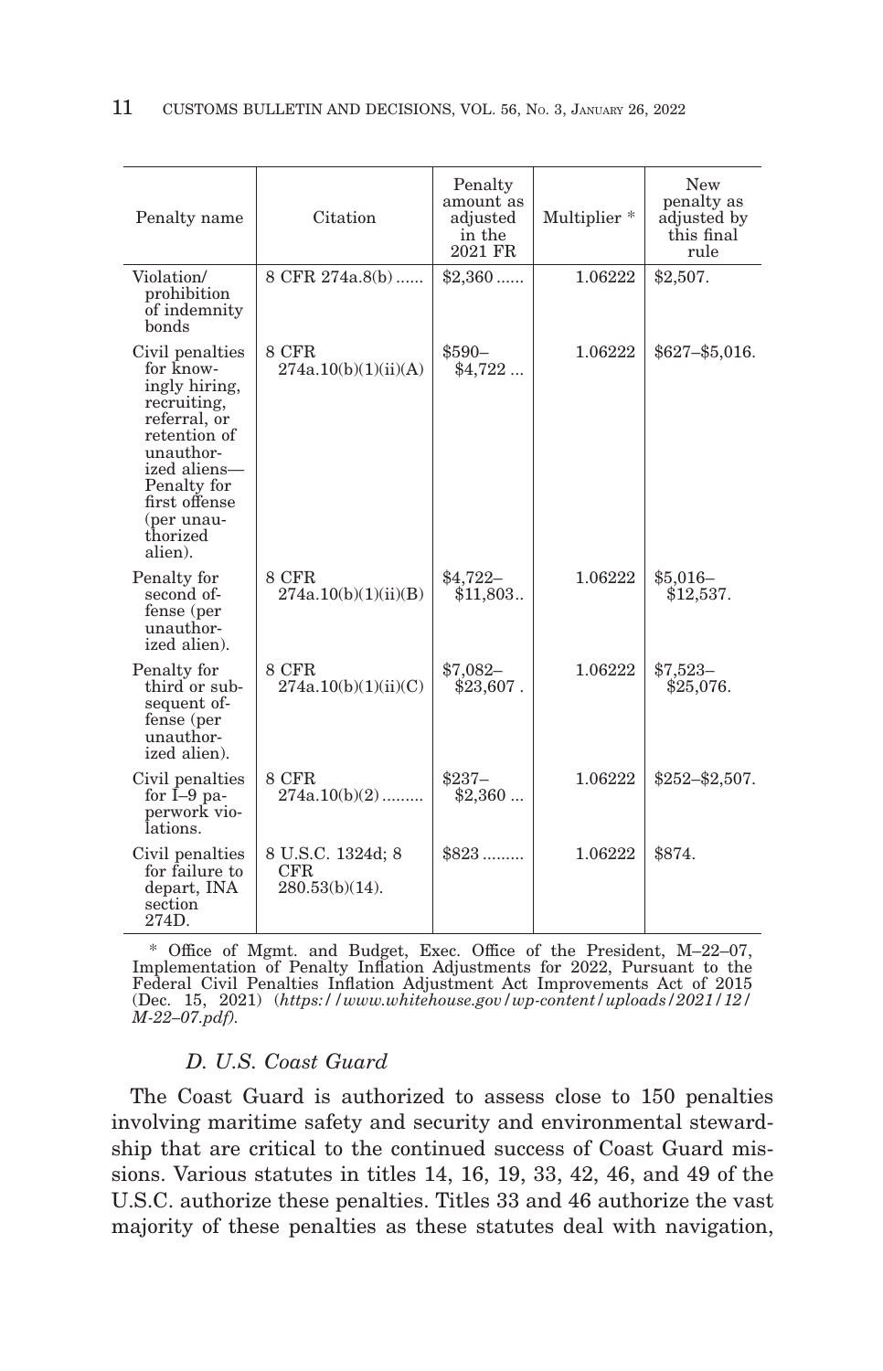| Penalty name | Citation | Penalty amount as adjusted in the 2021 FR | Multiplier * | New penalty as adjusted by this final rule |
|---|---|---|---|---|
| Violation/ prohibition of indemnity bonds | 8 CFR 274a.8(b) ...... | $2,360 ...... | 1.06222 | $2,507. |
| Civil penalties for knowingly hiring, recruiting, referral, or retention of unauthorized aliens—Penalty for first offense (per unauthorized alien). | 8 CFR 274a.10(b)(1)(ii)(A) | $590–$4,722 ... | 1.06222 | $627–$5,016. |
| Penalty for second offense (per unauthorized alien). | 8 CFR 274a.10(b)(1)(ii)(B) | $4,722–$11,803.. | 1.06222 | $5,016–$12,537. |
| Penalty for third or subsequent offense (per unauthorized alien). | 8 CFR 274a.10(b)(1)(ii)(C) | $7,082–$23,607 . | 1.06222 | $7,523–$25,076. |
| Civil penalties for I–9 paperwork violations. | 8 CFR 274a.10(b)(2) ......... | $237–$2,360 ... | 1.06222 | $252–$2,507. |
| Civil penalties for failure to depart, INA section 274D. | 8 U.S.C. 1324d; 8 CFR 280.53(b)(14). | $823 ......... | 1.06222 | $874. |

* Office of Mgmt. and Budget, Exec. Office of the President, M–22–07, Implementation of Penalty Inflation Adjustments for 2022, Pursuant to the Federal Civil Penalties Inflation Adjustment Act Improvements Act of 2015 (Dec. 15, 2021) (*https://www.whitehouse.gov/wp-content/uploads/2021/12/M-22–07.pdf*).

### *D. U.S. Coast Guard*

The Coast Guard is authorized to assess close to 150 penalties involving maritime safety and security and environmental stewardship that are critical to the continued success of Coast Guard missions. Various statutes in titles 14, 16, 19, 33, 42, 46, and 49 of the U.S.C. authorize these penalties. Titles 33 and 46 authorize the vast majority of these penalties as these statutes deal with navigation,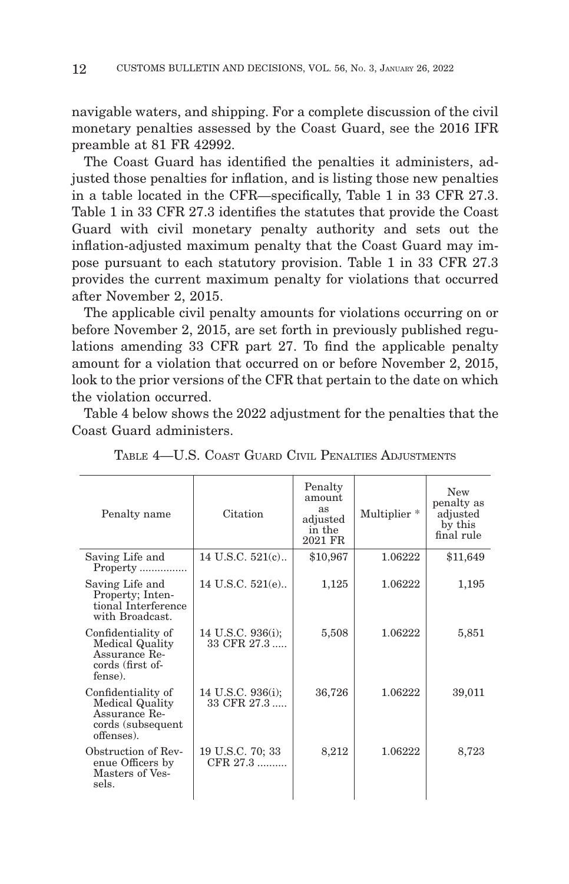navigable waters, and shipping. For a complete discussion of the civil monetary penalties assessed by the Coast Guard, see the 2016 IFR preamble at 81 FR 42992.

The Coast Guard has identified the penalties it administers, adjusted those penalties for inflation, and is listing those new penalties in a table located in the CFR—specifically, Table 1 in 33 CFR 27.3. Table 1 in 33 CFR 27.3 identifies the statutes that provide the Coast Guard with civil monetary penalty authority and sets out the inflation-adjusted maximum penalty that the Coast Guard may impose pursuant to each statutory provision. Table 1 in 33 CFR 27.3 provides the current maximum penalty for violations that occurred after November 2, 2015.

The applicable civil penalty amounts for violations occurring on or before November 2, 2015, are set forth in previously published regulations amending 33 CFR part 27. To find the applicable penalty amount for a violation that occurred on or before November 2, 2015, look to the prior versions of the CFR that pertain to the date on which the violation occurred.

Table 4 below shows the 2022 adjustment for the penalties that the Coast Guard administers.

TABLE 4—U.S. COAST GUARD CIVIL PENALTIES ADJUSTMENTS

| Penalty name | Citation | Penalty amount as adjusted in the 2021 FR | Multiplier * | New penalty as adjusted by this final rule |
|---|---|---|---|---|
| Saving Life and Property | 14 U.S.C. 521(c) | $10,967 | 1.06222 | $11,649 |
| Saving Life and Property; Intentional Interference with Broadcast. | 14 U.S.C. 521(e) | 1,125 | 1.06222 | 1,195 |
| Confidentiality of Medical Quality Assurance Records (first offense). | 14 U.S.C. 936(i); 33 CFR 27.3 | 5,508 | 1.06222 | 5,851 |
| Confidentiality of Medical Quality Assurance Records (subsequent offenses). | 14 U.S.C. 936(i); 33 CFR 27.3 | 36,726 | 1.06222 | 39,011 |
| Obstruction of Revenue Officers by Masters of Vessels. | 19 U.S.C. 70; 33 CFR 27.3 | 8,212 | 1.06222 | 8,723 |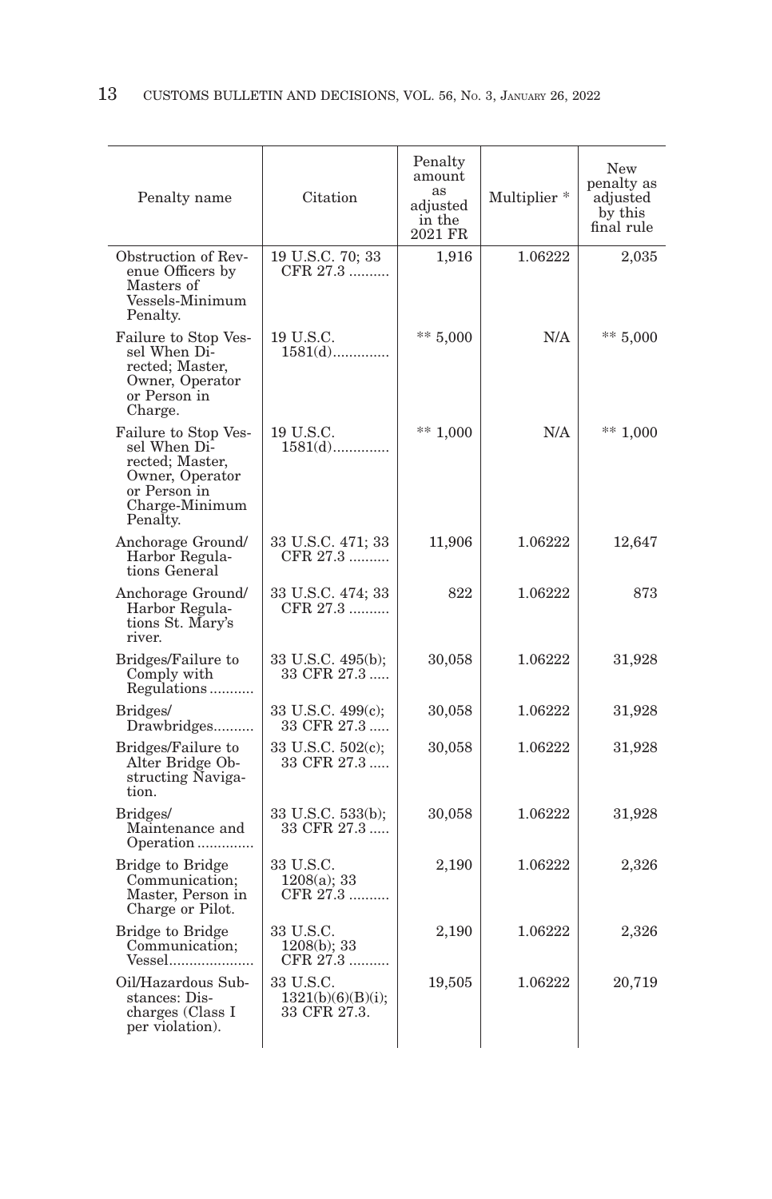| Penalty name | Citation | Penalty amount as adjusted in the 2021 FR | Multiplier * | New penalty as adjusted by this final rule |
| --- | --- | --- | --- | --- |
| Obstruction of Revenue Officers by Masters of Vessels-Minimum Penalty. | 19 U.S.C. 70; 33 CFR 27.3 | 1,916 | 1.06222 | 2,035 |
| Failure to Stop Vessel When Directed; Master, Owner, Operator or Person in Charge. | 19 U.S.C. 1581(d) | ** 5,000 | N/A | ** 5,000 |
| Failure to Stop Vessel When Directed; Master, Owner, Operator or Person in Charge-Minimum Penalty. | 19 U.S.C. 1581(d) | ** 1,000 | N/A | ** 1,000 |
| Anchorage Ground/ Harbor Regulations General | 33 U.S.C. 471; 33 CFR 27.3 | 11,906 | 1.06222 | 12,647 |
| Anchorage Ground/ Harbor Regulations St. Mary's river. | 33 U.S.C. 474; 33 CFR 27.3 | 822 | 1.06222 | 873 |
| Bridges/Failure to Comply with Regulations | 33 U.S.C. 495(b); 33 CFR 27.3 | 30,058 | 1.06222 | 31,928 |
| Bridges/ Drawbridges | 33 U.S.C. 499(c); 33 CFR 27.3 | 30,058 | 1.06222 | 31,928 |
| Bridges/Failure to Alter Bridge Obstructing Navigation. | 33 U.S.C. 502(c); 33 CFR 27.3 | 30,058 | 1.06222 | 31,928 |
| Bridges/ Maintenance and Operation | 33 U.S.C. 533(b); 33 CFR 27.3 | 30,058 | 1.06222 | 31,928 |
| Bridge to Bridge Communication; Master, Person in Charge or Pilot. | 33 U.S.C. 1208(a); 33 CFR 27.3 | 2,190 | 1.06222 | 2,326 |
| Bridge to Bridge Communication; Vessel | 33 U.S.C. 1208(b); 33 CFR 27.3 | 2,190 | 1.06222 | 2,326 |
| Oil/Hazardous Substances: Discharges (Class I per violation). | 33 U.S.C. 1321(b)(6)(B)(i); 33 CFR 27.3. | 19,505 | 1.06222 | 20,719 |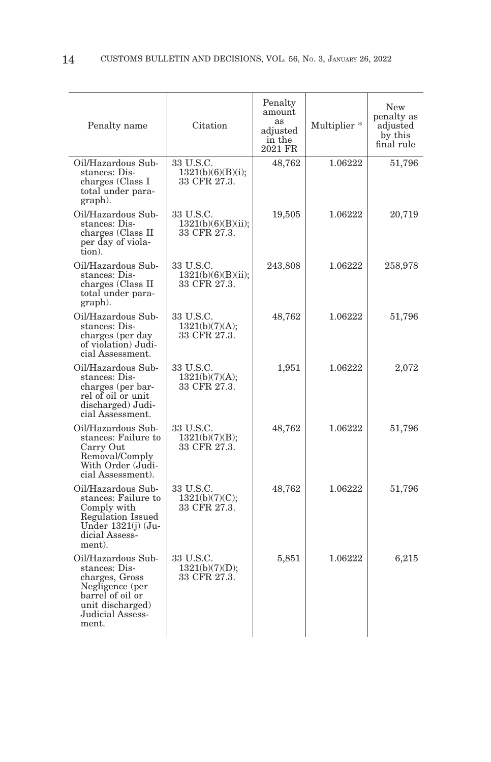| Penalty name | Citation | Penalty amount as adjusted in the 2021 FR | Multiplier * | New penalty as adjusted by this final rule |
|---|---|---|---|---|
| Oil/Hazardous Substances: Discharges (Class I total under paragraph). | 33 U.S.C. 1321(b)(6)(B)(i); 33 CFR 27.3. | 48,762 | 1.06222 | 51,796 |
| Oil/Hazardous Substances: Discharges (Class II per day of violation). | 33 U.S.C. 1321(b)(6)(B)(ii); 33 CFR 27.3. | 19,505 | 1.06222 | 20,719 |
| Oil/Hazardous Substances: Discharges (Class II total under paragraph). | 33 U.S.C. 1321(b)(6)(B)(ii); 33 CFR 27.3. | 243,808 | 1.06222 | 258,978 |
| Oil/Hazardous Substances: Discharges (per day of violation) Judicial Assessment. | 33 U.S.C. 1321(b)(7)(A); 33 CFR 27.3. | 48,762 | 1.06222 | 51,796 |
| Oil/Hazardous Substances: Discharges (per barrel of oil or unit discharged) Judicial Assessment. | 33 U.S.C. 1321(b)(7)(A); 33 CFR 27.3. | 1,951 | 1.06222 | 2,072 |
| Oil/Hazardous Substances: Failure to Carry Out Removal/Comply With Order (Judicial Assessment). | 33 U.S.C. 1321(b)(7)(B); 33 CFR 27.3. | 48,762 | 1.06222 | 51,796 |
| Oil/Hazardous Substances: Failure to Comply with Regulation Issued Under 1321(j) (Judicial Assessment). | 33 U.S.C. 1321(b)(7)(C); 33 CFR 27.3. | 48,762 | 1.06222 | 51,796 |
| Oil/Hazardous Substances: Discharges, Gross Negligence (per barrel of oil or unit discharged) Judicial Assessment. | 33 U.S.C. 1321(b)(7)(D); 33 CFR 27.3. | 5,851 | 1.06222 | 6,215 |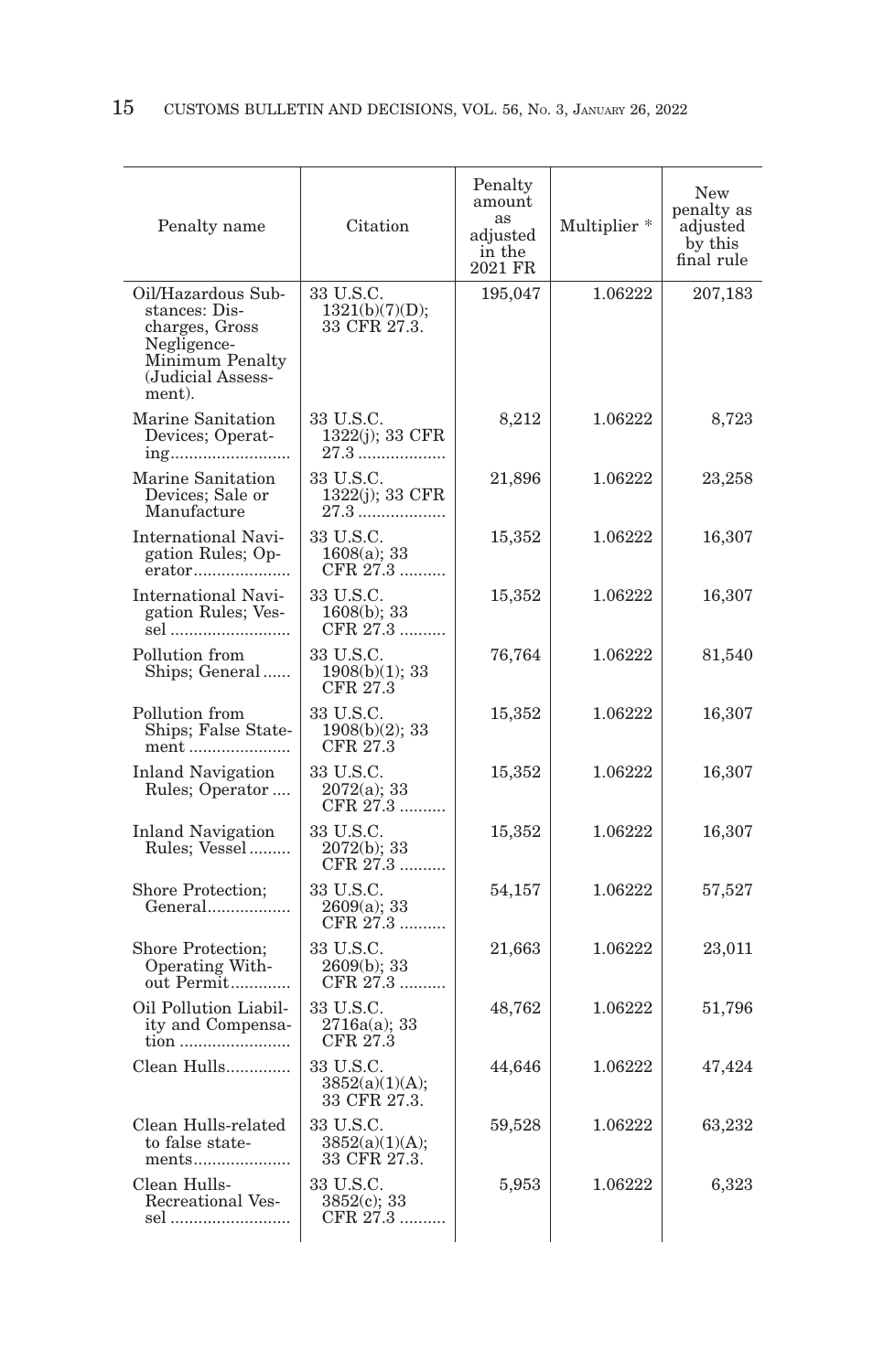| Penalty name | Citation | Penalty amount as adjusted in the 2021 FR | Multiplier * | New penalty as adjusted by this final rule |
|---|---|---|---|---|
| Oil/Hazardous Substances: Discharges, Gross Negligence-Minimum Penalty (Judicial Assessment). | 33 U.S.C. 1321(b)(7)(D); 33 CFR 27.3. | 195,047 | 1.06222 | 207,183 |
| Marine Sanitation Devices; Operating | 33 U.S.C. 1322(j); 33 CFR 27.3 | 8,212 | 1.06222 | 8,723 |
| Marine Sanitation Devices; Sale or Manufacture | 33 U.S.C. 1322(j); 33 CFR 27.3 | 21,896 | 1.06222 | 23,258 |
| International Navigation Rules; Operator | 33 U.S.C. 1608(a); 33 CFR 27.3 | 15,352 | 1.06222 | 16,307 |
| International Navigation Rules; Vessel | 33 U.S.C. 1608(b); 33 CFR 27.3 | 15,352 | 1.06222 | 16,307 |
| Pollution from Ships; General | 33 U.S.C. 1908(b)(1); 33 CFR 27.3 | 76,764 | 1.06222 | 81,540 |
| Pollution from Ships; False Statement | 33 U.S.C. 1908(b)(2); 33 CFR 27.3 | 15,352 | 1.06222 | 16,307 |
| Inland Navigation Rules; Operator | 33 U.S.C. 2072(a); 33 CFR 27.3 | 15,352 | 1.06222 | 16,307 |
| Inland Navigation Rules; Vessel | 33 U.S.C. 2072(b); 33 CFR 27.3 | 15,352 | 1.06222 | 16,307 |
| Shore Protection; General | 33 U.S.C. 2609(a); 33 CFR 27.3 | 54,157 | 1.06222 | 57,527 |
| Shore Protection; Operating Without Permit | 33 U.S.C. 2609(b); 33 CFR 27.3 | 21,663 | 1.06222 | 23,011 |
| Oil Pollution Liability and Compensation | 33 U.S.C. 2716a(a); 33 CFR 27.3 | 48,762 | 1.06222 | 51,796 |
| Clean Hulls | 33 U.S.C. 3852(a)(1)(A); 33 CFR 27.3. | 44,646 | 1.06222 | 47,424 |
| Clean Hulls-related to false statements | 33 U.S.C. 3852(a)(1)(A); 33 CFR 27.3. | 59,528 | 1.06222 | 63,232 |
| Clean Hulls-Recreational Vessel | 33 U.S.C. 3852(c); 33 CFR 27.3 | 5,953 | 1.06222 | 6,323 |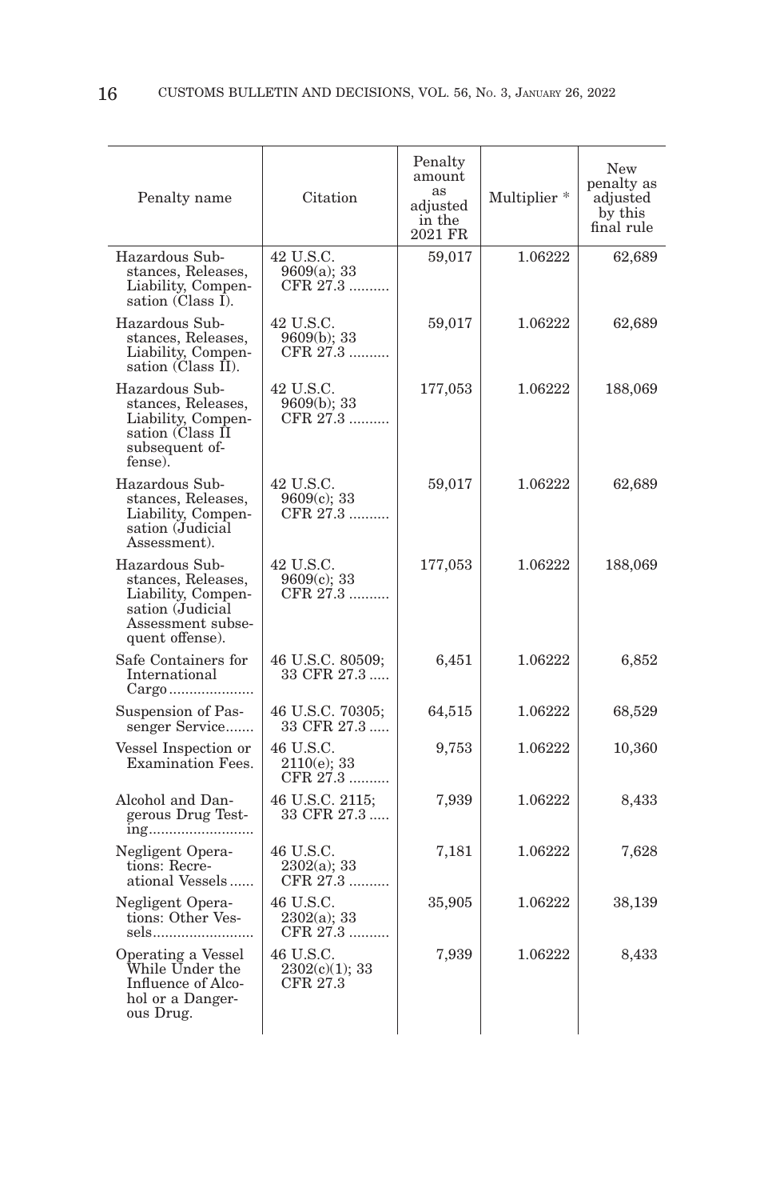| Penalty name | Citation | Penalty amount as adjusted in the 2021 FR | Multiplier * | New penalty as adjusted by this final rule |
|---|---|---|---|---|
| Hazardous Substances, Releases, Liability, Compensation (Class I). | 42 U.S.C. 9609(a); 33 CFR 27.3 | 59,017 | 1.06222 | 62,689 |
| Hazardous Substances, Releases, Liability, Compensation (Class II). | 42 U.S.C. 9609(b); 33 CFR 27.3 | 59,017 | 1.06222 | 62,689 |
| Hazardous Substances, Releases, Liability, Compensation (Class II subsequent offense). | 42 U.S.C. 9609(b); 33 CFR 27.3 | 177,053 | 1.06222 | 188,069 |
| Hazardous Substances, Releases, Liability, Compensation (Judicial Assessment). | 42 U.S.C. 9609(c); 33 CFR 27.3 | 59,017 | 1.06222 | 62,689 |
| Hazardous Substances, Releases, Liability, Compensation (Judicial Assessment subsequent offense). | 42 U.S.C. 9609(c); 33 CFR 27.3 | 177,053 | 1.06222 | 188,069 |
| Safe Containers for International Cargo | 46 U.S.C. 80509; 33 CFR 27.3 | 6,451 | 1.06222 | 6,852 |
| Suspension of Passenger Service | 46 U.S.C. 70305; 33 CFR 27.3 | 64,515 | 1.06222 | 68,529 |
| Vessel Inspection or Examination Fees. | 46 U.S.C. 2110(e); 33 CFR 27.3 | 9,753 | 1.06222 | 10,360 |
| Alcohol and Dangerous Drug Testing | 46 U.S.C. 2115; 33 CFR 27.3 | 7,939 | 1.06222 | 8,433 |
| Negligent Operations: Recreational Vessels | 46 U.S.C. 2302(a); 33 CFR 27.3 | 7,181 | 1.06222 | 7,628 |
| Negligent Operations: Other Vessels | 46 U.S.C. 2302(a); 33 CFR 27.3 | 35,905 | 1.06222 | 38,139 |
| Operating a Vessel While Under the Influence of Alcohol or a Dangerous Drug. | 46 U.S.C. 2302(c)(1); 33 CFR 27.3 | 7,939 | 1.06222 | 8,433 |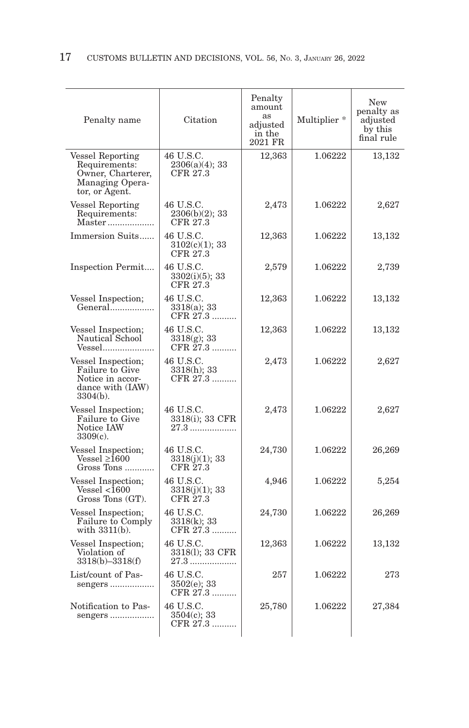| Penalty name | Citation | Penalty amount as adjusted in the 2021 FR | Multiplier * | New penalty as adjusted by this final rule |
|---|---|---|---|---|
| Vessel Reporting Requirements: Owner, Charterer, Managing Operator, or Agent. | 46 U.S.C. 2306(a)(4); 33 CFR 27.3 | 12,363 | 1.06222 | 13,132 |
| Vessel Reporting Requirements: Master | 46 U.S.C. 2306(b)(2); 33 CFR 27.3 | 2,473 | 1.06222 | 2,627 |
| Immersion Suits | 46 U.S.C. 3102(c)(1); 33 CFR 27.3 | 12,363 | 1.06222 | 13,132 |
| Inspection Permit | 46 U.S.C. 3302(i)(5); 33 CFR 27.3 | 2,579 | 1.06222 | 2,739 |
| Vessel Inspection; General | 46 U.S.C. 3318(a); 33 CFR 27.3 | 12,363 | 1.06222 | 13,132 |
| Vessel Inspection; Nautical School Vessel | 46 U.S.C. 3318(g); 33 CFR 27.3 | 12,363 | 1.06222 | 13,132 |
| Vessel Inspection; Failure to Give Notice in accordance with (IAW) 3304(b). | 46 U.S.C. 3318(h); 33 CFR 27.3 | 2,473 | 1.06222 | 2,627 |
| Vessel Inspection; Failure to Give Notice IAW 3309(c). | 46 U.S.C. 3318(i); 33 CFR 27.3 | 2,473 | 1.06222 | 2,627 |
| Vessel Inspection; Vessel ≥1600 Gross Tons | 46 U.S.C. 3318(j)(1); 33 CFR 27.3 | 24,730 | 1.06222 | 26,269 |
| Vessel Inspection; Vessel <1600 Gross Tons (GT). | 46 U.S.C. 3318(j)(1); 33 CFR 27.3 | 4,946 | 1.06222 | 5,254 |
| Vessel Inspection; Failure to Comply with 3311(b). | 46 U.S.C. 3318(k); 33 CFR 27.3 | 24,730 | 1.06222 | 26,269 |
| Vessel Inspection; Violation of 3318(b)–3318(f) | 46 U.S.C. 3318(l); 33 CFR 27.3 | 12,363 | 1.06222 | 13,132 |
| List/count of Passengers | 46 U.S.C. 3502(e); 33 CFR 27.3 | 257 | 1.06222 | 273 |
| Notification to Passengers | 46 U.S.C. 3504(c); 33 CFR 27.3 | 25,780 | 1.06222 | 27,384 |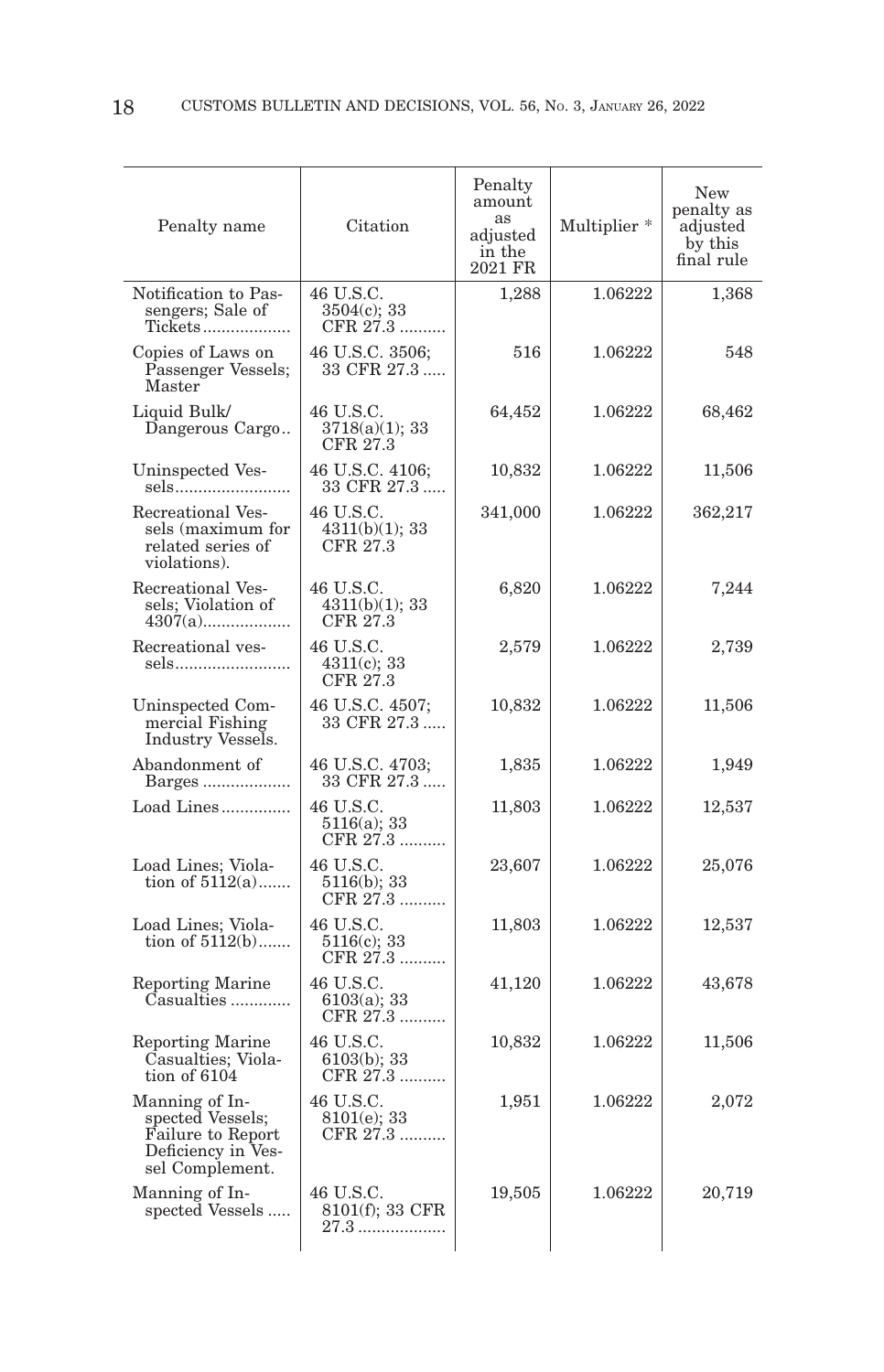| Penalty name | Citation | Penalty amount as adjusted in the 2021 FR | Multiplier * | New penalty as adjusted by this final rule |
|---|---|---|---|---|
| Notification to Passengers; Sale of Tickets | 46 U.S.C. 3504(c); 33 CFR 27.3 | 1,288 | 1.06222 | 1,368 |
| Copies of Laws on Passenger Vessels; Master | 46 U.S.C. 3506; 33 CFR 27.3 | 516 | 1.06222 | 548 |
| Liquid Bulk/ Dangerous Cargo | 46 U.S.C. 3718(a)(1); 33 CFR 27.3 | 64,452 | 1.06222 | 68,462 |
| Uninspected Vessels | 46 U.S.C. 4106; 33 CFR 27.3 | 10,832 | 1.06222 | 11,506 |
| Recreational Vessels (maximum for related series of violations). | 46 U.S.C. 4311(b)(1); 33 CFR 27.3 | 341,000 | 1.06222 | 362,217 |
| Recreational Vessels; Violation of 4307(a) | 46 U.S.C. 4311(b)(1); 33 CFR 27.3 | 6,820 | 1.06222 | 7,244 |
| Recreational vessels | 46 U.S.C. 4311(c); 33 CFR 27.3 | 2,579 | 1.06222 | 2,739 |
| Uninspected Commercial Fishing Industry Vessels. | 46 U.S.C. 4507; 33 CFR 27.3 | 10,832 | 1.06222 | 11,506 |
| Abandonment of Barges | 46 U.S.C. 4703; 33 CFR 27.3 | 1,835 | 1.06222 | 1,949 |
| Load Lines | 46 U.S.C. 5116(a); 33 CFR 27.3 | 11,803 | 1.06222 | 12,537 |
| Load Lines; Violation of 5112(a) | 46 U.S.C. 5116(b); 33 CFR 27.3 | 23,607 | 1.06222 | 25,076 |
| Load Lines; Violation of 5112(b) | 46 U.S.C. 5116(c); 33 CFR 27.3 | 11,803 | 1.06222 | 12,537 |
| Reporting Marine Casualties | 46 U.S.C. 6103(a); 33 CFR 27.3 | 41,120 | 1.06222 | 43,678 |
| Reporting Marine Casualties; Violation of 6104 | 46 U.S.C. 6103(b); 33 CFR 27.3 | 10,832 | 1.06222 | 11,506 |
| Manning of Inspected Vessels; Failure to Report Deficiency in Vessel Complement. | 46 U.S.C. 8101(e); 33 CFR 27.3 | 1,951 | 1.06222 | 2,072 |
| Manning of Inspected Vessels | 46 U.S.C. 8101(f); 33 CFR 27.3 | 19,505 | 1.06222 | 20,719 |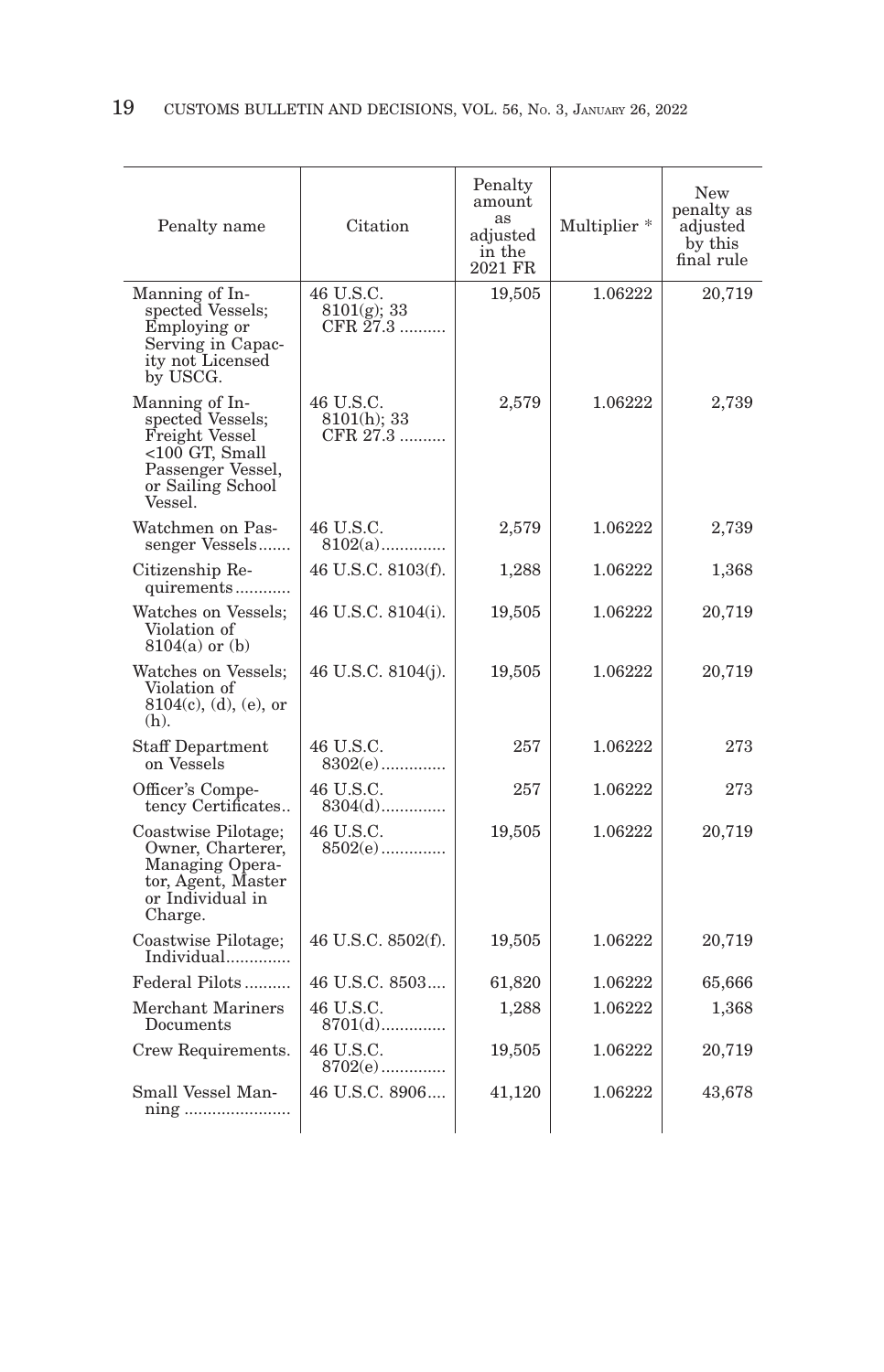| Penalty name | Citation | Penalty amount as adjusted in the 2021 FR | Multiplier * | New penalty as adjusted by this final rule |
|---|---|---|---|---|
| Manning of Inspected Vessels; Employing or Serving in Capacity not Licensed by USCG. | 46 U.S.C. 8101(g); 33 CFR 27.3 | 19,505 | 1.06222 | 20,719 |
| Manning of Inspected Vessels; Freight Vessel <100 GT, Small Passenger Vessel, or Sailing School Vessel. | 46 U.S.C. 8101(h); 33 CFR 27.3 | 2,579 | 1.06222 | 2,739 |
| Watchmen on Passenger Vessels | 46 U.S.C. 8102(a) | 2,579 | 1.06222 | 2,739 |
| Citizenship Requirements | 46 U.S.C. 8103(f). | 1,288 | 1.06222 | 1,368 |
| Watches on Vessels; Violation of 8104(a) or (b) | 46 U.S.C. 8104(i). | 19,505 | 1.06222 | 20,719 |
| Watches on Vessels; Violation of 8104(c), (d), (e), or (h). | 46 U.S.C. 8104(j). | 19,505 | 1.06222 | 20,719 |
| Staff Department on Vessels | 46 U.S.C. 8302(e) | 257 | 1.06222 | 273 |
| Officer's Competency Certificates | 46 U.S.C. 8304(d) | 257 | 1.06222 | 273 |
| Coastwise Pilotage; Owner, Charterer, Managing Operator, Agent, Master or Individual in Charge. | 46 U.S.C. 8502(e) | 19,505 | 1.06222 | 20,719 |
| Coastwise Pilotage; Individual | 46 U.S.C. 8502(f). | 19,505 | 1.06222 | 20,719 |
| Federal Pilots | 46 U.S.C. 8503 | 61,820 | 1.06222 | 65,666 |
| Merchant Mariners Documents | 46 U.S.C. 8701(d) | 1,288 | 1.06222 | 1,368 |
| Crew Requirements. | 46 U.S.C. 8702(e) | 19,505 | 1.06222 | 20,719 |
| Small Vessel Manning | 46 U.S.C. 8906 | 41,120 | 1.06222 | 43,678 |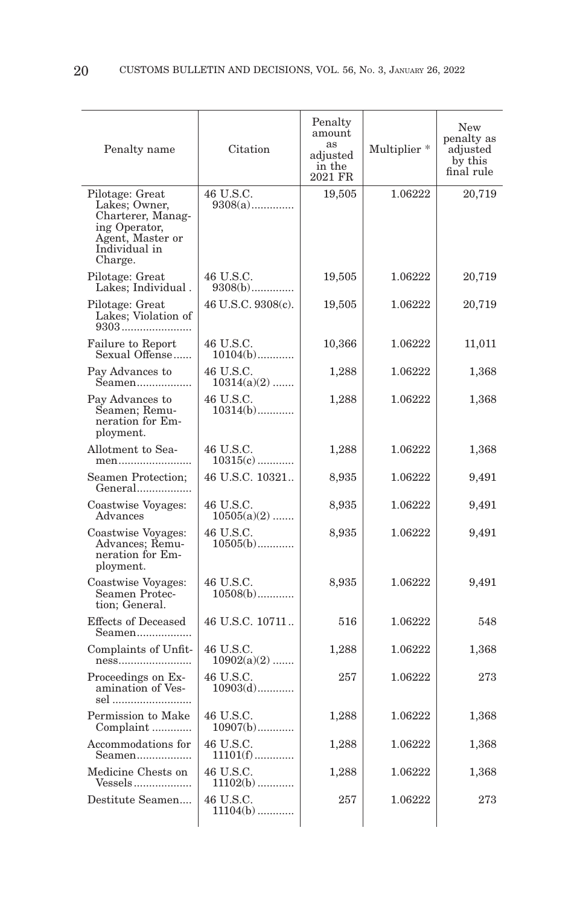| Penalty name | Citation | Penalty amount as adjusted in the 2021 FR | Multiplier * | New penalty as adjusted by this final rule |
|---|---|---|---|---|
| Pilotage: Great Lakes; Owner, Charterer, Managing Operator, Agent, Master or Individual in Charge. | 46 U.S.C. 9308(a) | 19,505 | 1.06222 | 20,719 |
| Pilotage: Great Lakes; Individual . | 46 U.S.C. 9308(b) | 19,505 | 1.06222 | 20,719 |
| Pilotage: Great Lakes; Violation of 9303 | 46 U.S.C. 9308(c). | 19,505 | 1.06222 | 20,719 |
| Failure to Report Sexual Offense | 46 U.S.C. 10104(b) | 10,366 | 1.06222 | 11,011 |
| Pay Advances to Seamen | 46 U.S.C. 10314(a)(2) | 1,288 | 1.06222 | 1,368 |
| Pay Advances to Seamen; Remuneration for Employment. | 46 U.S.C. 10314(b) | 1,288 | 1.06222 | 1,368 |
| Allotment to Seamen | 46 U.S.C. 10315(c) | 1,288 | 1.06222 | 1,368 |
| Seamen Protection; General | 46 U.S.C. 10321 | 8,935 | 1.06222 | 9,491 |
| Coastwise Voyages: Advances | 46 U.S.C. 10505(a)(2) | 8,935 | 1.06222 | 9,491 |
| Coastwise Voyages: Advances; Remuneration for Employment. | 46 U.S.C. 10505(b) | 8,935 | 1.06222 | 9,491 |
| Coastwise Voyages: Seamen Protection; General. | 46 U.S.C. 10508(b) | 8,935 | 1.06222 | 9,491 |
| Effects of Deceased Seamen | 46 U.S.C. 10711 | 516 | 1.06222 | 548 |
| Complaints of Unfitness | 46 U.S.C. 10902(a)(2) | 1,288 | 1.06222 | 1,368 |
| Proceedings on Examination of Vessel | 46 U.S.C. 10903(d) | 257 | 1.06222 | 273 |
| Permission to Make Complaint | 46 U.S.C. 10907(b) | 1,288 | 1.06222 | 1,368 |
| Accommodations for Seamen | 46 U.S.C. 11101(f) | 1,288 | 1.06222 | 1,368 |
| Medicine Chests on Vessels | 46 U.S.C. 11102(b) | 1,288 | 1.06222 | 1,368 |
| Destitute Seamen | 46 U.S.C. 11104(b) | 257 | 1.06222 | 273 |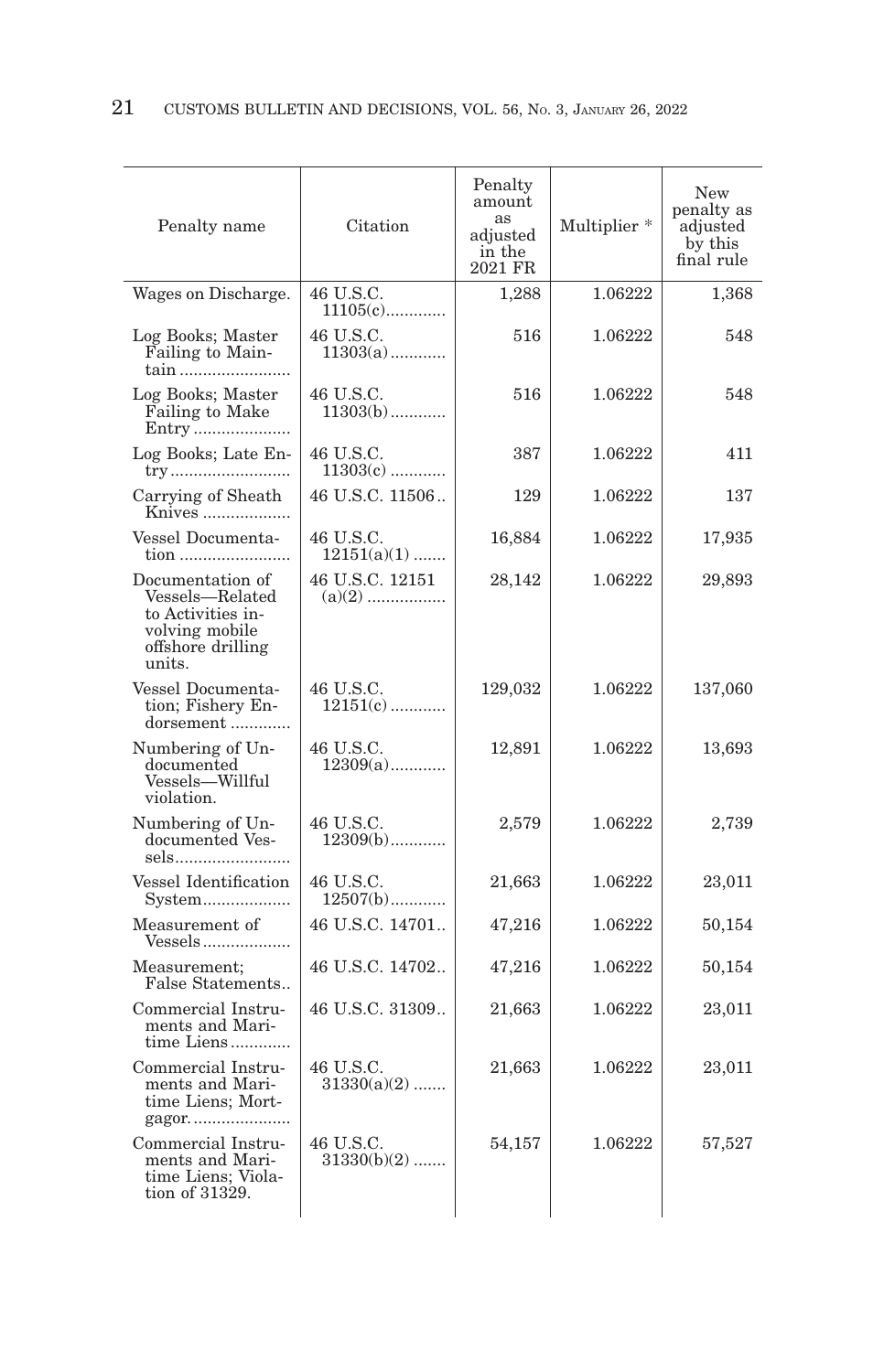| Penalty name | Citation | Penalty amount as adjusted in the 2021 FR | Multiplier * | New penalty as adjusted by this final rule |
|---|---|---|---|---|
| Wages on Discharge. | 46 U.S.C. 11105(c) | 1,288 | 1.06222 | 1,368 |
| Log Books; Master Failing to Maintain | 46 U.S.C. 11303(a) | 516 | 1.06222 | 548 |
| Log Books; Master Failing to Make Entry | 46 U.S.C. 11303(b) | 516 | 1.06222 | 548 |
| Log Books; Late Entry | 46 U.S.C. 11303(c) | 387 | 1.06222 | 411 |
| Carrying of Sheath Knives | 46 U.S.C. 11506 | 129 | 1.06222 | 137 |
| Vessel Documentation | 46 U.S.C. 12151(a)(1) | 16,884 | 1.06222 | 17,935 |
| Documentation of Vessels—Related to Activities involving mobile offshore drilling units. | 46 U.S.C. 12151 (a)(2) | 28,142 | 1.06222 | 29,893 |
| Vessel Documentation; Fishery Endorsement | 46 U.S.C. 12151(c) | 129,032 | 1.06222 | 137,060 |
| Numbering of Undocumented Vessels—Willful violation. | 46 U.S.C. 12309(a) | 12,891 | 1.06222 | 13,693 |
| Numbering of Undocumented Vessels | 46 U.S.C. 12309(b) | 2,579 | 1.06222 | 2,739 |
| Vessel Identification System | 46 U.S.C. 12507(b) | 21,663 | 1.06222 | 23,011 |
| Measurement of Vessels | 46 U.S.C. 14701 | 47,216 | 1.06222 | 50,154 |
| Measurement; False Statements | 46 U.S.C. 14702 | 47,216 | 1.06222 | 50,154 |
| Commercial Instruments and Maritime Liens | 46 U.S.C. 31309 | 21,663 | 1.06222 | 23,011 |
| Commercial Instruments and Maritime Liens; Mortgagor. | 46 U.S.C. 31330(a)(2) | 21,663 | 1.06222 | 23,011 |
| Commercial Instruments and Maritime Liens; Violation of 31329. | 46 U.S.C. 31330(b)(2) | 54,157 | 1.06222 | 57,527 |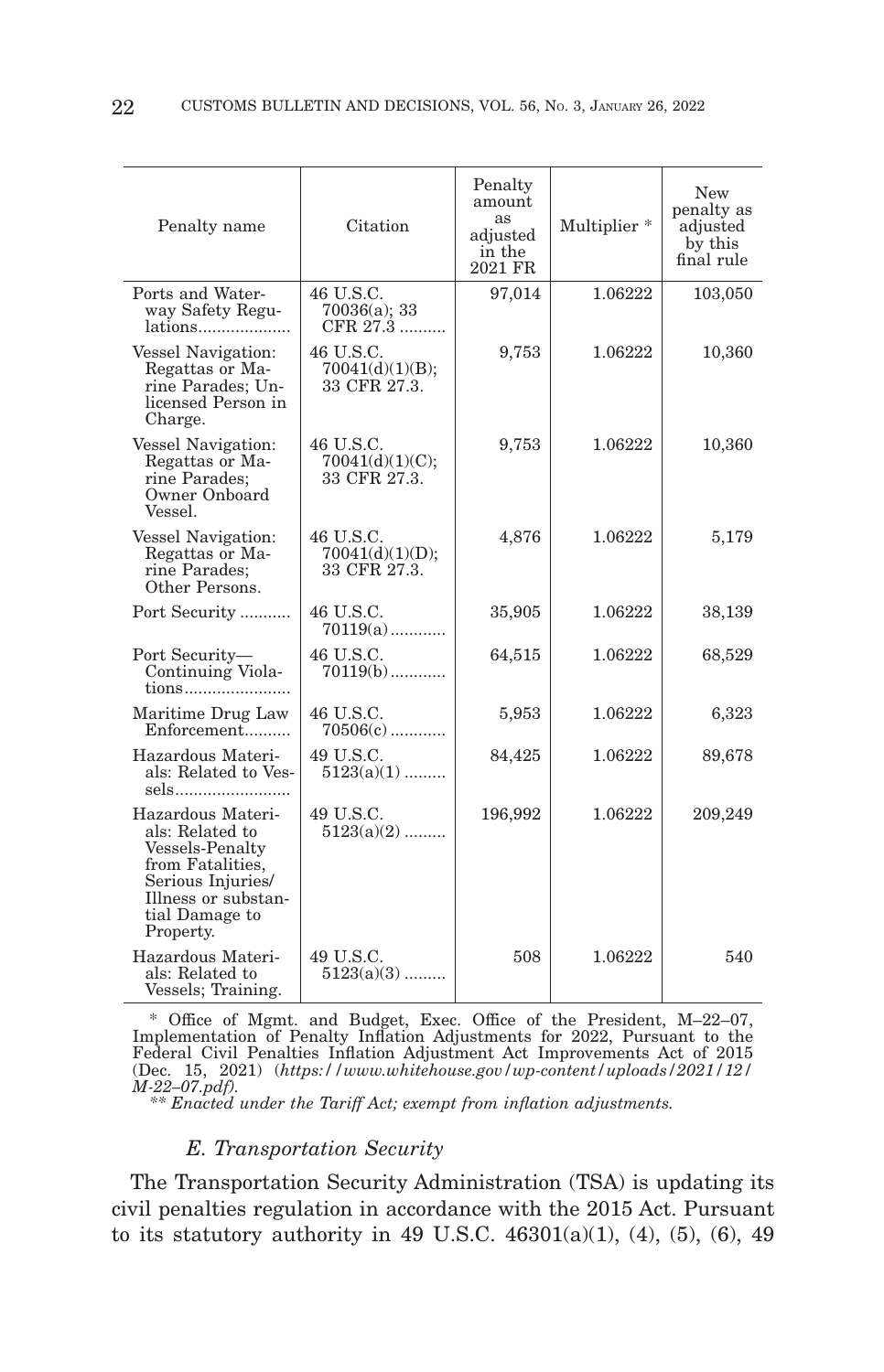| Penalty name | Citation | Penalty amount as adjusted in the 2021 FR | Multiplier * | New penalty as adjusted by this final rule |
| --- | --- | --- | --- | --- |
| Ports and Waterway Safety Regulations | 46 U.S.C. 70036(a); 33 CFR 27.3 | 97,014 | 1.06222 | 103,050 |
| Vessel Navigation: Regattas or Marine Parades; Unlicensed Person in Charge. | 46 U.S.C. 70041(d)(1)(B); 33 CFR 27.3. | 9,753 | 1.06222 | 10,360 |
| Vessel Navigation: Regattas or Marine Parades; Owner Onboard Vessel. | 46 U.S.C. 70041(d)(1)(C); 33 CFR 27.3. | 9,753 | 1.06222 | 10,360 |
| Vessel Navigation: Regattas or Marine Parades; Other Persons. | 46 U.S.C. 70041(d)(1)(D); 33 CFR 27.3. | 4,876 | 1.06222 | 5,179 |
| Port Security | 46 U.S.C. 70119(a) | 35,905 | 1.06222 | 38,139 |
| Port Security—Continuing Violations | 46 U.S.C. 70119(b) | 64,515 | 1.06222 | 68,529 |
| Maritime Drug Law Enforcement | 46 U.S.C. 70506(c) | 5,953 | 1.06222 | 6,323 |
| Hazardous Materials: Related to Vessels | 49 U.S.C. 5123(a)(1) | 84,425 | 1.06222 | 89,678 |
| Hazardous Materials: Related to Vessels-Penalty from Fatalities, Serious Injuries/Illness or substantial Damage to Property. | 49 U.S.C. 5123(a)(2) | 196,992 | 1.06222 | 209,249 |
| Hazardous Materials: Related to Vessels; Training. | 49 U.S.C. 5123(a)(3) | 508 | 1.06222 | 540 |

* Office of Mgmt. and Budget, Exec. Office of the President, M–22–07, Implementation of Penalty Inflation Adjustments for 2022, Pursuant to the Federal Civil Penalties Inflation Adjustment Act Improvements Act of 2015 (Dec. 15, 2021) (*https://www.whitehouse.gov/wp-content/uploads/2021/12/M-22–07.pdf*).

*** Enacted under the Tariff Act; exempt from inflation adjustments.*

### *E. Transportation Security*

The Transportation Security Administration (TSA) is updating its civil penalties regulation in accordance with the 2015 Act. Pursuant to its statutory authority in 49 U.S.C. 46301(a)(1), (4), (5), (6), 49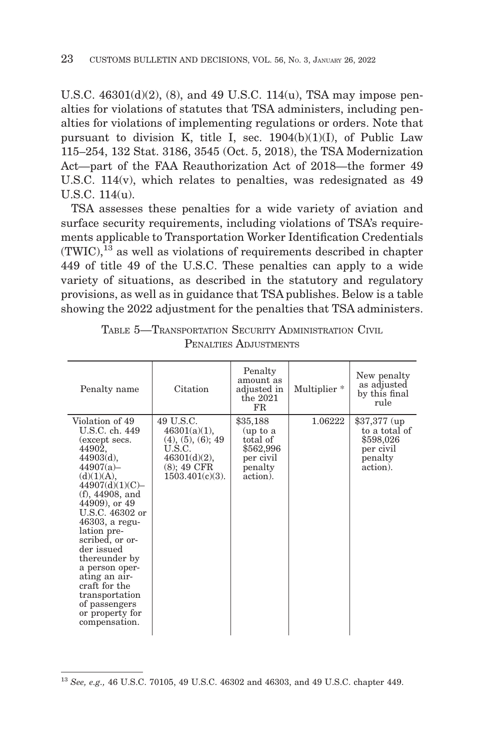U.S.C. 46301(d)(2), (8), and 49 U.S.C. 114(u), TSA may impose penalties for violations of statutes that TSA administers, including penalties for violations of implementing regulations or orders. Note that pursuant to division K, title I, sec. 1904(b)(1)(I), of Public Law 115–254, 132 Stat. 3186, 3545 (Oct. 5, 2018), the TSA Modernization Act—part of the FAA Reauthorization Act of 2018—the former 49 U.S.C. 114(v), which relates to penalties, was redesignated as 49 U.S.C. 114(u).

TSA assesses these penalties for a wide variety of aviation and surface security requirements, including violations of TSA's requirements applicable to Transportation Worker Identification Credentials (TWIC),[13] as well as violations of requirements described in chapter 449 of title 49 of the U.S.C. These penalties can apply to a wide variety of situations, as described in the statutory and regulatory provisions, as well as in guidance that TSA publishes. Below is a table showing the 2022 adjustment for the penalties that TSA administers.

TABLE 5—TRANSPORTATION SECURITY ADMINISTRATION CIVIL PENALTIES ADJUSTMENTS

| Penalty name | Citation | Penalty amount as adjusted in the 2021 FR | Multiplier * | New penalty as adjusted by this final rule |
|---|---|---|---|---|
| Violation of 49 U.S.C. ch. 449 (except secs. 44902, 44903(d), 44907(a)–(d)(1)(A), 44907(d)(1)(C)–(f), 44908, and 44909), or 49 U.S.C. 46302 or 46303, a regulation prescribed, or order issued thereunder by a person operating an aircraft for the transportation of passengers or property for compensation. | 49 U.S.C. 46301(a)(1), (4), (5), (6); 49 U.S.C. 46301(d)(2), (8); 49 CFR 1503.401(c)(3). | $35,188 (up to a total of $562,996 per civil penalty action). | 1.06222 | $37,377 (up to a total of $598,026 per civil penalty action). |

[13] *See, e.g.,* 46 U.S.C. 70105, 49 U.S.C. 46302 and 46303, and 49 U.S.C. chapter 449.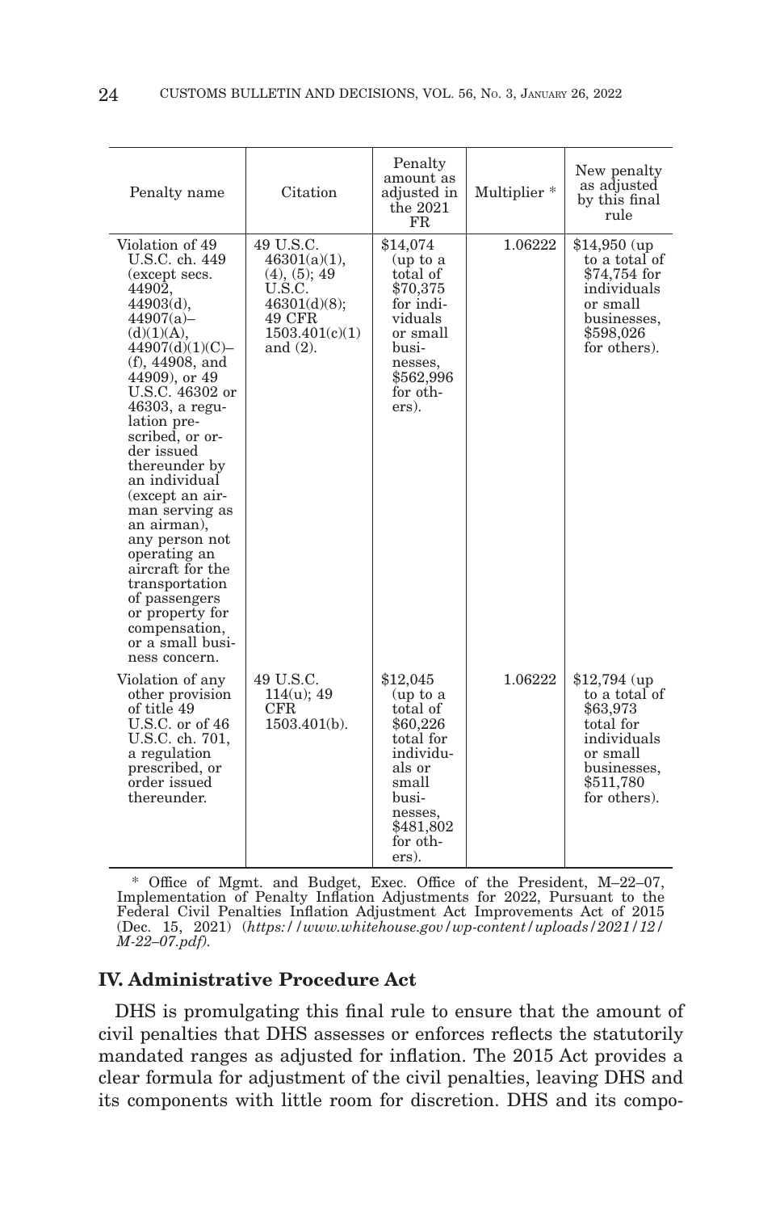| Penalty name | Citation | Penalty amount as adjusted in the 2021 FR | Multiplier * | New penalty as adjusted by this final rule |
|---|---|---|---|---|
| Violation of 49 U.S.C. ch. 449 (except secs. 44902, 44903(d), 44907(a)–(d)(1)(A), 44907(d)(1)(C)–(f), 44908, and 44909), or 49 U.S.C. 46302 or 46303, a regulation prescribed, or order issued thereunder by an individual (except an airman serving as an airman), any person not operating an aircraft for the transportation of passengers or property for compensation, or a small business concern. | 49 U.S.C. 46301(a)(1), (4), (5); 49 U.S.C. 46301(d)(8); 49 CFR 1503.401(c)(1) and (2). | $14,074 (up to a total of $70,375 for individuals or small businesses, $562,996 for others). | 1.06222 | $14,950 (up to a total of $74,754 for individuals or small businesses, $598,026 for others). |
| Violation of any other provision of title 49 U.S.C. or of 46 U.S.C. ch. 701, a regulation prescribed, or order issued thereunder. | 49 U.S.C. 114(u); 49 CFR 1503.401(b). | $12,045 (up to a total of $60,226 total for individuals or small businesses, $481,802 for others). | 1.06222 | $12,794 (up to a total of $63,973 total for individuals or small businesses, $511,780 for others). |

\* Office of Mgmt. and Budget, Exec. Office of the President, M–22–07, Implementation of Penalty Inflation Adjustments for 2022, Pursuant to the Federal Civil Penalties Inflation Adjustment Act Improvements Act of 2015 (Dec. 15, 2021) (*https://www.whitehouse.gov/wp-content/uploads/2021/12/M-22–07.pdf*).

## IV. Administrative Procedure Act

DHS is promulgating this final rule to ensure that the amount of civil penalties that DHS assesses or enforces reflects the statutorily mandated ranges as adjusted for inflation. The 2015 Act provides a clear formula for adjustment of the civil penalties, leaving DHS and its components with little room for discretion. DHS and its compo-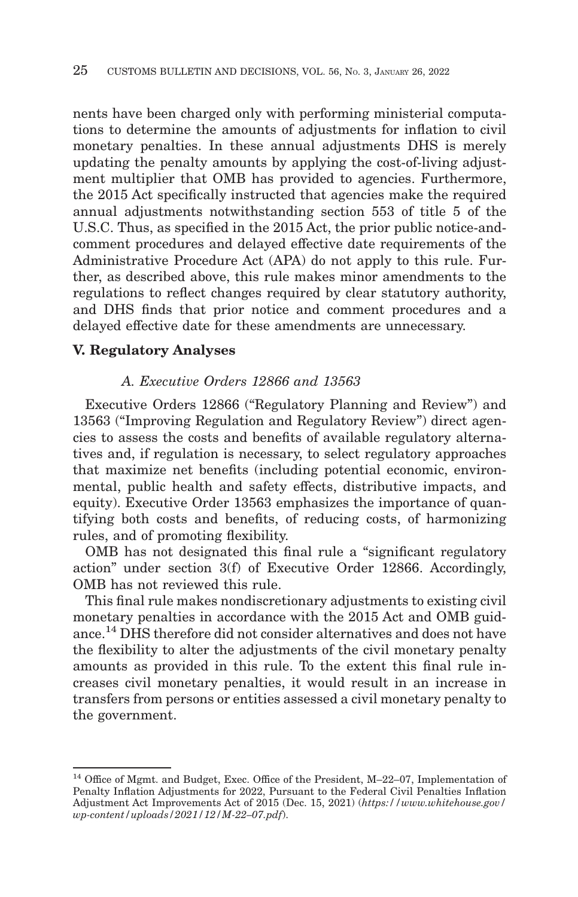nents have been charged only with performing ministerial computations to determine the amounts of adjustments for inflation to civil monetary penalties. In these annual adjustments DHS is merely updating the penalty amounts by applying the cost-of-living adjustment multiplier that OMB has provided to agencies. Furthermore, the 2015 Act specifically instructed that agencies make the required annual adjustments notwithstanding section 553 of title 5 of the U.S.C. Thus, as specified in the 2015 Act, the prior public notice-and-comment procedures and delayed effective date requirements of the Administrative Procedure Act (APA) do not apply to this rule. Further, as described above, this rule makes minor amendments to the regulations to reflect changes required by clear statutory authority, and DHS finds that prior notice and comment procedures and a delayed effective date for these amendments are unnecessary.

## V. Regulatory Analyses

### *A. Executive Orders 12866 and 13563*

Executive Orders 12866 ("Regulatory Planning and Review") and 13563 ("Improving Regulation and Regulatory Review") direct agencies to assess the costs and benefits of available regulatory alternatives and, if regulation is necessary, to select regulatory approaches that maximize net benefits (including potential economic, environmental, public health and safety effects, distributive impacts, and equity). Executive Order 13563 emphasizes the importance of quantifying both costs and benefits, of reducing costs, of harmonizing rules, and of promoting flexibility.

OMB has not designated this final rule a "significant regulatory action" under section 3(f) of Executive Order 12866. Accordingly, OMB has not reviewed this rule.

This final rule makes nondiscretionary adjustments to existing civil monetary penalties in accordance with the 2015 Act and OMB guidance.[14] DHS therefore did not consider alternatives and does not have the flexibility to alter the adjustments of the civil monetary penalty amounts as provided in this rule. To the extent this final rule increases civil monetary penalties, it would result in an increase in transfers from persons or entities assessed a civil monetary penalty to the government.

---

[14] Office of Mgmt. and Budget, Exec. Office of the President, M–22–07, Implementation of Penalty Inflation Adjustments for 2022, Pursuant to the Federal Civil Penalties Inflation Adjustment Act Improvements Act of 2015 (Dec. 15, 2021) (*https://www.whitehouse.gov/wp-content/uploads/2021/12/M-22–07.pdf*).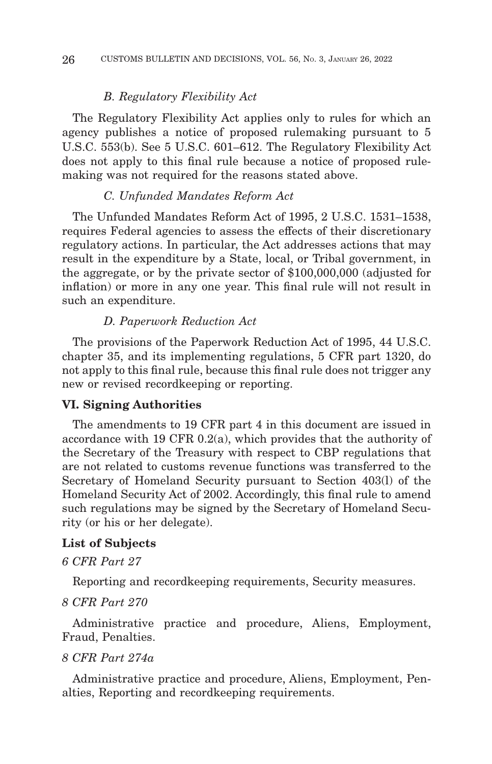### *B. Regulatory Flexibility Act*

The Regulatory Flexibility Act applies only to rules for which an agency publishes a notice of proposed rulemaking pursuant to 5 U.S.C. 553(b). See 5 U.S.C. 601–612. The Regulatory Flexibility Act does not apply to this final rule because a notice of proposed rulemaking was not required for the reasons stated above.

### *C. Unfunded Mandates Reform Act*

The Unfunded Mandates Reform Act of 1995, 2 U.S.C. 1531–1538, requires Federal agencies to assess the effects of their discretionary regulatory actions. In particular, the Act addresses actions that may result in the expenditure by a State, local, or Tribal government, in the aggregate, or by the private sector of $100,000,000 (adjusted for inflation) or more in any one year. This final rule will not result in such an expenditure.

### *D. Paperwork Reduction Act*

The provisions of the Paperwork Reduction Act of 1995, 44 U.S.C. chapter 35, and its implementing regulations, 5 CFR part 1320, do not apply to this final rule, because this final rule does not trigger any new or revised recordkeeping or reporting.

## VI. Signing Authorities

The amendments to 19 CFR part 4 in this document are issued in accordance with 19 CFR 0.2(a), which provides that the authority of the Secretary of the Treasury with respect to CBP regulations that are not related to customs revenue functions was transferred to the Secretary of Homeland Security pursuant to Section 403(l) of the Homeland Security Act of 2002. Accordingly, this final rule to amend such regulations may be signed by the Secretary of Homeland Security (or his or her delegate).

## List of Subjects

*6 CFR Part 27*

Reporting and recordkeeping requirements, Security measures.

*8 CFR Part 270*

Administrative practice and procedure, Aliens, Employment, Fraud, Penalties.

*8 CFR Part 274a*

Administrative practice and procedure, Aliens, Employment, Penalties, Reporting and recordkeeping requirements.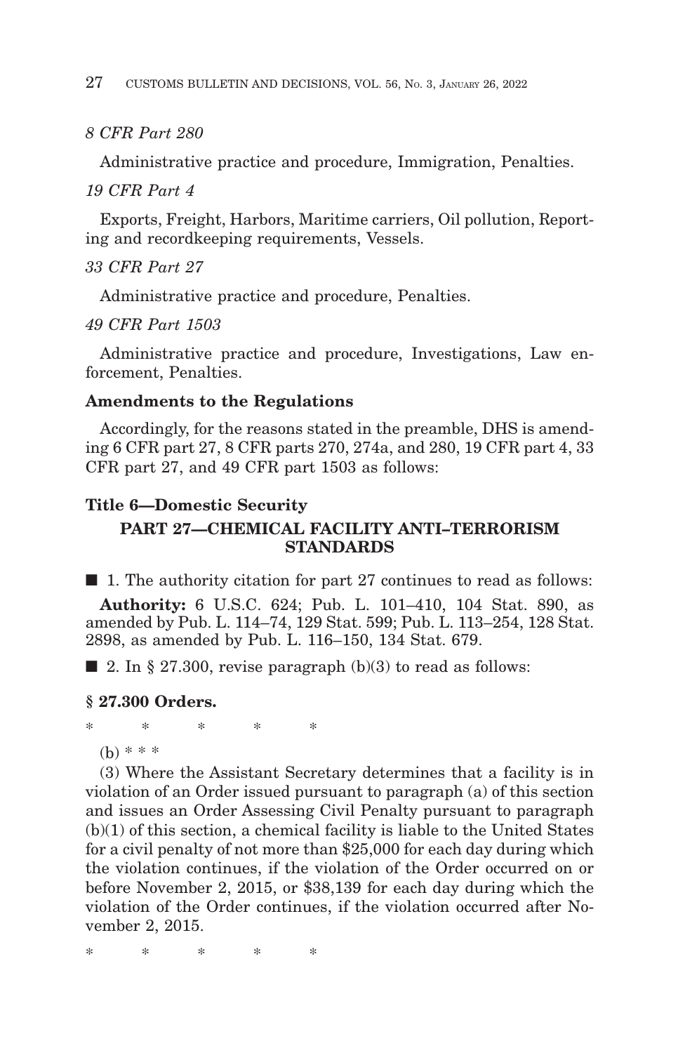*8 CFR Part 280*

Administrative practice and procedure, Immigration, Penalties.

*19 CFR Part 4*

Exports, Freight, Harbors, Maritime carriers, Oil pollution, Reporting and recordkeeping requirements, Vessels.

*33 CFR Part 27*

Administrative practice and procedure, Penalties.

*49 CFR Part 1503*

Administrative practice and procedure, Investigations, Law enforcement, Penalties.

**Amendments to the Regulations**

Accordingly, for the reasons stated in the preamble, DHS is amending 6 CFR part 27, 8 CFR parts 270, 274a, and 280, 19 CFR part 4, 33 CFR part 27, and 49 CFR part 1503 as follows:

**Title 6—Domestic Security**

**PART 27—CHEMICAL FACILITY ANTI–TERRORISM STANDARDS**

■ 1. The authority citation for part 27 continues to read as follows:

**Authority:** 6 U.S.C. 624; Pub. L. 101–410, 104 Stat. 890, as amended by Pub. L. 114–74, 129 Stat. 599; Pub. L. 113–254, 128 Stat. 2898, as amended by Pub. L. 116–150, 134 Stat. 679.

■ 2. In § 27.300, revise paragraph (b)(3) to read as follows:

**§ 27.300 Orders.**

\* \* \* \* \*

(b) \* \* \*

(3) Where the Assistant Secretary determines that a facility is in violation of an Order issued pursuant to paragraph (a) of this section and issues an Order Assessing Civil Penalty pursuant to paragraph (b)(1) of this section, a chemical facility is liable to the United States for a civil penalty of not more than $25,000 for each day during which the violation continues, if the violation of the Order occurred on or before November 2, 2015, or $38,139 for each day during which the violation of the Order continues, if the violation occurred after November 2, 2015.

\* \* \* \* \*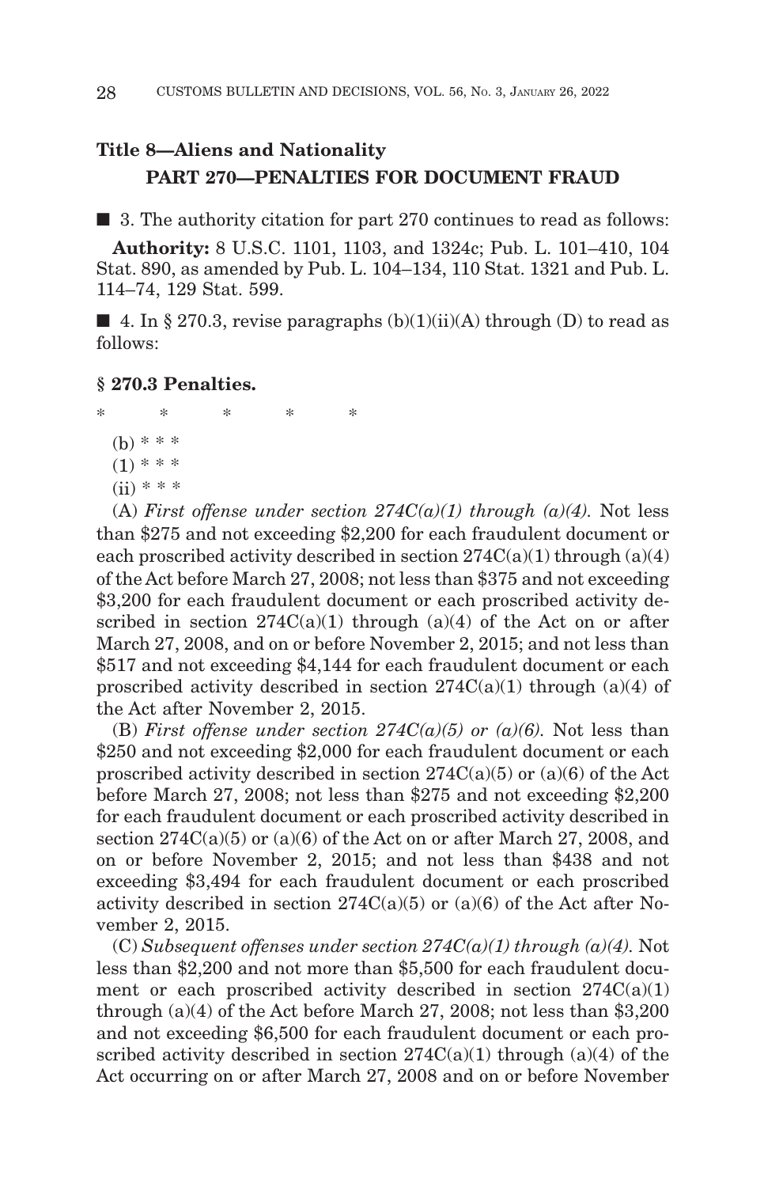## Title 8—Aliens and Nationality

### PART 270—PENALTIES FOR DOCUMENT FRAUD

■ 3. The authority citation for part 270 continues to read as follows:

**Authority:** 8 U.S.C. 1101, 1103, and 1324c; Pub. L. 101–410, 104 Stat. 890, as amended by Pub. L. 104–134, 110 Stat. 1321 and Pub. L. 114–74, 129 Stat. 599.

■ 4. In § 270.3, revise paragraphs (b)(1)(ii)(A) through (D) to read as follows:

**§ 270.3 Penalties.**

\* \* \* \* \*

(b) \* \* \*

(1) \* \* \*

(ii) \* \* \*

(A) *First offense under section 274C(a)(1) through (a)(4).* Not less than $275 and not exceeding $2,200 for each fraudulent document or each proscribed activity described in section 274C(a)(1) through (a)(4) of the Act before March 27, 2008; not less than $375 and not exceeding $3,200 for each fraudulent document or each proscribed activity described in section 274C(a)(1) through (a)(4) of the Act on or after March 27, 2008, and on or before November 2, 2015; and not less than $517 and not exceeding $4,144 for each fraudulent document or each proscribed activity described in section 274C(a)(1) through (a)(4) of the Act after November 2, 2015.

(B) *First offense under section 274C(a)(5) or (a)(6).* Not less than $250 and not exceeding $2,000 for each fraudulent document or each proscribed activity described in section 274C(a)(5) or (a)(6) of the Act before March 27, 2008; not less than $275 and not exceeding $2,200 for each fraudulent document or each proscribed activity described in section 274C(a)(5) or (a)(6) of the Act on or after March 27, 2008, and on or before November 2, 2015; and not less than $438 and not exceeding $3,494 for each fraudulent document or each proscribed activity described in section 274C(a)(5) or (a)(6) of the Act after November 2, 2015.

(C) *Subsequent offenses under section 274C(a)(1) through (a)(4).* Not less than $2,200 and not more than $5,500 for each fraudulent document or each proscribed activity described in section 274C(a)(1) through (a)(4) of the Act before March 27, 2008; not less than $3,200 and not exceeding $6,500 for each fraudulent document or each proscribed activity described in section 274C(a)(1) through (a)(4) of the Act occurring on or after March 27, 2008 and on or before November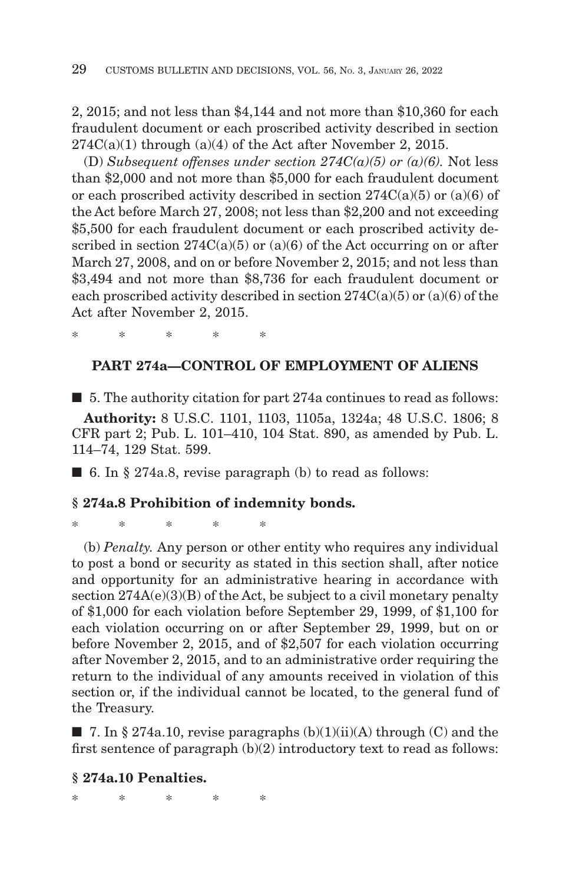2, 2015; and not less than $4,144 and not more than $10,360 for each fraudulent document or each proscribed activity described in section 274C(a)(1) through (a)(4) of the Act after November 2, 2015.

(D) *Subsequent offenses under section 274C(a)(5) or (a)(6).* Not less than $2,000 and not more than $5,000 for each fraudulent document or each proscribed activity described in section 274C(a)(5) or (a)(6) of the Act before March 27, 2008; not less than $2,200 and not exceeding $5,500 for each fraudulent document or each proscribed activity described in section 274C(a)(5) or (a)(6) of the Act occurring on or after March 27, 2008, and on or before November 2, 2015; and not less than $3,494 and not more than $8,736 for each fraudulent document or each proscribed activity described in section 274C(a)(5) or (a)(6) of the Act after November 2, 2015.

\* \* \* \* \*

### PART 274a—CONTROL OF EMPLOYMENT OF ALIENS

■ 5. The authority citation for part 274a continues to read as follows:

**Authority:** 8 U.S.C. 1101, 1103, 1105a, 1324a; 48 U.S.C. 1806; 8 CFR part 2; Pub. L. 101–410, 104 Stat. 890, as amended by Pub. L. 114–74, 129 Stat. 599.

■ 6. In § 274a.8, revise paragraph (b) to read as follows:

#### § 274a.8 Prohibition of indemnity bonds.

\* \* \* \* \*

(b) *Penalty.* Any person or other entity who requires any individual to post a bond or security as stated in this section shall, after notice and opportunity for an administrative hearing in accordance with section 274A(e)(3)(B) of the Act, be subject to a civil monetary penalty of $1,000 for each violation before September 29, 1999, of $1,100 for each violation occurring on or after September 29, 1999, but on or before November 2, 2015, and of $2,507 for each violation occurring after November 2, 2015, and to an administrative order requiring the return to the individual of any amounts received in violation of this section or, if the individual cannot be located, to the general fund of the Treasury.

■ 7. In § 274a.10, revise paragraphs (b)(1)(ii)(A) through (C) and the first sentence of paragraph (b)(2) introductory text to read as follows:

#### § 274a.10 Penalties.

\* \* \* \* \*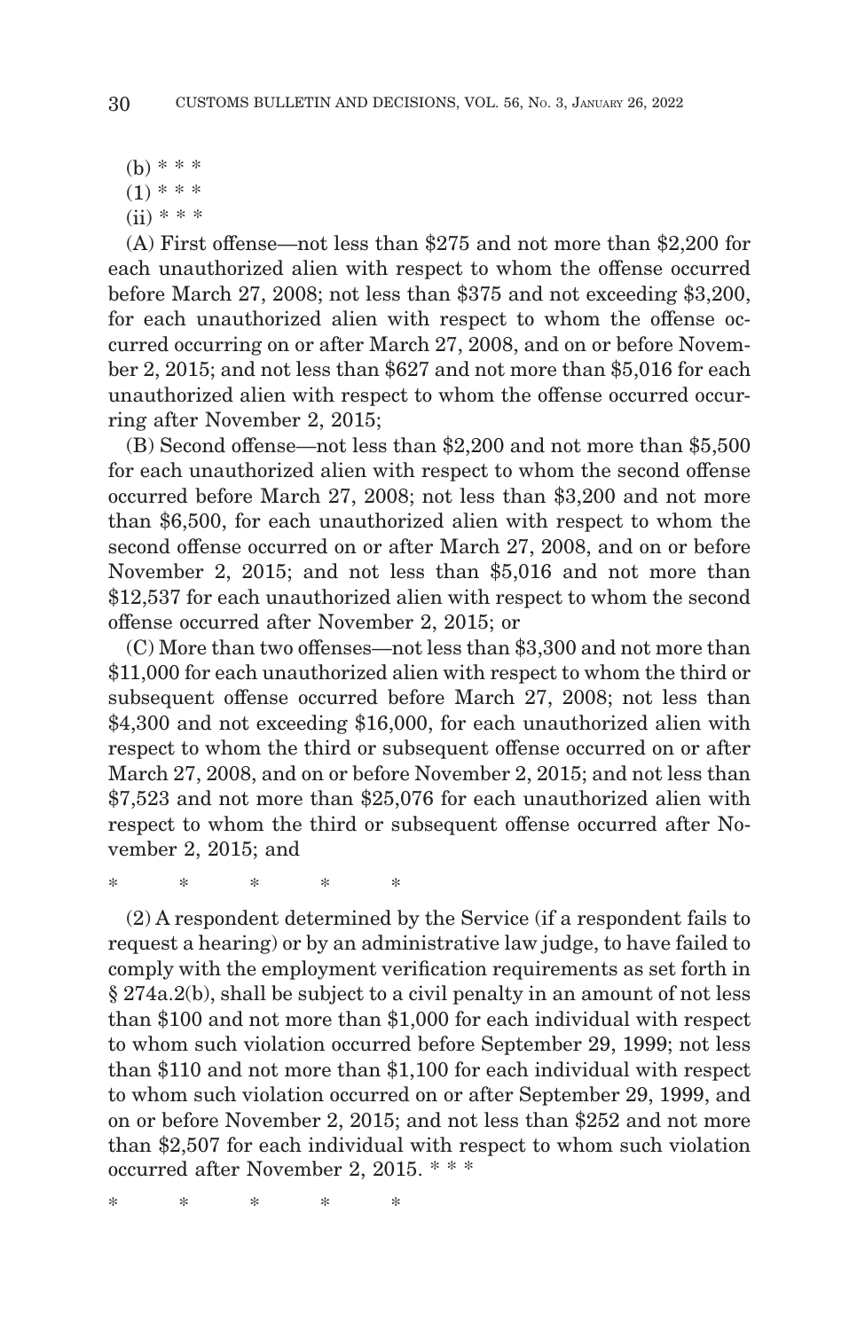(b) * * *

(1) * * *

(ii) * * *

(A) First offense—not less than $275 and not more than $2,200 for each unauthorized alien with respect to whom the offense occurred before March 27, 2008; not less than $375 and not exceeding $3,200, for each unauthorized alien with respect to whom the offense occurred occurring on or after March 27, 2008, and on or before November 2, 2015; and not less than $627 and not more than $5,016 for each unauthorized alien with respect to whom the offense occurred occurring after November 2, 2015;

(B) Second offense—not less than $2,200 and not more than $5,500 for each unauthorized alien with respect to whom the second offense occurred before March 27, 2008; not less than $3,200 and not more than $6,500, for each unauthorized alien with respect to whom the second offense occurred on or after March 27, 2008, and on or before November 2, 2015; and not less than $5,016 and not more than $12,537 for each unauthorized alien with respect to whom the second offense occurred after November 2, 2015; or

(C) More than two offenses—not less than $3,300 and not more than $11,000 for each unauthorized alien with respect to whom the third or subsequent offense occurred before March 27, 2008; not less than $4,300 and not exceeding $16,000, for each unauthorized alien with respect to whom the third or subsequent offense occurred on or after March 27, 2008, and on or before November 2, 2015; and not less than $7,523 and not more than $25,076 for each unauthorized alien with respect to whom the third or subsequent offense occurred after November 2, 2015; and

\* \* \* \* \*

(2) A respondent determined by the Service (if a respondent fails to request a hearing) or by an administrative law judge, to have failed to comply with the employment verification requirements as set forth in § 274a.2(b), shall be subject to a civil penalty in an amount of not less than $100 and not more than $1,000 for each individual with respect to whom such violation occurred before September 29, 1999; not less than $110 and not more than $1,100 for each individual with respect to whom such violation occurred on or after September 29, 1999, and on or before November 2, 2015; and not less than $252 and not more than $2,507 for each individual with respect to whom such violation occurred after November 2, 2015. * * *

\* \* \* \* \*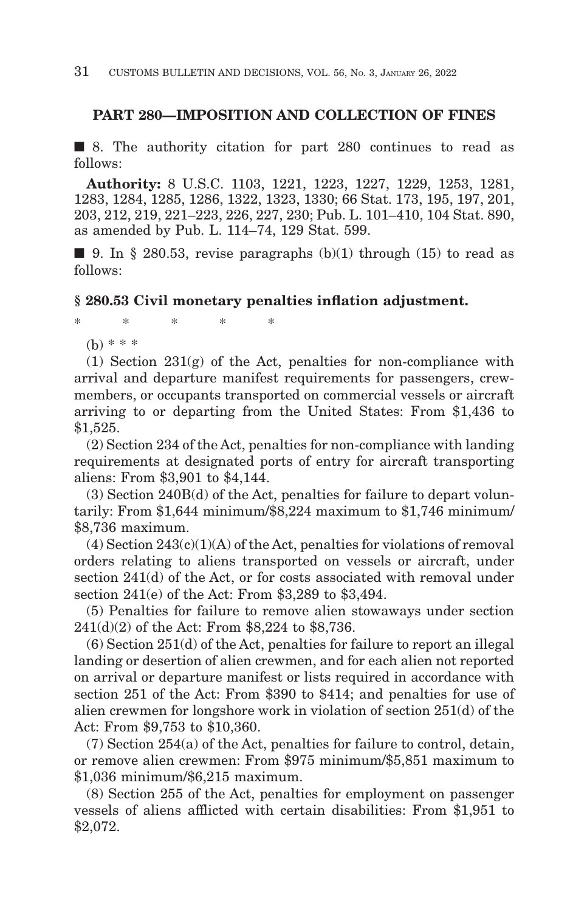## PART 280—IMPOSITION AND COLLECTION OF FINES

■ 8. The authority citation for part 280 continues to read as follows:

**Authority:** 8 U.S.C. 1103, 1221, 1223, 1227, 1229, 1253, 1281, 1283, 1284, 1285, 1286, 1322, 1323, 1330; 66 Stat. 173, 195, 197, 201, 203, 212, 219, 221–223, 226, 227, 230; Pub. L. 101–410, 104 Stat. 890, as amended by Pub. L. 114–74, 129 Stat. 599.

■ 9. In § 280.53, revise paragraphs (b)(1) through (15) to read as follows:

### § 280.53 Civil monetary penalties inflation adjustment.

\* \* \* \* \*

(b) \* \* \*

(1) Section 231(g) of the Act, penalties for non-compliance with arrival and departure manifest requirements for passengers, crewmembers, or occupants transported on commercial vessels or aircraft arriving to or departing from the United States: From $1,436 to $1,525.

(2) Section 234 of the Act, penalties for non-compliance with landing requirements at designated ports of entry for aircraft transporting aliens: From $3,901 to $4,144.

(3) Section 240B(d) of the Act, penalties for failure to depart voluntarily: From $1,644 minimum/$8,224 maximum to $1,746 minimum/$8,736 maximum.

(4) Section 243(c)(1)(A) of the Act, penalties for violations of removal orders relating to aliens transported on vessels or aircraft, under section 241(d) of the Act, or for costs associated with removal under section 241(e) of the Act: From $3,289 to $3,494.

(5) Penalties for failure to remove alien stowaways under section 241(d)(2) of the Act: From $8,224 to $8,736.

(6) Section 251(d) of the Act, penalties for failure to report an illegal landing or desertion of alien crewmen, and for each alien not reported on arrival or departure manifest or lists required in accordance with section 251 of the Act: From $390 to $414; and penalties for use of alien crewmen for longshore work in violation of section 251(d) of the Act: From $9,753 to $10,360.

(7) Section 254(a) of the Act, penalties for failure to control, detain, or remove alien crewmen: From $975 minimum/$5,851 maximum to $1,036 minimum/$6,215 maximum.

(8) Section 255 of the Act, penalties for employment on passenger vessels of aliens afflicted with certain disabilities: From $1,951 to $2,072.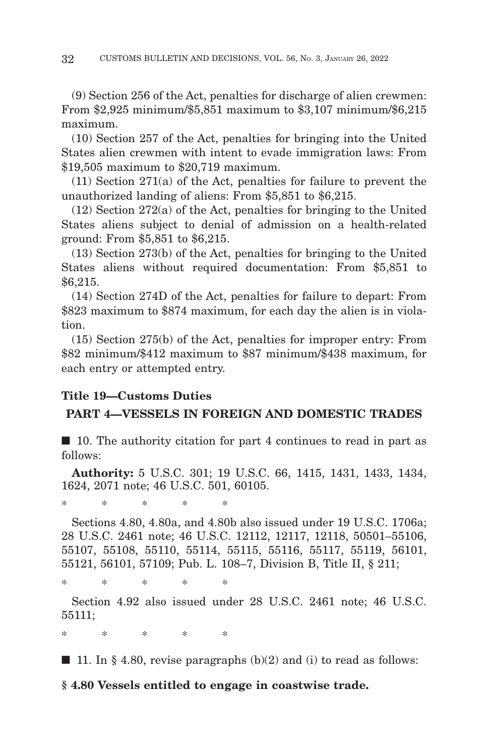(9) Section 256 of the Act, penalties for discharge of alien crewmen: From $2,925 minimum/$5,851 maximum to $3,107 minimum/$6,215 maximum.

(10) Section 257 of the Act, penalties for bringing into the United States alien crewmen with intent to evade immigration laws: From $19,505 maximum to $20,719 maximum.

(11) Section 271(a) of the Act, penalties for failure to prevent the unauthorized landing of aliens: From $5,851 to $6,215.

(12) Section 272(a) of the Act, penalties for bringing to the United States aliens subject to denial of admission on a health-related ground: From $5,851 to $6,215.

(13) Section 273(b) of the Act, penalties for bringing to the United States aliens without required documentation: From $5,851 to $6,215.

(14) Section 274D of the Act, penalties for failure to depart: From $823 maximum to $874 maximum, for each day the alien is in violation.

(15) Section 275(b) of the Act, penalties for improper entry: From $82 minimum/$412 maximum to $87 minimum/$438 maximum, for each entry or attempted entry.

## Title 19—Customs Duties

## PART 4—VESSELS IN FOREIGN AND DOMESTIC TRADES

■ 10. The authority citation for part 4 continues to read in part as follows:

**Authority:** 5 U.S.C. 301; 19 U.S.C. 66, 1415, 1431, 1433, 1434, 1624, 2071 note; 46 U.S.C. 501, 60105.

\* \* \* \* \*

Sections 4.80, 4.80a, and 4.80b also issued under 19 U.S.C. 1706a; 28 U.S.C. 2461 note; 46 U.S.C. 12112, 12117, 12118, 50501–55106, 55107, 55108, 55110, 55114, 55115, 55116, 55117, 55119, 56101, 55121, 56101, 57109; Pub. L. 108–7, Division B, Title II, § 211;

\* \* \* \* \*

Section 4.92 also issued under 28 U.S.C. 2461 note; 46 U.S.C. 55111;

\* \* \* \* \*

■ 11. In § 4.80, revise paragraphs (b)(2) and (i) to read as follows:

**§ 4.80 Vessels entitled to engage in coastwise trade.**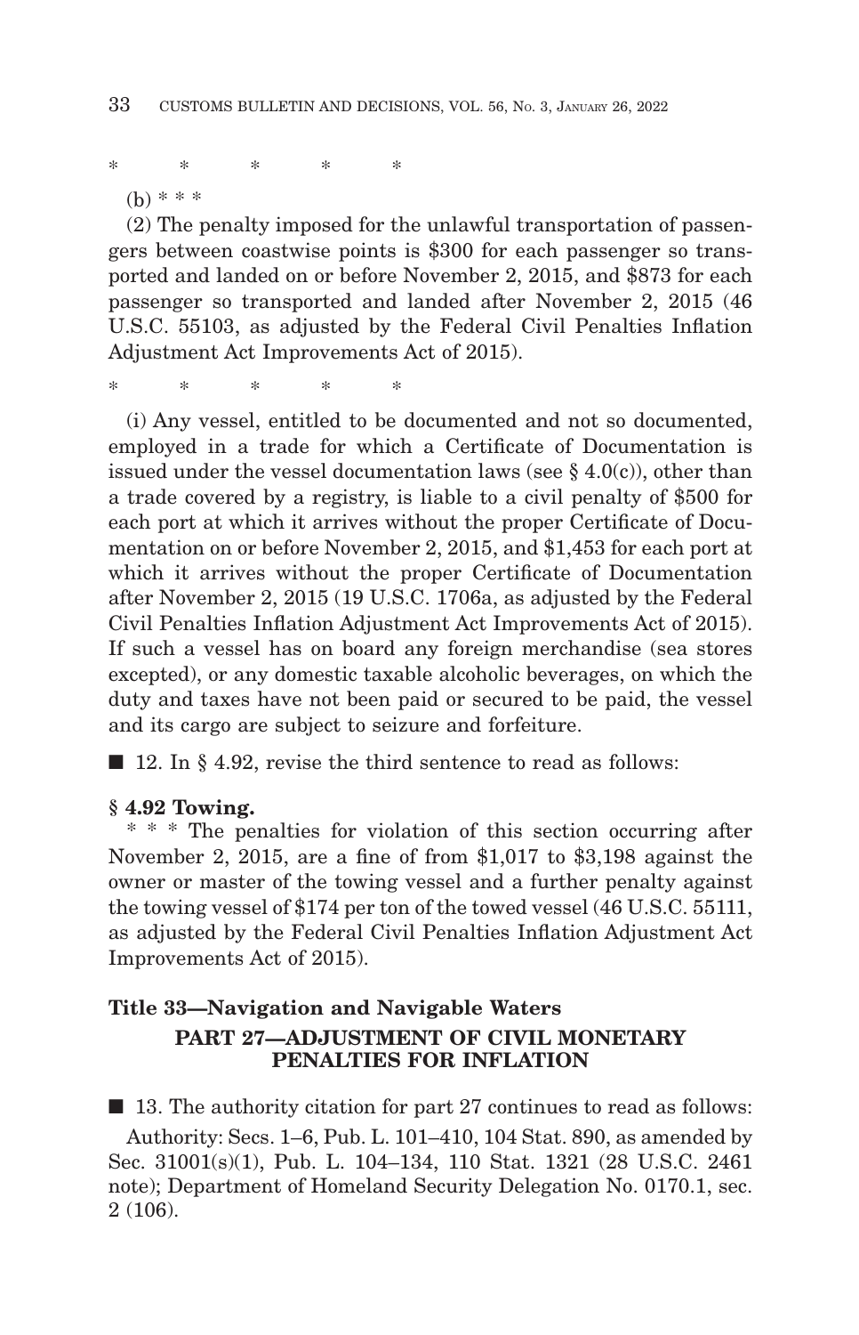\*    \*    \*    \*    \*

(b) \* \* \*

(2) The penalty imposed for the unlawful transportation of passengers between coastwise points is $300 for each passenger so transported and landed on or before November 2, 2015, and $873 for each passenger so transported and landed after November 2, 2015 (46 U.S.C. 55103, as adjusted by the Federal Civil Penalties Inflation Adjustment Act Improvements Act of 2015).

\*    \*    \*    \*    \*

(i) Any vessel, entitled to be documented and not so documented, employed in a trade for which a Certificate of Documentation is issued under the vessel documentation laws (see § 4.0(c)), other than a trade covered by a registry, is liable to a civil penalty of $500 for each port at which it arrives without the proper Certificate of Documentation on or before November 2, 2015, and $1,453 for each port at which it arrives without the proper Certificate of Documentation after November 2, 2015 (19 U.S.C. 1706a, as adjusted by the Federal Civil Penalties Inflation Adjustment Act Improvements Act of 2015). If such a vessel has on board any foreign merchandise (sea stores excepted), or any domestic taxable alcoholic beverages, on which the duty and taxes have not been paid or secured to be paid, the vessel and its cargo are subject to seizure and forfeiture.

■ 12. In § 4.92, revise the third sentence to read as follows:

**§ 4.92 Towing.**

\* \* \* The penalties for violation of this section occurring after November 2, 2015, are a fine of from $1,017 to $3,198 against the owner or master of the towing vessel and a further penalty against the towing vessel of $174 per ton of the towed vessel (46 U.S.C. 55111, as adjusted by the Federal Civil Penalties Inflation Adjustment Act Improvements Act of 2015).

## Title 33—Navigation and Navigable Waters

### PART 27—ADJUSTMENT OF CIVIL MONETARY PENALTIES FOR INFLATION

■ 13. The authority citation for part 27 continues to read as follows:

Authority: Secs. 1–6, Pub. L. 101–410, 104 Stat. 890, as amended by Sec. 31001(s)(1), Pub. L. 104–134, 110 Stat. 1321 (28 U.S.C. 2461 note); Department of Homeland Security Delegation No. 0170.1, sec. 2 (106).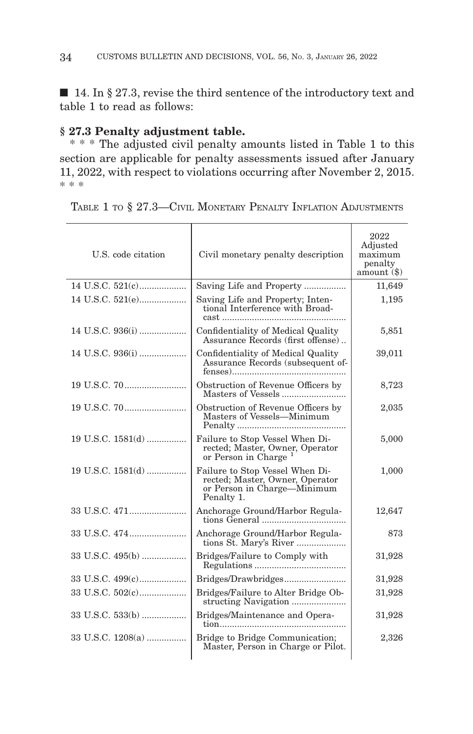■ 14. In § 27.3, revise the third sentence of the introductory text and table 1 to read as follows:

### § 27.3 Penalty adjustment table.

\* \* \* The adjusted civil penalty amounts listed in Table 1 to this section are applicable for penalty assessments issued after January 11, 2022, with respect to violations occurring after November 2, 2015. \* \* \*

TABLE 1 TO § 27.3—CIVIL MONETARY PENALTY INFLATION ADJUSTMENTS

| U.S. code citation | Civil monetary penalty description | 2022 Adjusted maximum penalty amount ($) |
|---|---|---|
| 14 U.S.C. 521(c) | Saving Life and Property | 11,649 |
| 14 U.S.C. 521(e) | Saving Life and Property; Intentional Interference with Broadcast | 1,195 |
| 14 U.S.C. 936(i) | Confidentiality of Medical Quality Assurance Records (first offense) | 5,851 |
| 14 U.S.C. 936(i) | Confidentiality of Medical Quality Assurance Records (subsequent offenses) | 39,011 |
| 19 U.S.C. 70 | Obstruction of Revenue Officers by Masters of Vessels | 8,723 |
| 19 U.S.C. 70 | Obstruction of Revenue Officers by Masters of Vessels—Minimum Penalty | 2,035 |
| 19 U.S.C. 1581(d) | Failure to Stop Vessel When Directed; Master, Owner, Operator or Person in Charge [1] | 5,000 |
| 19 U.S.C. 1581(d) | Failure to Stop Vessel When Directed; Master, Owner, Operator or Person in Charge—Minimum Penalty 1. | 1,000 |
| 33 U.S.C. 471 | Anchorage Ground/Harbor Regulations General | 12,647 |
| 33 U.S.C. 474 | Anchorage Ground/Harbor Regulations St. Mary's River | 873 |
| 33 U.S.C. 495(b) | Bridges/Failure to Comply with Regulations | 31,928 |
| 33 U.S.C. 499(c) | Bridges/Drawbridges | 31,928 |
| 33 U.S.C. 502(c) | Bridges/Failure to Alter Bridge Obstructing Navigation | 31,928 |
| 33 U.S.C. 533(b) | Bridges/Maintenance and Operation | 31,928 |
| 33 U.S.C. 1208(a) | Bridge to Bridge Communication; Master, Person in Charge or Pilot. | 2,326 |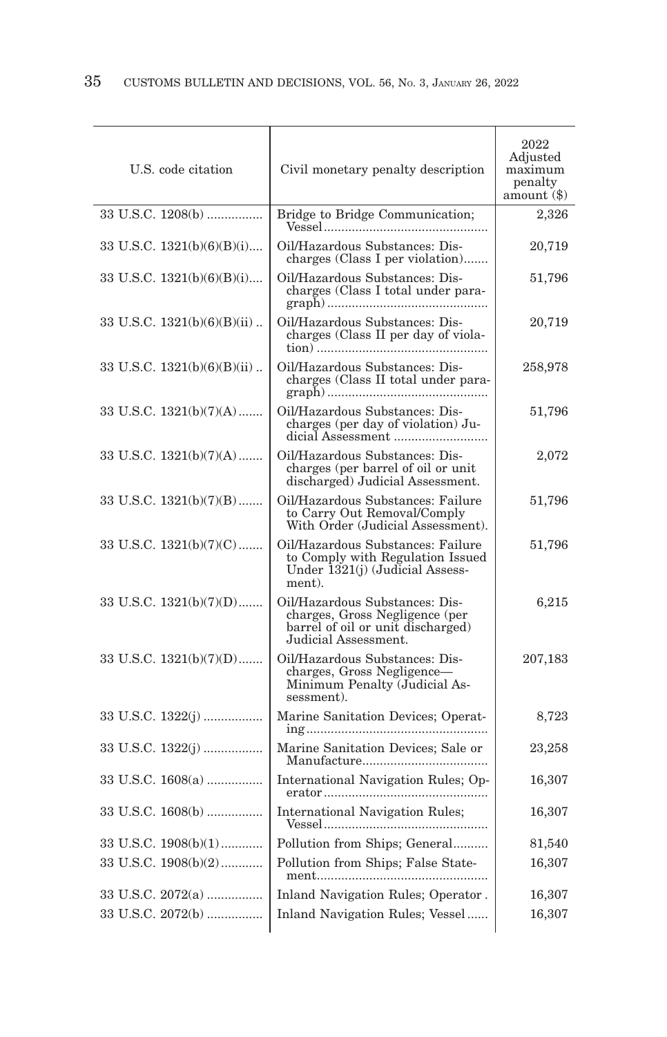| U.S. code citation | Civil monetary penalty description | 2022 Adjusted maximum penalty amount ($) |
|---|---|---|
| 33 U.S.C. 1208(b) | Bridge to Bridge Communication; Vessel | 2,326 |
| 33 U.S.C. 1321(b)(6)(B)(i) | Oil/Hazardous Substances: Discharges (Class I per violation) | 20,719 |
| 33 U.S.C. 1321(b)(6)(B)(i) | Oil/Hazardous Substances: Discharges (Class I total under paragraph) | 51,796 |
| 33 U.S.C. 1321(b)(6)(B)(ii) | Oil/Hazardous Substances: Discharges (Class II per day of violation) | 20,719 |
| 33 U.S.C. 1321(b)(6)(B)(ii) | Oil/Hazardous Substances: Discharges (Class II total under paragraph) | 258,978 |
| 33 U.S.C. 1321(b)(7)(A) | Oil/Hazardous Substances: Discharges (per day of violation) Judicial Assessment | 51,796 |
| 33 U.S.C. 1321(b)(7)(A) | Oil/Hazardous Substances: Discharges (per barrel of oil or unit discharged) Judicial Assessment. | 2,072 |
| 33 U.S.C. 1321(b)(7)(B) | Oil/Hazardous Substances: Failure to Carry Out Removal/Comply With Order (Judicial Assessment). | 51,796 |
| 33 U.S.C. 1321(b)(7)(C) | Oil/Hazardous Substances: Failure to Comply with Regulation Issued Under 1321(j) (Judicial Assessment). | 51,796 |
| 33 U.S.C. 1321(b)(7)(D) | Oil/Hazardous Substances: Discharges, Gross Negligence (per barrel of oil or unit discharged) Judicial Assessment. | 6,215 |
| 33 U.S.C. 1321(b)(7)(D) | Oil/Hazardous Substances: Discharges, Gross Negligence—Minimum Penalty (Judicial Assessment). | 207,183 |
| 33 U.S.C. 1322(j) | Marine Sanitation Devices; Operating | 8,723 |
| 33 U.S.C. 1322(j) | Marine Sanitation Devices; Sale or Manufacture | 23,258 |
| 33 U.S.C. 1608(a) | International Navigation Rules; Operator | 16,307 |
| 33 U.S.C. 1608(b) | International Navigation Rules; Vessel | 16,307 |
| 33 U.S.C. 1908(b)(1) | Pollution from Ships; General | 81,540 |
| 33 U.S.C. 1908(b)(2) | Pollution from Ships; False Statement | 16,307 |
| 33 U.S.C. 2072(a) | Inland Navigation Rules; Operator | 16,307 |
| 33 U.S.C. 2072(b) | Inland Navigation Rules; Vessel | 16,307 |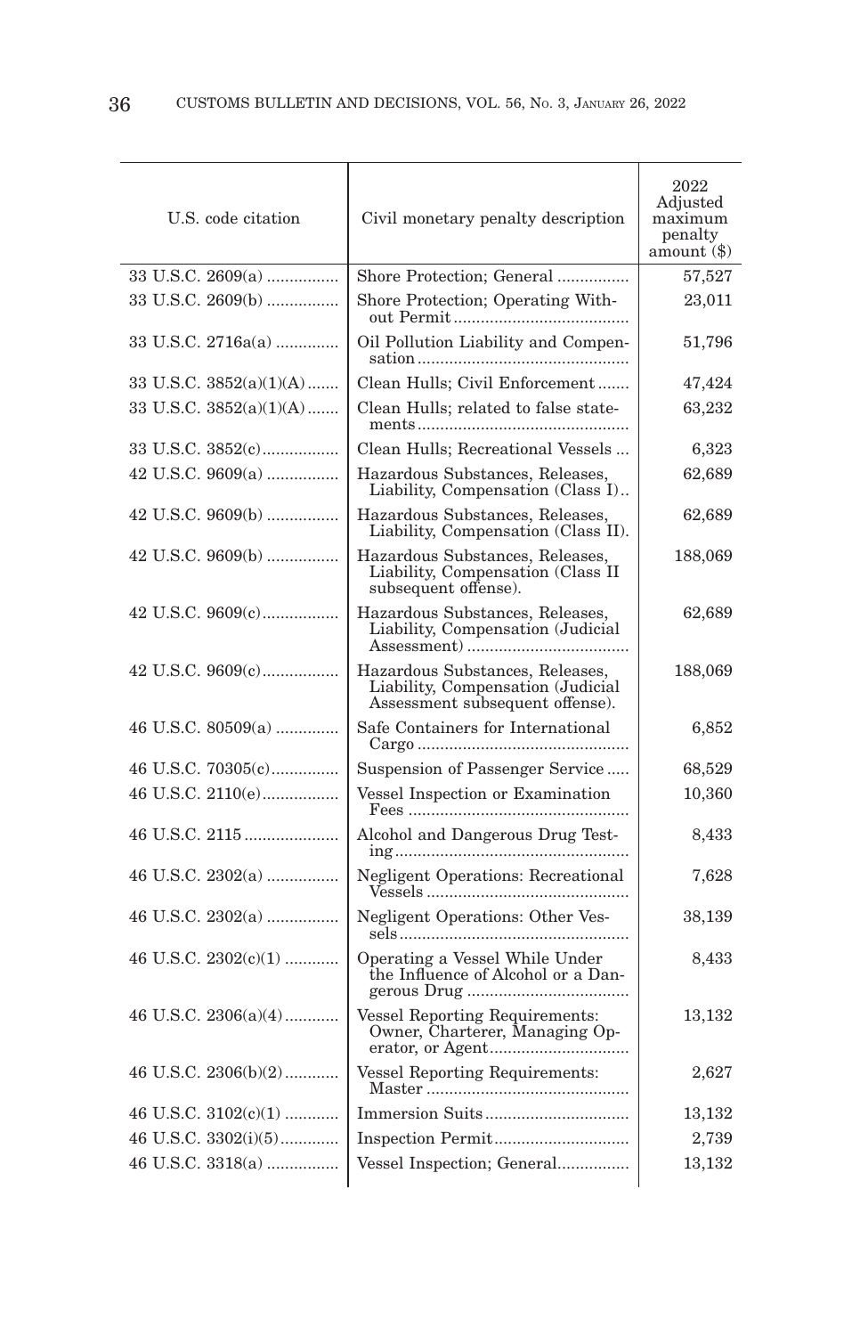| U.S. code citation | Civil monetary penalty description | 2022 Adjusted maximum penalty amount ($) |
|---|---|---|
| 33 U.S.C. 2609(a) | Shore Protection; General | 57,527 |
| 33 U.S.C. 2609(b) | Shore Protection; Operating Without Permit | 23,011 |
| 33 U.S.C. 2716a(a) | Oil Pollution Liability and Compensation | 51,796 |
| 33 U.S.C. 3852(a)(1)(A) | Clean Hulls; Civil Enforcement | 47,424 |
| 33 U.S.C. 3852(a)(1)(A) | Clean Hulls; related to false statements | 63,232 |
| 33 U.S.C. 3852(c) | Clean Hulls; Recreational Vessels | 6,323 |
| 42 U.S.C. 9609(a) | Hazardous Substances, Releases, Liability, Compensation (Class I) | 62,689 |
| 42 U.S.C. 9609(b) | Hazardous Substances, Releases, Liability, Compensation (Class II). | 62,689 |
| 42 U.S.C. 9609(b) | Hazardous Substances, Releases, Liability, Compensation (Class II subsequent offense). | 188,069 |
| 42 U.S.C. 9609(c) | Hazardous Substances, Releases, Liability, Compensation (Judicial Assessment) | 62,689 |
| 42 U.S.C. 9609(c) | Hazardous Substances, Releases, Liability, Compensation (Judicial Assessment subsequent offense). | 188,069 |
| 46 U.S.C. 80509(a) | Safe Containers for International Cargo | 6,852 |
| 46 U.S.C. 70305(c) | Suspension of Passenger Service | 68,529 |
| 46 U.S.C. 2110(e) | Vessel Inspection or Examination Fees | 10,360 |
| 46 U.S.C. 2115 | Alcohol and Dangerous Drug Testing | 8,433 |
| 46 U.S.C. 2302(a) | Negligent Operations: Recreational Vessels | 7,628 |
| 46 U.S.C. 2302(a) | Negligent Operations: Other Vessels | 38,139 |
| 46 U.S.C. 2302(c)(1) | Operating a Vessel While Under the Influence of Alcohol or a Dangerous Drug | 8,433 |
| 46 U.S.C. 2306(a)(4) | Vessel Reporting Requirements: Owner, Charterer, Managing Operator, or Agent | 13,132 |
| 46 U.S.C. 2306(b)(2) | Vessel Reporting Requirements: Master | 2,627 |
| 46 U.S.C. 3102(c)(1) | Immersion Suits | 13,132 |
| 46 U.S.C. 3302(i)(5) | Inspection Permit | 2,739 |
| 46 U.S.C. 3318(a) | Vessel Inspection; General | 13,132 |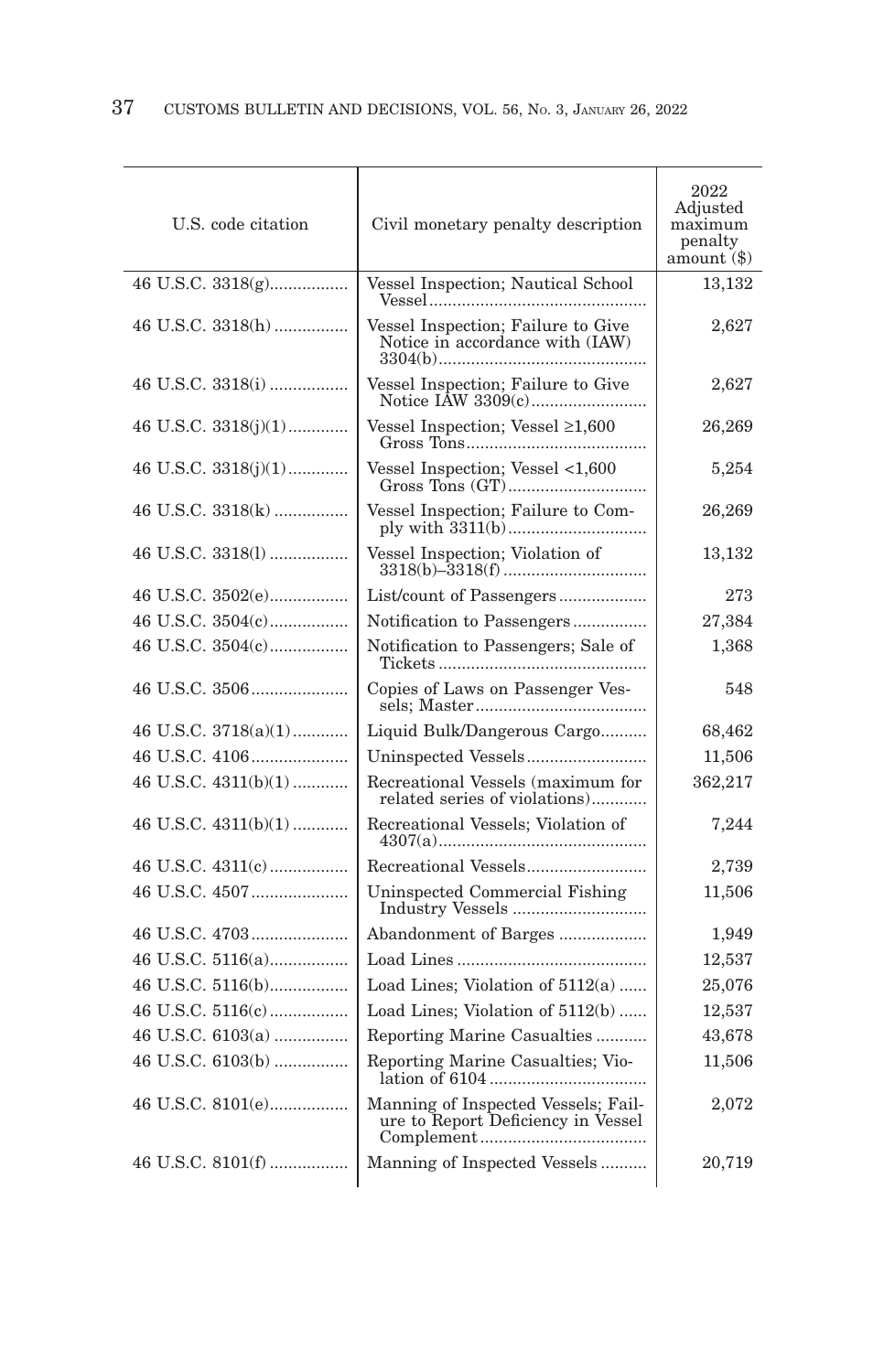| U.S. code citation | Civil monetary penalty description | 2022 Adjusted maximum penalty amount ($) |
|---|---|---|
| 46 U.S.C. 3318(g) | Vessel Inspection; Nautical School Vessel | 13,132 |
| 46 U.S.C. 3318(h) | Vessel Inspection; Failure to Give Notice in accordance with (IAW) 3304(b) | 2,627 |
| 46 U.S.C. 3318(i) | Vessel Inspection; Failure to Give Notice IAW 3309(c) | 2,627 |
| 46 U.S.C. 3318(j)(1) | Vessel Inspection; Vessel ≥1,600 Gross Tons | 26,269 |
| 46 U.S.C. 3318(j)(1) | Vessel Inspection; Vessel <1,600 Gross Tons (GT) | 5,254 |
| 46 U.S.C. 3318(k) | Vessel Inspection; Failure to Comply with 3311(b) | 26,269 |
| 46 U.S.C. 3318(l) | Vessel Inspection; Violation of 3318(b)–3318(f) | 13,132 |
| 46 U.S.C. 3502(e) | List/count of Passengers | 273 |
| 46 U.S.C. 3504(c) | Notification to Passengers | 27,384 |
| 46 U.S.C. 3504(c) | Notification to Passengers; Sale of Tickets | 1,368 |
| 46 U.S.C. 3506 | Copies of Laws on Passenger Vessels; Master | 548 |
| 46 U.S.C. 3718(a)(1) | Liquid Bulk/Dangerous Cargo | 68,462 |
| 46 U.S.C. 4106 | Uninspected Vessels | 11,506 |
| 46 U.S.C. 4311(b)(1) | Recreational Vessels (maximum for related series of violations) | 362,217 |
| 46 U.S.C. 4311(b)(1) | Recreational Vessels; Violation of 4307(a) | 7,244 |
| 46 U.S.C. 4311(c) | Recreational Vessels | 2,739 |
| 46 U.S.C. 4507 | Uninspected Commercial Fishing Industry Vessels | 11,506 |
| 46 U.S.C. 4703 | Abandonment of Barges | 1,949 |
| 46 U.S.C. 5116(a) | Load Lines | 12,537 |
| 46 U.S.C. 5116(b) | Load Lines; Violation of 5112(a) | 25,076 |
| 46 U.S.C. 5116(c) | Load Lines; Violation of 5112(b) | 12,537 |
| 46 U.S.C. 6103(a) | Reporting Marine Casualties | 43,678 |
| 46 U.S.C. 6103(b) | Reporting Marine Casualties; Violation of 6104 | 11,506 |
| 46 U.S.C. 8101(e) | Manning of Inspected Vessels; Failure to Report Deficiency in Vessel Complement | 2,072 |
| 46 U.S.C. 8101(f) | Manning of Inspected Vessels | 20,719 |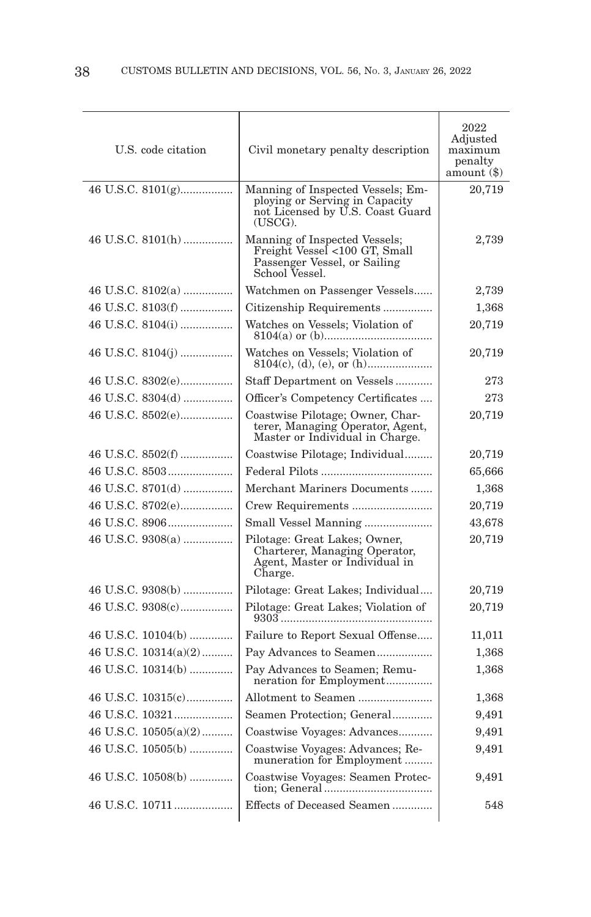| U.S. code citation | Civil monetary penalty description | 2022 Adjusted maximum penalty amount ($) |
|---|---|---|
| 46 U.S.C. 8101(g) | Manning of Inspected Vessels; Employing or Serving in Capacity not Licensed by U.S. Coast Guard (USCG). | 20,719 |
| 46 U.S.C. 8101(h) | Manning of Inspected Vessels; Freight Vessel <100 GT, Small Passenger Vessel, or Sailing School Vessel. | 2,739 |
| 46 U.S.C. 8102(a) | Watchmen on Passenger Vessels | 2,739 |
| 46 U.S.C. 8103(f) | Citizenship Requirements | 1,368 |
| 46 U.S.C. 8104(i) | Watches on Vessels; Violation of 8104(a) or (b) | 20,719 |
| 46 U.S.C. 8104(j) | Watches on Vessels; Violation of 8104(c), (d), (e), or (h) | 20,719 |
| 46 U.S.C. 8302(e) | Staff Department on Vessels | 273 |
| 46 U.S.C. 8304(d) | Officer's Competency Certificates | 273 |
| 46 U.S.C. 8502(e) | Coastwise Pilotage; Owner, Charterer, Managing Operator, Agent, Master or Individual in Charge. | 20,719 |
| 46 U.S.C. 8502(f) | Coastwise Pilotage; Individual | 20,719 |
| 46 U.S.C. 8503 | Federal Pilots | 65,666 |
| 46 U.S.C. 8701(d) | Merchant Mariners Documents | 1,368 |
| 46 U.S.C. 8702(e) | Crew Requirements | 20,719 |
| 46 U.S.C. 8906 | Small Vessel Manning | 43,678 |
| 46 U.S.C. 9308(a) | Pilotage: Great Lakes; Owner, Charterer, Managing Operator, Agent, Master or Individual in Charge. | 20,719 |
| 46 U.S.C. 9308(b) | Pilotage: Great Lakes; Individual | 20,719 |
| 46 U.S.C. 9308(c) | Pilotage: Great Lakes; Violation of 9303 | 20,719 |
| 46 U.S.C. 10104(b) | Failure to Report Sexual Offense | 11,011 |
| 46 U.S.C. 10314(a)(2) | Pay Advances to Seamen | 1,368 |
| 46 U.S.C. 10314(b) | Pay Advances to Seamen; Remuneration for Employment | 1,368 |
| 46 U.S.C. 10315(c) | Allotment to Seamen | 1,368 |
| 46 U.S.C. 10321 | Seamen Protection; General | 9,491 |
| 46 U.S.C. 10505(a)(2) | Coastwise Voyages: Advances | 9,491 |
| 46 U.S.C. 10505(b) | Coastwise Voyages: Advances; Remuneration for Employment | 9,491 |
| 46 U.S.C. 10508(b) | Coastwise Voyages: Seamen Protection; General | 9,491 |
| 46 U.S.C. 10711 | Effects of Deceased Seamen | 548 |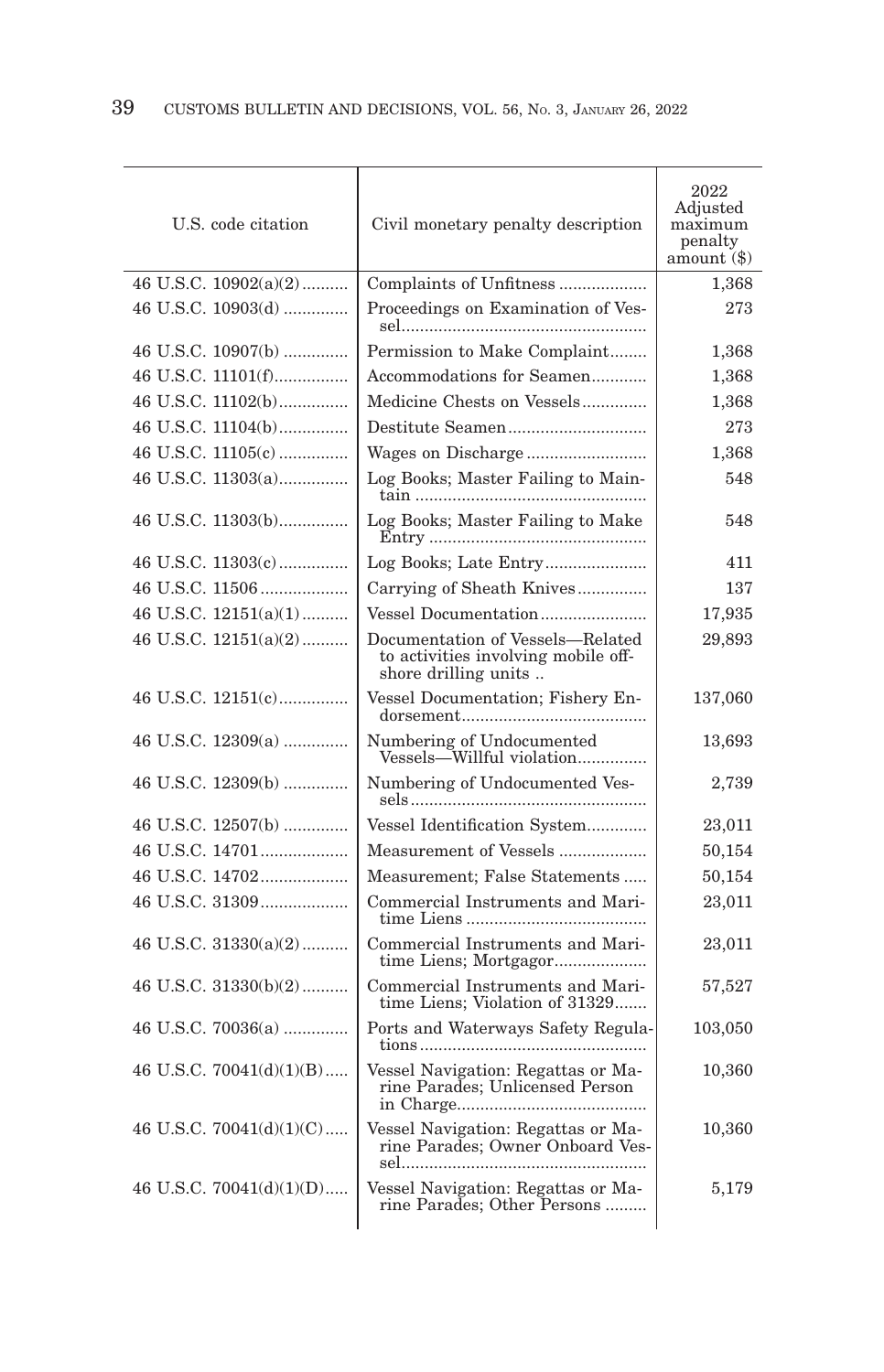| U.S. code citation | Civil monetary penalty description | 2022 Adjusted maximum penalty amount ($) |
|---|---|---|
| 46 U.S.C. 10902(a)(2) | Complaints of Unfitness | 1,368 |
| 46 U.S.C. 10903(d) | Proceedings on Examination of Vessel | 273 |
| 46 U.S.C. 10907(b) | Permission to Make Complaint | 1,368 |
| 46 U.S.C. 11101(f) | Accommodations for Seamen | 1,368 |
| 46 U.S.C. 11102(b) | Medicine Chests on Vessels | 1,368 |
| 46 U.S.C. 11104(b) | Destitute Seamen | 273 |
| 46 U.S.C. 11105(c) | Wages on Discharge | 1,368 |
| 46 U.S.C. 11303(a) | Log Books; Master Failing to Maintain | 548 |
| 46 U.S.C. 11303(b) | Log Books; Master Failing to Make Entry | 548 |
| 46 U.S.C. 11303(c) | Log Books; Late Entry | 411 |
| 46 U.S.C. 11506 | Carrying of Sheath Knives | 137 |
| 46 U.S.C. 12151(a)(1) | Vessel Documentation | 17,935 |
| 46 U.S.C. 12151(a)(2) | Documentation of Vessels—Related to activities involving mobile offshore drilling units .. | 29,893 |
| 46 U.S.C. 12151(c) | Vessel Documentation; Fishery Endorsement | 137,060 |
| 46 U.S.C. 12309(a) | Numbering of Undocumented Vessels—Willful violation | 13,693 |
| 46 U.S.C. 12309(b) | Numbering of Undocumented Vessels | 2,739 |
| 46 U.S.C. 12507(b) | Vessel Identification System | 23,011 |
| 46 U.S.C. 14701 | Measurement of Vessels | 50,154 |
| 46 U.S.C. 14702 | Measurement; False Statements | 50,154 |
| 46 U.S.C. 31309 | Commercial Instruments and Maritime Liens | 23,011 |
| 46 U.S.C. 31330(a)(2) | Commercial Instruments and Maritime Liens; Mortgagor | 23,011 |
| 46 U.S.C. 31330(b)(2) | Commercial Instruments and Maritime Liens; Violation of 31329 | 57,527 |
| 46 U.S.C. 70036(a) | Ports and Waterways Safety Regulations | 103,050 |
| 46 U.S.C. 70041(d)(1)(B) | Vessel Navigation: Regattas or Marine Parades; Unlicensed Person in Charge | 10,360 |
| 46 U.S.C. 70041(d)(1)(C) | Vessel Navigation: Regattas or Marine Parades; Owner Onboard Vessel | 10,360 |
| 46 U.S.C. 70041(d)(1)(D) | Vessel Navigation: Regattas or Marine Parades; Other Persons | 5,179 |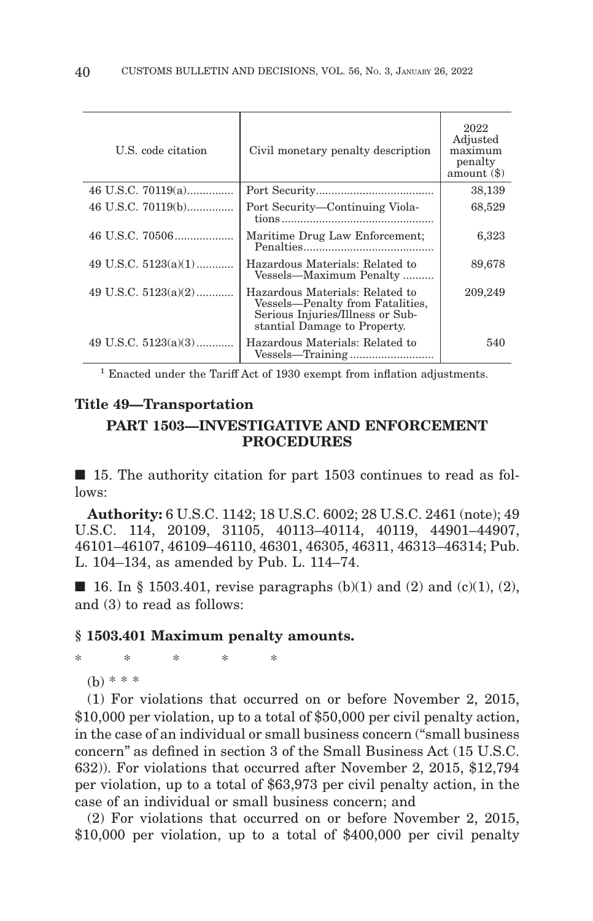| U.S. code citation | Civil monetary penalty description | 2022 Adjusted maximum penalty amount ($) |
|---|---|---|
| 46 U.S.C. 70119(a) | Port Security | 38,139 |
| 46 U.S.C. 70119(b) | Port Security—Continuing Violations | 68,529 |
| 46 U.S.C. 70506 | Maritime Drug Law Enforcement; Penalties | 6,323 |
| 49 U.S.C. 5123(a)(1) | Hazardous Materials: Related to Vessels—Maximum Penalty | 89,678 |
| 49 U.S.C. 5123(a)(2) | Hazardous Materials: Related to Vessels—Penalty from Fatalities, Serious Injuries/Illness or Substantial Damage to Property. | 209,249 |
| 49 U.S.C. 5123(a)(3) | Hazardous Materials: Related to Vessels—Training | 540 |

[1] Enacted under the Tariff Act of 1930 exempt from inflation adjustments.

## Title 49—Transportation

### PART 1503—INVESTIGATIVE AND ENFORCEMENT PROCEDURES

■ 15. The authority citation for part 1503 continues to read as follows:

**Authority:** 6 U.S.C. 1142; 18 U.S.C. 6002; 28 U.S.C. 2461 (note); 49 U.S.C. 114, 20109, 31105, 40113–40114, 40119, 44901–44907, 46101–46107, 46109–46110, 46301, 46305, 46311, 46313–46314; Pub. L. 104–134, as amended by Pub. L. 114–74.

■ 16. In § 1503.401, revise paragraphs (b)(1) and (2) and (c)(1), (2), and (3) to read as follows:

#### § 1503.401 Maximum penalty amounts.

\* \* \* \* \*

(b) \* \* \*

(1) For violations that occurred on or before November 2, 2015, $10,000 per violation, up to a total of $50,000 per civil penalty action, in the case of an individual or small business concern ("small business concern" as defined in section 3 of the Small Business Act (15 U.S.C. 632)). For violations that occurred after November 2, 2015, $12,794 per violation, up to a total of $63,973 per civil penalty action, in the case of an individual or small business concern; and

(2) For violations that occurred on or before November 2, 2015, $10,000 per violation, up to a total of $400,000 per civil penalty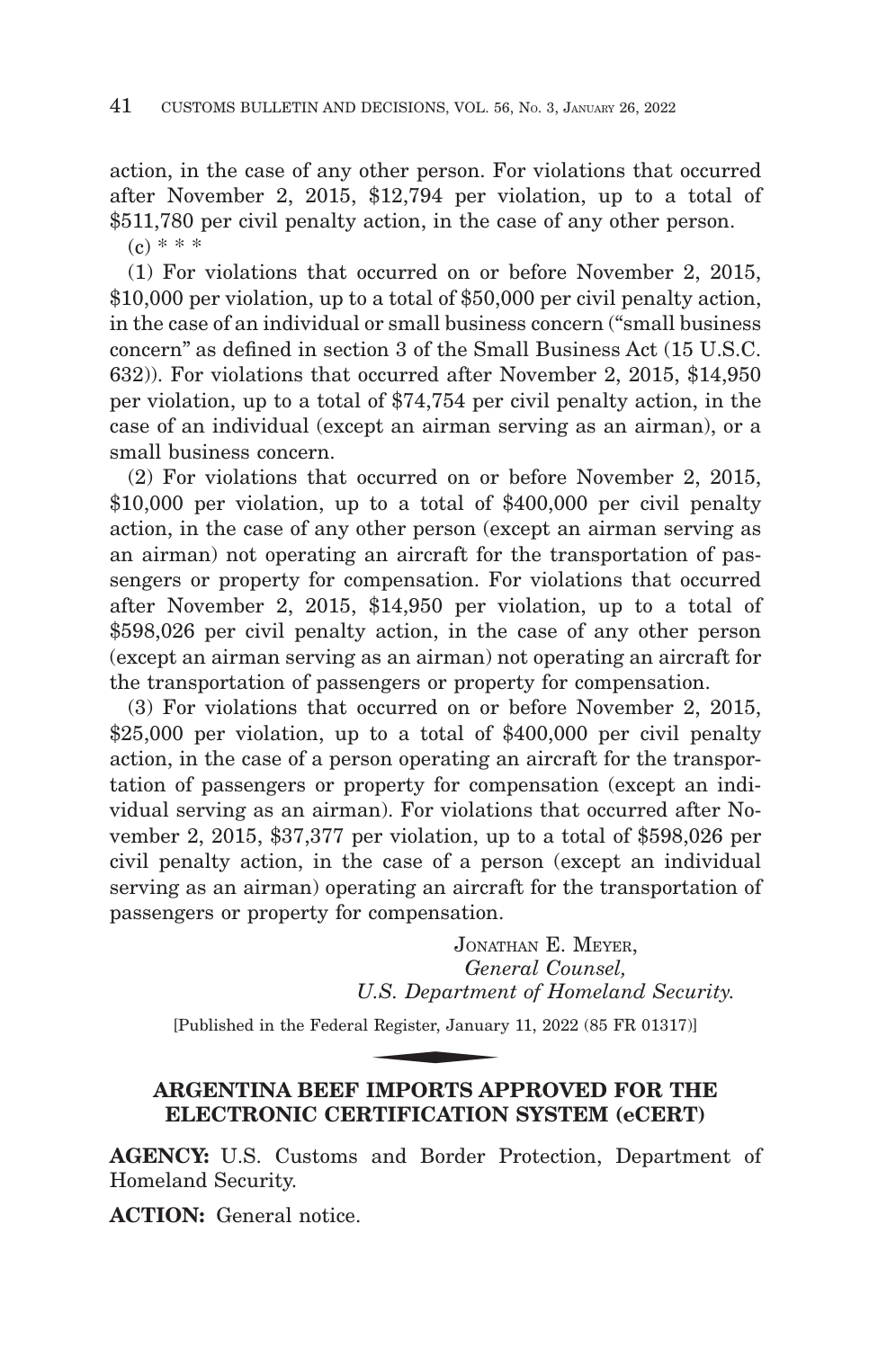action, in the case of any other person. For violations that occurred after November 2, 2015, $12,794 per violation, up to a total of $511,780 per civil penalty action, in the case of any other person.

(c) * * *

(1) For violations that occurred on or before November 2, 2015, $10,000 per violation, up to a total of $50,000 per civil penalty action, in the case of an individual or small business concern ("small business concern" as defined in section 3 of the Small Business Act (15 U.S.C. 632)). For violations that occurred after November 2, 2015, $14,950 per violation, up to a total of $74,754 per civil penalty action, in the case of an individual (except an airman serving as an airman), or a small business concern.

(2) For violations that occurred on or before November 2, 2015, $10,000 per violation, up to a total of $400,000 per civil penalty action, in the case of any other person (except an airman serving as an airman) not operating an aircraft for the transportation of passengers or property for compensation. For violations that occurred after November 2, 2015, $14,950 per violation, up to a total of $598,026 per civil penalty action, in the case of any other person (except an airman serving as an airman) not operating an aircraft for the transportation of passengers or property for compensation.

(3) For violations that occurred on or before November 2, 2015, $25,000 per violation, up to a total of $400,000 per civil penalty action, in the case of a person operating an aircraft for the transportation of passengers or property for compensation (except an individual serving as an airman). For violations that occurred after November 2, 2015, $37,377 per violation, up to a total of $598,026 per civil penalty action, in the case of a person (except an individual serving as an airman) operating an aircraft for the transportation of passengers or property for compensation.

JONATHAN E. MEYER,
*General Counsel,*
*U.S. Department of Homeland Security.*

[Published in the Federal Register, January 11, 2022 (85 FR 01317)]

## ARGENTINA BEEF IMPORTS APPROVED FOR THE ELECTRONIC CERTIFICATION SYSTEM (eCERT)

**AGENCY:** U.S. Customs and Border Protection, Department of Homeland Security.

**ACTION:** General notice.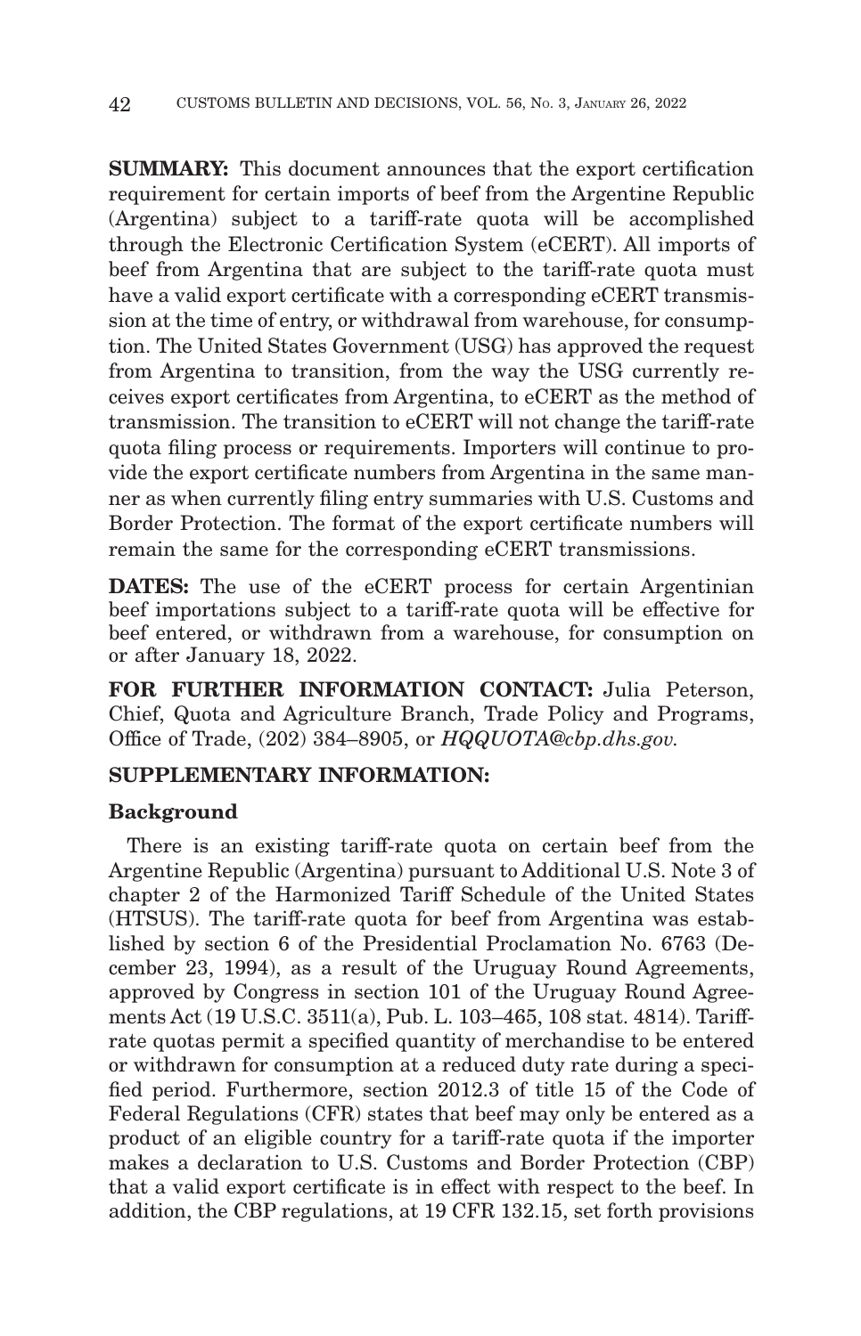**SUMMARY:** This document announces that the export certification requirement for certain imports of beef from the Argentine Republic (Argentina) subject to a tariff-rate quota will be accomplished through the Electronic Certification System (eCERT). All imports of beef from Argentina that are subject to the tariff-rate quota must have a valid export certificate with a corresponding eCERT transmission at the time of entry, or withdrawal from warehouse, for consumption. The United States Government (USG) has approved the request from Argentina to transition, from the way the USG currently receives export certificates from Argentina, to eCERT as the method of transmission. The transition to eCERT will not change the tariff-rate quota filing process or requirements. Importers will continue to provide the export certificate numbers from Argentina in the same manner as when currently filing entry summaries with U.S. Customs and Border Protection. The format of the export certificate numbers will remain the same for the corresponding eCERT transmissions.

**DATES:** The use of the eCERT process for certain Argentinian beef importations subject to a tariff-rate quota will be effective for beef entered, or withdrawn from a warehouse, for consumption on or after January 18, 2022.

**FOR FURTHER INFORMATION CONTACT:** Julia Peterson, Chief, Quota and Agriculture Branch, Trade Policy and Programs, Office of Trade, (202) 384–8905, or *HQQUOTA@cbp.dhs.gov.*

**SUPPLEMENTARY INFORMATION:**

**Background**

There is an existing tariff-rate quota on certain beef from the Argentine Republic (Argentina) pursuant to Additional U.S. Note 3 of chapter 2 of the Harmonized Tariff Schedule of the United States (HTSUS). The tariff-rate quota for beef from Argentina was established by section 6 of the Presidential Proclamation No. 6763 (December 23, 1994), as a result of the Uruguay Round Agreements, approved by Congress in section 101 of the Uruguay Round Agreements Act (19 U.S.C. 3511(a), Pub. L. 103–465, 108 stat. 4814). Tariff-rate quotas permit a specified quantity of merchandise to be entered or withdrawn for consumption at a reduced duty rate during a specified period. Furthermore, section 2012.3 of title 15 of the Code of Federal Regulations (CFR) states that beef may only be entered as a product of an eligible country for a tariff-rate quota if the importer makes a declaration to U.S. Customs and Border Protection (CBP) that a valid export certificate is in effect with respect to the beef. In addition, the CBP regulations, at 19 CFR 132.15, set forth provisions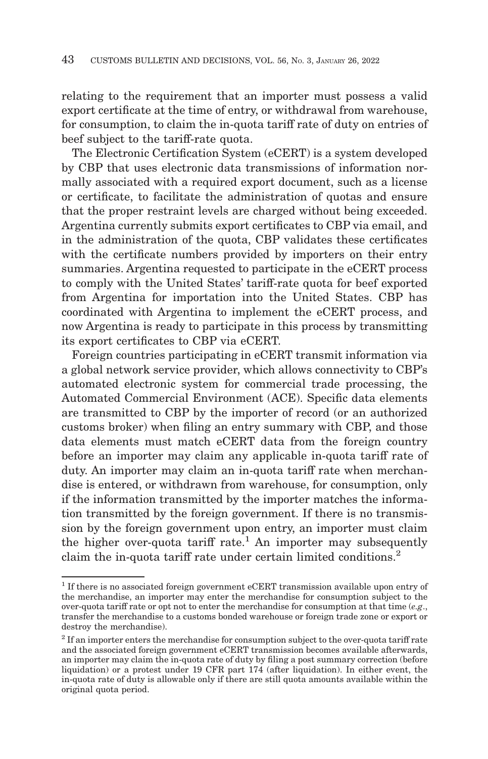relating to the requirement that an importer must possess a valid export certificate at the time of entry, or withdrawal from warehouse, for consumption, to claim the in-quota tariff rate of duty on entries of beef subject to the tariff-rate quota.

The Electronic Certification System (eCERT) is a system developed by CBP that uses electronic data transmissions of information normally associated with a required export document, such as a license or certificate, to facilitate the administration of quotas and ensure that the proper restraint levels are charged without being exceeded. Argentina currently submits export certificates to CBP via email, and in the administration of the quota, CBP validates these certificates with the certificate numbers provided by importers on their entry summaries. Argentina requested to participate in the eCERT process to comply with the United States' tariff-rate quota for beef exported from Argentina for importation into the United States. CBP has coordinated with Argentina to implement the eCERT process, and now Argentina is ready to participate in this process by transmitting its export certificates to CBP via eCERT.

Foreign countries participating in eCERT transmit information via a global network service provider, which allows connectivity to CBP's automated electronic system for commercial trade processing, the Automated Commercial Environment (ACE). Specific data elements are transmitted to CBP by the importer of record (or an authorized customs broker) when filing an entry summary with CBP, and those data elements must match eCERT data from the foreign country before an importer may claim any applicable in-quota tariff rate of duty. An importer may claim an in-quota tariff rate when merchandise is entered, or withdrawn from warehouse, for consumption, only if the information transmitted by the importer matches the information transmitted by the foreign government. If there is no transmission by the foreign government upon entry, an importer must claim the higher over-quota tariff rate.[1] An importer may subsequently claim the in-quota tariff rate under certain limited conditions.[2]

---

[1] If there is no associated foreign government eCERT transmission available upon entry of the merchandise, an importer may enter the merchandise for consumption subject to the over-quota tariff rate or opt not to enter the merchandise for consumption at that time (*e.g*., transfer the merchandise to a customs bonded warehouse or foreign trade zone or export or destroy the merchandise).

[2] If an importer enters the merchandise for consumption subject to the over-quota tariff rate and the associated foreign government eCERT transmission becomes available afterwards, an importer may claim the in-quota rate of duty by filing a post summary correction (before liquidation) or a protest under 19 CFR part 174 (after liquidation). In either event, the in-quota rate of duty is allowable only if there are still quota amounts available within the original quota period.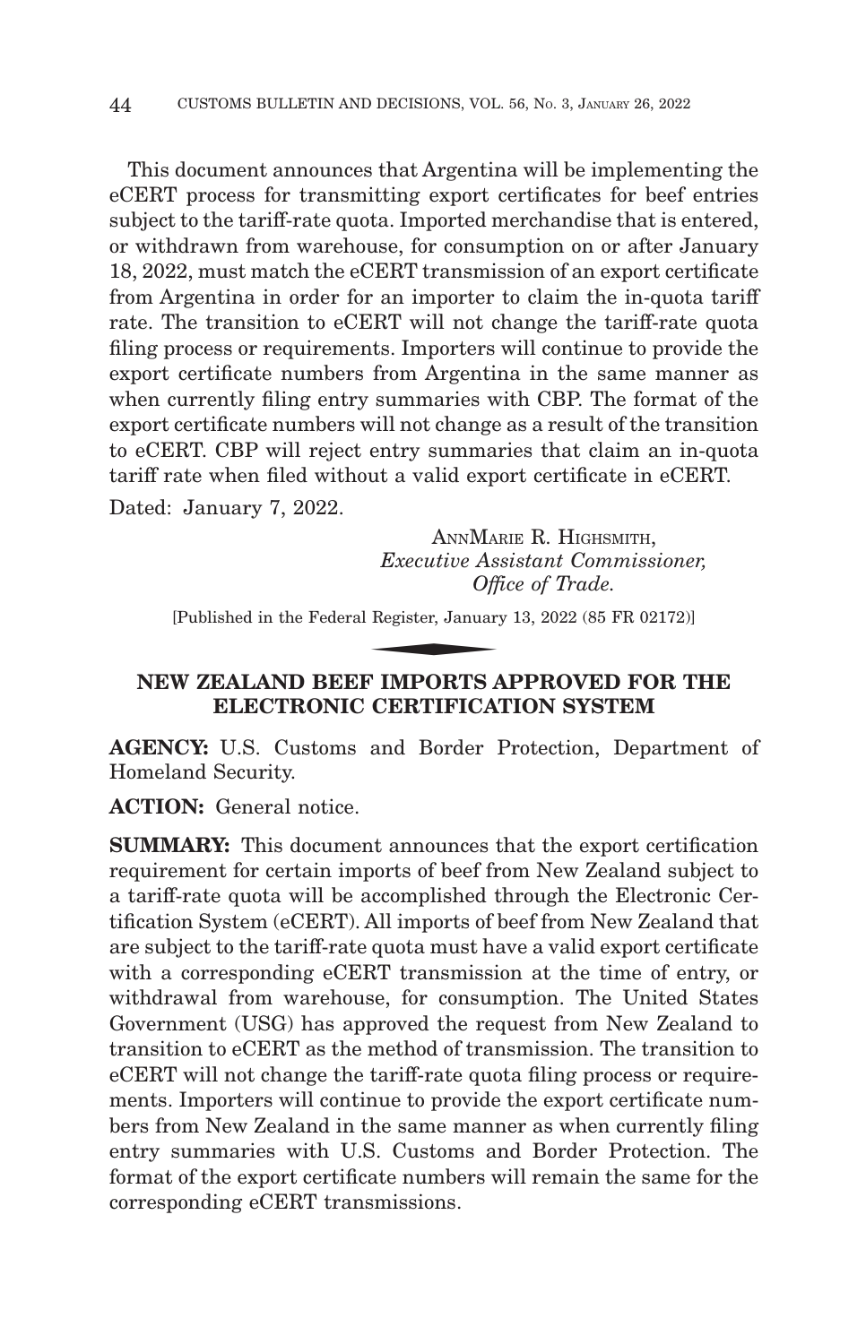This document announces that Argentina will be implementing the eCERT process for transmitting export certificates for beef entries subject to the tariff-rate quota. Imported merchandise that is entered, or withdrawn from warehouse, for consumption on or after January 18, 2022, must match the eCERT transmission of an export certificate from Argentina in order for an importer to claim the in-quota tariff rate. The transition to eCERT will not change the tariff-rate quota filing process or requirements. Importers will continue to provide the export certificate numbers from Argentina in the same manner as when currently filing entry summaries with CBP. The format of the export certificate numbers will not change as a result of the transition to eCERT. CBP will reject entry summaries that claim an in-quota tariff rate when filed without a valid export certificate in eCERT.

Dated: January 7, 2022.

ANNMARIE R. HIGHSMITH,
*Executive Assistant Commissioner,*
*Office of Trade.*

[Published in the Federal Register, January 13, 2022 (85 FR 02172)]

## NEW ZEALAND BEEF IMPORTS APPROVED FOR THE ELECTRONIC CERTIFICATION SYSTEM

**AGENCY:** U.S. Customs and Border Protection, Department of Homeland Security.

**ACTION:** General notice.

**SUMMARY:** This document announces that the export certification requirement for certain imports of beef from New Zealand subject to a tariff-rate quota will be accomplished through the Electronic Certification System (eCERT). All imports of beef from New Zealand that are subject to the tariff-rate quota must have a valid export certificate with a corresponding eCERT transmission at the time of entry, or withdrawal from warehouse, for consumption. The United States Government (USG) has approved the request from New Zealand to transition to eCERT as the method of transmission. The transition to eCERT will not change the tariff-rate quota filing process or requirements. Importers will continue to provide the export certificate numbers from New Zealand in the same manner as when currently filing entry summaries with U.S. Customs and Border Protection. The format of the export certificate numbers will remain the same for the corresponding eCERT transmissions.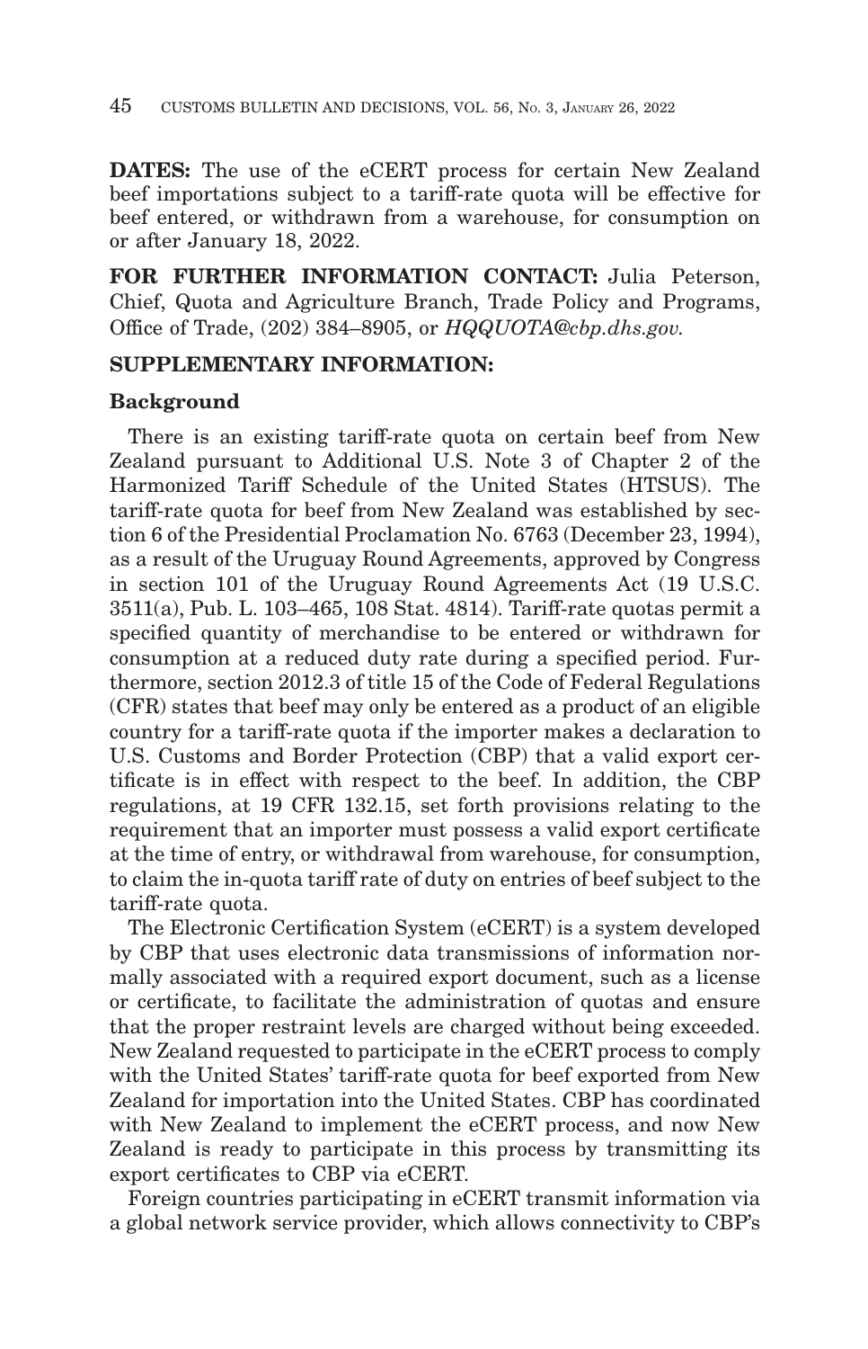**DATES:** The use of the eCERT process for certain New Zealand beef importations subject to a tariff-rate quota will be effective for beef entered, or withdrawn from a warehouse, for consumption on or after January 18, 2022.

**FOR FURTHER INFORMATION CONTACT:** Julia Peterson, Chief, Quota and Agriculture Branch, Trade Policy and Programs, Office of Trade, (202) 384–8905, or *HQQUOTA@cbp.dhs.gov.*

**SUPPLEMENTARY INFORMATION:**

**Background**

There is an existing tariff-rate quota on certain beef from New Zealand pursuant to Additional U.S. Note 3 of Chapter 2 of the Harmonized Tariff Schedule of the United States (HTSUS). The tariff-rate quota for beef from New Zealand was established by section 6 of the Presidential Proclamation No. 6763 (December 23, 1994), as a result of the Uruguay Round Agreements, approved by Congress in section 101 of the Uruguay Round Agreements Act (19 U.S.C. 3511(a), Pub. L. 103–465, 108 Stat. 4814). Tariff-rate quotas permit a specified quantity of merchandise to be entered or withdrawn for consumption at a reduced duty rate during a specified period. Furthermore, section 2012.3 of title 15 of the Code of Federal Regulations (CFR) states that beef may only be entered as a product of an eligible country for a tariff-rate quota if the importer makes a declaration to U.S. Customs and Border Protection (CBP) that a valid export certificate is in effect with respect to the beef. In addition, the CBP regulations, at 19 CFR 132.15, set forth provisions relating to the requirement that an importer must possess a valid export certificate at the time of entry, or withdrawal from warehouse, for consumption, to claim the in-quota tariff rate of duty on entries of beef subject to the tariff-rate quota.

The Electronic Certification System (eCERT) is a system developed by CBP that uses electronic data transmissions of information normally associated with a required export document, such as a license or certificate, to facilitate the administration of quotas and ensure that the proper restraint levels are charged without being exceeded. New Zealand requested to participate in the eCERT process to comply with the United States' tariff-rate quota for beef exported from New Zealand for importation into the United States. CBP has coordinated with New Zealand to implement the eCERT process, and now New Zealand is ready to participate in this process by transmitting its export certificates to CBP via eCERT.

Foreign countries participating in eCERT transmit information via a global network service provider, which allows connectivity to CBP's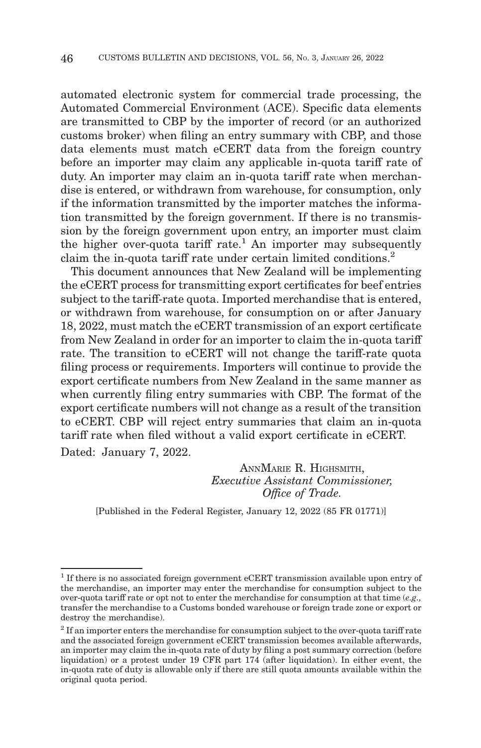automated electronic system for commercial trade processing, the Automated Commercial Environment (ACE). Specific data elements are transmitted to CBP by the importer of record (or an authorized customs broker) when filing an entry summary with CBP, and those data elements must match eCERT data from the foreign country before an importer may claim any applicable in-quota tariff rate of duty. An importer may claim an in-quota tariff rate when merchandise is entered, or withdrawn from warehouse, for consumption, only if the information transmitted by the importer matches the information transmitted by the foreign government. If there is no transmission by the foreign government upon entry, an importer must claim the higher over-quota tariff rate.[1] An importer may subsequently claim the in-quota tariff rate under certain limited conditions.[2]

This document announces that New Zealand will be implementing the eCERT process for transmitting export certificates for beef entries subject to the tariff-rate quota. Imported merchandise that is entered, or withdrawn from warehouse, for consumption on or after January 18, 2022, must match the eCERT transmission of an export certificate from New Zealand in order for an importer to claim the in-quota tariff rate. The transition to eCERT will not change the tariff-rate quota filing process or requirements. Importers will continue to provide the export certificate numbers from New Zealand in the same manner as when currently filing entry summaries with CBP. The format of the export certificate numbers will not change as a result of the transition to eCERT. CBP will reject entry summaries that claim an in-quota tariff rate when filed without a valid export certificate in eCERT.

Dated: January 7, 2022.

ANNMARIE R. HIGHSMITH,
*Executive Assistant Commissioner,*
*Office of Trade.*

[Published in the Federal Register, January 12, 2022 (85 FR 01771)]

---

[1] If there is no associated foreign government eCERT transmission available upon entry of the merchandise, an importer may enter the merchandise for consumption subject to the over-quota tariff rate or opt not to enter the merchandise for consumption at that time (*e.g.,* transfer the merchandise to a Customs bonded warehouse or foreign trade zone or export or destroy the merchandise).

[2] If an importer enters the merchandise for consumption subject to the over-quota tariff rate and the associated foreign government eCERT transmission becomes available afterwards, an importer may claim the in-quota rate of duty by filing a post summary correction (before liquidation) or a protest under 19 CFR part 174 (after liquidation). In either event, the in-quota rate of duty is allowable only if there are still quota amounts available within the original quota period.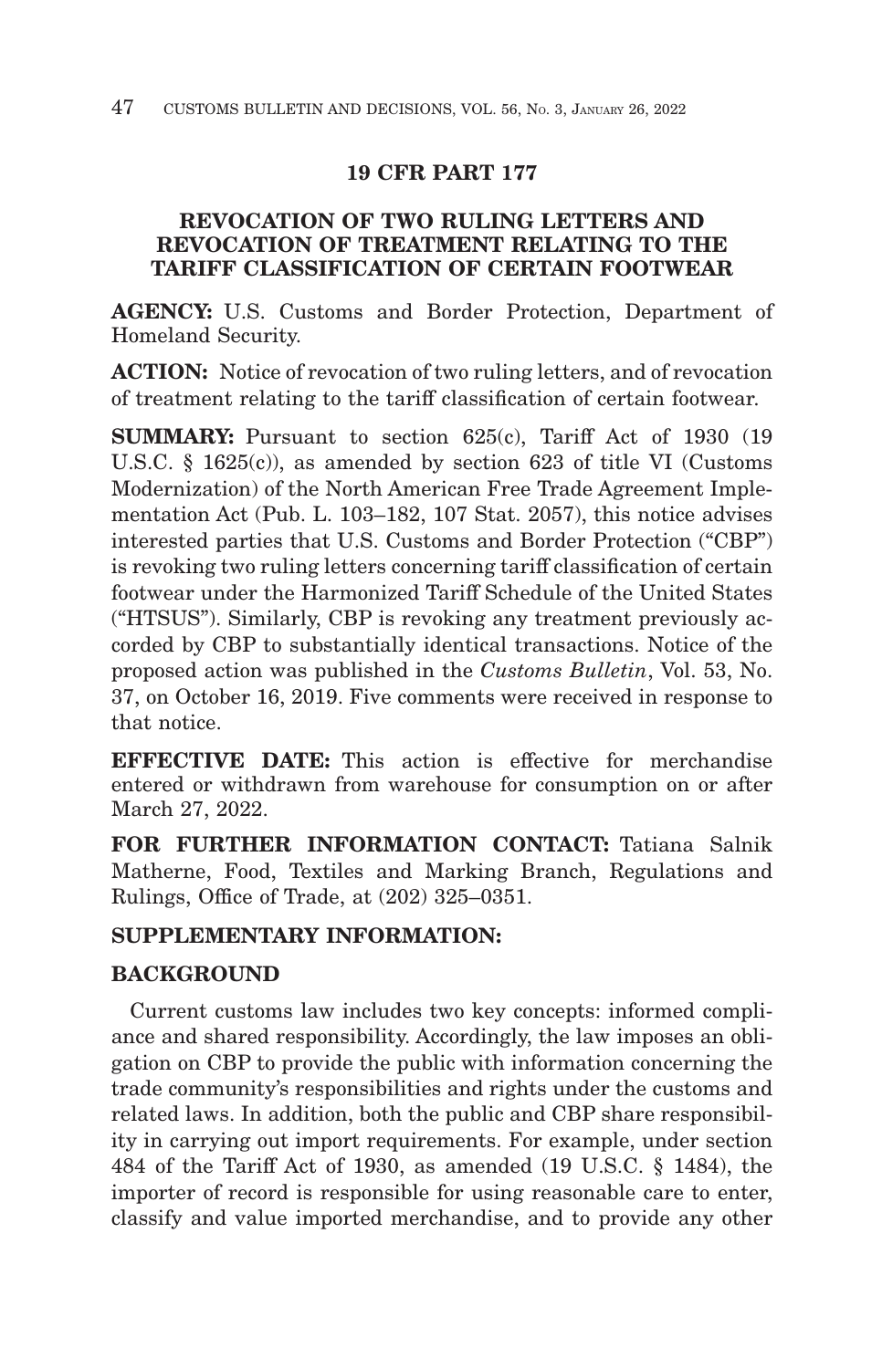## 19 CFR PART 177

## REVOCATION OF TWO RULING LETTERS AND REVOCATION OF TREATMENT RELATING TO THE TARIFF CLASSIFICATION OF CERTAIN FOOTWEAR

**AGENCY:** U.S. Customs and Border Protection, Department of Homeland Security.

**ACTION:** Notice of revocation of two ruling letters, and of revocation of treatment relating to the tariff classification of certain footwear.

**SUMMARY:** Pursuant to section 625(c), Tariff Act of 1930 (19 U.S.C. § 1625(c)), as amended by section 623 of title VI (Customs Modernization) of the North American Free Trade Agreement Implementation Act (Pub. L. 103–182, 107 Stat. 2057), this notice advises interested parties that U.S. Customs and Border Protection ("CBP") is revoking two ruling letters concerning tariff classification of certain footwear under the Harmonized Tariff Schedule of the United States ("HTSUS"). Similarly, CBP is revoking any treatment previously accorded by CBP to substantially identical transactions. Notice of the proposed action was published in the *Customs Bulletin*, Vol. 53, No. 37, on October 16, 2019. Five comments were received in response to that notice.

**EFFECTIVE DATE:** This action is effective for merchandise entered or withdrawn from warehouse for consumption on or after March 27, 2022.

**FOR FURTHER INFORMATION CONTACT:** Tatiana Salnik Matherne, Food, Textiles and Marking Branch, Regulations and Rulings, Office of Trade, at (202) 325–0351.

**SUPPLEMENTARY INFORMATION:**

**BACKGROUND**

Current customs law includes two key concepts: informed compliance and shared responsibility. Accordingly, the law imposes an obligation on CBP to provide the public with information concerning the trade community's responsibilities and rights under the customs and related laws. In addition, both the public and CBP share responsibility in carrying out import requirements. For example, under section 484 of the Tariff Act of 1930, as amended (19 U.S.C. § 1484), the importer of record is responsible for using reasonable care to enter, classify and value imported merchandise, and to provide any other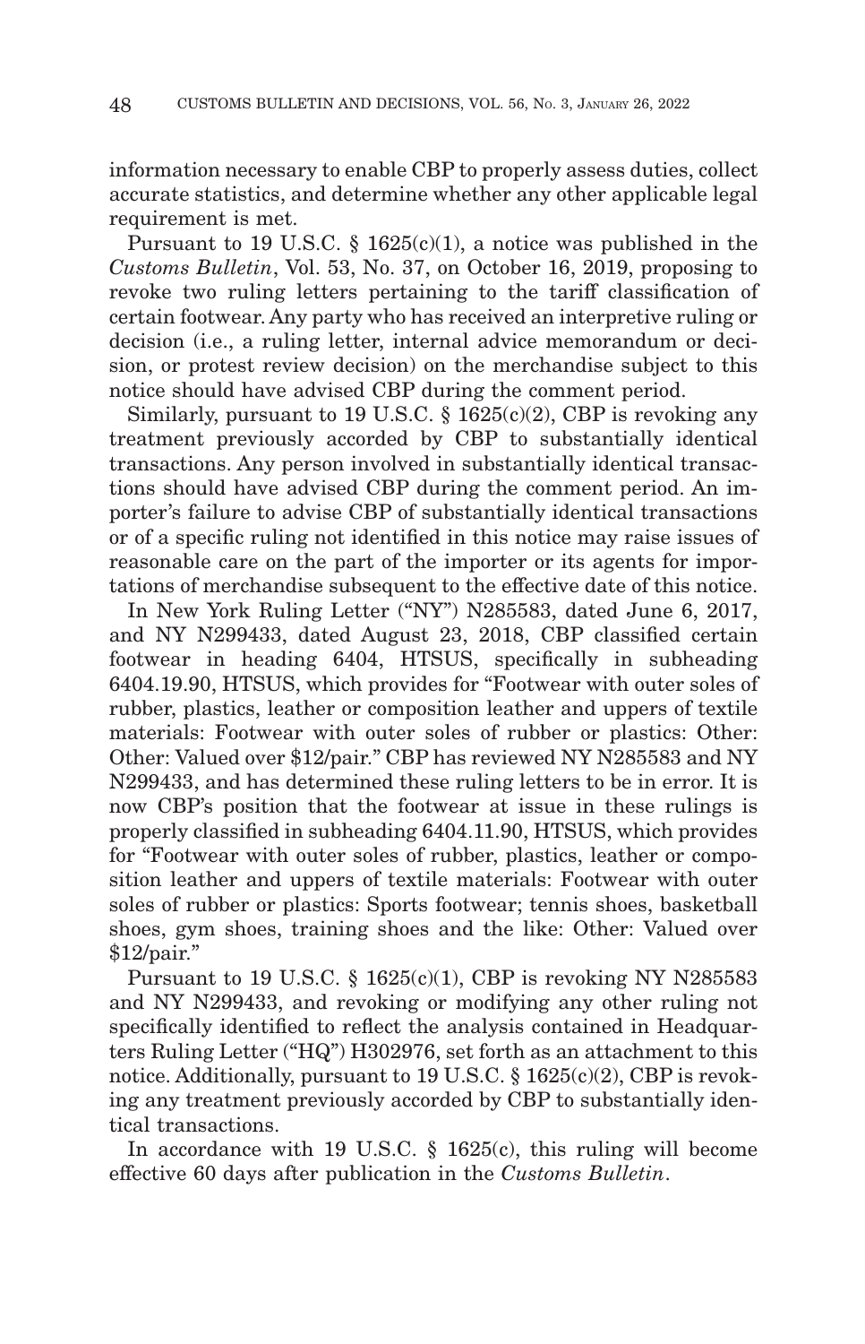information necessary to enable CBP to properly assess duties, collect accurate statistics, and determine whether any other applicable legal requirement is met.

Pursuant to 19 U.S.C. § 1625(c)(1), a notice was published in the *Customs Bulletin*, Vol. 53, No. 37, on October 16, 2019, proposing to revoke two ruling letters pertaining to the tariff classification of certain footwear. Any party who has received an interpretive ruling or decision (i.e., a ruling letter, internal advice memorandum or decision, or protest review decision) on the merchandise subject to this notice should have advised CBP during the comment period.

Similarly, pursuant to 19 U.S.C. § 1625(c)(2), CBP is revoking any treatment previously accorded by CBP to substantially identical transactions. Any person involved in substantially identical transactions should have advised CBP during the comment period. An importer's failure to advise CBP of substantially identical transactions or of a specific ruling not identified in this notice may raise issues of reasonable care on the part of the importer or its agents for importations of merchandise subsequent to the effective date of this notice.

In New York Ruling Letter ("NY") N285583, dated June 6, 2017, and NY N299433, dated August 23, 2018, CBP classified certain footwear in heading 6404, HTSUS, specifically in subheading 6404.19.90, HTSUS, which provides for "Footwear with outer soles of rubber, plastics, leather or composition leather and uppers of textile materials: Footwear with outer soles of rubber or plastics: Other: Other: Valued over $12/pair." CBP has reviewed NY N285583 and NY N299433, and has determined these ruling letters to be in error. It is now CBP's position that the footwear at issue in these rulings is properly classified in subheading 6404.11.90, HTSUS, which provides for "Footwear with outer soles of rubber, plastics, leather or composition leather and uppers of textile materials: Footwear with outer soles of rubber or plastics: Sports footwear; tennis shoes, basketball shoes, gym shoes, training shoes and the like: Other: Valued over $12/pair."

Pursuant to 19 U.S.C. § 1625(c)(1), CBP is revoking NY N285583 and NY N299433, and revoking or modifying any other ruling not specifically identified to reflect the analysis contained in Headquarters Ruling Letter ("HQ") H302976, set forth as an attachment to this notice. Additionally, pursuant to 19 U.S.C. § 1625(c)(2), CBP is revoking any treatment previously accorded by CBP to substantially identical transactions.

In accordance with 19 U.S.C. § 1625(c), this ruling will become effective 60 days after publication in the *Customs Bulletin*.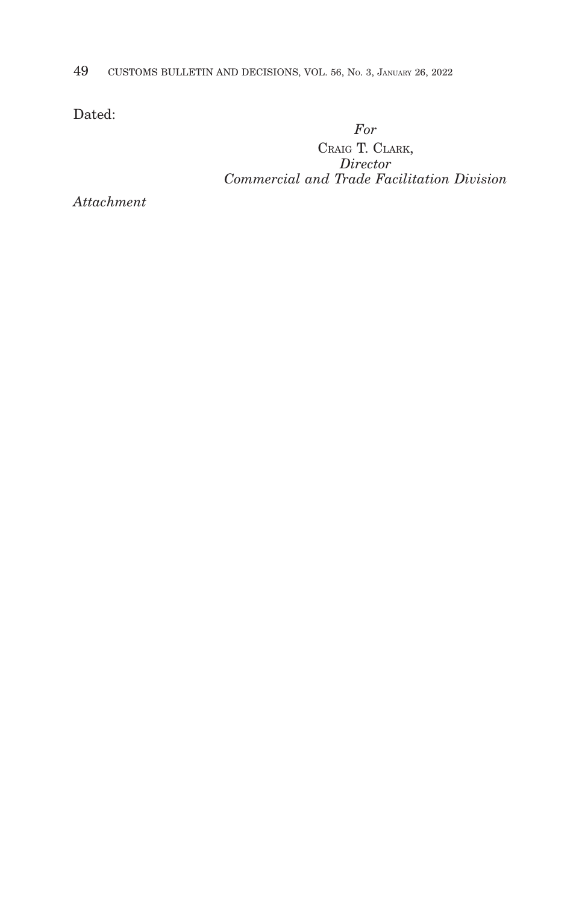Dated:

*For*
CRAIG T. CLARK,
*Director*
*Commercial and Trade Facilitation Division*

*Attachment*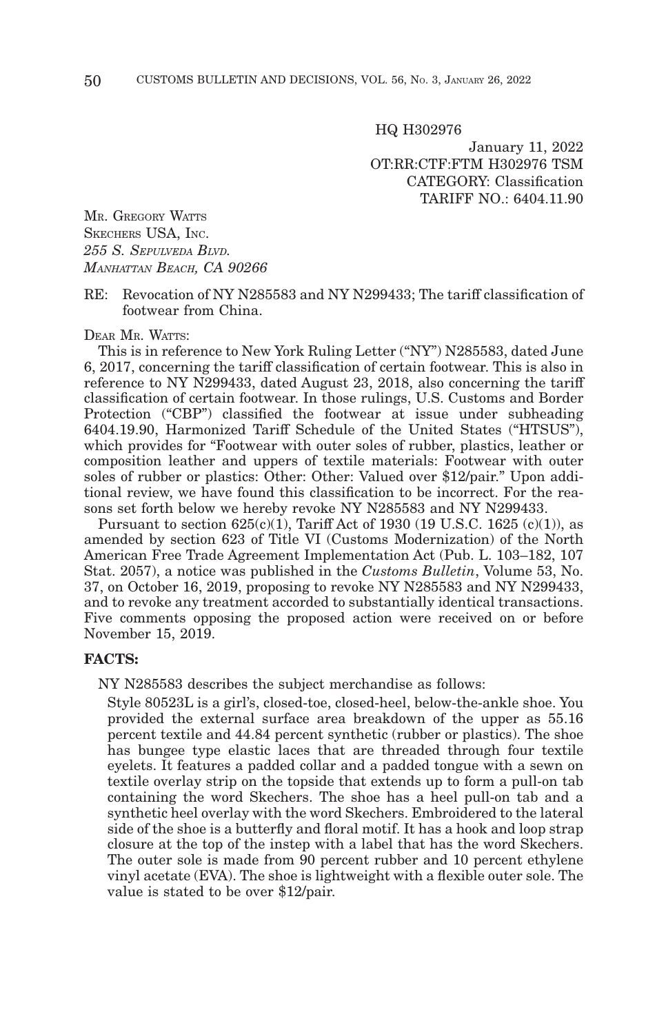HQ H302976

January 11, 2022

OT:RR:CTF:FTM H302976 TSM

CATEGORY: Classification

TARIFF NO.: 6404.11.90

MR. GREGORY WATTS
SKECHERS USA, INC.
*255 S. SEPULVEDA BLVD.*
*MANHATTAN BEACH, CA 90266*

RE: Revocation of NY N285583 and NY N299433; The tariff classification of footwear from China.

DEAR MR. WATTS:

This is in reference to New York Ruling Letter ("NY") N285583, dated June 6, 2017, concerning the tariff classification of certain footwear. This is also in reference to NY N299433, dated August 23, 2018, also concerning the tariff classification of certain footwear. In those rulings, U.S. Customs and Border Protection ("CBP") classified the footwear at issue under subheading 6404.19.90, Harmonized Tariff Schedule of the United States ("HTSUS"), which provides for "Footwear with outer soles of rubber, plastics, leather or composition leather and uppers of textile materials: Footwear with outer soles of rubber or plastics: Other: Other: Valued over $12/pair." Upon additional review, we have found this classification to be incorrect. For the reasons set forth below we hereby revoke NY N285583 and NY N299433.

Pursuant to section 625(c)(1), Tariff Act of 1930 (19 U.S.C. 1625 (c)(1)), as amended by section 623 of Title VI (Customs Modernization) of the North American Free Trade Agreement Implementation Act (Pub. L. 103–182, 107 Stat. 2057), a notice was published in the *Customs Bulletin*, Volume 53, No. 37, on October 16, 2019, proposing to revoke NY N285583 and NY N299433, and to revoke any treatment accorded to substantially identical transactions. Five comments opposing the proposed action were received on or before November 15, 2019.

**FACTS:**

NY N285583 describes the subject merchandise as follows:

> Style 80523L is a girl's, closed-toe, closed-heel, below-the-ankle shoe. You provided the external surface area breakdown of the upper as 55.16 percent textile and 44.84 percent synthetic (rubber or plastics). The shoe has bungee type elastic laces that are threaded through four textile eyelets. It features a padded collar and a padded tongue with a sewn on textile overlay strip on the topside that extends up to form a pull-on tab containing the word Skechers. The shoe has a heel pull-on tab and a synthetic heel overlay with the word Skechers. Embroidered to the lateral side of the shoe is a butterfly and floral motif. It has a hook and loop strap closure at the top of the instep with a label that has the word Skechers. The outer sole is made from 90 percent rubber and 10 percent ethylene vinyl acetate (EVA). The shoe is lightweight with a flexible outer sole. The value is stated to be over $12/pair.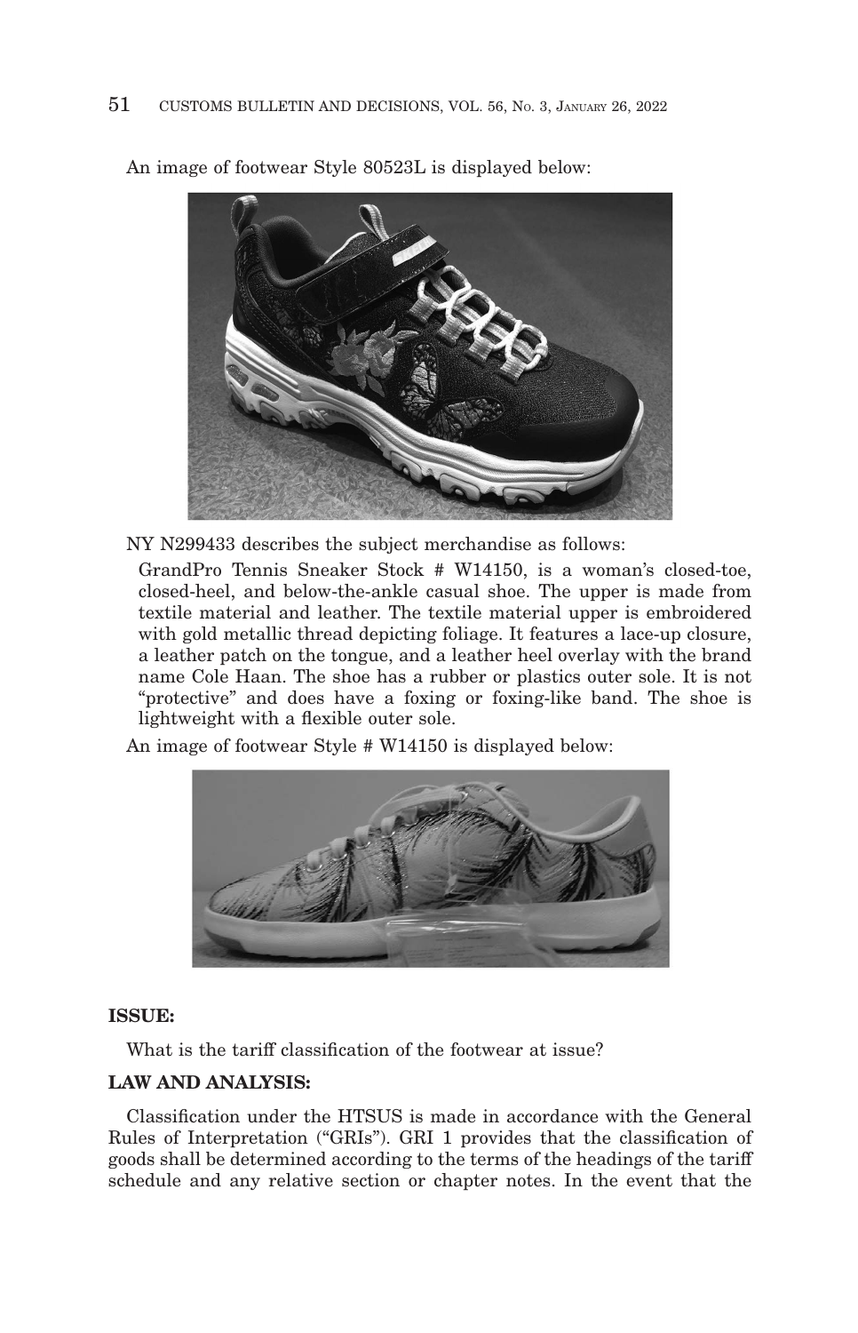An image of footwear Style 80523L is displayed below:

NY N299433 describes the subject merchandise as follows:

> GrandPro Tennis Sneaker Stock # W14150, is a woman's closed-toe, closed-heel, and below-the-ankle casual shoe. The upper is made from textile material and leather. The textile material upper is embroidered with gold metallic thread depicting foliage. It features a lace-up closure, a leather patch on the tongue, and a leather heel overlay with the brand name Cole Haan. The shoe has a rubber or plastics outer sole. It is not "protective" and does have a foxing or foxing-like band. The shoe is lightweight with a flexible outer sole.

An image of footwear Style # W14150 is displayed below:

**ISSUE:**

What is the tariff classification of the footwear at issue?

**LAW AND ANALYSIS:**

Classification under the HTSUS is made in accordance with the General Rules of Interpretation ("GRIs"). GRI 1 provides that the classification of goods shall be determined according to the terms of the headings of the tariff schedule and any relative section or chapter notes. In the event that the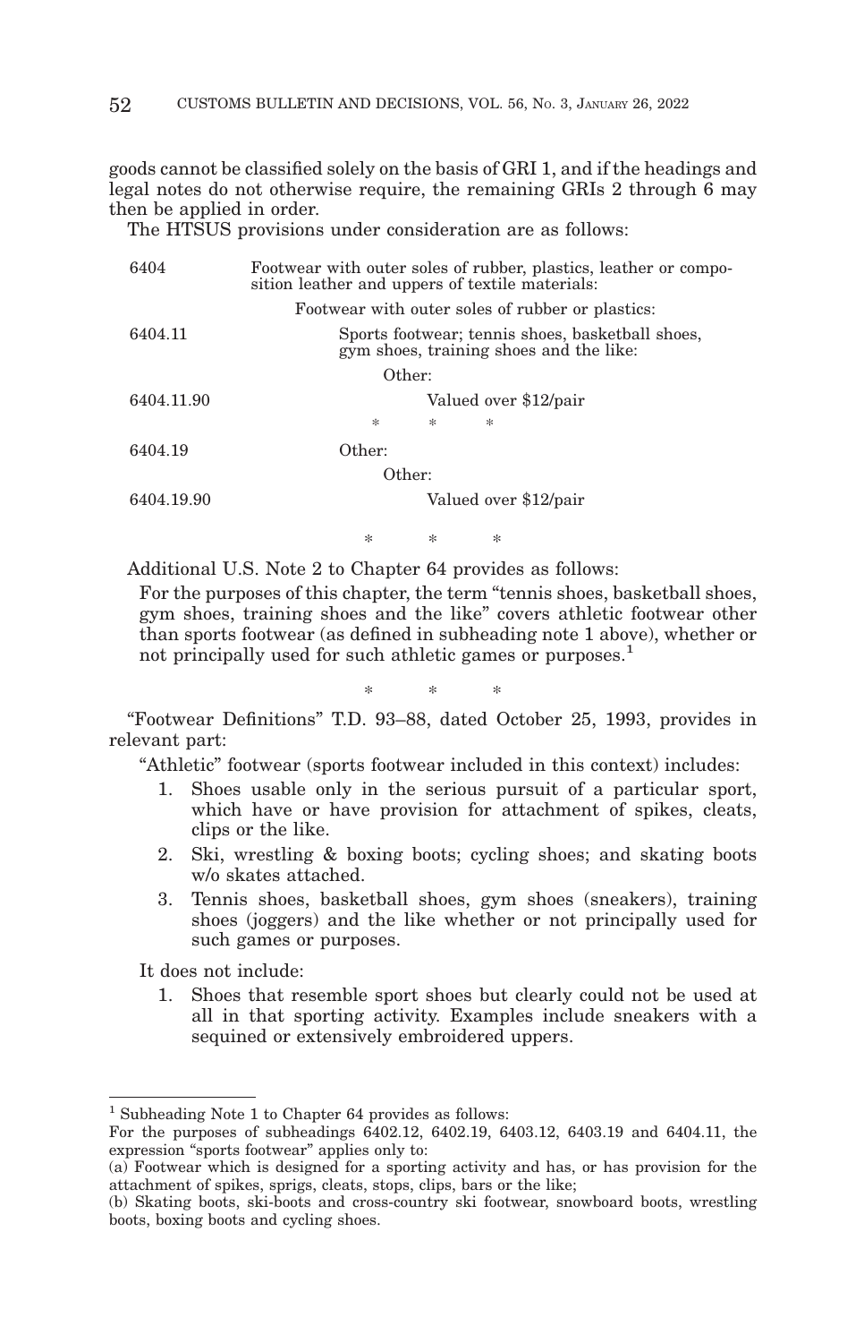goods cannot be classified solely on the basis of GRI 1, and if the headings and legal notes do not otherwise require, the remaining GRIs 2 through 6 may then be applied in order.

The HTSUS provisions under consideration are as follows:

| | |
|---|---|
| 6404 | Footwear with outer soles of rubber, plastics, leather or composition leather and uppers of textile materials: |
| | Footwear with outer soles of rubber or plastics: |
| 6404.11 | Sports footwear; tennis shoes, basketball shoes, gym shoes, training shoes and the like: |
| | Other: |
| 6404.11.90 | Valued over $12/pair |
| | * * * |
| 6404.19 | Other: |
| | Other: |
| 6404.19.90 | Valued over $12/pair |

\* \* \*

Additional U.S. Note 2 to Chapter 64 provides as follows:

> For the purposes of this chapter, the term "tennis shoes, basketball shoes, gym shoes, training shoes and the like" covers athletic footwear other than sports footwear (as defined in subheading note 1 above), whether or not principally used for such athletic games or purposes.[1]

\* \* \*

"Footwear Definitions" T.D. 93–88, dated October 25, 1993, provides in relevant part:

"Athletic" footwear (sports footwear included in this context) includes:

1. Shoes usable only in the serious pursuit of a particular sport, which have or have provision for attachment of spikes, cleats, clips or the like.
2. Ski, wrestling & boxing boots; cycling shoes; and skating boots w/o skates attached.
3. Tennis shoes, basketball shoes, gym shoes (sneakers), training shoes (joggers) and the like whether or not principally used for such games or purposes.

It does not include:

1. Shoes that resemble sport shoes but clearly could not be used at all in that sporting activity. Examples include sneakers with a sequined or extensively embroidered uppers.

---

[1] Subheading Note 1 to Chapter 64 provides as follows:
For the purposes of subheadings 6402.12, 6402.19, 6403.12, 6403.19 and 6404.11, the expression "sports footwear" applies only to:
(a) Footwear which is designed for a sporting activity and has, or has provision for the attachment of spikes, sprigs, cleats, stops, clips, bars or the like;
(b) Skating boots, ski-boots and cross-country ski footwear, snowboard boots, wrestling boots, boxing boots and cycling shoes.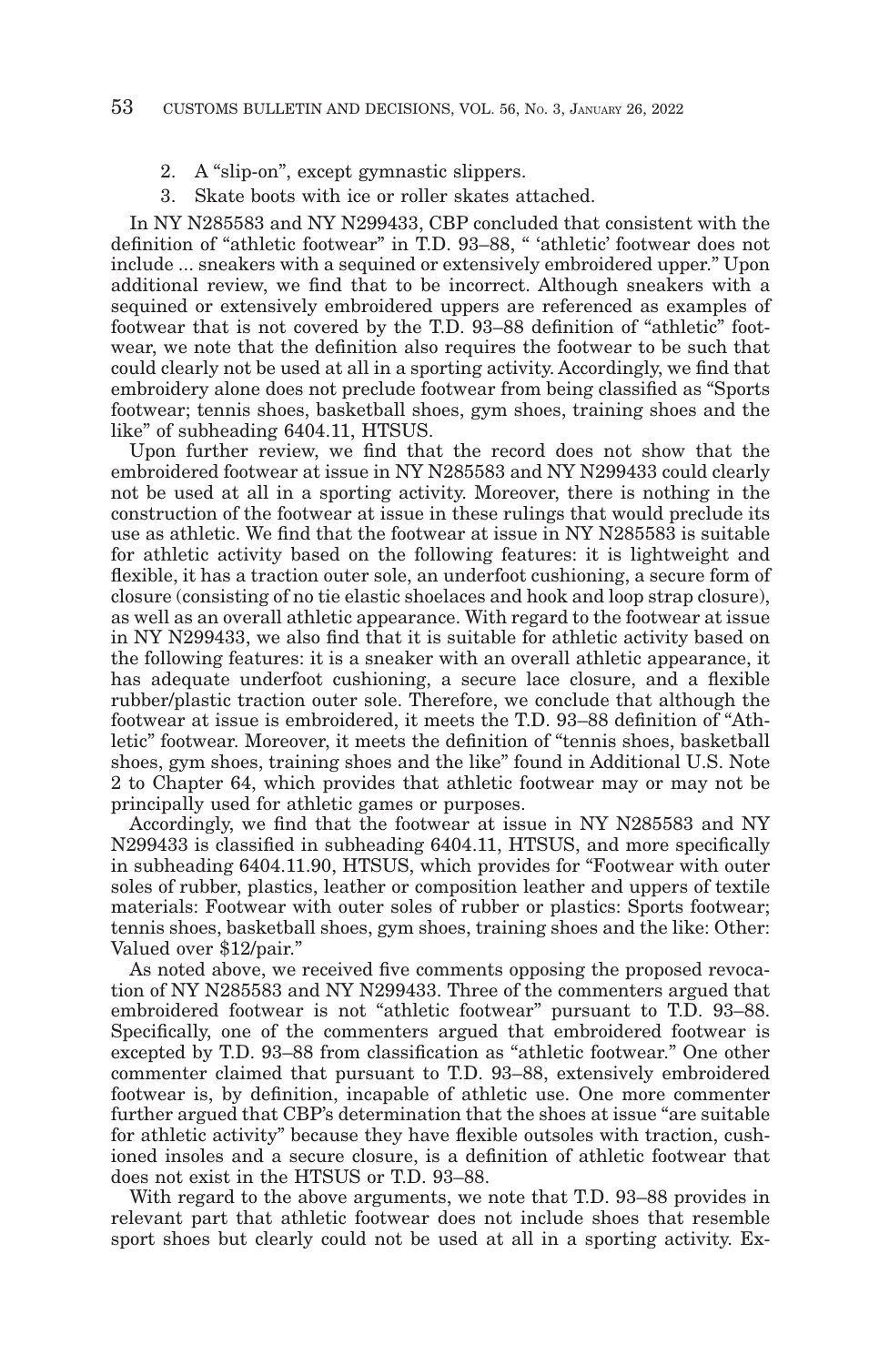2. A "slip-on", except gymnastic slippers.
3. Skate boots with ice or roller skates attached.

In NY N285583 and NY N299433, CBP concluded that consistent with the definition of "athletic footwear" in T.D. 93–88, " 'athletic' footwear does not include ... sneakers with a sequined or extensively embroidered upper." Upon additional review, we find that to be incorrect. Although sneakers with a sequined or extensively embroidered uppers are referenced as examples of footwear that is not covered by the T.D. 93–88 definition of "athletic" footwear, we note that the definition also requires the footwear to be such that could clearly not be used at all in a sporting activity. Accordingly, we find that embroidery alone does not preclude footwear from being classified as "Sports footwear; tennis shoes, basketball shoes, gym shoes, training shoes and the like" of subheading 6404.11, HTSUS.

Upon further review, we find that the record does not show that the embroidered footwear at issue in NY N285583 and NY N299433 could clearly not be used at all in a sporting activity. Moreover, there is nothing in the construction of the footwear at issue in these rulings that would preclude its use as athletic. We find that the footwear at issue in NY N285583 is suitable for athletic activity based on the following features: it is lightweight and flexible, it has a traction outer sole, an underfoot cushioning, a secure form of closure (consisting of no tie elastic shoelaces and hook and loop strap closure), as well as an overall athletic appearance. With regard to the footwear at issue in NY N299433, we also find that it is suitable for athletic activity based on the following features: it is a sneaker with an overall athletic appearance, it has adequate underfoot cushioning, a secure lace closure, and a flexible rubber/plastic traction outer sole. Therefore, we conclude that although the footwear at issue is embroidered, it meets the T.D. 93–88 definition of "Athletic" footwear. Moreover, it meets the definition of "tennis shoes, basketball shoes, gym shoes, training shoes and the like" found in Additional U.S. Note 2 to Chapter 64, which provides that athletic footwear may or may not be principally used for athletic games or purposes.

Accordingly, we find that the footwear at issue in NY N285583 and NY N299433 is classified in subheading 6404.11, HTSUS, and more specifically in subheading 6404.11.90, HTSUS, which provides for "Footwear with outer soles of rubber, plastics, leather or composition leather and uppers of textile materials: Footwear with outer soles of rubber or plastics: Sports footwear; tennis shoes, basketball shoes, gym shoes, training shoes and the like: Other: Valued over $12/pair."

As noted above, we received five comments opposing the proposed revocation of NY N285583 and NY N299433. Three of the commenters argued that embroidered footwear is not "athletic footwear" pursuant to T.D. 93–88. Specifically, one of the commenters argued that embroidered footwear is excepted by T.D. 93–88 from classification as "athletic footwear." One other commenter claimed that pursuant to T.D. 93–88, extensively embroidered footwear is, by definition, incapable of athletic use. One more commenter further argued that CBP's determination that the shoes at issue "are suitable for athletic activity" because they have flexible outsoles with traction, cushioned insoles and a secure closure, is a definition of athletic footwear that does not exist in the HTSUS or T.D. 93–88.

With regard to the above arguments, we note that T.D. 93–88 provides in relevant part that athletic footwear does not include shoes that resemble sport shoes but clearly could not be used at all in a sporting activity. Ex-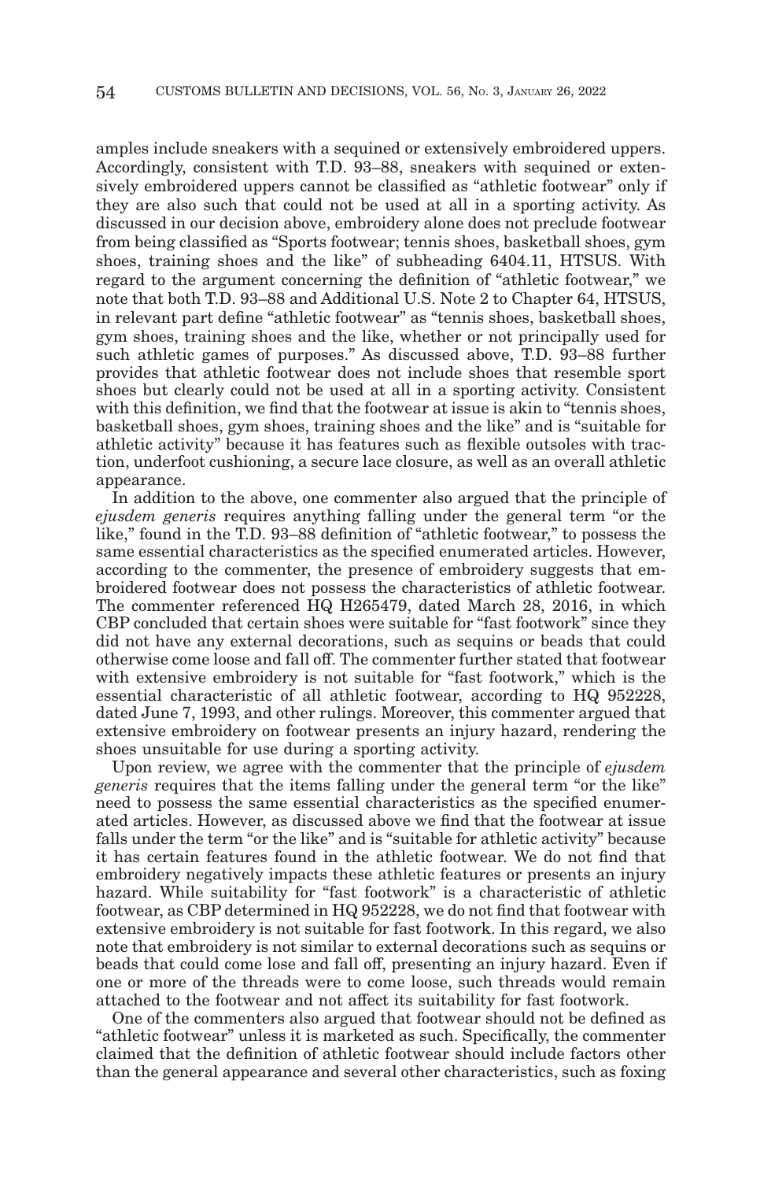amples include sneakers with a sequined or extensively embroidered uppers. Accordingly, consistent with T.D. 93–88, sneakers with sequined or extensively embroidered uppers cannot be classified as "athletic footwear" only if they are also such that could not be used at all in a sporting activity. As discussed in our decision above, embroidery alone does not preclude footwear from being classified as "Sports footwear; tennis shoes, basketball shoes, gym shoes, training shoes and the like" of subheading 6404.11, HTSUS. With regard to the argument concerning the definition of "athletic footwear," we note that both T.D. 93–88 and Additional U.S. Note 2 to Chapter 64, HTSUS, in relevant part define "athletic footwear" as "tennis shoes, basketball shoes, gym shoes, training shoes and the like, whether or not principally used for such athletic games of purposes." As discussed above, T.D. 93–88 further provides that athletic footwear does not include shoes that resemble sport shoes but clearly could not be used at all in a sporting activity. Consistent with this definition, we find that the footwear at issue is akin to "tennis shoes, basketball shoes, gym shoes, training shoes and the like" and is "suitable for athletic activity" because it has features such as flexible outsoles with traction, underfoot cushioning, a secure lace closure, as well as an overall athletic appearance.

In addition to the above, one commenter also argued that the principle of *ejusdem generis* requires anything falling under the general term "or the like," found in the T.D. 93–88 definition of "athletic footwear," to possess the same essential characteristics as the specified enumerated articles. However, according to the commenter, the presence of embroidery suggests that embroidered footwear does not possess the characteristics of athletic footwear. The commenter referenced HQ H265479, dated March 28, 2016, in which CBP concluded that certain shoes were suitable for "fast footwork" since they did not have any external decorations, such as sequins or beads that could otherwise come loose and fall off. The commenter further stated that footwear with extensive embroidery is not suitable for "fast footwork," which is the essential characteristic of all athletic footwear, according to HQ 952228, dated June 7, 1993, and other rulings. Moreover, this commenter argued that extensive embroidery on footwear presents an injury hazard, rendering the shoes unsuitable for use during a sporting activity.

Upon review, we agree with the commenter that the principle of *ejusdem generis* requires that the items falling under the general term "or the like" need to possess the same essential characteristics as the specified enumerated articles. However, as discussed above we find that the footwear at issue falls under the term "or the like" and is "suitable for athletic activity" because it has certain features found in the athletic footwear. We do not find that embroidery negatively impacts these athletic features or presents an injury hazard. While suitability for "fast footwork" is a characteristic of athletic footwear, as CBP determined in HQ 952228, we do not find that footwear with extensive embroidery is not suitable for fast footwork. In this regard, we also note that embroidery is not similar to external decorations such as sequins or beads that could come lose and fall off, presenting an injury hazard. Even if one or more of the threads were to come loose, such threads would remain attached to the footwear and not affect its suitability for fast footwork.

One of the commenters also argued that footwear should not be defined as "athletic footwear" unless it is marketed as such. Specifically, the commenter claimed that the definition of athletic footwear should include factors other than the general appearance and several other characteristics, such as foxing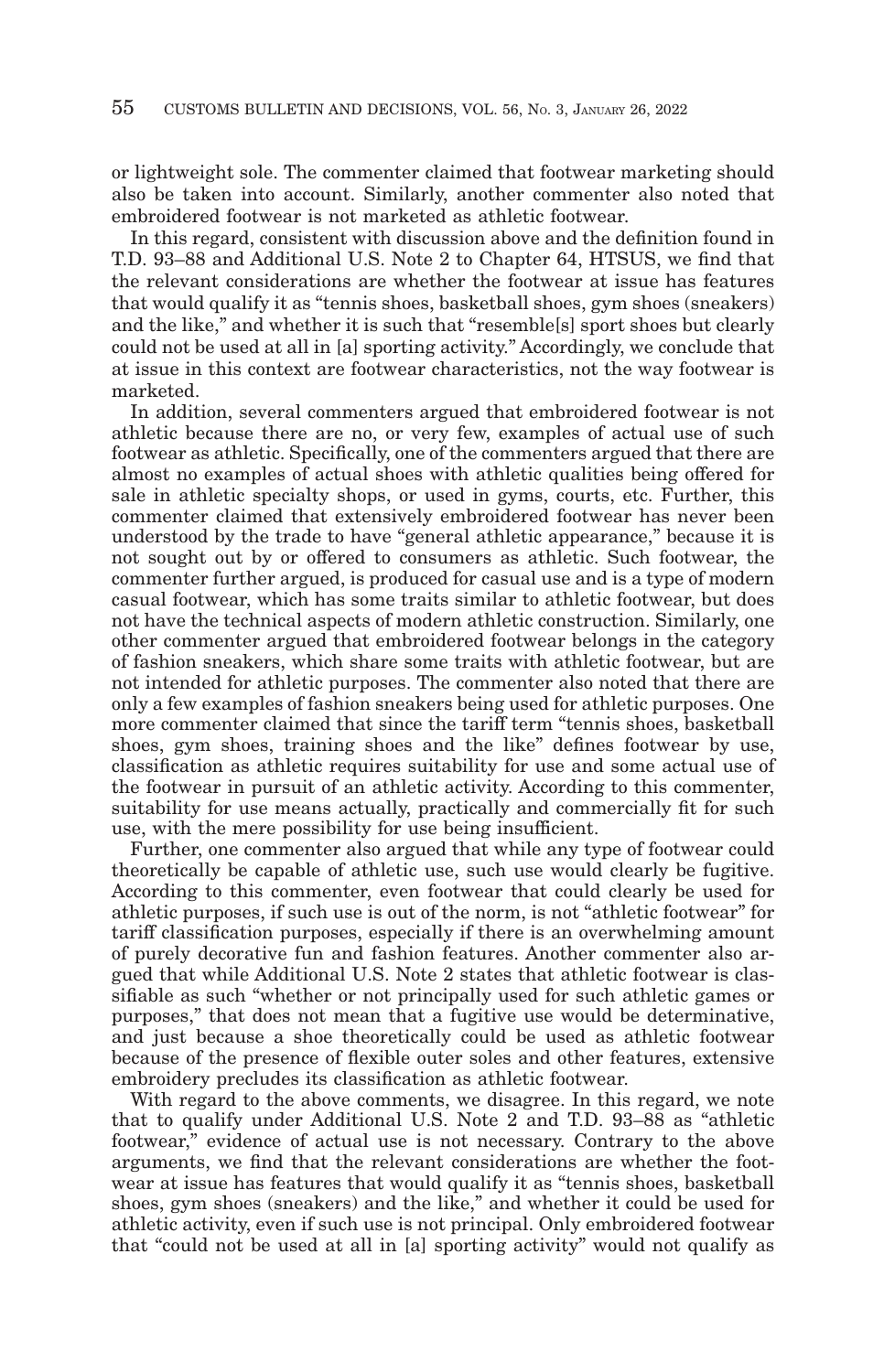or lightweight sole. The commenter claimed that footwear marketing should also be taken into account. Similarly, another commenter also noted that embroidered footwear is not marketed as athletic footwear.

In this regard, consistent with discussion above and the definition found in T.D. 93–88 and Additional U.S. Note 2 to Chapter 64, HTSUS, we find that the relevant considerations are whether the footwear at issue has features that would qualify it as "tennis shoes, basketball shoes, gym shoes (sneakers) and the like," and whether it is such that "resemble[s] sport shoes but clearly could not be used at all in [a] sporting activity." Accordingly, we conclude that at issue in this context are footwear characteristics, not the way footwear is marketed.

In addition, several commenters argued that embroidered footwear is not athletic because there are no, or very few, examples of actual use of such footwear as athletic. Specifically, one of the commenters argued that there are almost no examples of actual shoes with athletic qualities being offered for sale in athletic specialty shops, or used in gyms, courts, etc. Further, this commenter claimed that extensively embroidered footwear has never been understood by the trade to have "general athletic appearance," because it is not sought out by or offered to consumers as athletic. Such footwear, the commenter further argued, is produced for casual use and is a type of modern casual footwear, which has some traits similar to athletic footwear, but does not have the technical aspects of modern athletic construction. Similarly, one other commenter argued that embroidered footwear belongs in the category of fashion sneakers, which share some traits with athletic footwear, but are not intended for athletic purposes. The commenter also noted that there are only a few examples of fashion sneakers being used for athletic purposes. One more commenter claimed that since the tariff term "tennis shoes, basketball shoes, gym shoes, training shoes and the like" defines footwear by use, classification as athletic requires suitability for use and some actual use of the footwear in pursuit of an athletic activity. According to this commenter, suitability for use means actually, practically and commercially fit for such use, with the mere possibility for use being insufficient.

Further, one commenter also argued that while any type of footwear could theoretically be capable of athletic use, such use would clearly be fugitive. According to this commenter, even footwear that could clearly be used for athletic purposes, if such use is out of the norm, is not "athletic footwear" for tariff classification purposes, especially if there is an overwhelming amount of purely decorative fun and fashion features. Another commenter also argued that while Additional U.S. Note 2 states that athletic footwear is classifiable as such "whether or not principally used for such athletic games or purposes," that does not mean that a fugitive use would be determinative, and just because a shoe theoretically could be used as athletic footwear because of the presence of flexible outer soles and other features, extensive embroidery precludes its classification as athletic footwear.

With regard to the above comments, we disagree. In this regard, we note that to qualify under Additional U.S. Note 2 and T.D. 93–88 as "athletic footwear," evidence of actual use is not necessary. Contrary to the above arguments, we find that the relevant considerations are whether the footwear at issue has features that would qualify it as "tennis shoes, basketball shoes, gym shoes (sneakers) and the like," and whether it could be used for athletic activity, even if such use is not principal. Only embroidered footwear that "could not be used at all in [a] sporting activity" would not qualify as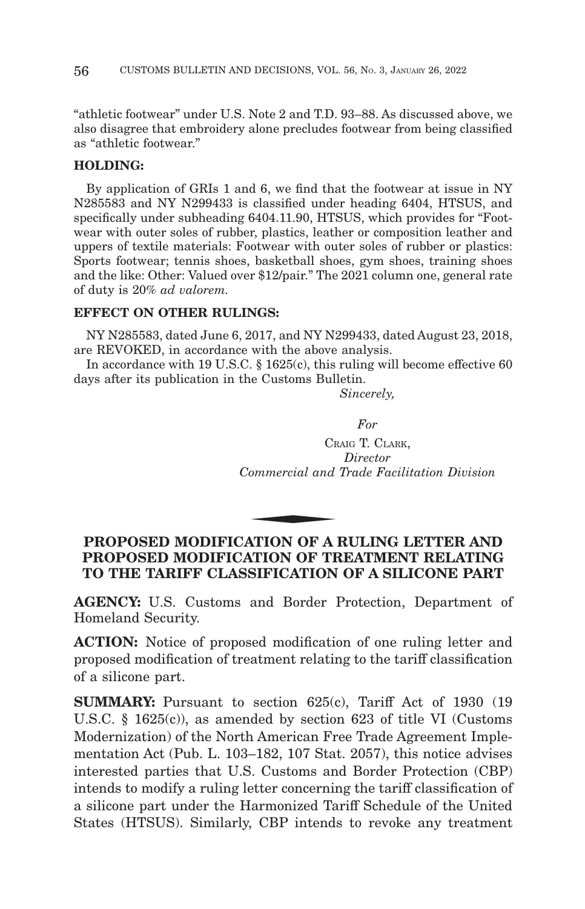"athletic footwear" under U.S. Note 2 and T.D. 93–88. As discussed above, we also disagree that embroidery alone precludes footwear from being classified as "athletic footwear."

**HOLDING:**

By application of GRIs 1 and 6, we find that the footwear at issue in NY N285583 and NY N299433 is classified under heading 6404, HTSUS, and specifically under subheading 6404.11.90, HTSUS, which provides for "Footwear with outer soles of rubber, plastics, leather or composition leather and uppers of textile materials: Footwear with outer soles of rubber or plastics: Sports footwear; tennis shoes, basketball shoes, gym shoes, training shoes and the like: Other: Valued over $12/pair." The 2021 column one, general rate of duty is 20% *ad valorem.*

**EFFECT ON OTHER RULINGS:**

NY N285583, dated June 6, 2017, and NY N299433, dated August 23, 2018, are REVOKED, in accordance with the above analysis.

In accordance with 19 U.S.C. § 1625(c), this ruling will become effective 60 days after its publication in the Customs Bulletin.

*Sincerely,*

*For*

CRAIG T. CLARK,
*Director*
*Commercial and Trade Facilitation Division*

## PROPOSED MODIFICATION OF A RULING LETTER AND PROPOSED MODIFICATION OF TREATMENT RELATING TO THE TARIFF CLASSIFICATION OF A SILICONE PART

**AGENCY:** U.S. Customs and Border Protection, Department of Homeland Security.

**ACTION:** Notice of proposed modification of one ruling letter and proposed modification of treatment relating to the tariff classification of a silicone part.

**SUMMARY:** Pursuant to section 625(c), Tariff Act of 1930 (19 U.S.C. § 1625(c)), as amended by section 623 of title VI (Customs Modernization) of the North American Free Trade Agreement Implementation Act (Pub. L. 103–182, 107 Stat. 2057), this notice advises interested parties that U.S. Customs and Border Protection (CBP) intends to modify a ruling letter concerning the tariff classification of a silicone part under the Harmonized Tariff Schedule of the United States (HTSUS). Similarly, CBP intends to revoke any treatment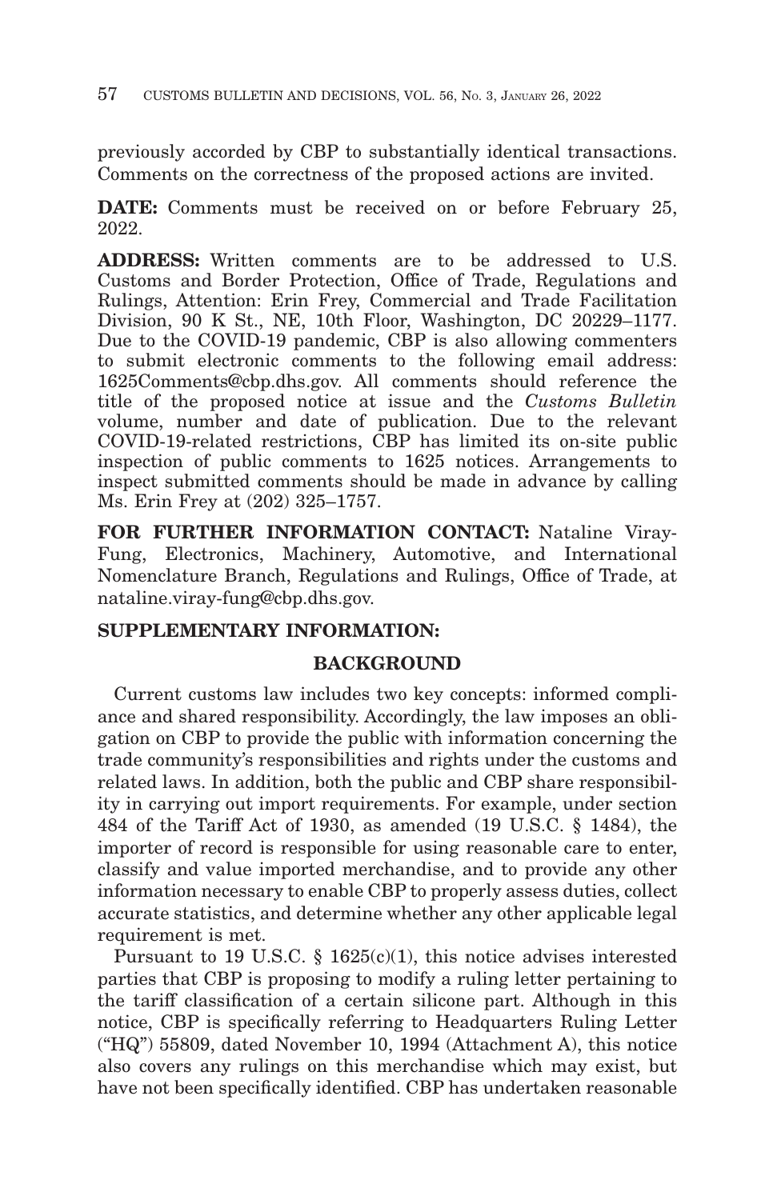previously accorded by CBP to substantially identical transactions. Comments on the correctness of the proposed actions are invited.

**DATE:** Comments must be received on or before February 25, 2022.

**ADDRESS:** Written comments are to be addressed to U.S. Customs and Border Protection, Office of Trade, Regulations and Rulings, Attention: Erin Frey, Commercial and Trade Facilitation Division, 90 K St., NE, 10th Floor, Washington, DC 20229–1177. Due to the COVID-19 pandemic, CBP is also allowing commenters to submit electronic comments to the following email address: 1625Comments@cbp.dhs.gov. All comments should reference the title of the proposed notice at issue and the *Customs Bulletin* volume, number and date of publication. Due to the relevant COVID-19-related restrictions, CBP has limited its on-site public inspection of public comments to 1625 notices. Arrangements to inspect submitted comments should be made in advance by calling Ms. Erin Frey at (202) 325–1757.

**FOR FURTHER INFORMATION CONTACT:** Nataline Viray-Fung, Electronics, Machinery, Automotive, and International Nomenclature Branch, Regulations and Rulings, Office of Trade, at nataline.viray-fung@cbp.dhs.gov.

**SUPPLEMENTARY INFORMATION:**

**BACKGROUND**

Current customs law includes two key concepts: informed compliance and shared responsibility. Accordingly, the law imposes an obligation on CBP to provide the public with information concerning the trade community's responsibilities and rights under the customs and related laws. In addition, both the public and CBP share responsibility in carrying out import requirements. For example, under section 484 of the Tariff Act of 1930, as amended (19 U.S.C. § 1484), the importer of record is responsible for using reasonable care to enter, classify and value imported merchandise, and to provide any other information necessary to enable CBP to properly assess duties, collect accurate statistics, and determine whether any other applicable legal requirement is met.

Pursuant to 19 U.S.C. § 1625(c)(1), this notice advises interested parties that CBP is proposing to modify a ruling letter pertaining to the tariff classification of a certain silicone part. Although in this notice, CBP is specifically referring to Headquarters Ruling Letter ("HQ") 55809, dated November 10, 1994 (Attachment A), this notice also covers any rulings on this merchandise which may exist, but have not been specifically identified. CBP has undertaken reasonable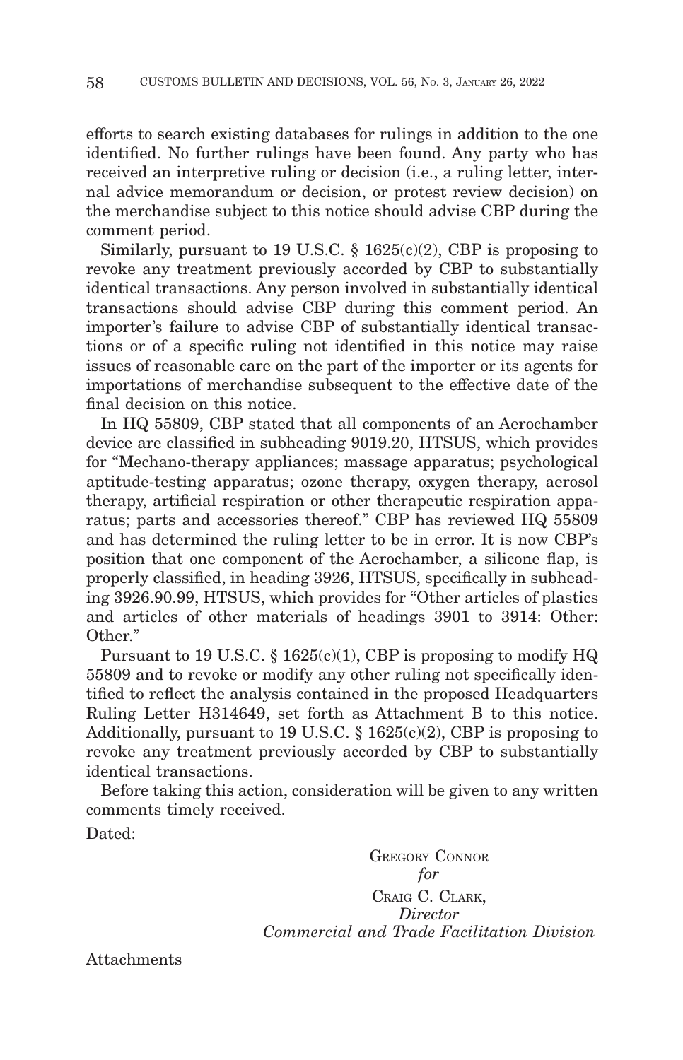efforts to search existing databases for rulings in addition to the one identified. No further rulings have been found. Any party who has received an interpretive ruling or decision (i.e., a ruling letter, internal advice memorandum or decision, or protest review decision) on the merchandise subject to this notice should advise CBP during the comment period.

Similarly, pursuant to 19 U.S.C. § 1625(c)(2), CBP is proposing to revoke any treatment previously accorded by CBP to substantially identical transactions. Any person involved in substantially identical transactions should advise CBP during this comment period. An importer's failure to advise CBP of substantially identical transactions or of a specific ruling not identified in this notice may raise issues of reasonable care on the part of the importer or its agents for importations of merchandise subsequent to the effective date of the final decision on this notice.

In HQ 55809, CBP stated that all components of an Aerochamber device are classified in subheading 9019.20, HTSUS, which provides for "Mechano-therapy appliances; massage apparatus; psychological aptitude-testing apparatus; ozone therapy, oxygen therapy, aerosol therapy, artificial respiration or other therapeutic respiration apparatus; parts and accessories thereof." CBP has reviewed HQ 55809 and has determined the ruling letter to be in error. It is now CBP's position that one component of the Aerochamber, a silicone flap, is properly classified, in heading 3926, HTSUS, specifically in subheading 3926.90.99, HTSUS, which provides for "Other articles of plastics and articles of other materials of headings 3901 to 3914: Other: Other."

Pursuant to 19 U.S.C. § 1625(c)(1), CBP is proposing to modify HQ 55809 and to revoke or modify any other ruling not specifically identified to reflect the analysis contained in the proposed Headquarters Ruling Letter H314649, set forth as Attachment B to this notice. Additionally, pursuant to 19 U.S.C. § 1625(c)(2), CBP is proposing to revoke any treatment previously accorded by CBP to substantially identical transactions.

Before taking this action, consideration will be given to any written comments timely received.

Dated:

GREGORY CONNOR
*for*
CRAIG C. CLARK,
*Director*
*Commercial and Trade Facilitation Division*

Attachments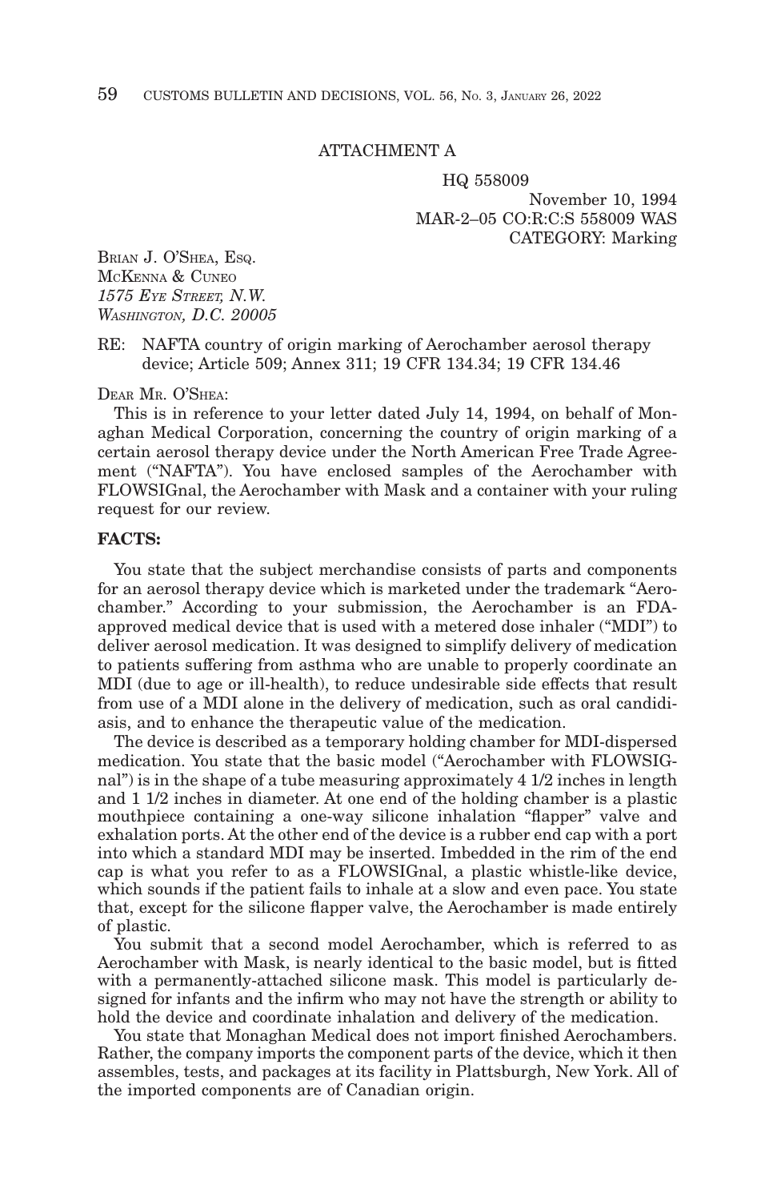ATTACHMENT A

HQ 558009
November 10, 1994
MAR-2–05 CO:R:C:S 558009 WAS
CATEGORY: Marking

BRIAN J. O'SHEA, ESQ.
MCKENNA & CUNEO
*1575 EYE STREET, N.W.*
*WASHINGTON, D.C. 20005*

RE: NAFTA country of origin marking of Aerochamber aerosol therapy device; Article 509; Annex 311; 19 CFR 134.34; 19 CFR 134.46

DEAR MR. O'SHEA:

This is in reference to your letter dated July 14, 1994, on behalf of Monaghan Medical Corporation, concerning the country of origin marking of a certain aerosol therapy device under the North American Free Trade Agreement ("NAFTA"). You have enclosed samples of the Aerochamber with FLOWSIGnal, the Aerochamber with Mask and a container with your ruling request for our review.

**FACTS:**

You state that the subject merchandise consists of parts and components for an aerosol therapy device which is marketed under the trademark "Aerochamber." According to your submission, the Aerochamber is an FDA-approved medical device that is used with a metered dose inhaler ("MDI") to deliver aerosol medication. It was designed to simplify delivery of medication to patients suffering from asthma who are unable to properly coordinate an MDI (due to age or ill-health), to reduce undesirable side effects that result from use of a MDI alone in the delivery of medication, such as oral candidiasis, and to enhance the therapeutic value of the medication.

The device is described as a temporary holding chamber for MDI-dispersed medication. You state that the basic model ("Aerochamber with FLOWSIGnal") is in the shape of a tube measuring approximately 4 1/2 inches in length and 1 1/2 inches in diameter. At one end of the holding chamber is a plastic mouthpiece containing a one-way silicone inhalation "flapper" valve and exhalation ports. At the other end of the device is a rubber end cap with a port into which a standard MDI may be inserted. Imbedded in the rim of the end cap is what you refer to as a FLOWSIGnal, a plastic whistle-like device, which sounds if the patient fails to inhale at a slow and even pace. You state that, except for the silicone flapper valve, the Aerochamber is made entirely of plastic.

You submit that a second model Aerochamber, which is referred to as Aerochamber with Mask, is nearly identical to the basic model, but is fitted with a permanently-attached silicone mask. This model is particularly designed for infants and the infirm who may not have the strength or ability to hold the device and coordinate inhalation and delivery of the medication.

You state that Monaghan Medical does not import finished Aerochambers. Rather, the company imports the component parts of the device, which it then assembles, tests, and packages at its facility in Plattsburgh, New York. All of the imported components are of Canadian origin.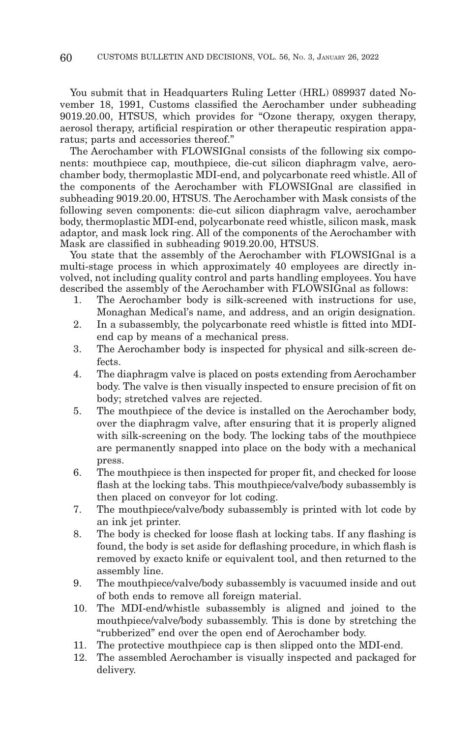You submit that in Headquarters Ruling Letter (HRL) 089937 dated November 18, 1991, Customs classified the Aerochamber under subheading 9019.20.00, HTSUS, which provides for "Ozone therapy, oxygen therapy, aerosol therapy, artificial respiration or other therapeutic respiration apparatus; parts and accessories thereof."

The Aerochamber with FLOWSIGnal consists of the following six components: mouthpiece cap, mouthpiece, die-cut silicon diaphragm valve, aerochamber body, thermoplastic MDI-end, and polycarbonate reed whistle. All of the components of the Aerochamber with FLOWSIGnal are classified in subheading 9019.20.00, HTSUS. The Aerochamber with Mask consists of the following seven components: die-cut silicon diaphragm valve, aerochamber body, thermoplastic MDI-end, polycarbonate reed whistle, silicon mask, mask adaptor, and mask lock ring. All of the components of the Aerochamber with Mask are classified in subheading 9019.20.00, HTSUS.

You state that the assembly of the Aerochamber with FLOWSIGnal is a multi-stage process in which approximately 40 employees are directly involved, not including quality control and parts handling employees. You have described the assembly of the Aerochamber with FLOWSIGnal as follows:

1. The Aerochamber body is silk-screened with instructions for use, Monaghan Medical's name, and address, and an origin designation.
2. In a subassembly, the polycarbonate reed whistle is fitted into MDI-end cap by means of a mechanical press.
3. The Aerochamber body is inspected for physical and silk-screen defects.
4. The diaphragm valve is placed on posts extending from Aerochamber body. The valve is then visually inspected to ensure precision of fit on body; stretched valves are rejected.
5. The mouthpiece of the device is installed on the Aerochamber body, over the diaphragm valve, after ensuring that it is properly aligned with silk-screening on the body. The locking tabs of the mouthpiece are permanently snapped into place on the body with a mechanical press.
6. The mouthpiece is then inspected for proper fit, and checked for loose flash at the locking tabs. This mouthpiece/valve/body subassembly is then placed on conveyor for lot coding.
7. The mouthpiece/valve/body subassembly is printed with lot code by an ink jet printer.
8. The body is checked for loose flash at locking tabs. If any flashing is found, the body is set aside for deflashing procedure, in which flash is removed by exacto knife or equivalent tool, and then returned to the assembly line.
9. The mouthpiece/valve/body subassembly is vacuumed inside and out of both ends to remove all foreign material.
10. The MDI-end/whistle subassembly is aligned and joined to the mouthpiece/valve/body subassembly. This is done by stretching the "rubberized" end over the open end of Aerochamber body.
11. The protective mouthpiece cap is then slipped onto the MDI-end.
12. The assembled Aerochamber is visually inspected and packaged for delivery.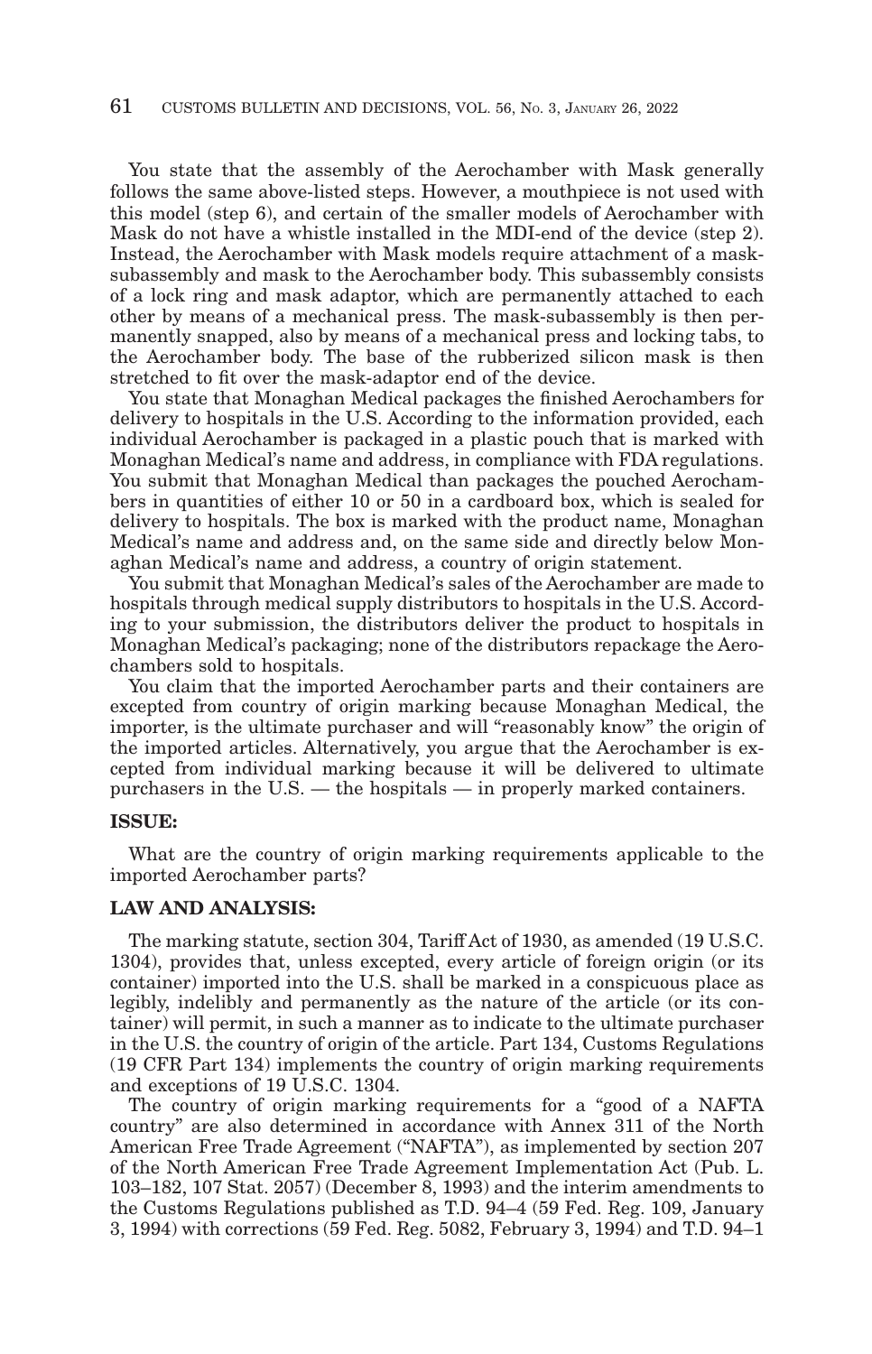You state that the assembly of the Aerochamber with Mask generally follows the same above-listed steps. However, a mouthpiece is not used with this model (step 6), and certain of the smaller models of Aerochamber with Mask do not have a whistle installed in the MDI-end of the device (step 2). Instead, the Aerochamber with Mask models require attachment of a mask-subassembly and mask to the Aerochamber body. This subassembly consists of a lock ring and mask adaptor, which are permanently attached to each other by means of a mechanical press. The mask-subassembly is then permanently snapped, also by means of a mechanical press and locking tabs, to the Aerochamber body. The base of the rubberized silicon mask is then stretched to fit over the mask-adaptor end of the device.

You state that Monaghan Medical packages the finished Aerochambers for delivery to hospitals in the U.S. According to the information provided, each individual Aerochamber is packaged in a plastic pouch that is marked with Monaghan Medical's name and address, in compliance with FDA regulations. You submit that Monaghan Medical than packages the pouched Aerochambers in quantities of either 10 or 50 in a cardboard box, which is sealed for delivery to hospitals. The box is marked with the product name, Monaghan Medical's name and address and, on the same side and directly below Monaghan Medical's name and address, a country of origin statement.

You submit that Monaghan Medical's sales of the Aerochamber are made to hospitals through medical supply distributors to hospitals in the U.S. According to your submission, the distributors deliver the product to hospitals in Monaghan Medical's packaging; none of the distributors repackage the Aerochambers sold to hospitals.

You claim that the imported Aerochamber parts and their containers are excepted from country of origin marking because Monaghan Medical, the importer, is the ultimate purchaser and will "reasonably know" the origin of the imported articles. Alternatively, you argue that the Aerochamber is excepted from individual marking because it will be delivered to ultimate purchasers in the U.S. — the hospitals — in properly marked containers.

**ISSUE:**

What are the country of origin marking requirements applicable to the imported Aerochamber parts?

**LAW AND ANALYSIS:**

The marking statute, section 304, Tariff Act of 1930, as amended (19 U.S.C. 1304), provides that, unless excepted, every article of foreign origin (or its container) imported into the U.S. shall be marked in a conspicuous place as legibly, indelibly and permanently as the nature of the article (or its container) will permit, in such a manner as to indicate to the ultimate purchaser in the U.S. the country of origin of the article. Part 134, Customs Regulations (19 CFR Part 134) implements the country of origin marking requirements and exceptions of 19 U.S.C. 1304.

The country of origin marking requirements for a "good of a NAFTA country" are also determined in accordance with Annex 311 of the North American Free Trade Agreement ("NAFTA"), as implemented by section 207 of the North American Free Trade Agreement Implementation Act (Pub. L. 103–182, 107 Stat. 2057) (December 8, 1993) and the interim amendments to the Customs Regulations published as T.D. 94–4 (59 Fed. Reg. 109, January 3, 1994) with corrections (59 Fed. Reg. 5082, February 3, 1994) and T.D. 94–1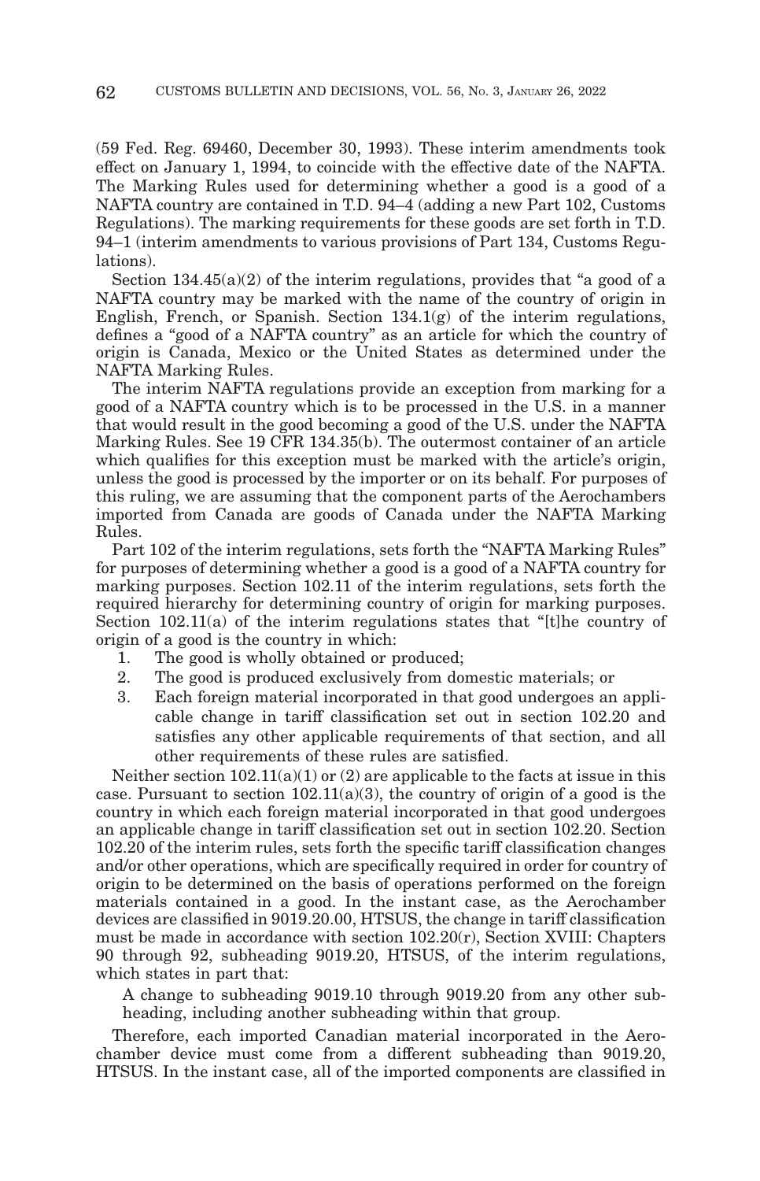(59 Fed. Reg. 69460, December 30, 1993). These interim amendments took effect on January 1, 1994, to coincide with the effective date of the NAFTA. The Marking Rules used for determining whether a good is a good of a NAFTA country are contained in T.D. 94–4 (adding a new Part 102, Customs Regulations). The marking requirements for these goods are set forth in T.D. 94–1 (interim amendments to various provisions of Part 134, Customs Regulations).

Section 134.45(a)(2) of the interim regulations, provides that "a good of a NAFTA country may be marked with the name of the country of origin in English, French, or Spanish. Section 134.1(g) of the interim regulations, defines a "good of a NAFTA country" as an article for which the country of origin is Canada, Mexico or the United States as determined under the NAFTA Marking Rules.

The interim NAFTA regulations provide an exception from marking for a good of a NAFTA country which is to be processed in the U.S. in a manner that would result in the good becoming a good of the U.S. under the NAFTA Marking Rules. See 19 CFR 134.35(b). The outermost container of an article which qualifies for this exception must be marked with the article's origin, unless the good is processed by the importer or on its behalf. For purposes of this ruling, we are assuming that the component parts of the Aerochambers imported from Canada are goods of Canada under the NAFTA Marking Rules.

Part 102 of the interim regulations, sets forth the "NAFTA Marking Rules" for purposes of determining whether a good is a good of a NAFTA country for marking purposes. Section 102.11 of the interim regulations, sets forth the required hierarchy for determining country of origin for marking purposes. Section 102.11(a) of the interim regulations states that "[t]he country of origin of a good is the country in which:

1. The good is wholly obtained or produced;
2. The good is produced exclusively from domestic materials; or
3. Each foreign material incorporated in that good undergoes an applicable change in tariff classification set out in section 102.20 and satisfies any other applicable requirements of that section, and all other requirements of these rules are satisfied.

Neither section 102.11(a)(1) or (2) are applicable to the facts at issue in this case. Pursuant to section 102.11(a)(3), the country of origin of a good is the country in which each foreign material incorporated in that good undergoes an applicable change in tariff classification set out in section 102.20. Section 102.20 of the interim rules, sets forth the specific tariff classification changes and/or other operations, which are specifically required in order for country of origin to be determined on the basis of operations performed on the foreign materials contained in a good. In the instant case, as the Aerochamber devices are classified in 9019.20.00, HTSUS, the change in tariff classification must be made in accordance with section 102.20(r), Section XVIII: Chapters 90 through 92, subheading 9019.20, HTSUS, of the interim regulations, which states in part that:

> A change to subheading 9019.10 through 9019.20 from any other subheading, including another subheading within that group.

Therefore, each imported Canadian material incorporated in the Aerochamber device must come from a different subheading than 9019.20, HTSUS. In the instant case, all of the imported components are classified in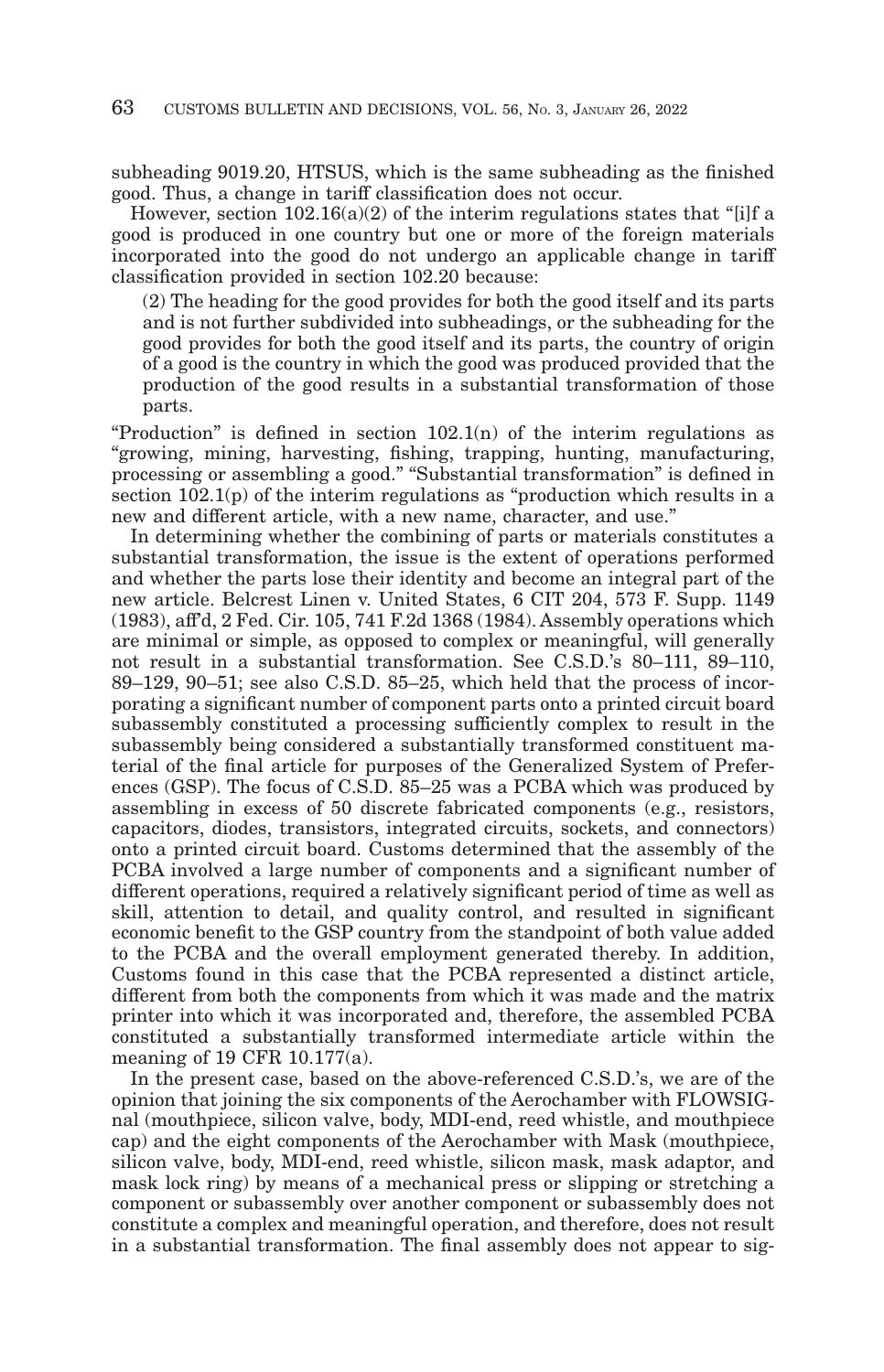subheading 9019.20, HTSUS, which is the same subheading as the finished good. Thus, a change in tariff classification does not occur.

However, section 102.16(a)(2) of the interim regulations states that "[i]f a good is produced in one country but one or more of the foreign materials incorporated into the good do not undergo an applicable change in tariff classification provided in section 102.20 because:

> (2) The heading for the good provides for both the good itself and its parts and is not further subdivided into subheadings, or the subheading for the good provides for both the good itself and its parts, the country of origin of a good is the country in which the good was produced provided that the production of the good results in a substantial transformation of those parts.

"Production" is defined in section 102.1(n) of the interim regulations as "growing, mining, harvesting, fishing, trapping, hunting, manufacturing, processing or assembling a good." "Substantial transformation" is defined in section 102.1(p) of the interim regulations as "production which results in a new and different article, with a new name, character, and use."

In determining whether the combining of parts or materials constitutes a substantial transformation, the issue is the extent of operations performed and whether the parts lose their identity and become an integral part of the new article. Belcrest Linen v. United States, 6 CIT 204, 573 F. Supp. 1149 (1983), aff'd, 2 Fed. Cir. 105, 741 F.2d 1368 (1984). Assembly operations which are minimal or simple, as opposed to complex or meaningful, will generally not result in a substantial transformation. See C.S.D.'s 80–111, 89–110, 89–129, 90–51; see also C.S.D. 85–25, which held that the process of incorporating a significant number of component parts onto a printed circuit board subassembly constituted a processing sufficiently complex to result in the subassembly being considered a substantially transformed constituent material of the final article for purposes of the Generalized System of Preferences (GSP). The focus of C.S.D. 85–25 was a PCBA which was produced by assembling in excess of 50 discrete fabricated components (e.g., resistors, capacitors, diodes, transistors, integrated circuits, sockets, and connectors) onto a printed circuit board. Customs determined that the assembly of the PCBA involved a large number of components and a significant number of different operations, required a relatively significant period of time as well as skill, attention to detail, and quality control, and resulted in significant economic benefit to the GSP country from the standpoint of both value added to the PCBA and the overall employment generated thereby. In addition, Customs found in this case that the PCBA represented a distinct article, different from both the components from which it was made and the matrix printer into which it was incorporated and, therefore, the assembled PCBA constituted a substantially transformed intermediate article within the meaning of 19 CFR 10.177(a).

In the present case, based on the above-referenced C.S.D.'s, we are of the opinion that joining the six components of the Aerochamber with FLOWSIGnal (mouthpiece, silicon valve, body, MDI-end, reed whistle, and mouthpiece cap) and the eight components of the Aerochamber with Mask (mouthpiece, silicon valve, body, MDI-end, reed whistle, silicon mask, mask adaptor, and mask lock ring) by means of a mechanical press or slipping or stretching a component or subassembly over another component or subassembly does not constitute a complex and meaningful operation, and therefore, does not result in a substantial transformation. The final assembly does not appear to sig-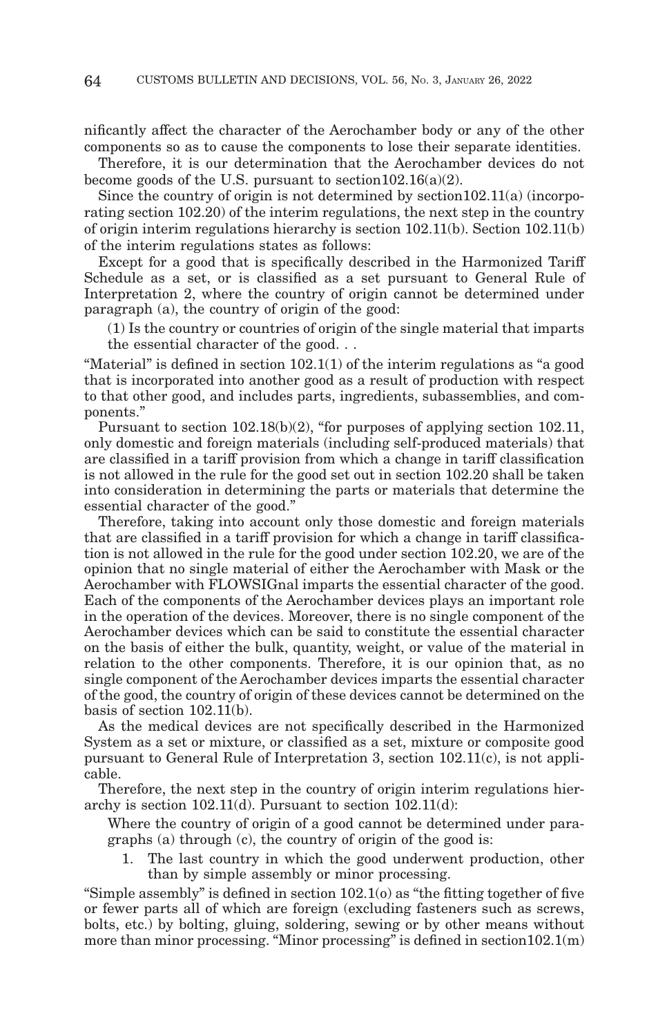nificantly affect the character of the Aerochamber body or any of the other components so as to cause the components to lose their separate identities.

Therefore, it is our determination that the Aerochamber devices do not become goods of the U.S. pursuant to section102.16(a)(2).

Since the country of origin is not determined by section102.11(a) (incorporating section 102.20) of the interim regulations, the next step in the country of origin interim regulations hierarchy is section 102.11(b). Section 102.11(b) of the interim regulations states as follows:

Except for a good that is specifically described in the Harmonized Tariff Schedule as a set, or is classified as a set pursuant to General Rule of Interpretation 2, where the country of origin cannot be determined under paragraph (a), the country of origin of the good:

> (1) Is the country or countries of origin of the single material that imparts the essential character of the good. . .

"Material" is defined in section 102.1(1) of the interim regulations as "a good that is incorporated into another good as a result of production with respect to that other good, and includes parts, ingredients, subassemblies, and components."

Pursuant to section 102.18(b)(2), "for purposes of applying section 102.11, only domestic and foreign materials (including self-produced materials) that are classified in a tariff provision from which a change in tariff classification is not allowed in the rule for the good set out in section 102.20 shall be taken into consideration in determining the parts or materials that determine the essential character of the good."

Therefore, taking into account only those domestic and foreign materials that are classified in a tariff provision for which a change in tariff classification is not allowed in the rule for the good under section 102.20, we are of the opinion that no single material of either the Aerochamber with Mask or the Aerochamber with FLOWSIGnal imparts the essential character of the good. Each of the components of the Aerochamber devices plays an important role in the operation of the devices. Moreover, there is no single component of the Aerochamber devices which can be said to constitute the essential character on the basis of either the bulk, quantity, weight, or value of the material in relation to the other components. Therefore, it is our opinion that, as no single component of the Aerochamber devices imparts the essential character of the good, the country of origin of these devices cannot be determined on the basis of section 102.11(b).

As the medical devices are not specifically described in the Harmonized System as a set or mixture, or classified as a set, mixture or composite good pursuant to General Rule of Interpretation 3, section 102.11(c), is not applicable.

Therefore, the next step in the country of origin interim regulations hierarchy is section 102.11(d). Pursuant to section 102.11(d):

> Where the country of origin of a good cannot be determined under paragraphs (a) through (c), the country of origin of the good is:
>
> 1. The last country in which the good underwent production, other than by simple assembly or minor processing.

"Simple assembly" is defined in section 102.1(o) as "the fitting together of five or fewer parts all of which are foreign (excluding fasteners such as screws, bolts, etc.) by bolting, gluing, soldering, sewing or by other means without more than minor processing. "Minor processing" is defined in section102.1(m)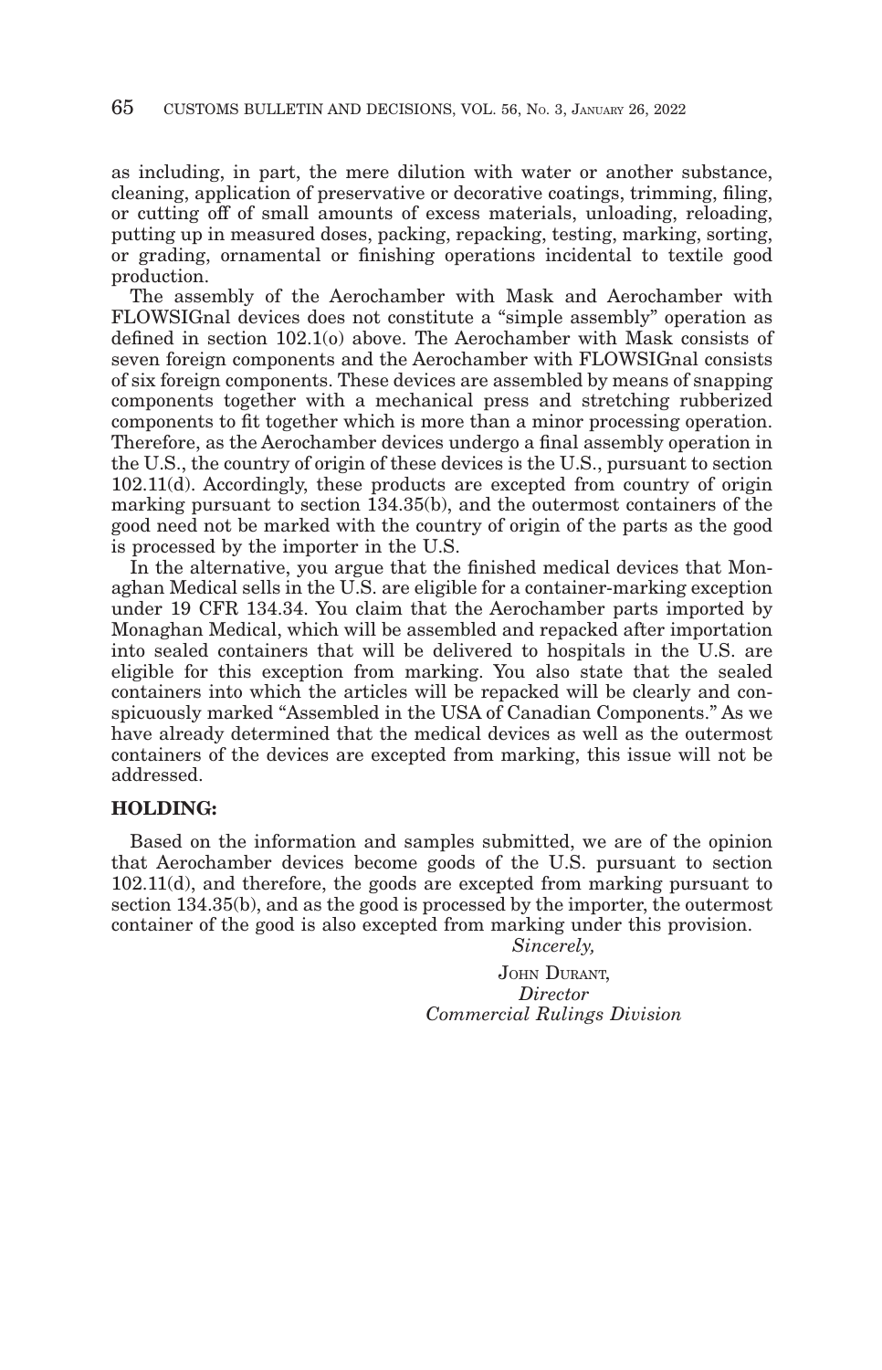as including, in part, the mere dilution with water or another substance, cleaning, application of preservative or decorative coatings, trimming, filing, or cutting off of small amounts of excess materials, unloading, reloading, putting up in measured doses, packing, repacking, testing, marking, sorting, or grading, ornamental or finishing operations incidental to textile good production.

The assembly of the Aerochamber with Mask and Aerochamber with FLOWSIGnal devices does not constitute a "simple assembly" operation as defined in section 102.1(o) above. The Aerochamber with Mask consists of seven foreign components and the Aerochamber with FLOWSIGnal consists of six foreign components. These devices are assembled by means of snapping components together with a mechanical press and stretching rubberized components to fit together which is more than a minor processing operation. Therefore, as the Aerochamber devices undergo a final assembly operation in the U.S., the country of origin of these devices is the U.S., pursuant to section 102.11(d). Accordingly, these products are excepted from country of origin marking pursuant to section 134.35(b), and the outermost containers of the good need not be marked with the country of origin of the parts as the good is processed by the importer in the U.S.

In the alternative, you argue that the finished medical devices that Monaghan Medical sells in the U.S. are eligible for a container-marking exception under 19 CFR 134.34. You claim that the Aerochamber parts imported by Monaghan Medical, which will be assembled and repacked after importation into sealed containers that will be delivered to hospitals in the U.S. are eligible for this exception from marking. You also state that the sealed containers into which the articles will be repacked will be clearly and conspicuously marked "Assembled in the USA of Canadian Components." As we have already determined that the medical devices as well as the outermost containers of the devices are excepted from marking, this issue will not be addressed.

**HOLDING:**

Based on the information and samples submitted, we are of the opinion that Aerochamber devices become goods of the U.S. pursuant to section 102.11(d), and therefore, the goods are excepted from marking pursuant to section 134.35(b), and as the good is processed by the importer, the outermost container of the good is also excepted from marking under this provision.

*Sincerely,*

JOHN DURANT,
*Director*
*Commercial Rulings Division*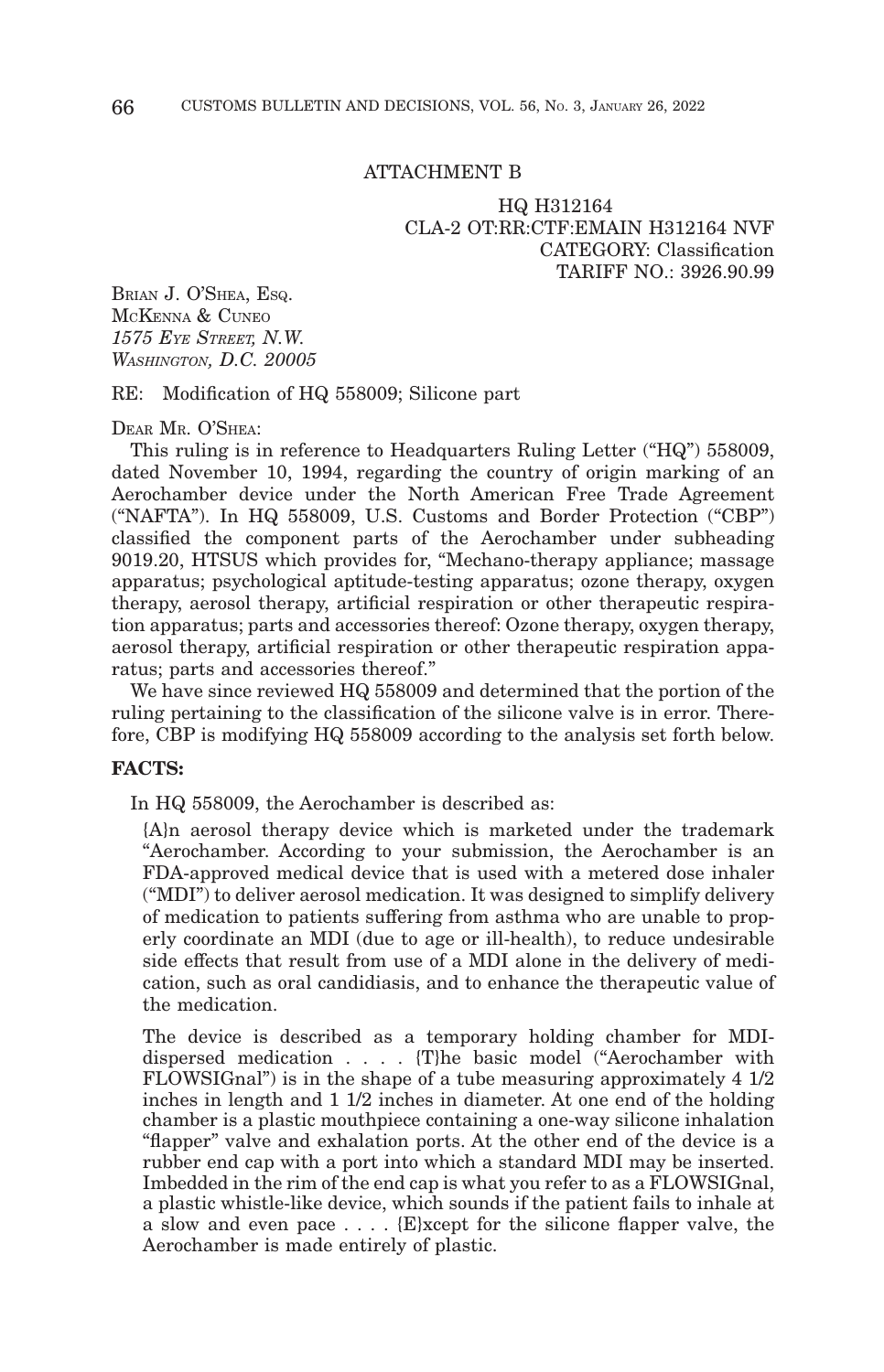ATTACHMENT B

HQ H312164
CLA-2 OT:RR:CTF:EMAIN H312164 NVF
CATEGORY: Classification
TARIFF NO.: 3926.90.99

BRIAN J. O'SHEA, ESQ.
MCKENNA & CUNEO
*1575 EYE STREET, N.W.*
*WASHINGTON, D.C. 20005*

RE: Modification of HQ 558009; Silicone part

DEAR MR. O'SHEA:

This ruling is in reference to Headquarters Ruling Letter ("HQ") 558009, dated November 10, 1994, regarding the country of origin marking of an Aerochamber device under the North American Free Trade Agreement ("NAFTA"). In HQ 558009, U.S. Customs and Border Protection ("CBP") classified the component parts of the Aerochamber under subheading 9019.20, HTSUS which provides for, "Mechano-therapy appliance; massage apparatus; psychological aptitude-testing apparatus; ozone therapy, oxygen therapy, aerosol therapy, artificial respiration or other therapeutic respiration apparatus; parts and accessories thereof: Ozone therapy, oxygen therapy, aerosol therapy, artificial respiration or other therapeutic respiration apparatus; parts and accessories thereof."

We have since reviewed HQ 558009 and determined that the portion of the ruling pertaining to the classification of the silicone valve is in error. Therefore, CBP is modifying HQ 558009 according to the analysis set forth below.

**FACTS:**

In HQ 558009, the Aerochamber is described as:

> {A}n aerosol therapy device which is marketed under the trademark "Aerochamber. According to your submission, the Aerochamber is an FDA-approved medical device that is used with a metered dose inhaler ("MDI") to deliver aerosol medication. It was designed to simplify delivery of medication to patients suffering from asthma who are unable to properly coordinate an MDI (due to age or ill-health), to reduce undesirable side effects that result from use of a MDI alone in the delivery of medication, such as oral candidiasis, and to enhance the therapeutic value of the medication.
>
> The device is described as a temporary holding chamber for MDI-dispersed medication . . . . {T}he basic model ("Aerochamber with FLOWSIGnal") is in the shape of a tube measuring approximately 4 1/2 inches in length and 1 1/2 inches in diameter. At one end of the holding chamber is a plastic mouthpiece containing a one-way silicone inhalation "flapper" valve and exhalation ports. At the other end of the device is a rubber end cap with a port into which a standard MDI may be inserted. Imbedded in the rim of the end cap is what you refer to as a FLOWSIGnal, a plastic whistle-like device, which sounds if the patient fails to inhale at a slow and even pace . . . . {E}xcept for the silicone flapper valve, the Aerochamber is made entirely of plastic.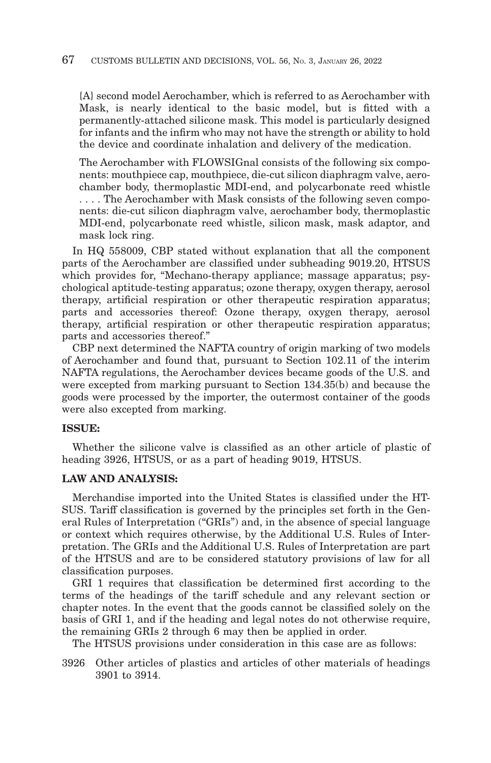{A} second model Aerochamber, which is referred to as Aerochamber with Mask, is nearly identical to the basic model, but is fitted with a permanently-attached silicone mask. This model is particularly designed for infants and the infirm who may not have the strength or ability to hold the device and coordinate inhalation and delivery of the medication.

> The Aerochamber with FLOWSIGnal consists of the following six components: mouthpiece cap, mouthpiece, die-cut silicon diaphragm valve, aerochamber body, thermoplastic MDI-end, and polycarbonate reed whistle . . . . The Aerochamber with Mask consists of the following seven components: die-cut silicon diaphragm valve, aerochamber body, thermoplastic MDI-end, polycarbonate reed whistle, silicon mask, mask adaptor, and mask lock ring.

In HQ 558009, CBP stated without explanation that all the component parts of the Aerochamber are classified under subheading 9019.20, HTSUS which provides for, "Mechano-therapy appliance; massage apparatus; psychological aptitude-testing apparatus; ozone therapy, oxygen therapy, aerosol therapy, artificial respiration or other therapeutic respiration apparatus; parts and accessories thereof: Ozone therapy, oxygen therapy, aerosol therapy, artificial respiration or other therapeutic respiration apparatus; parts and accessories thereof."

CBP next determined the NAFTA country of origin marking of two models of Aerochamber and found that, pursuant to Section 102.11 of the interim NAFTA regulations, the Aerochamber devices became goods of the U.S. and were excepted from marking pursuant to Section 134.35(b) and because the goods were processed by the importer, the outermost container of the goods were also excepted from marking.

**ISSUE:**

Whether the silicone valve is classified as an other article of plastic of heading 3926, HTSUS, or as a part of heading 9019, HTSUS.

**LAW AND ANALYSIS:**

Merchandise imported into the United States is classified under the HTSUS. Tariff classification is governed by the principles set forth in the General Rules of Interpretation ("GRIs") and, in the absence of special language or context which requires otherwise, by the Additional U.S. Rules of Interpretation. The GRIs and the Additional U.S. Rules of Interpretation are part of the HTSUS and are to be considered statutory provisions of law for all classification purposes.

GRI 1 requires that classification be determined first according to the terms of the headings of the tariff schedule and any relevant section or chapter notes. In the event that the goods cannot be classified solely on the basis of GRI 1, and if the heading and legal notes do not otherwise require, the remaining GRIs 2 through 6 may then be applied in order.

The HTSUS provisions under consideration in this case are as follows:

3926 Other articles of plastics and articles of other materials of headings 3901 to 3914.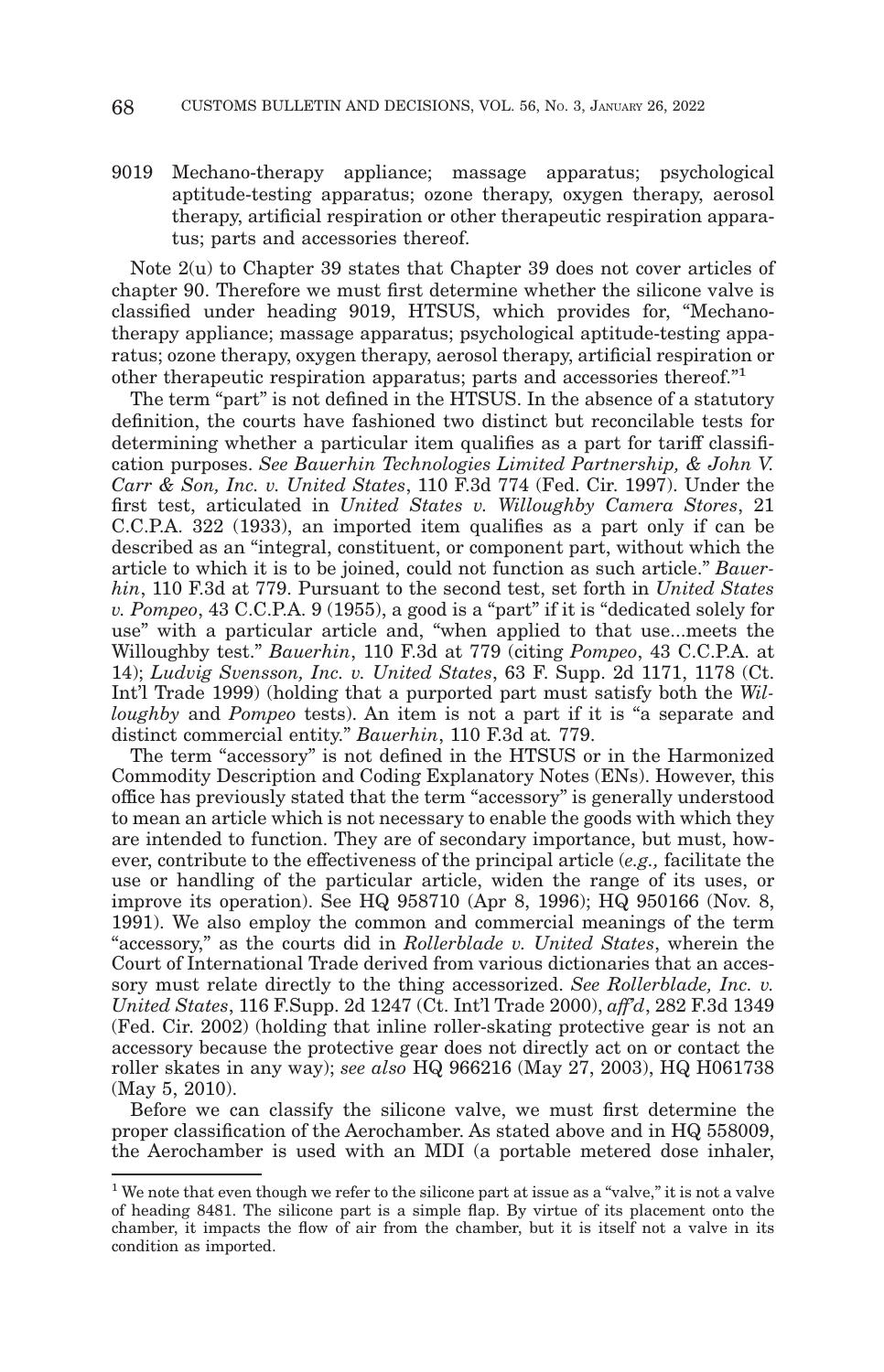9019 Mechano-therapy appliance; massage apparatus; psychological aptitude-testing apparatus; ozone therapy, oxygen therapy, aerosol therapy, artificial respiration or other therapeutic respiration apparatus; parts and accessories thereof.

Note 2(u) to Chapter 39 states that Chapter 39 does not cover articles of chapter 90. Therefore we must first determine whether the silicone valve is classified under heading 9019, HTSUS, which provides for, "Mechano-therapy appliance; massage apparatus; psychological aptitude-testing apparatus; ozone therapy, oxygen therapy, aerosol therapy, artificial respiration or other therapeutic respiration apparatus; parts and accessories thereof."[1]

The term "part" is not defined in the HTSUS. In the absence of a statutory definition, the courts have fashioned two distinct but reconcilable tests for determining whether a particular item qualifies as a part for tariff classification purposes. *See Bauerhin Technologies Limited Partnership, & John V. Carr & Son, Inc. v. United States*, 110 F.3d 774 (Fed. Cir. 1997). Under the first test, articulated in *United States v. Willoughby Camera Stores*, 21 C.C.P.A. 322 (1933), an imported item qualifies as a part only if can be described as an "integral, constituent, or component part, without which the article to which it is to be joined, could not function as such article." *Bauerhin*, 110 F.3d at 779. Pursuant to the second test, set forth in *United States v. Pompeo*, 43 C.C.P.A. 9 (1955), a good is a "part" if it is "dedicated solely for use" with a particular article and, "when applied to that use...meets the Willoughby test." *Bauerhin*, 110 F.3d at 779 (citing *Pompeo*, 43 C.C.P.A. at 14); *Ludvig Svensson, Inc. v. United States*, 63 F. Supp. 2d 1171, 1178 (Ct. Int'l Trade 1999) (holding that a purported part must satisfy both the *Willoughby* and *Pompeo* tests). An item is not a part if it is "a separate and distinct commercial entity." *Bauerhin*, 110 F.3d at 779.

The term "accessory" is not defined in the HTSUS or in the Harmonized Commodity Description and Coding Explanatory Notes (ENs). However, this office has previously stated that the term "accessory" is generally understood to mean an article which is not necessary to enable the goods with which they are intended to function. They are of secondary importance, but must, however, contribute to the effectiveness of the principal article (*e.g.,* facilitate the use or handling of the particular article, widen the range of its uses, or improve its operation). See HQ 958710 (Apr 8, 1996); HQ 950166 (Nov. 8, 1991). We also employ the common and commercial meanings of the term "accessory," as the courts did in *Rollerblade v. United States*, wherein the Court of International Trade derived from various dictionaries that an accessory must relate directly to the thing accessorized. *See Rollerblade, Inc. v. United States*, 116 F.Supp. 2d 1247 (Ct. Int'l Trade 2000), *aff'd*, 282 F.3d 1349 (Fed. Cir. 2002) (holding that inline roller-skating protective gear is not an accessory because the protective gear does not directly act on or contact the roller skates in any way); *see also* HQ 966216 (May 27, 2003), HQ H061738 (May 5, 2010).

Before we can classify the silicone valve, we must first determine the proper classification of the Aerochamber. As stated above and in HQ 558009, the Aerochamber is used with an MDI (a portable metered dose inhaler,

[1] We note that even though we refer to the silicone part at issue as a "valve," it is not a valve of heading 8481. The silicone part is a simple flap. By virtue of its placement onto the chamber, it impacts the flow of air from the chamber, but it is itself not a valve in its condition as imported.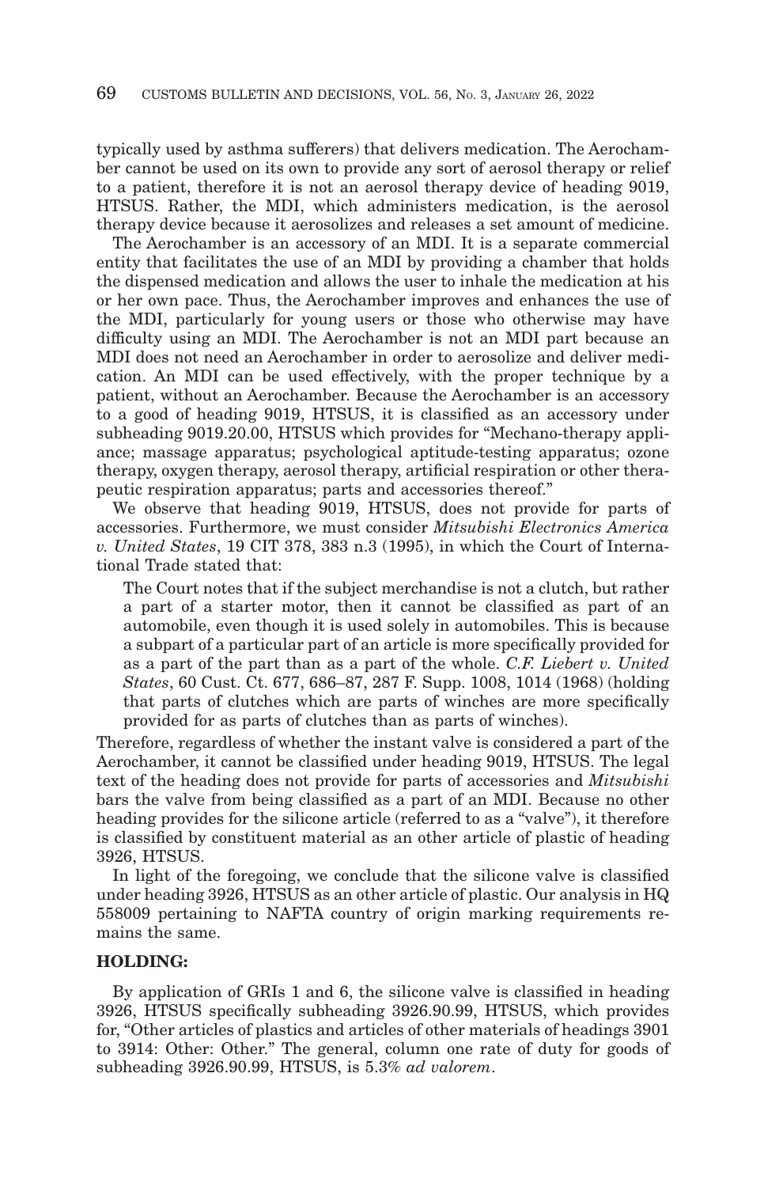typically used by asthma sufferers) that delivers medication. The Aerochamber cannot be used on its own to provide any sort of aerosol therapy or relief to a patient, therefore it is not an aerosol therapy device of heading 9019, HTSUS. Rather, the MDI, which administers medication, is the aerosol therapy device because it aerosolizes and releases a set amount of medicine.

The Aerochamber is an accessory of an MDI. It is a separate commercial entity that facilitates the use of an MDI by providing a chamber that holds the dispensed medication and allows the user to inhale the medication at his or her own pace. Thus, the Aerochamber improves and enhances the use of the MDI, particularly for young users or those who otherwise may have difficulty using an MDI. The Aerochamber is not an MDI part because an MDI does not need an Aerochamber in order to aerosolize and deliver medication. An MDI can be used effectively, with the proper technique by a patient, without an Aerochamber. Because the Aerochamber is an accessory to a good of heading 9019, HTSUS, it is classified as an accessory under subheading 9019.20.00, HTSUS which provides for "Mechano-therapy appliance; massage apparatus; psychological aptitude-testing apparatus; ozone therapy, oxygen therapy, aerosol therapy, artificial respiration or other therapeutic respiration apparatus; parts and accessories thereof."

We observe that heading 9019, HTSUS, does not provide for parts of accessories. Furthermore, we must consider *Mitsubishi Electronics America v. United States*, 19 CIT 378, 383 n.3 (1995), in which the Court of International Trade stated that:

> The Court notes that if the subject merchandise is not a clutch, but rather a part of a starter motor, then it cannot be classified as part of an automobile, even though it is used solely in automobiles. This is because a subpart of a particular part of an article is more specifically provided for as a part of the part than as a part of the whole. *C.F. Liebert v. United States*, 60 Cust. Ct. 677, 686–87, 287 F. Supp. 1008, 1014 (1968) (holding that parts of clutches which are parts of winches are more specifically provided for as parts of clutches than as parts of winches).

Therefore, regardless of whether the instant valve is considered a part of the Aerochamber, it cannot be classified under heading 9019, HTSUS. The legal text of the heading does not provide for parts of accessories and *Mitsubishi* bars the valve from being classified as a part of an MDI. Because no other heading provides for the silicone article (referred to as a "valve"), it therefore is classified by constituent material as an other article of plastic of heading 3926, HTSUS.

In light of the foregoing, we conclude that the silicone valve is classified under heading 3926, HTSUS as an other article of plastic. Our analysis in HQ 558009 pertaining to NAFTA country of origin marking requirements remains the same.

**HOLDING:**

By application of GRIs 1 and 6, the silicone valve is classified in heading 3926, HTSUS specifically subheading 3926.90.99, HTSUS, which provides for, "Other articles of plastics and articles of other materials of headings 3901 to 3914: Other: Other." The general, column one rate of duty for goods of subheading 3926.90.99, HTSUS, is 5.3% *ad valorem*.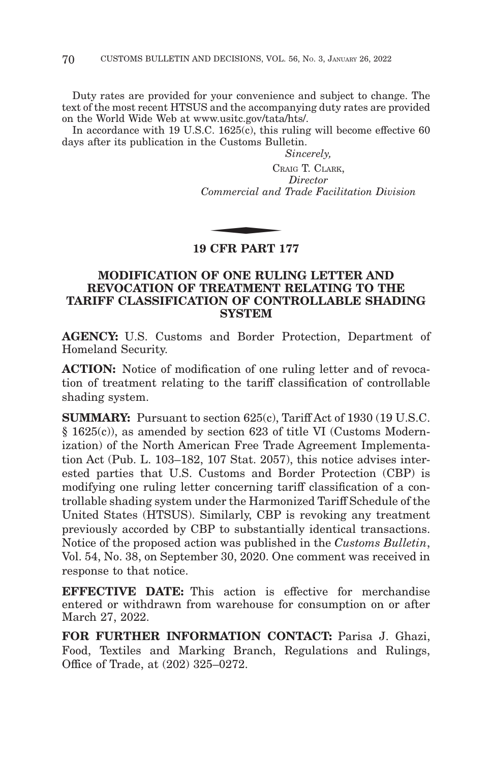Duty rates are provided for your convenience and subject to change. The text of the most recent HTSUS and the accompanying duty rates are provided on the World Wide Web at www.usitc.gov/tata/hts/.

In accordance with 19 U.S.C. 1625(c), this ruling will become effective 60 days after its publication in the Customs Bulletin.

*Sincerely,*

CRAIG T. CLARK,
*Director*
*Commercial and Trade Facilitation Division*

---

## 19 CFR PART 177

## MODIFICATION OF ONE RULING LETTER AND REVOCATION OF TREATMENT RELATING TO THE TARIFF CLASSIFICATION OF CONTROLLABLE SHADING SYSTEM

**AGENCY:** U.S. Customs and Border Protection, Department of Homeland Security.

**ACTION:** Notice of modification of one ruling letter and of revocation of treatment relating to the tariff classification of controllable shading system.

**SUMMARY:** Pursuant to section 625(c), Tariff Act of 1930 (19 U.S.C. § 1625(c)), as amended by section 623 of title VI (Customs Modernization) of the North American Free Trade Agreement Implementation Act (Pub. L. 103–182, 107 Stat. 2057), this notice advises interested parties that U.S. Customs and Border Protection (CBP) is modifying one ruling letter concerning tariff classification of a controllable shading system under the Harmonized Tariff Schedule of the United States (HTSUS). Similarly, CBP is revoking any treatment previously accorded by CBP to substantially identical transactions. Notice of the proposed action was published in the *Customs Bulletin*, Vol. 54, No. 38, on September 30, 2020. One comment was received in response to that notice.

**EFFECTIVE DATE:** This action is effective for merchandise entered or withdrawn from warehouse for consumption on or after March 27, 2022.

**FOR FURTHER INFORMATION CONTACT:** Parisa J. Ghazi, Food, Textiles and Marking Branch, Regulations and Rulings, Office of Trade, at (202) 325–0272.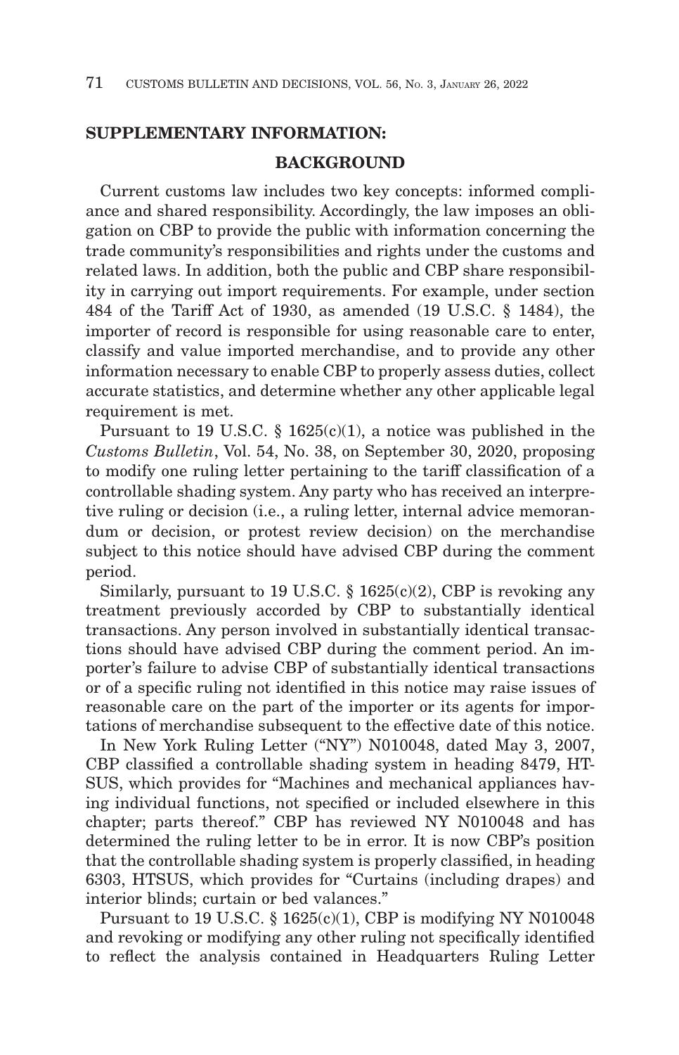**SUPPLEMENTARY INFORMATION:**

**BACKGROUND**

Current customs law includes two key concepts: informed compliance and shared responsibility. Accordingly, the law imposes an obligation on CBP to provide the public with information concerning the trade community's responsibilities and rights under the customs and related laws. In addition, both the public and CBP share responsibility in carrying out import requirements. For example, under section 484 of the Tariff Act of 1930, as amended (19 U.S.C. § 1484), the importer of record is responsible for using reasonable care to enter, classify and value imported merchandise, and to provide any other information necessary to enable CBP to properly assess duties, collect accurate statistics, and determine whether any other applicable legal requirement is met.

Pursuant to 19 U.S.C. § 1625(c)(1), a notice was published in the *Customs Bulletin*, Vol. 54, No. 38, on September 30, 2020, proposing to modify one ruling letter pertaining to the tariff classification of a controllable shading system. Any party who has received an interpretive ruling or decision (i.e., a ruling letter, internal advice memorandum or decision, or protest review decision) on the merchandise subject to this notice should have advised CBP during the comment period.

Similarly, pursuant to 19 U.S.C. § 1625(c)(2), CBP is revoking any treatment previously accorded by CBP to substantially identical transactions. Any person involved in substantially identical transactions should have advised CBP during the comment period. An importer's failure to advise CBP of substantially identical transactions or of a specific ruling not identified in this notice may raise issues of reasonable care on the part of the importer or its agents for importations of merchandise subsequent to the effective date of this notice.

In New York Ruling Letter ("NY") N010048, dated May 3, 2007, CBP classified a controllable shading system in heading 8479, HTSUS, which provides for "Machines and mechanical appliances having individual functions, not specified or included elsewhere in this chapter; parts thereof." CBP has reviewed NY N010048 and has determined the ruling letter to be in error. It is now CBP's position that the controllable shading system is properly classified, in heading 6303, HTSUS, which provides for "Curtains (including drapes) and interior blinds; curtain or bed valances."

Pursuant to 19 U.S.C. § 1625(c)(1), CBP is modifying NY N010048 and revoking or modifying any other ruling not specifically identified to reflect the analysis contained in Headquarters Ruling Letter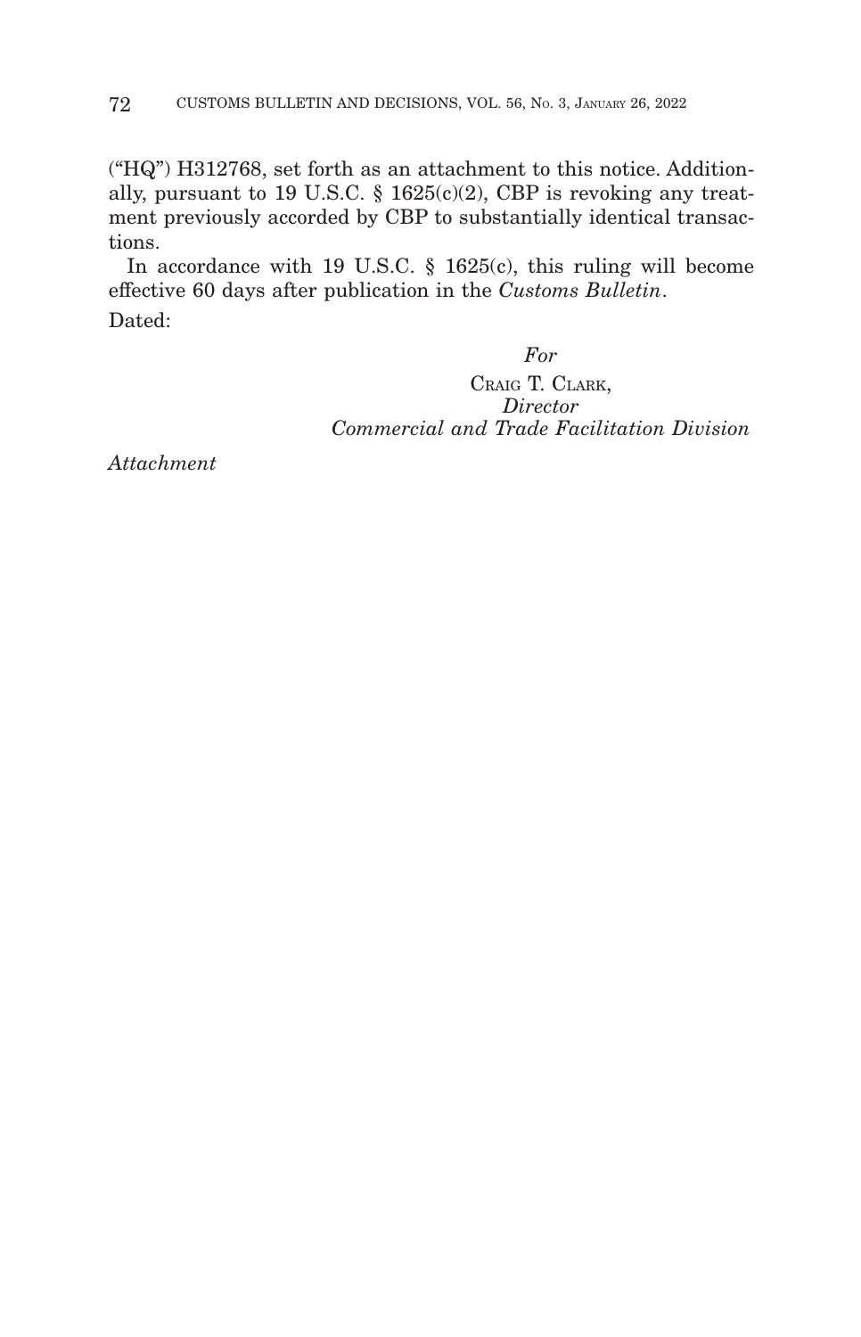("HQ") H312768, set forth as an attachment to this notice. Additionally, pursuant to 19 U.S.C. § 1625(c)(2), CBP is revoking any treatment previously accorded by CBP to substantially identical transactions.

In accordance with 19 U.S.C. § 1625(c), this ruling will become effective 60 days after publication in the *Customs Bulletin*.

Dated:

*For*
CRAIG T. CLARK,
*Director*
*Commercial and Trade Facilitation Division*

*Attachment*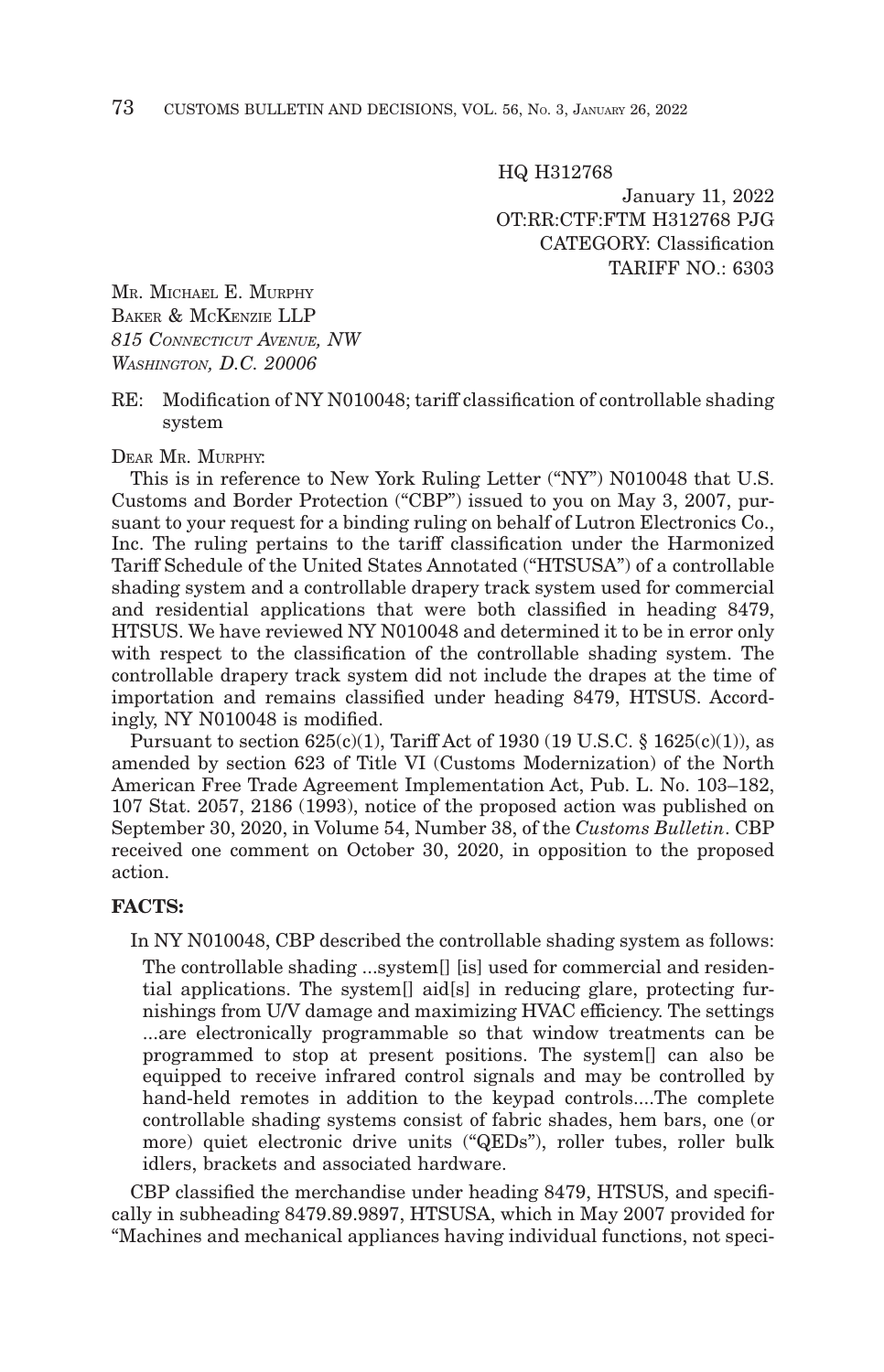HQ H312768

January 11, 2022
OT:RR:CTF:FTM H312768 PJG
CATEGORY: Classification
TARIFF NO.: 6303

MR. MICHAEL E. MURPHY
BAKER & MCKENZIE LLP
*815 CONNECTICUT AVENUE, NW*
*WASHINGTON, D.C. 20006*

RE: Modification of NY N010048; tariff classification of controllable shading system

DEAR MR. MURPHY:

This is in reference to New York Ruling Letter ("NY") N010048 that U.S. Customs and Border Protection ("CBP") issued to you on May 3, 2007, pursuant to your request for a binding ruling on behalf of Lutron Electronics Co., Inc. The ruling pertains to the tariff classification under the Harmonized Tariff Schedule of the United States Annotated ("HTSUSA") of a controllable shading system and a controllable drapery track system used for commercial and residential applications that were both classified in heading 8479, HTSUS. We have reviewed NY N010048 and determined it to be in error only with respect to the classification of the controllable shading system. The controllable drapery track system did not include the drapes at the time of importation and remains classified under heading 8479, HTSUS. Accordingly, NY N010048 is modified.

Pursuant to section 625(c)(1), Tariff Act of 1930 (19 U.S.C. § 1625(c)(1)), as amended by section 623 of Title VI (Customs Modernization) of the North American Free Trade Agreement Implementation Act, Pub. L. No. 103–182, 107 Stat. 2057, 2186 (1993), notice of the proposed action was published on September 30, 2020, in Volume 54, Number 38, of the *Customs Bulletin*. CBP received one comment on October 30, 2020, in opposition to the proposed action.

**FACTS:**

In NY N010048, CBP described the controllable shading system as follows:

> The controllable shading ...system[] [is] used for commercial and residential applications. The system[] aid[s] in reducing glare, protecting furnishings from U/V damage and maximizing HVAC efficiency. The settings ...are electronically programmable so that window treatments can be programmed to stop at present positions. The system[] can also be equipped to receive infrared control signals and may be controlled by hand-held remotes in addition to the keypad controls....The complete controllable shading systems consist of fabric shades, hem bars, one (or more) quiet electronic drive units ("QEDs"), roller tubes, roller bulk idlers, brackets and associated hardware.

CBP classified the merchandise under heading 8479, HTSUS, and specifically in subheading 8479.89.9897, HTSUSA, which in May 2007 provided for "Machines and mechanical appliances having individual functions, not speci-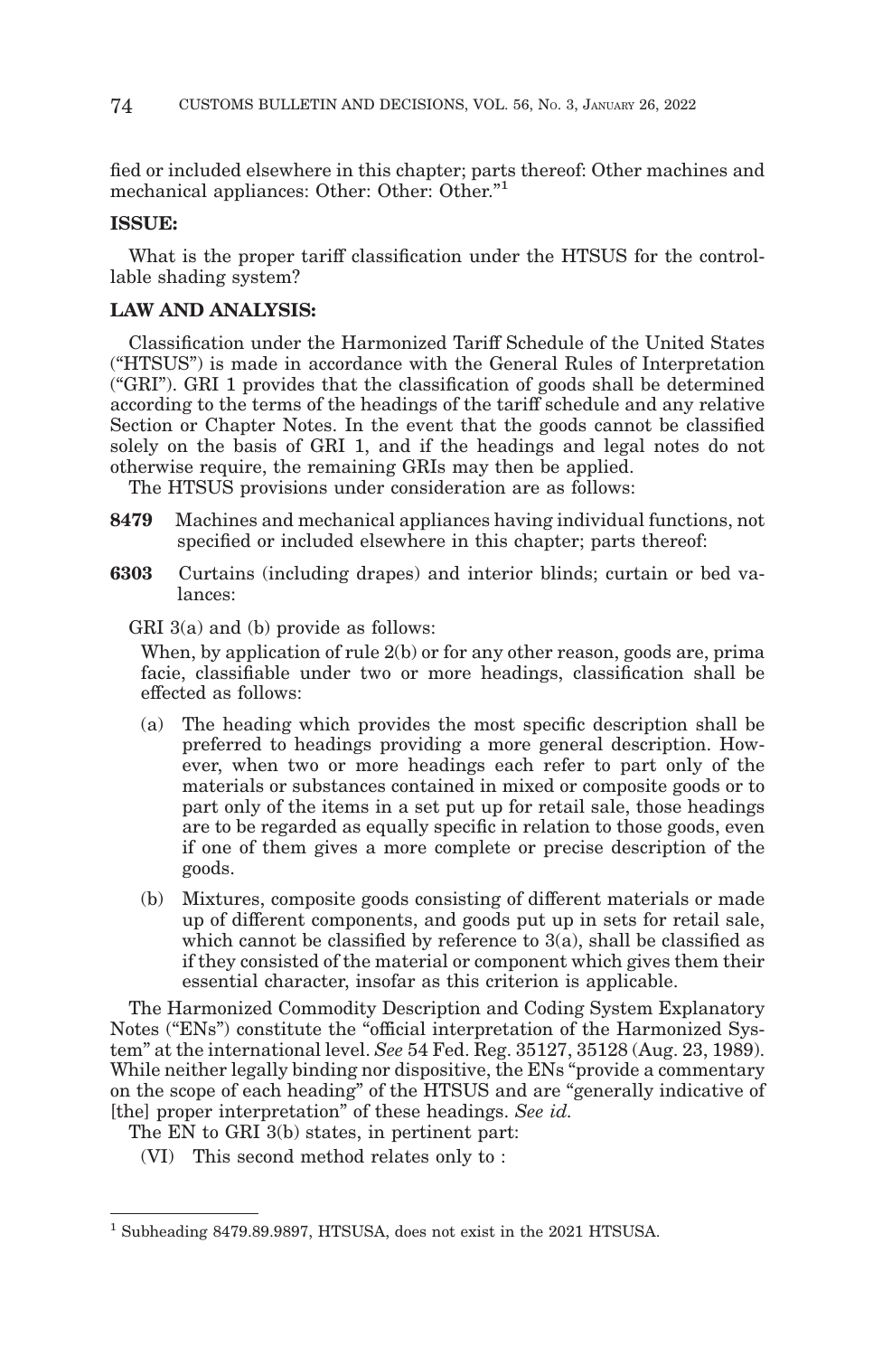fied or included elsewhere in this chapter; parts thereof: Other machines and mechanical appliances: Other: Other: Other.”[1]

**ISSUE:**

What is the proper tariff classification under the HTSUS for the controllable shading system?

**LAW AND ANALYSIS:**

Classification under the Harmonized Tariff Schedule of the United States (“HTSUS”) is made in accordance with the General Rules of Interpretation (“GRI”). GRI 1 provides that the classification of goods shall be determined according to the terms of the headings of the tariff schedule and any relative Section or Chapter Notes. In the event that the goods cannot be classified solely on the basis of GRI 1, and if the headings and legal notes do not otherwise require, the remaining GRIs may then be applied.

The HTSUS provisions under consideration are as follows:

**8479** Machines and mechanical appliances having individual functions, not specified or included elsewhere in this chapter; parts thereof:

**6303** Curtains (including drapes) and interior blinds; curtain or bed valances:

GRI 3(a) and (b) provide as follows:

> When, by application of rule 2(b) or for any other reason, goods are, prima facie, classifiable under two or more headings, classification shall be effected as follows:
>
> (a) The heading which provides the most specific description shall be preferred to headings providing a more general description. However, when two or more headings each refer to part only of the materials or substances contained in mixed or composite goods or to part only of the items in a set put up for retail sale, those headings are to be regarded as equally specific in relation to those goods, even if one of them gives a more complete or precise description of the goods.
>
> (b) Mixtures, composite goods consisting of different materials or made up of different components, and goods put up in sets for retail sale, which cannot be classified by reference to 3(a), shall be classified as if they consisted of the material or component which gives them their essential character, insofar as this criterion is applicable.

The Harmonized Commodity Description and Coding System Explanatory Notes (“ENs”) constitute the “official interpretation of the Harmonized System” at the international level. *See* 54 Fed. Reg. 35127, 35128 (Aug. 23, 1989). While neither legally binding nor dispositive, the ENs “provide a commentary on the scope of each heading” of the HTSUS and are “generally indicative of [the] proper interpretation” of these headings. *See id.*

The EN to GRI 3(b) states, in pertinent part:

(VI) This second method relates only to :

---

[1] Subheading 8479.89.9897, HTSUSA, does not exist in the 2021 HTSUSA.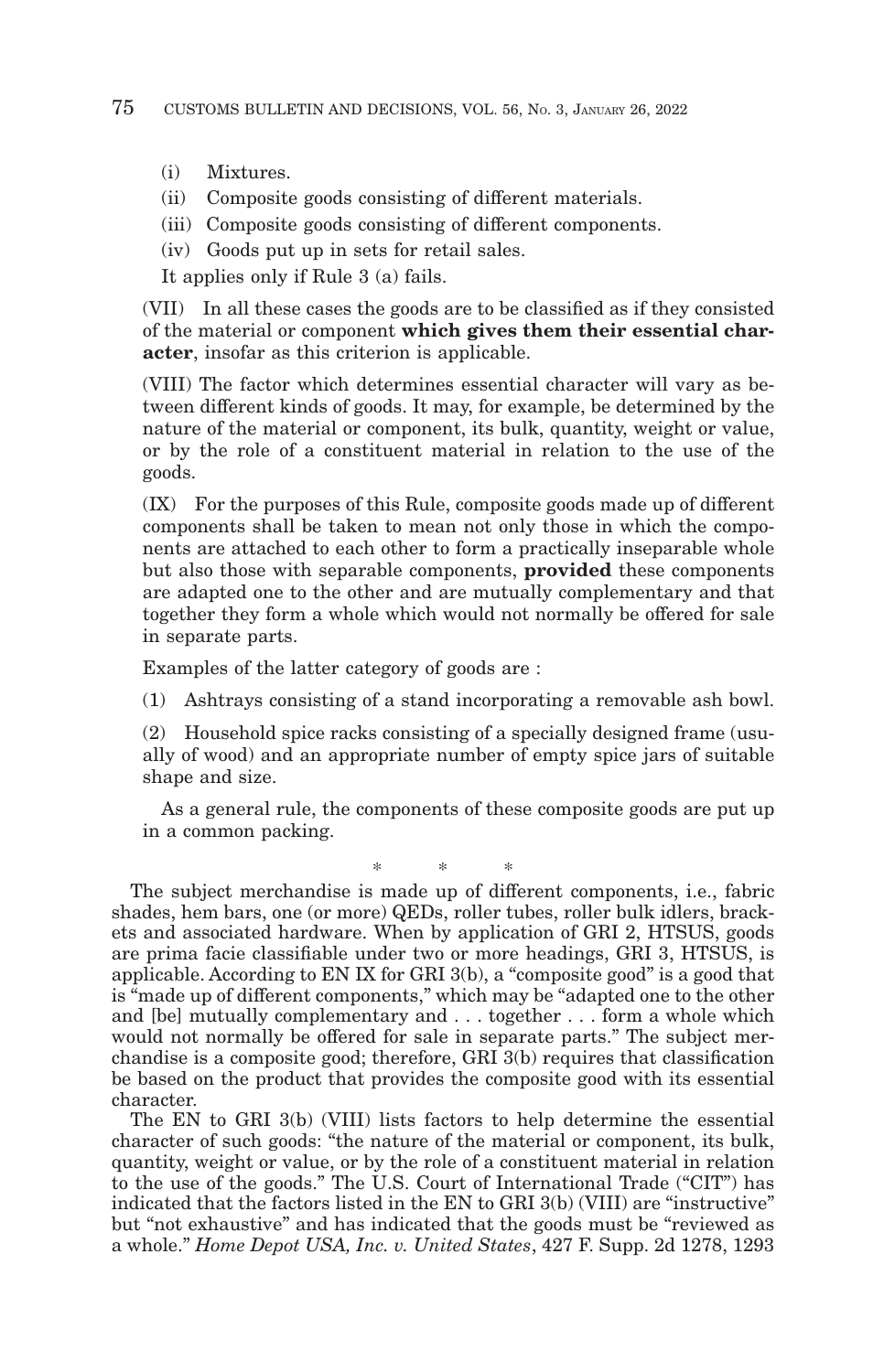(i) Mixtures.

(ii) Composite goods consisting of different materials.

(iii) Composite goods consisting of different components.

(iv) Goods put up in sets for retail sales.

It applies only if Rule 3 (a) fails.

(VII) In all these cases the goods are to be classified as if they consisted of the material or component **which gives them their essential character**, insofar as this criterion is applicable.

(VIII) The factor which determines essential character will vary as between different kinds of goods. It may, for example, be determined by the nature of the material or component, its bulk, quantity, weight or value, or by the role of a constituent material in relation to the use of the goods.

(IX) For the purposes of this Rule, composite goods made up of different components shall be taken to mean not only those in which the components are attached to each other to form a practically inseparable whole but also those with separable components, **provided** these components are adapted one to the other and are mutually complementary and that together they form a whole which would not normally be offered for sale in separate parts.

Examples of the latter category of goods are :

(1) Ashtrays consisting of a stand incorporating a removable ash bowl.

(2) Household spice racks consisting of a specially designed frame (usually of wood) and an appropriate number of empty spice jars of suitable shape and size.

As a general rule, the components of these composite goods are put up in a common packing.

\* \* \*

The subject merchandise is made up of different components, i.e., fabric shades, hem bars, one (or more) QEDs, roller tubes, roller bulk idlers, brackets and associated hardware. When by application of GRI 2, HTSUS, goods are prima facie classifiable under two or more headings, GRI 3, HTSUS, is applicable. According to EN IX for GRI 3(b), a "composite good" is a good that is "made up of different components," which may be "adapted one to the other and [be] mutually complementary and . . . together . . . form a whole which would not normally be offered for sale in separate parts." The subject merchandise is a composite good; therefore, GRI 3(b) requires that classification be based on the product that provides the composite good with its essential character.

The EN to GRI 3(b) (VIII) lists factors to help determine the essential character of such goods: "the nature of the material or component, its bulk, quantity, weight or value, or by the role of a constituent material in relation to the use of the goods." The U.S. Court of International Trade ("CIT") has indicated that the factors listed in the EN to GRI 3(b) (VIII) are "instructive" but "not exhaustive" and has indicated that the goods must be "reviewed as a whole." *Home Depot USA, Inc. v. United States*, 427 F. Supp. 2d 1278, 1293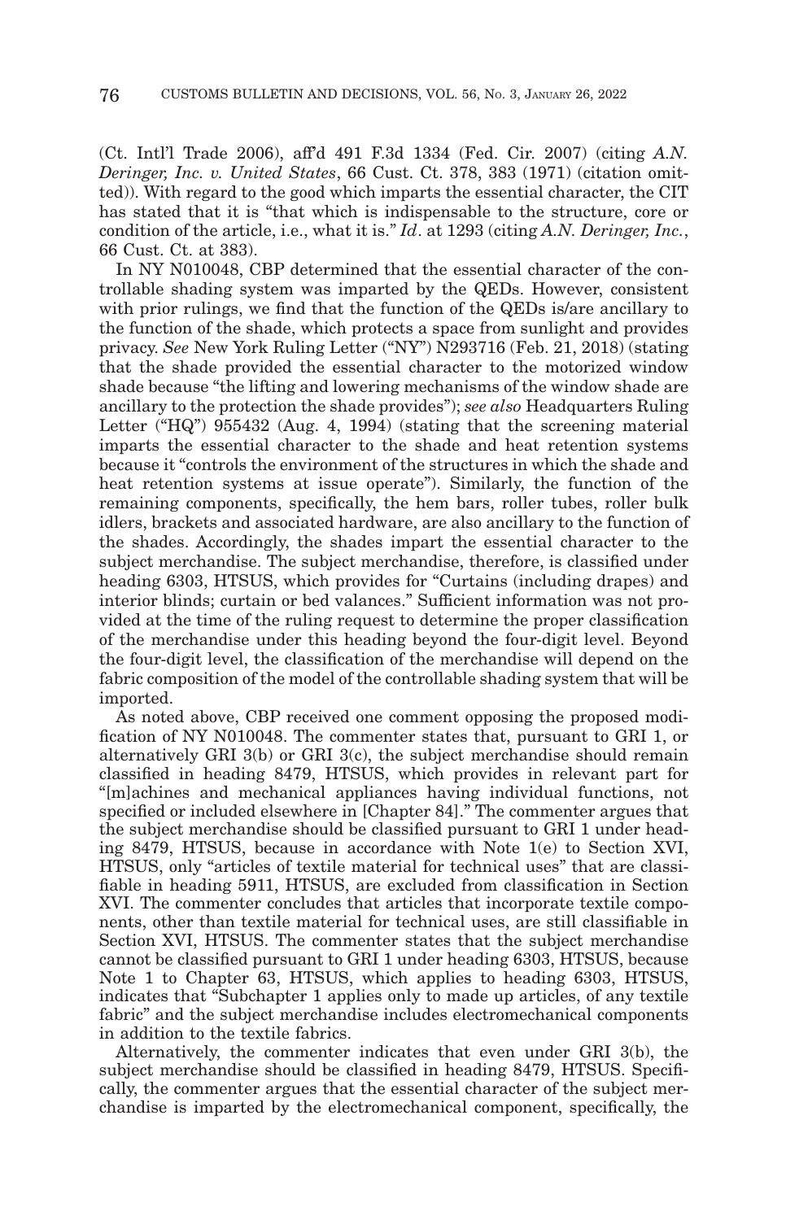(Ct. Intl'l Trade 2006), aff'd 491 F.3d 1334 (Fed. Cir. 2007) (citing *A.N. Deringer, Inc. v. United States*, 66 Cust. Ct. 378, 383 (1971) (citation omitted)). With regard to the good which imparts the essential character, the CIT has stated that it is "that which is indispensable to the structure, core or condition of the article, i.e., what it is." *Id*. at 1293 (citing *A.N. Deringer, Inc.*, 66 Cust. Ct. at 383).

In NY N010048, CBP determined that the essential character of the controllable shading system was imparted by the QEDs. However, consistent with prior rulings, we find that the function of the QEDs is/are ancillary to the function of the shade, which protects a space from sunlight and provides privacy. *See* New York Ruling Letter ("NY") N293716 (Feb. 21, 2018) (stating that the shade provided the essential character to the motorized window shade because "the lifting and lowering mechanisms of the window shade are ancillary to the protection the shade provides"); *see also* Headquarters Ruling Letter ("HQ") 955432 (Aug. 4, 1994) (stating that the screening material imparts the essential character to the shade and heat retention systems because it "controls the environment of the structures in which the shade and heat retention systems at issue operate"). Similarly, the function of the remaining components, specifically, the hem bars, roller tubes, roller bulk idlers, brackets and associated hardware, are also ancillary to the function of the shades. Accordingly, the shades impart the essential character to the subject merchandise. The subject merchandise, therefore, is classified under heading 6303, HTSUS, which provides for "Curtains (including drapes) and interior blinds; curtain or bed valances." Sufficient information was not provided at the time of the ruling request to determine the proper classification of the merchandise under this heading beyond the four-digit level. Beyond the four-digit level, the classification of the merchandise will depend on the fabric composition of the model of the controllable shading system that will be imported.

As noted above, CBP received one comment opposing the proposed modification of NY N010048. The commenter states that, pursuant to GRI 1, or alternatively GRI 3(b) or GRI 3(c), the subject merchandise should remain classified in heading 8479, HTSUS, which provides in relevant part for "[m]achines and mechanical appliances having individual functions, not specified or included elsewhere in [Chapter 84]." The commenter argues that the subject merchandise should be classified pursuant to GRI 1 under heading 8479, HTSUS, because in accordance with Note 1(e) to Section XVI, HTSUS, only "articles of textile material for technical uses" that are classifiable in heading 5911, HTSUS, are excluded from classification in Section XVI. The commenter concludes that articles that incorporate textile components, other than textile material for technical uses, are still classifiable in Section XVI, HTSUS. The commenter states that the subject merchandise cannot be classified pursuant to GRI 1 under heading 6303, HTSUS, because Note 1 to Chapter 63, HTSUS, which applies to heading 6303, HTSUS, indicates that "Subchapter 1 applies only to made up articles, of any textile fabric" and the subject merchandise includes electromechanical components in addition to the textile fabrics.

Alternatively, the commenter indicates that even under GRI 3(b), the subject merchandise should be classified in heading 8479, HTSUS. Specifically, the commenter argues that the essential character of the subject merchandise is imparted by the electromechanical component, specifically, the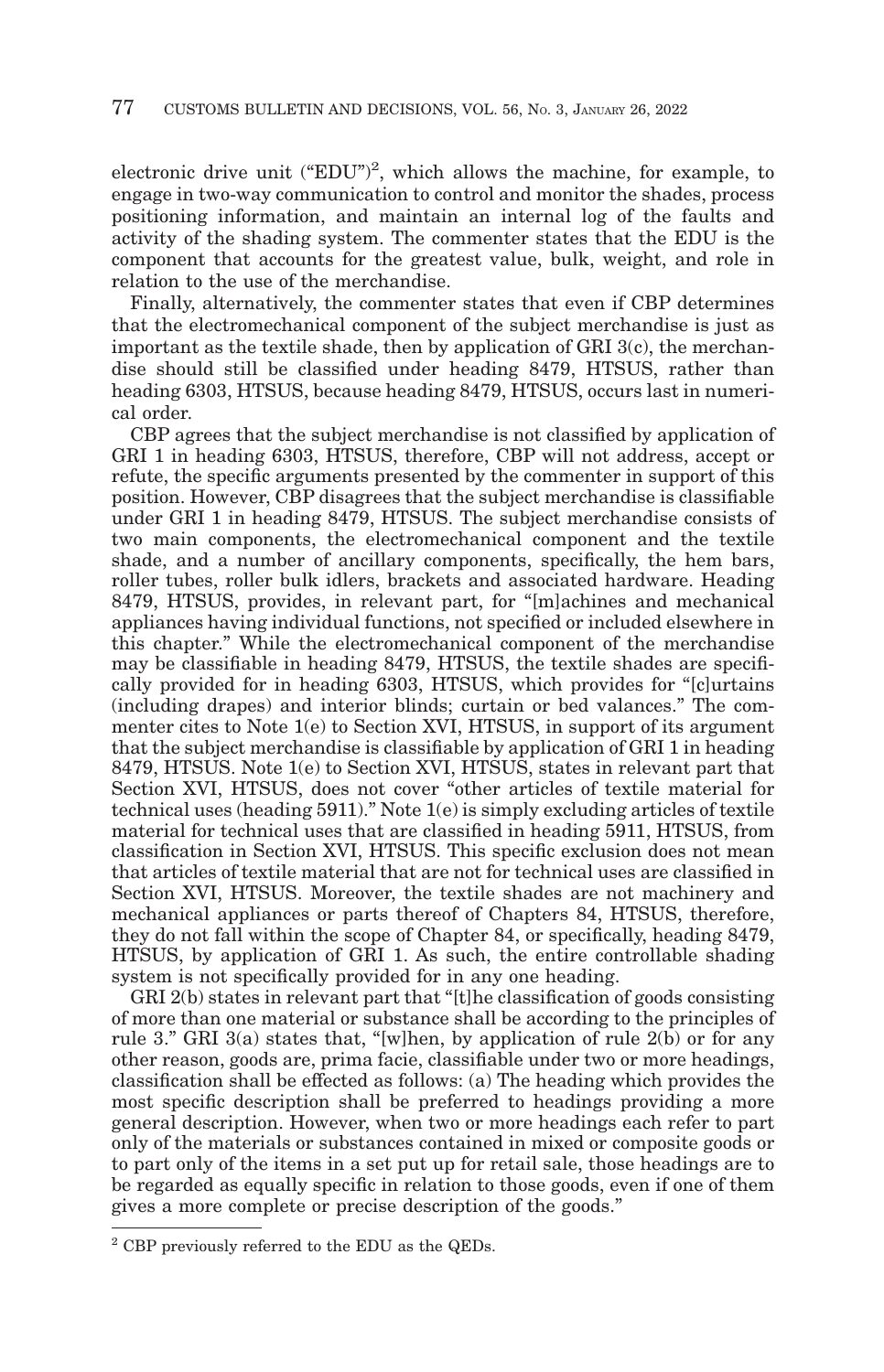electronic drive unit ("EDU")[2], which allows the machine, for example, to engage in two-way communication to control and monitor the shades, process positioning information, and maintain an internal log of the faults and activity of the shading system. The commenter states that the EDU is the component that accounts for the greatest value, bulk, weight, and role in relation to the use of the merchandise.

Finally, alternatively, the commenter states that even if CBP determines that the electromechanical component of the subject merchandise is just as important as the textile shade, then by application of GRI 3(c), the merchandise should still be classified under heading 8479, HTSUS, rather than heading 6303, HTSUS, because heading 8479, HTSUS, occurs last in numerical order.

CBP agrees that the subject merchandise is not classified by application of GRI 1 in heading 6303, HTSUS, therefore, CBP will not address, accept or refute, the specific arguments presented by the commenter in support of this position. However, CBP disagrees that the subject merchandise is classifiable under GRI 1 in heading 8479, HTSUS. The subject merchandise consists of two main components, the electromechanical component and the textile shade, and a number of ancillary components, specifically, the hem bars, roller tubes, roller bulk idlers, brackets and associated hardware. Heading 8479, HTSUS, provides, in relevant part, for "[m]achines and mechanical appliances having individual functions, not specified or included elsewhere in this chapter." While the electromechanical component of the merchandise may be classifiable in heading 8479, HTSUS, the textile shades are specifically provided for in heading 6303, HTSUS, which provides for "[c]urtains (including drapes) and interior blinds; curtain or bed valances." The commenter cites to Note 1(e) to Section XVI, HTSUS, in support of its argument that the subject merchandise is classifiable by application of GRI 1 in heading 8479, HTSUS. Note 1(e) to Section XVI, HTSUS, states in relevant part that Section XVI, HTSUS, does not cover "other articles of textile material for technical uses (heading 5911)." Note 1(e) is simply excluding articles of textile material for technical uses that are classified in heading 5911, HTSUS, from classification in Section XVI, HTSUS. This specific exclusion does not mean that articles of textile material that are not for technical uses are classified in Section XVI, HTSUS. Moreover, the textile shades are not machinery and mechanical appliances or parts thereof of Chapters 84, HTSUS, therefore, they do not fall within the scope of Chapter 84, or specifically, heading 8479, HTSUS, by application of GRI 1. As such, the entire controllable shading system is not specifically provided for in any one heading.

GRI 2(b) states in relevant part that "[t]he classification of goods consisting of more than one material or substance shall be according to the principles of rule 3." GRI 3(a) states that, "[w]hen, by application of rule 2(b) or for any other reason, goods are, prima facie, classifiable under two or more headings, classification shall be effected as follows: (a) The heading which provides the most specific description shall be preferred to headings providing a more general description. However, when two or more headings each refer to part only of the materials or substances contained in mixed or composite goods or to part only of the items in a set put up for retail sale, those headings are to be regarded as equally specific in relation to those goods, even if one of them gives a more complete or precise description of the goods."

---

[2] CBP previously referred to the EDU as the QEDs.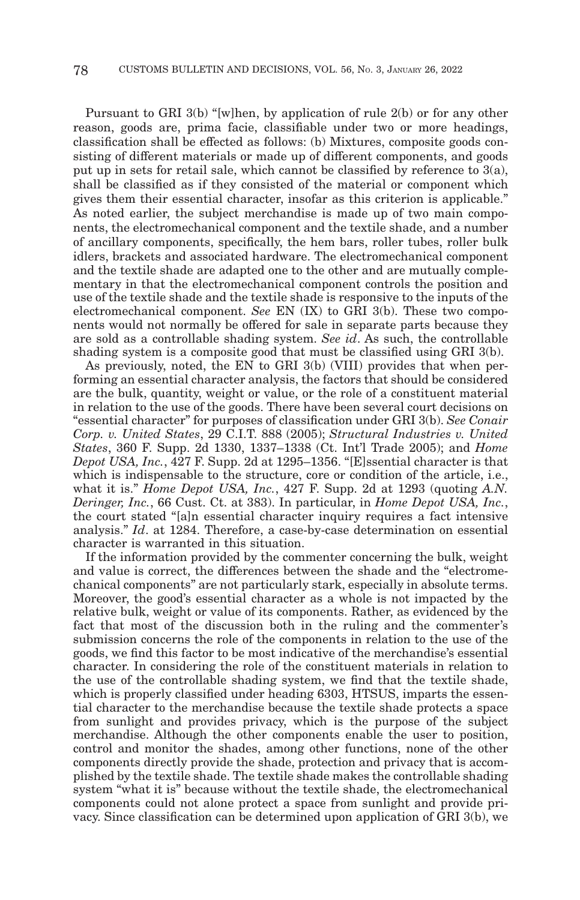Pursuant to GRI 3(b) "[w]hen, by application of rule 2(b) or for any other reason, goods are, prima facie, classifiable under two or more headings, classification shall be effected as follows: (b) Mixtures, composite goods consisting of different materials or made up of different components, and goods put up in sets for retail sale, which cannot be classified by reference to 3(a), shall be classified as if they consisted of the material or component which gives them their essential character, insofar as this criterion is applicable." As noted earlier, the subject merchandise is made up of two main components, the electromechanical component and the textile shade, and a number of ancillary components, specifically, the hem bars, roller tubes, roller bulk idlers, brackets and associated hardware. The electromechanical component and the textile shade are adapted one to the other and are mutually complementary in that the electromechanical component controls the position and use of the textile shade and the textile shade is responsive to the inputs of the electromechanical component. *See* EN (IX) to GRI 3(b). These two components would not normally be offered for sale in separate parts because they are sold as a controllable shading system. *See id*. As such, the controllable shading system is a composite good that must be classified using GRI 3(b).

As previously, noted, the EN to GRI 3(b) (VIII) provides that when performing an essential character analysis, the factors that should be considered are the bulk, quantity, weight or value, or the role of a constituent material in relation to the use of the goods. There have been several court decisions on "essential character" for purposes of classification under GRI 3(b). *See Conair Corp. v. United States*, 29 C.I.T. 888 (2005); *Structural Industries v. United States*, 360 F. Supp. 2d 1330, 1337–1338 (Ct. Int'l Trade 2005); and *Home Depot USA, Inc.*, 427 F. Supp. 2d at 1295–1356. "[E]ssential character is that which is indispensable to the structure, core or condition of the article, i.e., what it is." *Home Depot USA, Inc.*, 427 F. Supp. 2d at 1293 (quoting *A.N. Deringer, Inc.*, 66 Cust. Ct. at 383). In particular, in *Home Depot USA, Inc.*, the court stated "[a]n essential character inquiry requires a fact intensive analysis." *Id*. at 1284. Therefore, a case-by-case determination on essential character is warranted in this situation.

If the information provided by the commenter concerning the bulk, weight and value is correct, the differences between the shade and the "electromechanical components" are not particularly stark, especially in absolute terms. Moreover, the good's essential character as a whole is not impacted by the relative bulk, weight or value of its components. Rather, as evidenced by the fact that most of the discussion both in the ruling and the commenter's submission concerns the role of the components in relation to the use of the goods, we find this factor to be most indicative of the merchandise's essential character. In considering the role of the constituent materials in relation to the use of the controllable shading system, we find that the textile shade, which is properly classified under heading 6303, HTSUS, imparts the essential character to the merchandise because the textile shade protects a space from sunlight and provides privacy, which is the purpose of the subject merchandise. Although the other components enable the user to position, control and monitor the shades, among other functions, none of the other components directly provide the shade, protection and privacy that is accomplished by the textile shade. The textile shade makes the controllable shading system "what it is" because without the textile shade, the electromechanical components could not alone protect a space from sunlight and provide privacy. Since classification can be determined upon application of GRI 3(b), we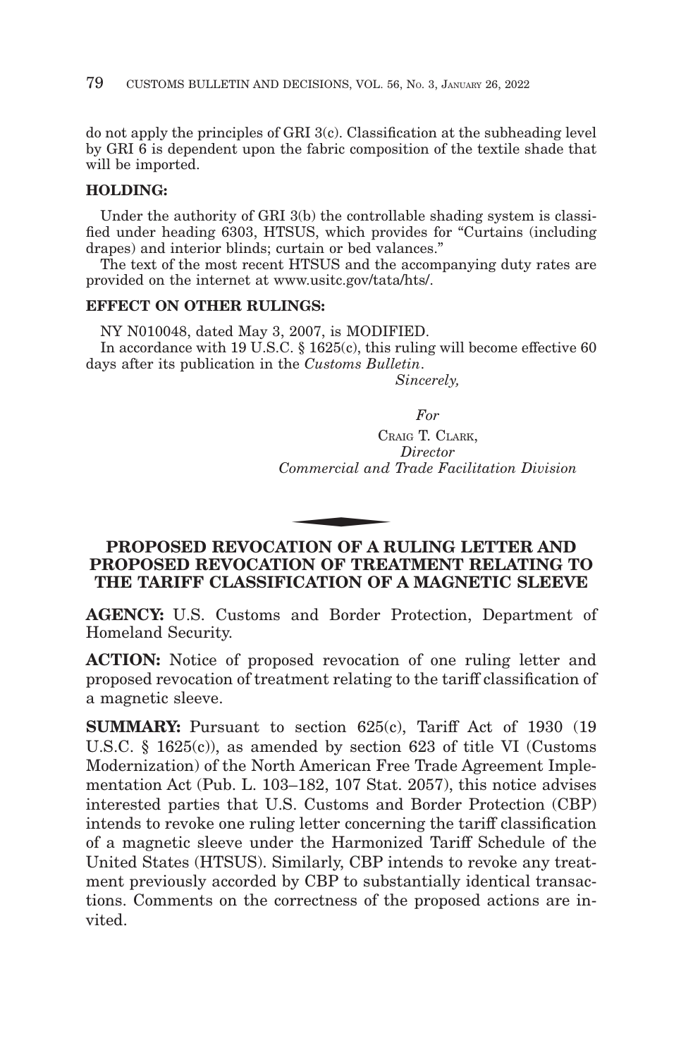do not apply the principles of GRI 3(c). Classification at the subheading level by GRI 6 is dependent upon the fabric composition of the textile shade that will be imported.

**HOLDING:**

Under the authority of GRI 3(b) the controllable shading system is classified under heading 6303, HTSUS, which provides for "Curtains (including drapes) and interior blinds; curtain or bed valances."

The text of the most recent HTSUS and the accompanying duty rates are provided on the internet at www.usitc.gov/tata/hts/.

**EFFECT ON OTHER RULINGS:**

NY N010048, dated May 3, 2007, is MODIFIED.

In accordance with 19 U.S.C. § 1625(c), this ruling will become effective 60 days after its publication in the *Customs Bulletin*.

*Sincerely,*

*For*

CRAIG T. CLARK,
*Director*
*Commercial and Trade Facilitation Division*

## PROPOSED REVOCATION OF A RULING LETTER AND PROPOSED REVOCATION OF TREATMENT RELATING TO THE TARIFF CLASSIFICATION OF A MAGNETIC SLEEVE

**AGENCY:** U.S. Customs and Border Protection, Department of Homeland Security.

**ACTION:** Notice of proposed revocation of one ruling letter and proposed revocation of treatment relating to the tariff classification of a magnetic sleeve.

**SUMMARY:** Pursuant to section 625(c), Tariff Act of 1930 (19 U.S.C. § 1625(c)), as amended by section 623 of title VI (Customs Modernization) of the North American Free Trade Agreement Implementation Act (Pub. L. 103–182, 107 Stat. 2057), this notice advises interested parties that U.S. Customs and Border Protection (CBP) intends to revoke one ruling letter concerning the tariff classification of a magnetic sleeve under the Harmonized Tariff Schedule of the United States (HTSUS). Similarly, CBP intends to revoke any treatment previously accorded by CBP to substantially identical transactions. Comments on the correctness of the proposed actions are invited.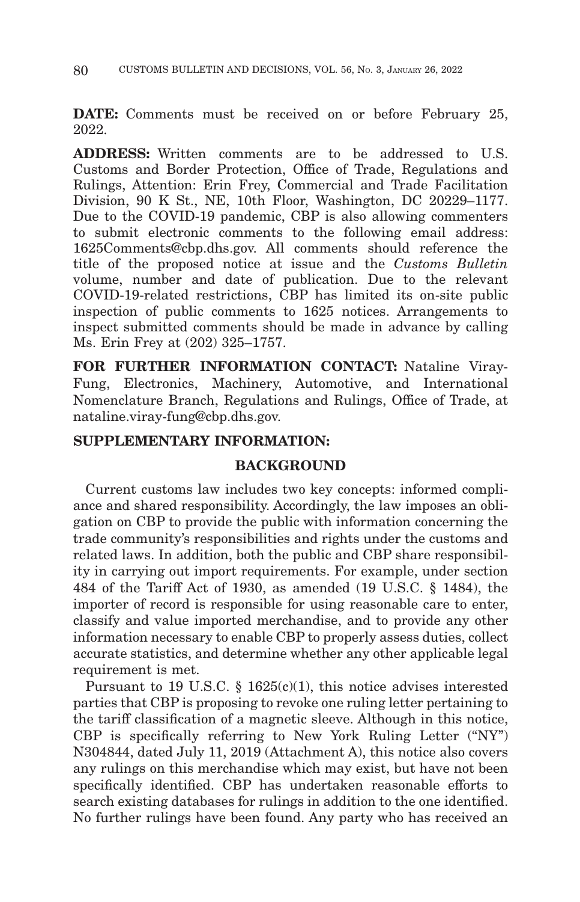**DATE:** Comments must be received on or before February 25, 2022.

**ADDRESS:** Written comments are to be addressed to U.S. Customs and Border Protection, Office of Trade, Regulations and Rulings, Attention: Erin Frey, Commercial and Trade Facilitation Division, 90 K St., NE, 10th Floor, Washington, DC 20229–1177. Due to the COVID-19 pandemic, CBP is also allowing commenters to submit electronic comments to the following email address: 1625Comments@cbp.dhs.gov. All comments should reference the title of the proposed notice at issue and the *Customs Bulletin* volume, number and date of publication. Due to the relevant COVID-19-related restrictions, CBP has limited its on-site public inspection of public comments to 1625 notices. Arrangements to inspect submitted comments should be made in advance by calling Ms. Erin Frey at (202) 325–1757.

**FOR FURTHER INFORMATION CONTACT:** Nataline Viray-Fung, Electronics, Machinery, Automotive, and International Nomenclature Branch, Regulations and Rulings, Office of Trade, at nataline.viray-fung@cbp.dhs.gov.

**SUPPLEMENTARY INFORMATION:**

**BACKGROUND**

Current customs law includes two key concepts: informed compliance and shared responsibility. Accordingly, the law imposes an obligation on CBP to provide the public with information concerning the trade community's responsibilities and rights under the customs and related laws. In addition, both the public and CBP share responsibility in carrying out import requirements. For example, under section 484 of the Tariff Act of 1930, as amended (19 U.S.C. § 1484), the importer of record is responsible for using reasonable care to enter, classify and value imported merchandise, and to provide any other information necessary to enable CBP to properly assess duties, collect accurate statistics, and determine whether any other applicable legal requirement is met.

Pursuant to 19 U.S.C. § 1625(c)(1), this notice advises interested parties that CBP is proposing to revoke one ruling letter pertaining to the tariff classification of a magnetic sleeve. Although in this notice, CBP is specifically referring to New York Ruling Letter ("NY") N304844, dated July 11, 2019 (Attachment A), this notice also covers any rulings on this merchandise which may exist, but have not been specifically identified. CBP has undertaken reasonable efforts to search existing databases for rulings in addition to the one identified. No further rulings have been found. Any party who has received an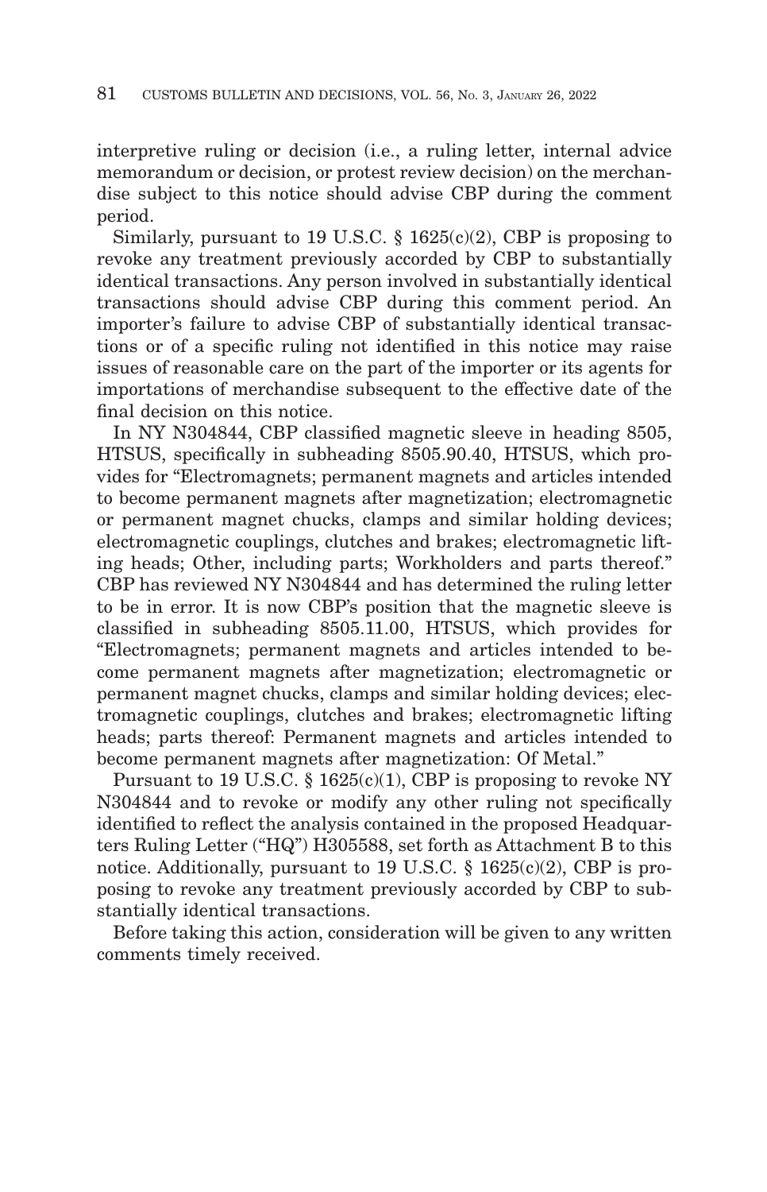interpretive ruling or decision (i.e., a ruling letter, internal advice memorandum or decision, or protest review decision) on the merchandise subject to this notice should advise CBP during the comment period.

Similarly, pursuant to 19 U.S.C. § 1625(c)(2), CBP is proposing to revoke any treatment previously accorded by CBP to substantially identical transactions. Any person involved in substantially identical transactions should advise CBP during this comment period. An importer's failure to advise CBP of substantially identical transactions or of a specific ruling not identified in this notice may raise issues of reasonable care on the part of the importer or its agents for importations of merchandise subsequent to the effective date of the final decision on this notice.

In NY N304844, CBP classified magnetic sleeve in heading 8505, HTSUS, specifically in subheading 8505.90.40, HTSUS, which provides for "Electromagnets; permanent magnets and articles intended to become permanent magnets after magnetization; electromagnetic or permanent magnet chucks, clamps and similar holding devices; electromagnetic couplings, clutches and brakes; electromagnetic lifting heads; Other, including parts; Workholders and parts thereof." CBP has reviewed NY N304844 and has determined the ruling letter to be in error. It is now CBP's position that the magnetic sleeve is classified in subheading 8505.11.00, HTSUS, which provides for "Electromagnets; permanent magnets and articles intended to become permanent magnets after magnetization; electromagnetic or permanent magnet chucks, clamps and similar holding devices; electromagnetic couplings, clutches and brakes; electromagnetic lifting heads; parts thereof: Permanent magnets and articles intended to become permanent magnets after magnetization: Of Metal."

Pursuant to 19 U.S.C. § 1625(c)(1), CBP is proposing to revoke NY N304844 and to revoke or modify any other ruling not specifically identified to reflect the analysis contained in the proposed Headquarters Ruling Letter ("HQ") H305588, set forth as Attachment B to this notice. Additionally, pursuant to 19 U.S.C. § 1625(c)(2), CBP is proposing to revoke any treatment previously accorded by CBP to substantially identical transactions.

Before taking this action, consideration will be given to any written comments timely received.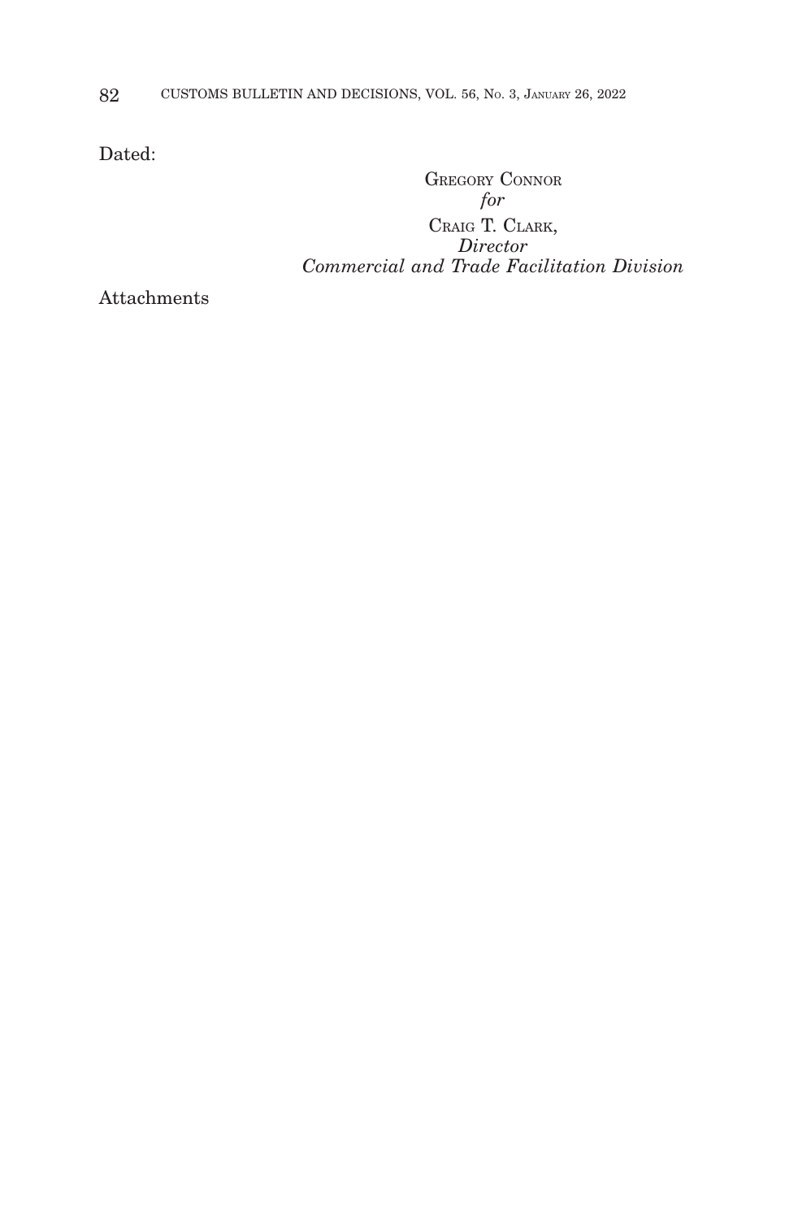Dated:

GREGORY CONNOR
*for*
CRAIG T. CLARK,
*Director*
*Commercial and Trade Facilitation Division*

Attachments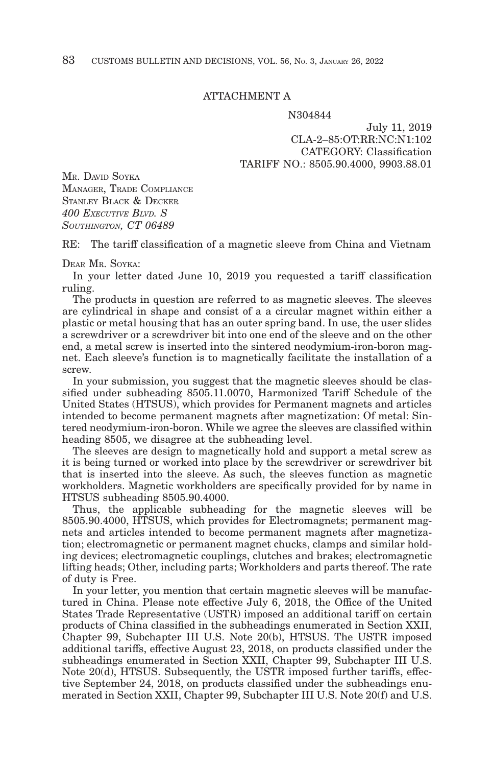ATTACHMENT A

N304844

July 11, 2019
CLA-2–85:OT:RR:NC:N1:102
CATEGORY: Classification
TARIFF NO.: 8505.90.4000, 9903.88.01

MR. DAVID SOYKA
MANAGER, TRADE COMPLIANCE
STANLEY BLACK & DECKER
*400 EXECUTIVE BLVD. S*
*SOUTHINGTON, CT 06489*

RE: The tariff classification of a magnetic sleeve from China and Vietnam

DEAR MR. SOYKA:

In your letter dated June 10, 2019 you requested a tariff classification ruling.

The products in question are referred to as magnetic sleeves. The sleeves are cylindrical in shape and consist of a a circular magnet within either a plastic or metal housing that has an outer spring band. In use, the user slides a screwdriver or a screwdriver bit into one end of the sleeve and on the other end, a metal screw is inserted into the sintered neodymium-iron-boron magnet. Each sleeve's function is to magnetically facilitate the installation of a screw.

In your submission, you suggest that the magnetic sleeves should be classified under subheading 8505.11.0070, Harmonized Tariff Schedule of the United States (HTSUS), which provides for Permanent magnets and articles intended to become permanent magnets after magnetization: Of metal: Sintered neodymium-iron-boron. While we agree the sleeves are classified within heading 8505, we disagree at the subheading level.

The sleeves are design to magnetically hold and support a metal screw as it is being turned or worked into place by the screwdriver or screwdriver bit that is inserted into the sleeve. As such, the sleeves function as magnetic workholders. Magnetic workholders are specifically provided for by name in HTSUS subheading 8505.90.4000.

Thus, the applicable subheading for the magnetic sleeves will be 8505.90.4000, HTSUS, which provides for Electromagnets; permanent magnets and articles intended to become permanent magnets after magnetization; electromagnetic or permanent magnet chucks, clamps and similar holding devices; electromagnetic couplings, clutches and brakes; electromagnetic lifting heads; Other, including parts; Workholders and parts thereof. The rate of duty is Free.

In your letter, you mention that certain magnetic sleeves will be manufactured in China. Please note effective July 6, 2018, the Office of the United States Trade Representative (USTR) imposed an additional tariff on certain products of China classified in the subheadings enumerated in Section XXII, Chapter 99, Subchapter III U.S. Note 20(b), HTSUS. The USTR imposed additional tariffs, effective August 23, 2018, on products classified under the subheadings enumerated in Section XXII, Chapter 99, Subchapter III U.S. Note 20(d), HTSUS. Subsequently, the USTR imposed further tariffs, effective September 24, 2018, on products classified under the subheadings enumerated in Section XXII, Chapter 99, Subchapter III U.S. Note 20(f) and U.S.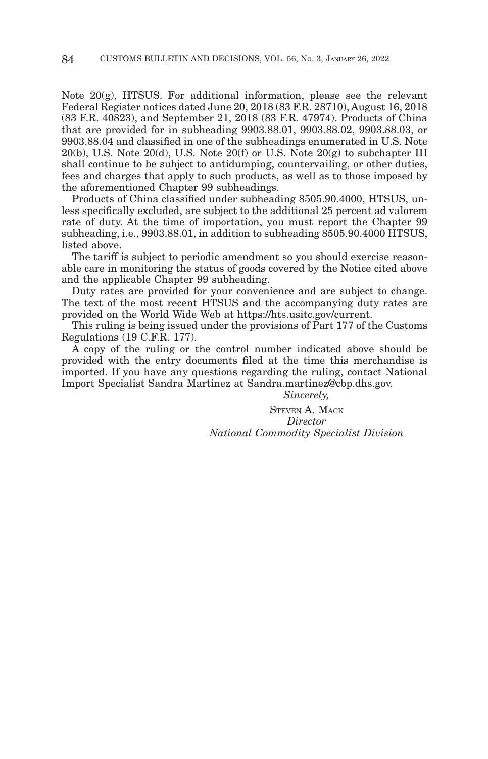Note 20(g), HTSUS. For additional information, please see the relevant Federal Register notices dated June 20, 2018 (83 F.R. 28710), August 16, 2018 (83 F.R. 40823), and September 21, 2018 (83 F.R. 47974). Products of China that are provided for in subheading 9903.88.01, 9903.88.02, 9903.88.03, or 9903.88.04 and classified in one of the subheadings enumerated in U.S. Note 20(b), U.S. Note 20(d), U.S. Note 20(f) or U.S. Note 20(g) to subchapter III shall continue to be subject to antidumping, countervailing, or other duties, fees and charges that apply to such products, as well as to those imposed by the aforementioned Chapter 99 subheadings.

Products of China classified under subheading 8505.90.4000, HTSUS, unless specifically excluded, are subject to the additional 25 percent ad valorem rate of duty. At the time of importation, you must report the Chapter 99 subheading, i.e., 9903.88.01, in addition to subheading 8505.90.4000 HTSUS, listed above.

The tariff is subject to periodic amendment so you should exercise reasonable care in monitoring the status of goods covered by the Notice cited above and the applicable Chapter 99 subheading.

Duty rates are provided for your convenience and are subject to change. The text of the most recent HTSUS and the accompanying duty rates are provided on the World Wide Web at https://hts.usitc.gov/current.

This ruling is being issued under the provisions of Part 177 of the Customs Regulations (19 C.F.R. 177).

A copy of the ruling or the control number indicated above should be provided with the entry documents filed at the time this merchandise is imported. If you have any questions regarding the ruling, contact National Import Specialist Sandra Martinez at Sandra.martinez@cbp.dhs.gov.

*Sincerely,*

STEVEN A. MACK
*Director*
*National Commodity Specialist Division*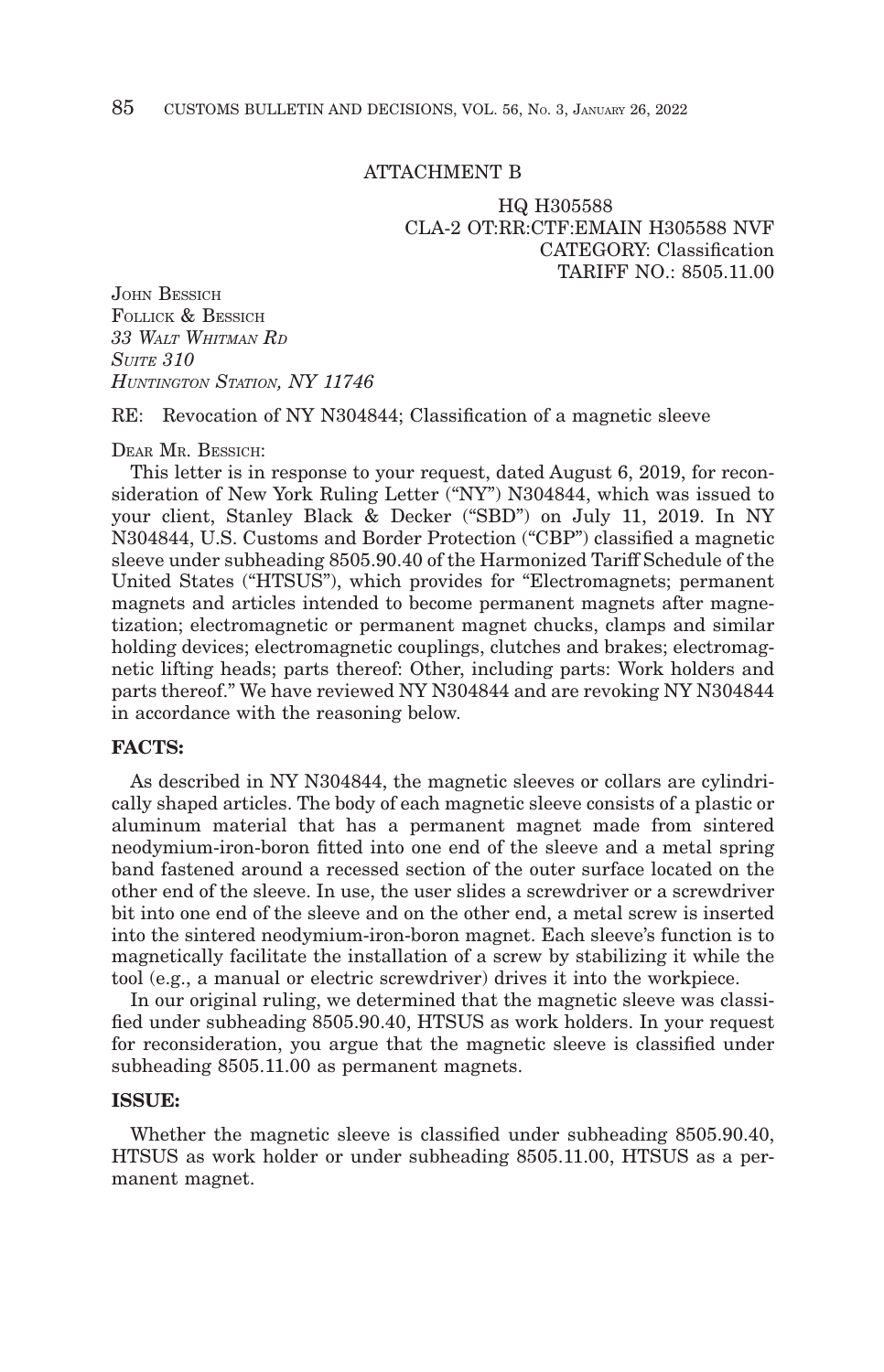ATTACHMENT B

HQ H305588
CLA-2 OT:RR:CTF:EMAIN H305588 NVF
CATEGORY: Classification
TARIFF NO.: 8505.11.00

JOHN BESSICH
FOLLICK & BESSICH
*33 WALT WHITMAN RD*
*SUITE 310*
*HUNTINGTON STATION, NY 11746*

RE: Revocation of NY N304844; Classification of a magnetic sleeve

DEAR MR. BESSICH:

This letter is in response to your request, dated August 6, 2019, for reconsideration of New York Ruling Letter ("NY") N304844, which was issued to your client, Stanley Black & Decker ("SBD") on July 11, 2019. In NY N304844, U.S. Customs and Border Protection ("CBP") classified a magnetic sleeve under subheading 8505.90.40 of the Harmonized Tariff Schedule of the United States ("HTSUS"), which provides for "Electromagnets; permanent magnets and articles intended to become permanent magnets after magnetization; electromagnetic or permanent magnet chucks, clamps and similar holding devices; electromagnetic couplings, clutches and brakes; electromagnetic lifting heads; parts thereof: Other, including parts: Work holders and parts thereof." We have reviewed NY N304844 and are revoking NY N304844 in accordance with the reasoning below.

**FACTS:**

As described in NY N304844, the magnetic sleeves or collars are cylindrically shaped articles. The body of each magnetic sleeve consists of a plastic or aluminum material that has a permanent magnet made from sintered neodymium-iron-boron fitted into one end of the sleeve and a metal spring band fastened around a recessed section of the outer surface located on the other end of the sleeve. In use, the user slides a screwdriver or a screwdriver bit into one end of the sleeve and on the other end, a metal screw is inserted into the sintered neodymium-iron-boron magnet. Each sleeve's function is to magnetically facilitate the installation of a screw by stabilizing it while the tool (e.g., a manual or electric screwdriver) drives it into the workpiece.

In our original ruling, we determined that the magnetic sleeve was classified under subheading 8505.90.40, HTSUS as work holders. In your request for reconsideration, you argue that the magnetic sleeve is classified under subheading 8505.11.00 as permanent magnets.

**ISSUE:**

Whether the magnetic sleeve is classified under subheading 8505.90.40, HTSUS as work holder or under subheading 8505.11.00, HTSUS as a permanent magnet.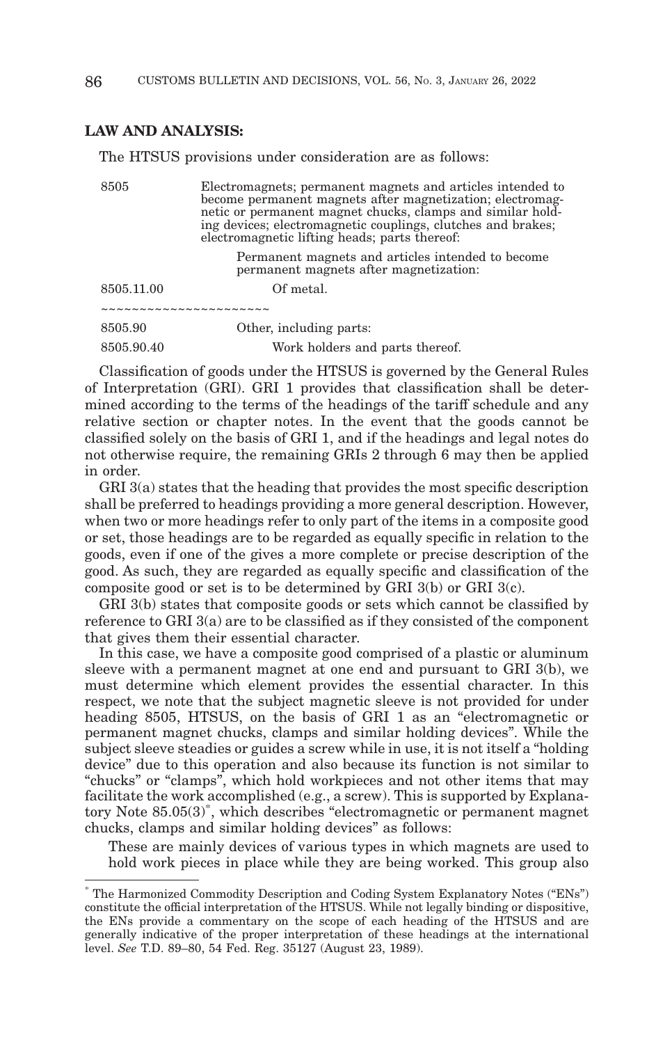**LAW AND ANALYSIS:**

The HTSUS provisions under consideration are as follows:

| | |
|---|---|
| 8505 | Electromagnets; permanent magnets and articles intended to become permanent magnets after magnetization; electromagnetic or permanent magnet chucks, clamps and similar holding devices; electromagnetic couplings, clutches and brakes; electromagnetic lifting heads; parts thereof: |
| | Permanent magnets and articles intended to become permanent magnets after magnetization: |
| 8505.11.00 | Of metal. |
| ~~~~~~~~~~~~~~~~~~~~~ | |
| 8505.90 | Other, including parts: |
| 8505.90.40 | Work holders and parts thereof. |

Classification of goods under the HTSUS is governed by the General Rules of Interpretation (GRI). GRI 1 provides that classification shall be determined according to the terms of the headings of the tariff schedule and any relative section or chapter notes. In the event that the goods cannot be classified solely on the basis of GRI 1, and if the headings and legal notes do not otherwise require, the remaining GRIs 2 through 6 may then be applied in order.

GRI 3(a) states that the heading that provides the most specific description shall be preferred to headings providing a more general description. However, when two or more headings refer to only part of the items in a composite good or set, those headings are to be regarded as equally specific in relation to the goods, even if one of the gives a more complete or precise description of the good. As such, they are regarded as equally specific and classification of the composite good or set is to be determined by GRI 3(b) or GRI 3(c).

GRI 3(b) states that composite goods or sets which cannot be classified by reference to GRI 3(a) are to be classified as if they consisted of the component that gives them their essential character.

In this case, we have a composite good comprised of a plastic or aluminum sleeve with a permanent magnet at one end and pursuant to GRI 3(b), we must determine which element provides the essential character. In this respect, we note that the subject magnetic sleeve is not provided for under heading 8505, HTSUS, on the basis of GRI 1 as an "electromagnetic or permanent magnet chucks, clamps and similar holding devices". While the subject sleeve steadies or guides a screw while in use, it is not itself a "holding device" due to this operation and also because its function is not similar to "chucks" or "clamps", which hold workpieces and not other items that may facilitate the work accomplished (e.g., a screw). This is supported by Explanatory Note 85.05(3)[*], which describes "electromagnetic or permanent magnet chucks, clamps and similar holding devices" as follows:

> These are mainly devices of various types in which magnets are used to hold work pieces in place while they are being worked. This group also

[*] The Harmonized Commodity Description and Coding System Explanatory Notes ("ENs") constitute the official interpretation of the HTSUS. While not legally binding or dispositive, the ENs provide a commentary on the scope of each heading of the HTSUS and are generally indicative of the proper interpretation of these headings at the international level. *See* T.D. 89–80, 54 Fed. Reg. 35127 (August 23, 1989).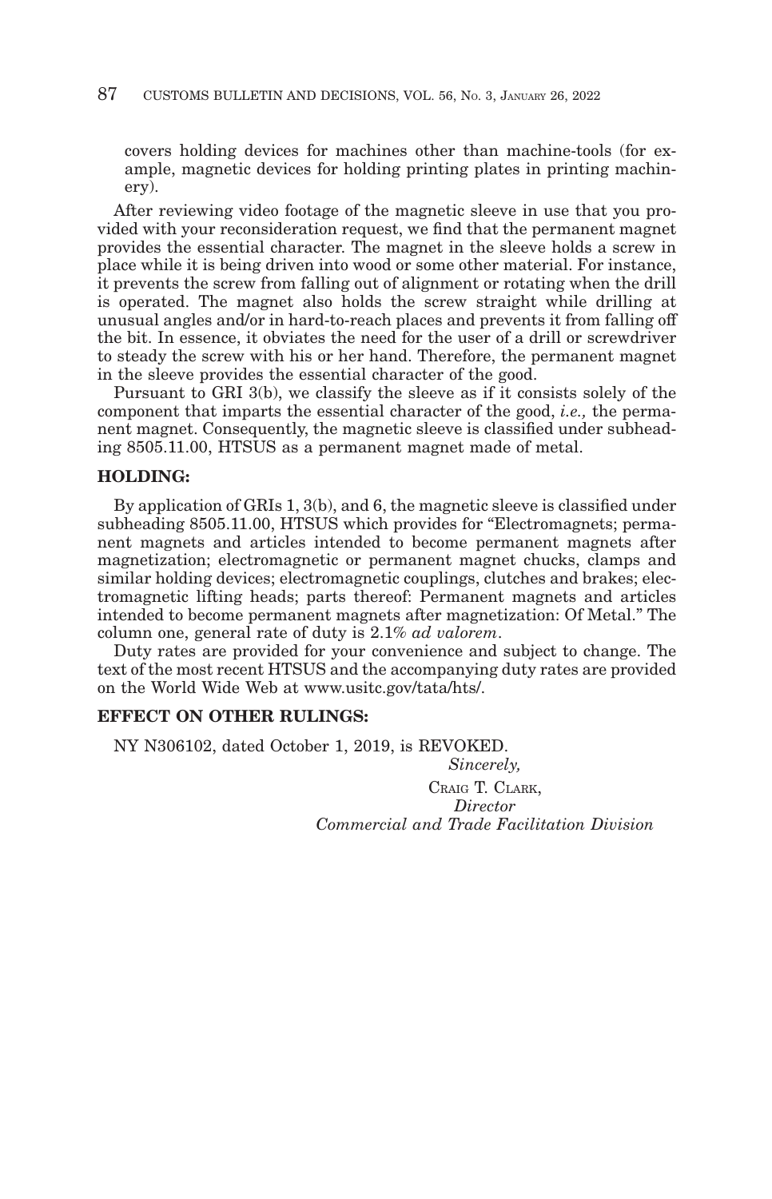covers holding devices for machines other than machine-tools (for example, magnetic devices for holding printing plates in printing machinery).

After reviewing video footage of the magnetic sleeve in use that you provided with your reconsideration request, we find that the permanent magnet provides the essential character. The magnet in the sleeve holds a screw in place while it is being driven into wood or some other material. For instance, it prevents the screw from falling out of alignment or rotating when the drill is operated. The magnet also holds the screw straight while drilling at unusual angles and/or in hard-to-reach places and prevents it from falling off the bit. In essence, it obviates the need for the user of a drill or screwdriver to steady the screw with his or her hand. Therefore, the permanent magnet in the sleeve provides the essential character of the good.

Pursuant to GRI 3(b), we classify the sleeve as if it consists solely of the component that imparts the essential character of the good, *i.e.,* the permanent magnet. Consequently, the magnetic sleeve is classified under subheading 8505.11.00, HTSUS as a permanent magnet made of metal.

**HOLDING:**

By application of GRIs 1, 3(b), and 6, the magnetic sleeve is classified under subheading 8505.11.00, HTSUS which provides for "Electromagnets; permanent magnets and articles intended to become permanent magnets after magnetization; electromagnetic or permanent magnet chucks, clamps and similar holding devices; electromagnetic couplings, clutches and brakes; electromagnetic lifting heads; parts thereof: Permanent magnets and articles intended to become permanent magnets after magnetization: Of Metal." The column one, general rate of duty is 2.1% *ad valorem*.

Duty rates are provided for your convenience and subject to change. The text of the most recent HTSUS and the accompanying duty rates are provided on the World Wide Web at www.usitc.gov/tata/hts/.

**EFFECT ON OTHER RULINGS:**

NY N306102, dated October 1, 2019, is REVOKED.

*Sincerely,*

CRAIG T. CLARK,
*Director*
*Commercial and Trade Facilitation Division*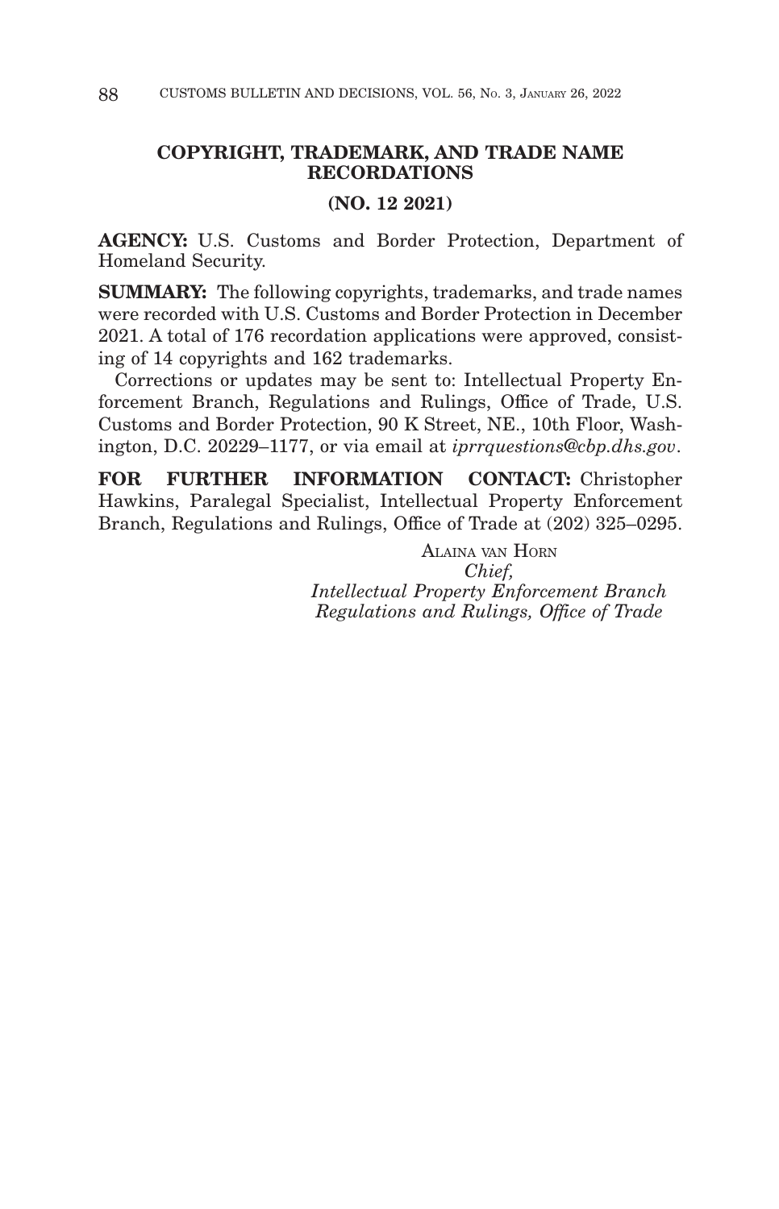## COPYRIGHT, TRADEMARK, AND TRADE NAME RECORDATIONS

### (NO. 12 2021)

**AGENCY:** U.S. Customs and Border Protection, Department of Homeland Security.

**SUMMARY:** The following copyrights, trademarks, and trade names were recorded with U.S. Customs and Border Protection in December 2021. A total of 176 recordation applications were approved, consisting of 14 copyrights and 162 trademarks.

Corrections or updates may be sent to: Intellectual Property Enforcement Branch, Regulations and Rulings, Office of Trade, U.S. Customs and Border Protection, 90 K Street, NE., 10th Floor, Washington, D.C. 20229–1177, or via email at *iprrquestions@cbp.dhs.gov*.

**FOR FURTHER INFORMATION CONTACT:** Christopher Hawkins, Paralegal Specialist, Intellectual Property Enforcement Branch, Regulations and Rulings, Office of Trade at (202) 325–0295.

ALAINA VAN HORN
*Chief,*
*Intellectual Property Enforcement Branch*
*Regulations and Rulings, Office of Trade*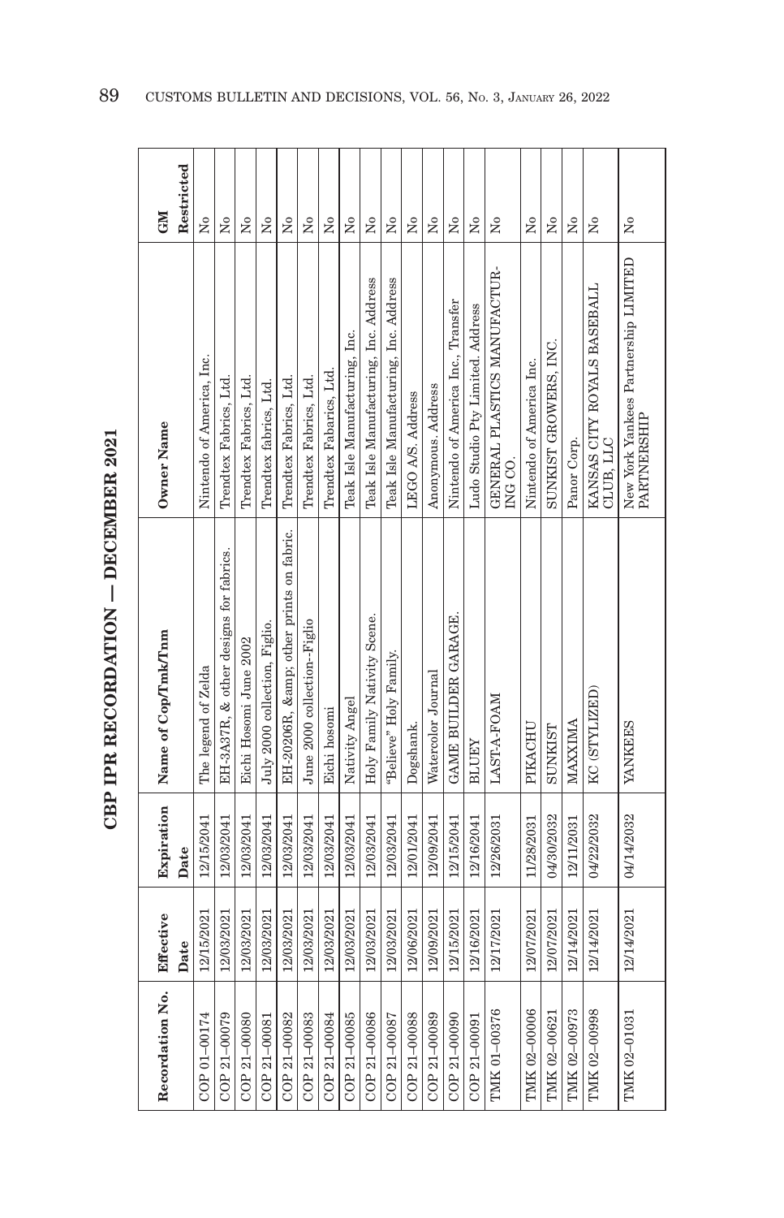# CBP IPR RECORDATION — DECEMBER 2021

| Recordation No. | Effective Date | Expiration Date | Name of Cop/Tmk/Tnm | Owner Name | GM Restricted |
|---|---|---|---|---|---|
| COP 01–00174 | 12/15/2021 | 12/15/2041 | The legend of Zelda | Nintendo of America, Inc. | No |
| COP 21–00079 | 12/03/2021 | 12/03/2041 | EH-3A37R, & other designs for fabrics. | Trendtex Fabrics, Ltd. | No |
| COP 21–00080 | 12/03/2021 | 12/03/2041 | Eichi Hosomi June 2002 | Trendtex Fabrics, Ltd. | No |
| COP 21–00081 | 12/03/2021 | 12/03/2041 | July 2000 collection, Figlio. | Trendtex fabrics, Ltd. | No |
| COP 21–00082 | 12/03/2021 | 12/03/2041 | EH-20206R, &amp; other prints on fabric. | Trendtex Fabrics, Ltd. | No |
| COP 21–00083 | 12/03/2021 | 12/03/2041 | June 2000 collection--Figlio | Trendtex Fabrics, Ltd. | No |
| COP 21–00084 | 12/03/2021 | 12/03/2041 | Eichi hosomi | Trendtex Fabarics, Ltd. | No |
| COP 21–00085 | 12/03/2021 | 12/03/2041 | Nativity Angel | Teak Isle Manufacturing, Inc. | No |
| COP 21–00086 | 12/03/2021 | 12/03/2041 | Holy Family Nativity Scene. | Teak Isle Manufacturing, Inc. Address | No |
| COP 21–00087 | 12/03/2021 | 12/03/2041 | "Believe" Holy Family. | Teak Isle Manufacturing, Inc. Address | No |
| COP 21–00088 | 12/06/2021 | 12/01/2041 | Dogshank. | LEGO A/S. Address | No |
| COP 21–00089 | 12/09/2021 | 12/09/2041 | Watercolor Journal | Anonymous. Address | No |
| COP 21–00090 | 12/15/2021 | 12/15/2041 | GAME BUILDER GARAGE. | Nintendo of America Inc., Transfer | No |
| COP 21–00091 | 12/16/2021 | 12/16/2041 | BLUEY | Ludo Studio Pty Limited. Address | No |
| TMK 01–00376 | 12/17/2021 | 12/26/2031 | LAST-A-FOAM | GENERAL PLASTICS MANUFACTURING CO. | No |
| TMK 02–00006 | 12/07/2021 | 11/28/2031 | PIKACHU | Nintendo of America Inc. | No |
| TMK 02–00621 | 12/07/2021 | 04/30/2032 | SUNKIST | SUNKIST GROWERS, INC. | No |
| TMK 02–00973 | 12/14/2021 | 12/11/2031 | MAXXIMA | Panor Corp. | No |
| TMK 02–00998 | 12/14/2021 | 04/22/2032 | KC (STYLIZED) | KANSAS CITY ROYALS BASEBALL CLUB, LLC | No |
| TMK 02–01031 | 12/14/2021 | 04/14/2032 | YANKEES | New York Yankees Partnership LIMITED PARTNERSHIP | No |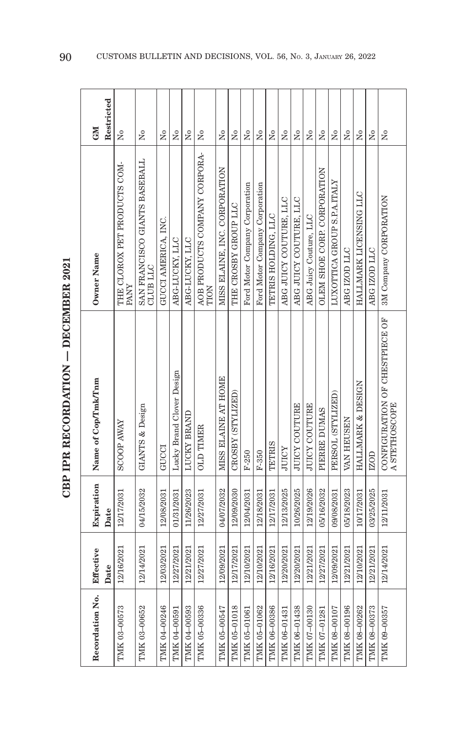# CBP IPR RECORDATION — DECEMBER 2021

| Recordation No. | Effective Date | Expiration Date | Name of Cop/Tmk/Tnm | Owner Name | GM Restricted |
|---|---|---|---|---|---|
| TMK 03–00573 | 12/16/2021 | 12/17/2031 | SCOOP AWAY | THE CLOROX PET PRODUCTS COMPANY | No |
| TMK 03–00652 | 12/14/2021 | 04/15/2032 | GIANTS & Design | SAN FRANCISCO GIANTS BASEBALL CLUB LLC | No |
| TMK 04–00246 | 12/03/2021 | 12/08/2031 | GUCCI | GUCCI AMERICA, INC. | No |
| TMK 04–00591 | 12/27/2021 | 01/31/2031 | Lucky Brand Clover Design | ABG-LUCKY, LLC | No |
| TMK 04–00593 | 12/21/2021 | 11/26/2023 | LUCKY BRAND | ABG-LUCKY, LLC | No |
| TMK 05–00336 | 12/27/2021 | 12/27/2031 | OLD TIMER | AOB PRODUCTS COMPANY CORPORATION | No |
| TMK 05–00547 | 12/09/2021 | 04/07/2032 | MISS ELAINE AT HOME | MISS ELAINE, INC. CORPORATION | No |
| TMK 05–01018 | 12/17/2021 | 12/09/2030 | CROSBY (STYLIZED) | THE CROSBY GROUP LLC | No |
| TMK 05–01061 | 12/10/2021 | 12/04/2031 | F-250 | Ford Motor Company Corporation | No |
| TMK 05–01062 | 12/10/2021 | 12/18/2031 | F-350 | Ford Motor Company Corporation | No |
| TMK 06–00386 | 12/16/2021 | 12/17/2031 | TETRIS | TETRIS HOLDING, LLC | No |
| TMK 06–01431 | 12/20/2021 | 12/13/2025 | JUICY | ABG JUICY COUTURE, LLC | No |
| TMK 06–01438 | 12/20/2021 | 10/26/2025 | JUICY COUTURE | ABG JUICY COUTURE, LLC | No |
| TMK 07–00130 | 12/21/2021 | 12/19/2026 | JUICY COUTURE | ABG Juicy Couture, LLC | No |
| TMK 07–01281 | 12/27/2021 | 05/16/2032 | PIERRE DUMAS | OLEM SHOE CORP. CORPORATION | No |
| TMK 08–00107 | 12/09/2021 | 09/08/2031 | PERSOL (STYLIZED) | LUXOTTICA GROUP S.P.A.ITALY | No |
| TMK 08–00196 | 12/21/2021 | 05/18/2023 | VAN HEUSEN | ABG IZOD LLC | No |
| TMK 08–00262 | 12/10/2021 | 10/17/2031 | HALLMARK & DESIGN | HALLMARK LICENSING LLC | No |
| TMK 08–00373 | 12/21/2021 | 03/25/2025 | IZOD | ABG IZOD LLC | No |
| TMK 09–00357 | 12/14/2021 | 12/11/2031 | CONFIGURATION OF CHESTPIECE OF A STETHOSCOPE | 3M Company CORPORATION | No |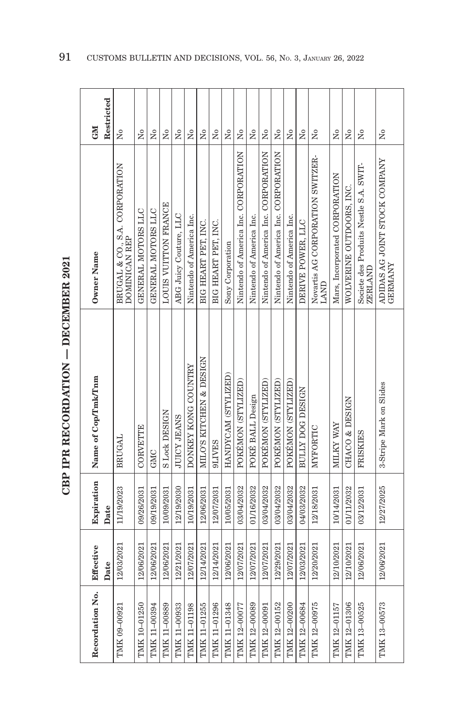# CBP IPR RECORDATION — DECEMBER 2021

| Recordation No. | Effective Date | Expiration Date | Name of Cop/Tmk/Tnm | Owner Name | GM Restricted |
|---|---|---|---|---|---|
| TMK 09-00921 | 12/03/2021 | 11/19/2023 | BRUGAL | BRUGAL & CO., S.A. CORPORATION DOMINICAN REP | No |
| TMK 10-01250 | 12/06/2021 | 09/26/2031 | CORVETTE | GENERAL MOTORS LLC | No |
| TMK 11-00394 | 12/06/2021 | 09/19/2031 | GMC | GENERAL MOTORS LLC | No |
| TMK 11-00889 | 12/06/2021 | 10/09/2031 | S Lock DESIGN | LOUIS VUITTON FRANCE | No |
| TMK 11-00933 | 12/21/2021 | 12/19/2030 | JUICY JEANS | ABG Juicy Couture, LLC | No |
| TMK 11-01198 | 12/07/2021 | 10/19/2031 | DONKEY KONG COUNTRY | Nintendo of America Inc. | No |
| TMK 11-01255 | 12/14/2021 | 12/06/2031 | MILO'S KITCHEN & DESIGN | BIG HEART PET, INC. | No |
| TMK 11-01296 | 12/14/2021 | 12/07/2031 | 9LIVES | BIG HEART PET, INC. | No |
| TMK 11-01348 | 12/06/2021 | 10/05/2031 | HANDYCAM (STYLIZED) | Sony Corporation | No |
| TMK 12-00077 | 12/07/2021 | 03/04/2032 | POKÉMON (STYLIZED) | Nintendo of America Inc. CORPORATION | No |
| TMK 12-00089 | 12/07/2021 | 01/16/2032 | POKÉ BALL Design | Nintendo of America Inc. | No |
| TMK 12-00091 | 12/07/2021 | 03/04/2032 | POKÉMON (STYLIZED) | Nintendo of America Inc. CORPORATION | No |
| TMK 12-00152 | 12/29/2021 | 03/04/2032 | POKÉMON (STYLIZED) | Nintendo of America Inc. CORPORATION | No |
| TMK 12-00200 | 12/07/2021 | 03/04/2032 | POKÉMON (STYLIZED) | Nintendo of America Inc. | No |
| TMK 12-00684 | 12/03/2021 | 04/03/2032 | BULLY DOG DESIGN | DERIVE POWER, LLC | No |
| TMK 12-00975 | 12/20/2021 | 12/18/2031 | MYFORTIC | Novartis AG CORPORATION SWITZERLAND | No |
| TMK 12-01157 | 12/10/2021 | 10/14/2031 | MILKY WAY | Mars, Incorporated CORPORATION | No |
| TMK 12-01306 | 12/10/2021 | 01/11/2032 | CHACO & DESIGN | WOLVERINE OUTDOORS, INC. | No |
| TMK 13-00525 | 12/06/2021 | 03/12/2031 | FRISKIES | Societe des Produits Nestle S.A. SWITZERLAND | No |
| TMK 13-00573 | 12/06/2021 | 12/27/2025 | 3-Stripe Mark on Slides | ADIDAS AG JOINT STOCK COMPANY GERMANY | No |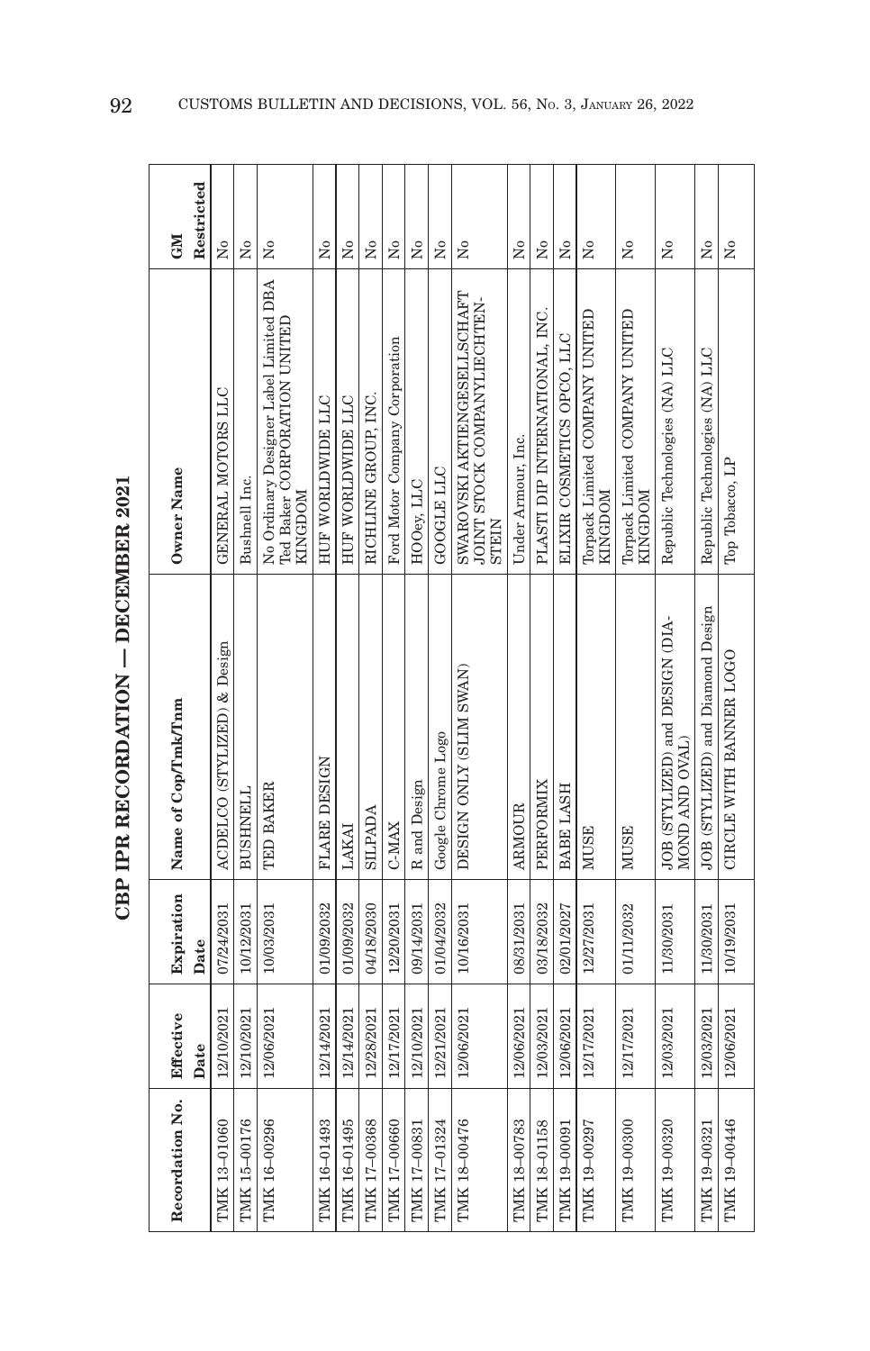# CBP IPR RECORDATION — DECEMBER 2021

| Recordation No. | Effective Date | Expiration Date | Name of Cop/Tmk/Tnm | Owner Name | GM Restricted |
|---|---|---|---|---|---|
| TMK 13–01060 | 12/10/2021 | 07/24/2031 | ACDELCO (STYLIZED) & Design | GENERAL MOTORS LLC | No |
| TMK 15–00176 | 12/10/2021 | 10/12/2031 | BUSHNELL | Bushnell Inc. | No |
| TMK 16–00296 | 12/06/2021 | 10/03/2031 | TED BAKER | No Ordinary Designer Label Limited DBA Ted Baker CORPORATION UNITED KINGDOM | No |
| TMK 16–01493 | 12/14/2021 | 01/09/2032 | FLARE DESIGN | HUF WORLDWIDE LLC | No |
| TMK 16–01495 | 12/14/2021 | 01/09/2032 | LAKAI | HUF WORLDWIDE LLC | No |
| TMK 17–00368 | 12/28/2021 | 04/18/2030 | SILPADA | RICHLINE GROUP, INC. | No |
| TMK 17–00660 | 12/17/2021 | 12/20/2031 | C-MAX | Ford Motor Company Corporation | No |
| TMK 17–00831 | 12/10/2021 | 09/14/2031 | R and Design | HOOey, LLC | No |
| TMK 17–01324 | 12/21/2021 | 01/04/2032 | Google Chrome Logo | GOOGLE LLC | No |
| TMK 18–00476 | 12/06/2021 | 10/16/2031 | DESIGN ONLY (SLIM SWAN) | SWAROVSKI AKTIENGESELLSCHAFT JOINT STOCK COMPANYLIECHTEN-STEIN | No |
| TMK 18–00783 | 12/06/2021 | 08/31/2031 | ARMOUR | Under Armour, Inc. | No |
| TMK 18–01158 | 12/03/2021 | 03/18/2032 | PERFORMIX | PLASTI DIP INTERNATIONAL, INC. | No |
| TMK 19–00091 | 12/06/2021 | 02/01/2027 | BABE LASH | ELIXIR COSMETICS OPCO, LLC | No |
| TMK 19–00297 | 12/17/2021 | 12/27/2031 | MUSE | Torpack Limited COMPANY UNITED KINGDOM | No |
| TMK 19–00300 | 12/17/2021 | 01/11/2032 | MUSE | Torpack Limited COMPANY UNITED KINGDOM | No |
| TMK 19–00320 | 12/03/2021 | 11/30/2031 | JOB (STYLIZED) and DESIGN (DIA-MOND AND OVAL) | Republic Technologies (NA) LLC | No |
| TMK 19–00321 | 12/03/2021 | 11/30/2031 | JOB (STYLIZED) and Diamond Design | Republic Technologies (NA) LLC | No |
| TMK 19–00446 | 12/06/2021 | 10/19/2031 | CIRCLE WITH BANNER LOGO | Top Tobacco, LP | No |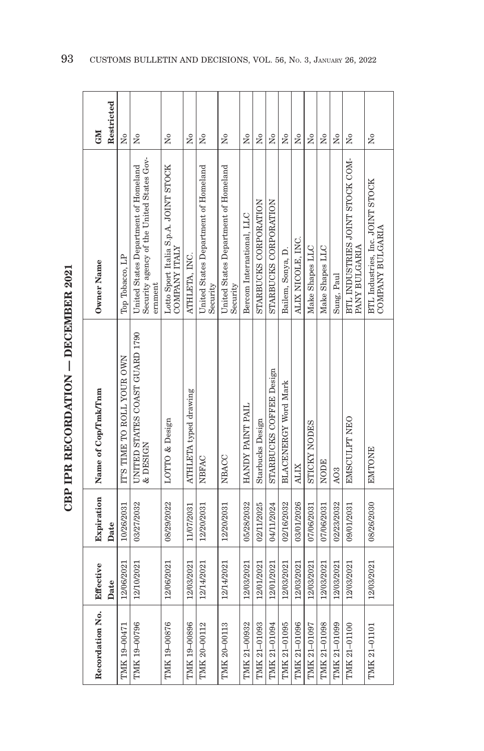# CBP IPR RECORDATION — DECEMBER 2021

| Recordation No. | Effective Date | Expiration Date | Name of Cop/Tmk/Tnm | Owner Name | GM Restricted |
|---|---|---|---|---|---|
| TMK 19-00471 | 12/06/2021 | 10/26/2031 | IT'S TIME TO ROLL YOUR OWN | Top Tobacco, LP | No |
| TMK 19-00796 | 12/10/2021 | 03/27/2032 | UNITED STATES COAST GUARD 1790 & DESIGN | United States Department of Homeland Security agency of the United States Government | No |
| TMK 19-00876 | 12/06/2021 | 08/29/2022 | LOTTO & Design | Lotto Sport Italia S.p.A. JOINT STOCK COMPANY ITALY | No |
| TMK 19-00896 | 12/03/2021 | 11/07/2031 | ATHLETA typed drawing | ATHLETA, INC. | No |
| TMK 20-00112 | 12/14/2021 | 12/20/2031 | NBFAC | United States Department of Homeland Security | No |
| TMK 20-00113 | 12/14/2021 | 12/20/2031 | NBACC | United States Department of Homeland Security | No |
| TMK 21-00932 | 12/03/2021 | 05/28/2032 | HANDY PAINT PAIL | Bercom International, LLC | No |
| TMK 21-01093 | 12/01/2021 | 02/11/2025 | Starbucks Design | STARBUCKS CORPORATION | No |
| TMK 21-01094 | 12/01/2021 | 04/11/2024 | STARBUCKS COFFEE Design | STARBUCKS CORPORATION | No |
| TMK 21-01095 | 12/03/2021 | 02/16/2032 | BLACENERGY Word Mark | Bailem, Sonya, D. | No |
| TMK 21-01096 | 12/03/2021 | 03/01/2026 | ALIX | ALIX NICOLE, INC. | No |
| TMK 21-01097 | 12/03/2021 | 07/06/2031 | STICKY NODES | Make Shapes LLC | No |
| TMK 21-01098 | 12/03/2021 | 07/06/2031 | NODE | Make Shapes LLC | No |
| TMK 21-01099 | 12/03/2021 | 02/23/2032 | AO3 | Sung, Paul | No |
| TMK 21-01100 | 12/03/2021 | 09/01/2031 | EMSCULPT NEO | BTL INDUSTRIES JOINT STOCK COMPANY BULGARIA | No |
| TMK 21-01101 | 12/03/2021 | 08/26/2030 | EMTONE | BTL Industries, Inc. JOINT STOCK COMPANY BULGARIA | No |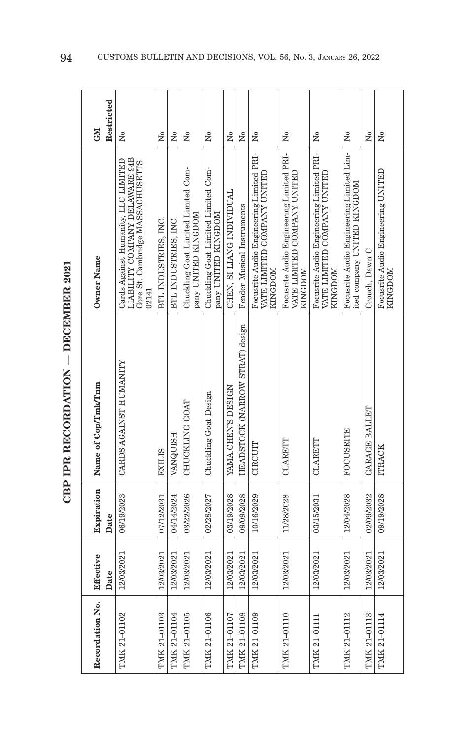# CBP IPR RECORDATION — DECEMBER 2021

| Recordation No. | Effective Date | Expiration Date | Name of Cop/Tmk/Tnm | Owner Name | GM Restricted |
|---|---|---|---|---|---|
| TMK 21–01102 | 12/03/2021 | 06/19/2023 | CARDS AGAINST HUMANITY | Cards Against Humanity, LLC LIMITED LIABILITY COMPANY DELAWARE 94B Gore St. Cambridge MASSACHUSETTS 02141 | No |
| TMK 21–01103 | 12/03/2021 | 07/12/2031 | EXILIS | BTL INDUSTRIES, INC. | No |
| TMK 21–01104 | 12/03/2021 | 04/14/2024 | VANQUISH | BTL INDUSTRIES, INC. | No |
| TMK 21–01105 | 12/03/2021 | 03/22/2026 | CHUCKLING GOAT | Chuckling Goat Limited Company UNITED KINGDOM | No |
| TMK 21–01106 | 12/03/2021 | 02/28/2027 | Chuckling Goat Design | Chuckling Goat Limited Company UNITED KINGDOM | No |
| TMK 21–01107 | 12/03/2021 | 03/19/2028 | YAMA.CHEN'S DESIGN | CHEN, SI LIANG INDIVIDUAL | No |
| TMK 21–01108 | 12/03/2021 | 09/09/2028 | HEADSTOCK (NARROW STRAT) design | Fender Musical Instruments | No |
| TMK 21–01109 | 12/03/2021 | 10/16/2029 | CIRCUIT | Focusrite Audio Engineering Limited PRIVATE LIMITED COMPANY UNITED KINGDOM | No |
| TMK 21–01110 | 12/03/2021 | 11/28/2028 | CLARETT | Focusrite Audio Engineering Limited PRIVATE LIMITED COMPANY UNITED KINGDOM | No |
| TMK 21–01111 | 12/03/2021 | 03/15/2031 | CLARETT | Focusrite Audio Engineering Limited PRIVATE LIMITED COMPANY UNITED KINGDOM | No |
| TMK 21–01112 | 12/03/2021 | 12/04/2028 | FOCUSRITE | Focusrite Audio Engineering Limited Limited company UNITED KINGDOM | No |
| TMK 21–01113 | 12/03/2021 | 02/09/2032 | GARAGE BALLET | Crouch, Dawn C | No |
| TMK 21–01114 | 12/03/2021 | 09/19/2028 | ITRACK | Focusrite Audio Engineering UNITED KINGDOM | No |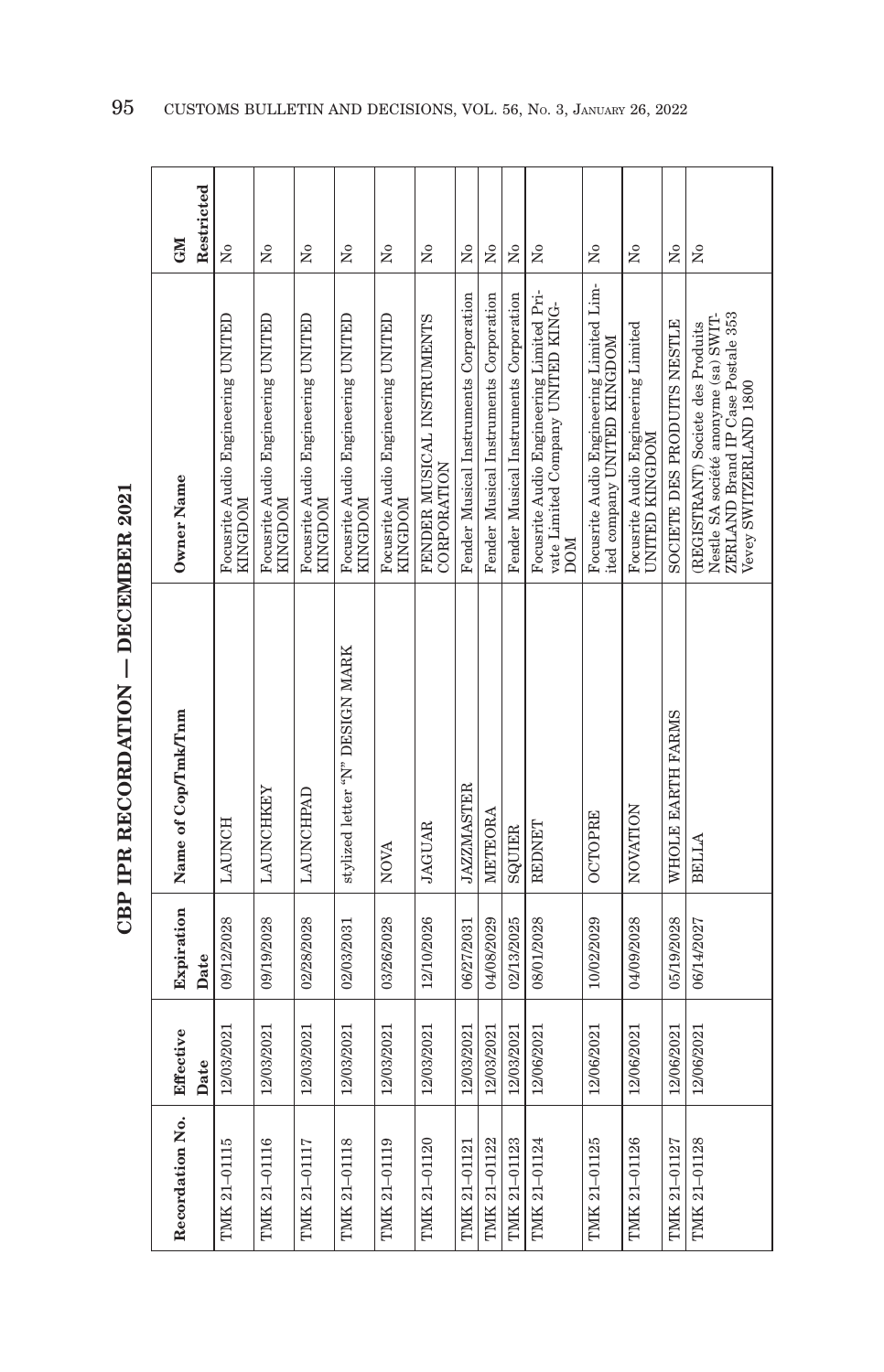# CBP IPR RECORDATION — DECEMBER 2021

| Recordation No. | Effective Date | Expiration Date | Name of Cop/Tmk/Tnm | Owner Name | GM Restricted |
|---|---|---|---|---|---|
| TMK 21–01115 | 12/03/2021 | 09/12/2028 | LAUNCH | Focusrite Audio Engineering UNITED KINGDOM | No |
| TMK 21–01116 | 12/03/2021 | 09/19/2028 | LAUNCHKEY | Focusrite Audio Engineering UNITED KINGDOM | No |
| TMK 21–01117 | 12/03/2021 | 02/28/2028 | LAUNCHPAD | Focusrite Audio Engineering UNITED KINGDOM | No |
| TMK 21–01118 | 12/03/2021 | 02/03/2031 | stylized letter "N" DESIGN MARK | Focusrite Audio Engineering UNITED KINGDOM | No |
| TMK 21–01119 | 12/03/2021 | 03/26/2028 | NOVA | Focusrite Audio Engineering UNITED KINGDOM | No |
| TMK 21–01120 | 12/03/2021 | 12/10/2026 | JAGUAR | FENDER MUSICAL INSTRUMENTS CORPORATION | No |
| TMK 21–01121 | 12/03/2021 | 06/27/2031 | JAZZMASTER | Fender Musical Instruments Corporation | No |
| TMK 21–01122 | 12/03/2021 | 04/08/2029 | METEORA | Fender Musical Instruments Corporation | No |
| TMK 21–01123 | 12/03/2021 | 02/13/2025 | SQUIER | Fender Musical Instruments Corporation | No |
| TMK 21–01124 | 12/06/2021 | 08/01/2028 | REDNET | Focusrite Audio Engineering Limited Private Limited Company UNITED KINGDOM | No |
| TMK 21–01125 | 12/06/2021 | 10/02/2029 | OCTOPRE | Focusrite Audio Engineering Limited Limited company UNITED KINGDOM | No |
| TMK 21–01126 | 12/06/2021 | 04/09/2028 | NOVATION | Focusrite Audio Engineering Limited UNITED KINGDOM | No |
| TMK 21–01127 | 12/06/2021 | 05/19/2028 | WHOLE EARTH FARMS | SOCIETE DES PRODUITS NESTLE | No |
| TMK 21–01128 | 12/06/2021 | 06/14/2027 | BELLA | (REGISTRANT) Societe des Produits Nestle SA société anonyme (sa) SWITZERLAND Brand IP Case Postale 353 Vevey SWITZERLAND 1800 | No |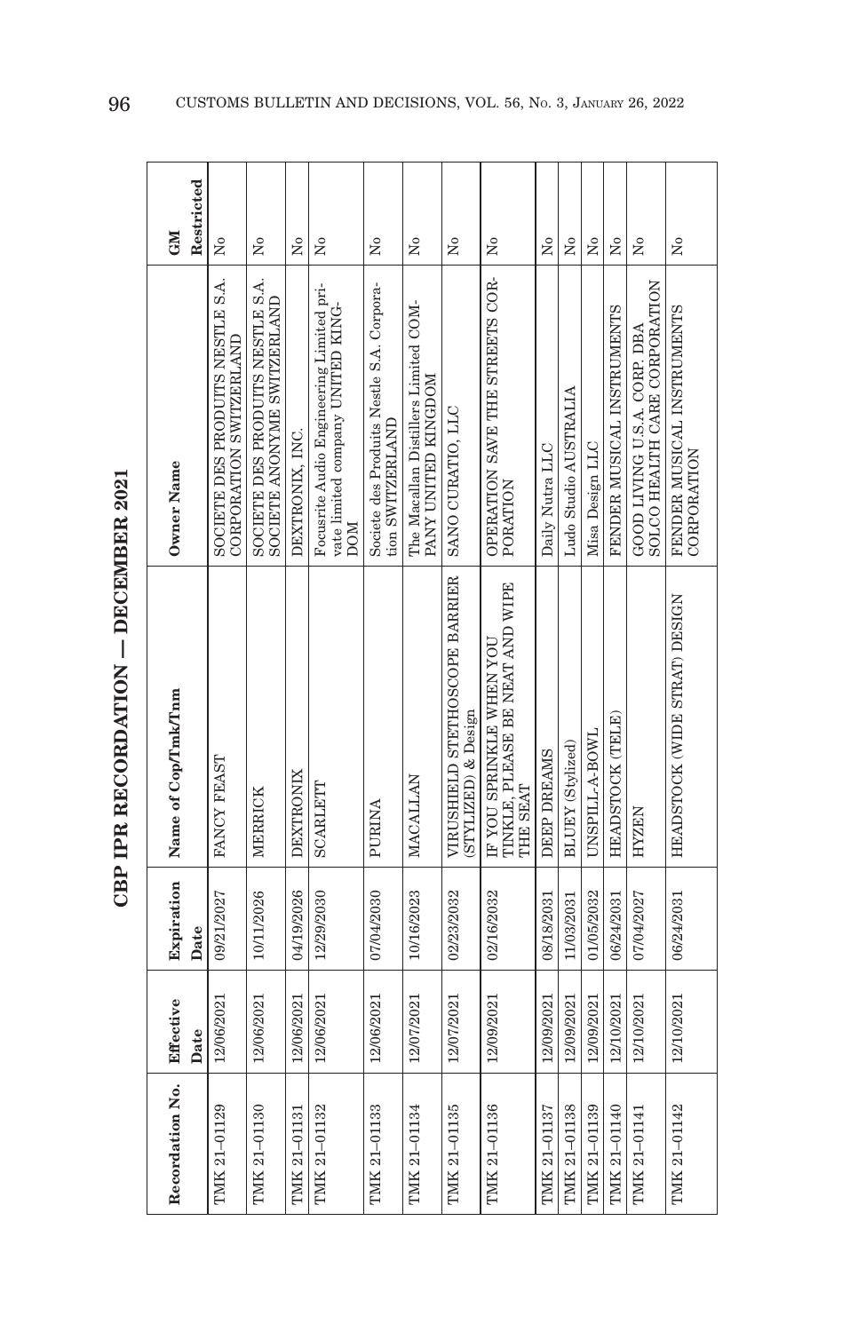# CBP IPR RECORDATION — DECEMBER 2021

| Recordation No. | Effective Date | Expiration Date | Name of Cop/Tmk/Tnm | Owner Name | GM Restricted |
|---|---|---|---|---|---|
| TMK 21–01129 | 12/06/2021 | 09/21/2027 | FANCY FEAST | SOCIETE DES PRODUITS NESTLE S.A. CORPORATION SWITZERLAND | No |
| TMK 21–01130 | 12/06/2021 | 10/11/2026 | MERRICK | SOCIETE DES PRODUITS NESTLE S.A. SOCIETE ANONYME SWITZERLAND | No |
| TMK 21–01131 | 12/06/2021 | 04/19/2026 | DEXTRONIX | DEXTRONIX, INC. | No |
| TMK 21–01132 | 12/06/2021 | 12/29/2030 | SCARLETT | Focusrite Audio Engineering Limited private limited company UNITED KINGDOM | No |
| TMK 21–01133 | 12/06/2021 | 07/04/2030 | PURINA | Societe des Produits Nestle S.A. Corporation SWITZERLAND | No |
| TMK 21–01134 | 12/07/2021 | 10/16/2023 | MACALLAN | The Macallan Distillers Limited COMPANY UNITED KINGDOM | No |
| TMK 21–01135 | 12/07/2021 | 02/23/2032 | VIRUSHIELD STETHOSCOPE BARRIER (STYLIZED) & Design | SANO CURATIO, LLC | No |
| TMK 21–01136 | 12/09/2021 | 02/16/2032 | IF YOU SPRINKLE WHEN YOU TINKLE, PLEASE BE NEAT AND WIPE THE SEAT | OPERATION SAVE THE STREETS CORPORATION | No |
| TMK 21–01137 | 12/09/2021 | 08/18/2031 | DEEP DREAMS | Daily Nutra LLC | No |
| TMK 21–01138 | 12/09/2021 | 11/03/2031 | BLUEY (Stylized) | Ludo Studio AUSTRALIA | No |
| TMK 21–01139 | 12/09/2021 | 01/05/2032 | UNSPILL-A-BOWL | Misa Design LLC | No |
| TMK 21–01140 | 12/10/2021 | 06/24/2031 | HEADSTOCK (TELE) | FENDER MUSICAL INSTRUMENTS | No |
| TMK 21–01141 | 12/10/2021 | 07/04/2027 | HYZEN | GOOD LIVING U.S.A. CORP. DBA SOLCO HEALTH CARE CORPORATION | No |
| TMK 21–01142 | 12/10/2021 | 06/24/2031 | HEADSTOCK (WIDE STRAT) DESIGN | FENDER MUSICAL INSTRUMENTS CORPORATION | No |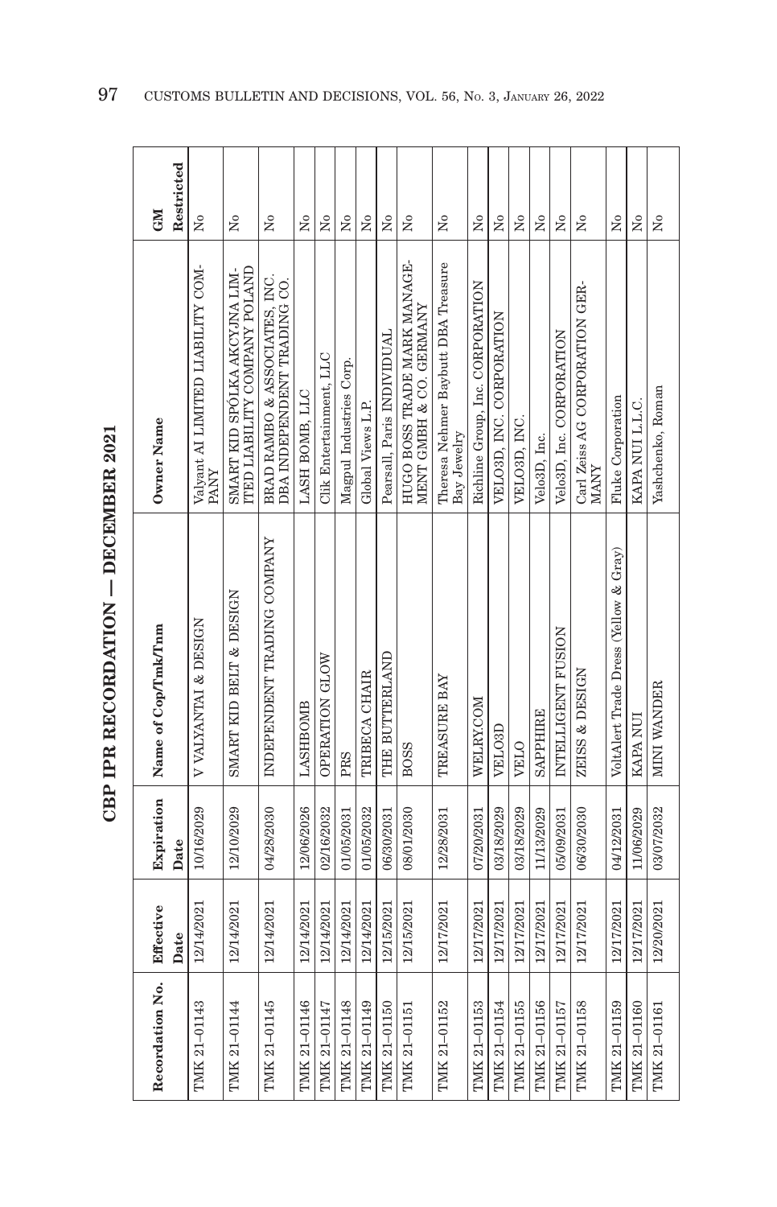# CBP IPR RECORDATION — DECEMBER 2021

| Recordation No. | Effective Date | Expiration Date | Name of Cop/Tmk/Tnm | Owner Name | GM Restricted |
|---|---|---|---|---|---|
| TMK 21–01143 | 12/14/2021 | 10/16/2029 | V VALYANTAI & DESIGN | Valyant AI LIMITED LIABILITY COMPANY | No |
| TMK 21–01144 | 12/14/2021 | 12/10/2029 | SMART KID BELT & DESIGN | SMART KID SPÓLKA AKCYJNA LIMITED LIABILITY COMPANY POLAND | No |
| TMK 21–01145 | 12/14/2021 | 04/28/2030 | INDEPENDENT TRADING COMPANY | BRAD RAMBO & ASSOCIATES, INC. DBA INDEPENDENT TRADING CO. | No |
| TMK 21–01146 | 12/14/2021 | 12/06/2026 | LASHBOMB | LASH BOMB, LLC | No |
| TMK 21–01147 | 12/14/2021 | 02/16/2032 | OPERATION GLOW | Clik Entertainment, LLC | No |
| TMK 21–01148 | 12/14/2021 | 01/05/2031 | PRS | Magpul Industries Corp. | No |
| TMK 21–01149 | 12/14/2021 | 01/05/2032 | TRIBECA CHAIR | Global Views L.P. | No |
| TMK 21–01150 | 12/15/2021 | 06/30/2031 | THE BUTTERLAND | Pearsall, Paris INDIVIDUAL | No |
| TMK 21–01151 | 12/15/2021 | 08/01/2030 | BOSS | HUGO BOSS TRADE MARK MANAGEMENT GMBH & CO. GERMANY | No |
| TMK 21–01152 | 12/17/2021 | 12/28/2031 | TREASURE BAY | Theresa Nehmer Baybutt DBA Treasure Bay Jewelry | No |
| TMK 21–01153 | 12/17/2021 | 07/20/2031 | WELRY.COM | Richline Group, Inc. CORPORATION | No |
| TMK 21–01154 | 12/17/2021 | 03/18/2029 | VELO3D | VELO3D, INC. CORPORATION | No |
| TMK 21–01155 | 12/17/2021 | 03/18/2029 | VELO | VELO3D, INC. | No |
| TMK 21–01156 | 12/17/2021 | 11/13/2029 | SAPPHIRE | Velo3D, Inc. | No |
| TMK 21–01157 | 12/17/2021 | 05/09/2031 | INTELLIGENT FUSION | Velo3D, Inc. CORPORATION | No |
| TMK 21–01158 | 12/17/2021 | 06/30/2030 | ZEISS & DESIGN | Carl Zeiss AG CORPORATION GERMANY | No |
| TMK 21–01159 | 12/17/2021 | 04/12/2031 | VoltAlert Trade Dress (Yellow & Gray) | Fluke Corporation | No |
| TMK 21–01160 | 12/17/2021 | 11/06/2029 | KAPA NUI | KAPA NUI L.L.C. | No |
| TMK 21–01161 | 12/20/2021 | 03/07/2032 | MINI WANDER | Yashchenko, Roman | No |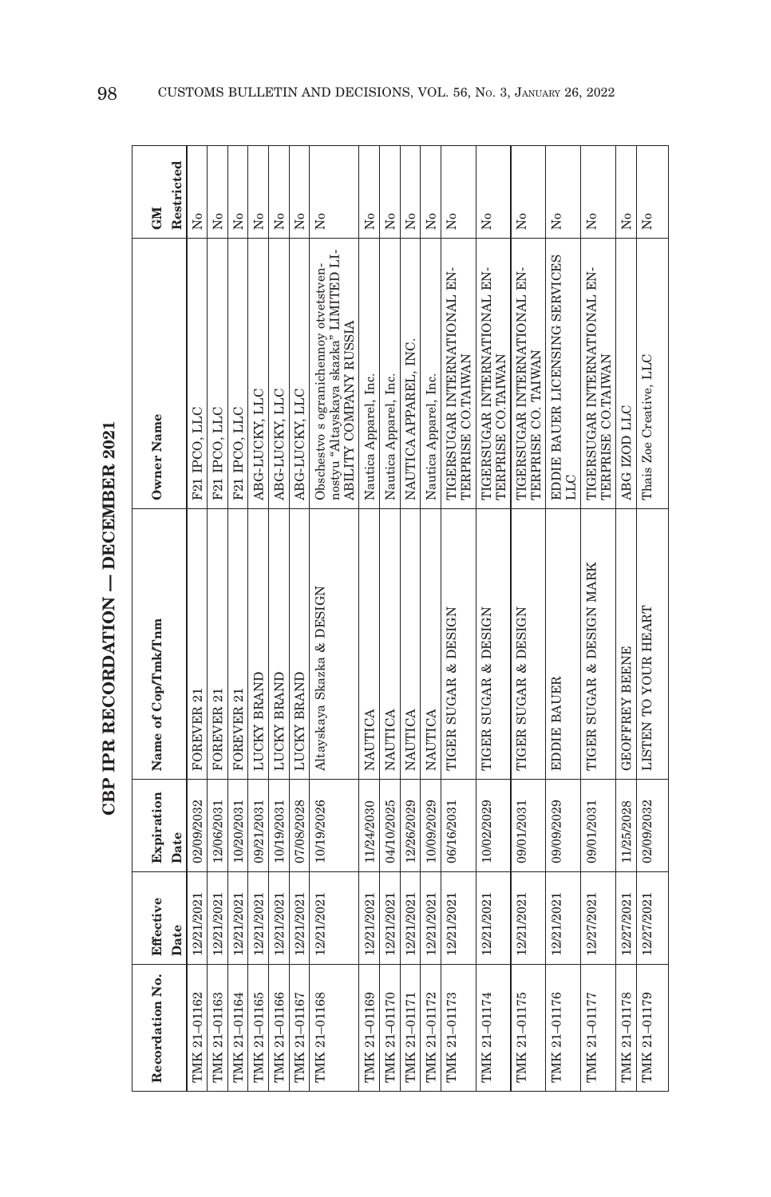# CBP IPR RECORDATION — DECEMBER 2021

| Recordation No. | Effective Date | Expiration Date | Name of Cop/Tmk/Tnm | Owner Name | GM Restricted |
|---|---|---|---|---|---|
| TMK 21-01162 | 12/21/2021 | 02/09/2032 | FOREVER 21 | F21 IPCO, LLC | No |
| TMK 21-01163 | 12/21/2021 | 12/06/2031 | FOREVER 21 | F21 IPCO, LLC | No |
| TMK 21-01164 | 12/21/2021 | 10/20/2031 | FOREVER 21 | F21 IPCO, LLC | No |
| TMK 21-01165 | 12/21/2021 | 09/21/2031 | LUCKY BRAND | ABG-LUCKY, LLC | No |
| TMK 21-01166 | 12/21/2021 | 10/19/2031 | LUCKY BRAND | ABG-LUCKY, LLC | No |
| TMK 21-01167 | 12/21/2021 | 07/08/2028 | LUCKY BRAND | ABG-LUCKY, LLC | No |
| TMK 21-01168 | 12/21/2021 | 10/19/2026 | Altayskaya Skazka & DESIGN | Obschestvo s ogranichennoy otvetstvennostyu "Altayskaya skazka" LIMITED LIABILITY COMPANY RUSSIA | No |
| TMK 21-01169 | 12/21/2021 | 11/24/2030 | NAUTICA | Nautica Apparel, Inc. | No |
| TMK 21-01170 | 12/21/2021 | 04/10/2025 | NAUTICA | Nautica Apparel, Inc. | No |
| TMK 21-01171 | 12/21/2021 | 12/26/2029 | NAUTICA | NAUTICA APPAREL, INC. | No |
| TMK 21-01172 | 12/21/2021 | 10/09/2029 | NAUTICA | Nautica Apparel, Inc. | No |
| TMK 21-01173 | 12/21/2021 | 06/16/2031 | TIGER SUGAR & DESIGN | TIGERSUGAR INTERNATIONAL ENTERPRISE CO.TAIWAN | No |
| TMK 21-01174 | 12/21/2021 | 10/02/2029 | TIGER SUGAR & DESIGN | TIGERSUGAR INTERNATIONAL ENTERPRISE CO.TAIWAN | No |
| TMK 21-01175 | 12/21/2021 | 09/01/2031 | TIGER SUGAR & DESIGN | TIGERSUGAR INTERNATIONAL ENTERPRISE CO. TAIWAN | No |
| TMK 21-01176 | 12/21/2021 | 09/09/2029 | EDDIE BAUER | EDDIE BAUER LICENSING SERVICES LLC | No |
| TMK 21-01177 | 12/27/2021 | 09/01/2031 | TIGER SUGAR & DESIGN MARK | TIGERSUGAR INTERNATIONAL ENTERPRISE CO.TAIWAN | No |
| TMK 21-01178 | 12/27/2021 | 11/25/2028 | GEOFFREY BEENE | ABG IZOD LLC | No |
| TMK 21-01179 | 12/27/2021 | 02/09/2032 | LISTEN TO YOUR HEART | Thais Zoe Creative, LLC | No |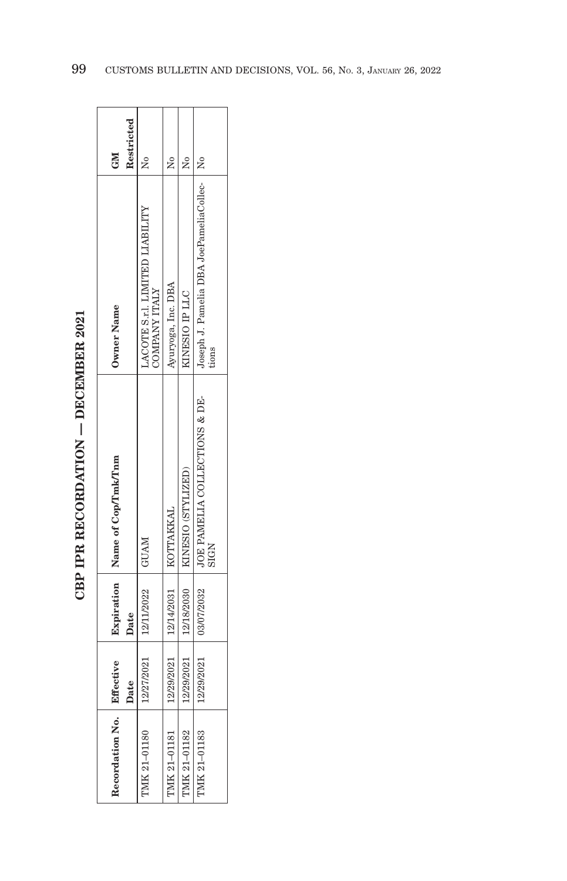# CBP IPR RECORDATION — DECEMBER 2021

| Recordation No. | Effective Date | Expiration Date | Name of Cop/Tmk/Tnm | Owner Name | GM Restricted |
|---|---|---|---|---|---|
| TMK 21–01180 | 12/27/2021 | 12/11/2022 | GUAM | LACOTE S.r.l. LIMITED LIABILITY COMPANY ITALY | No |
| TMK 21–01181 | 12/29/2021 | 12/14/2031 | KOTTAKKAL | Ayuryoga, Inc. DBA | No |
| TMK 21–01182 | 12/29/2021 | 12/18/2030 | KINESIO (STYLIZED) | KINESIO IP LLC | No |
| TMK 21–01183 | 12/29/2021 | 03/07/2032 | JOE PAMELIA COLLECTIONS & DESIGN | Joseph J. Pamelia DBA JoePameliaCollections | No |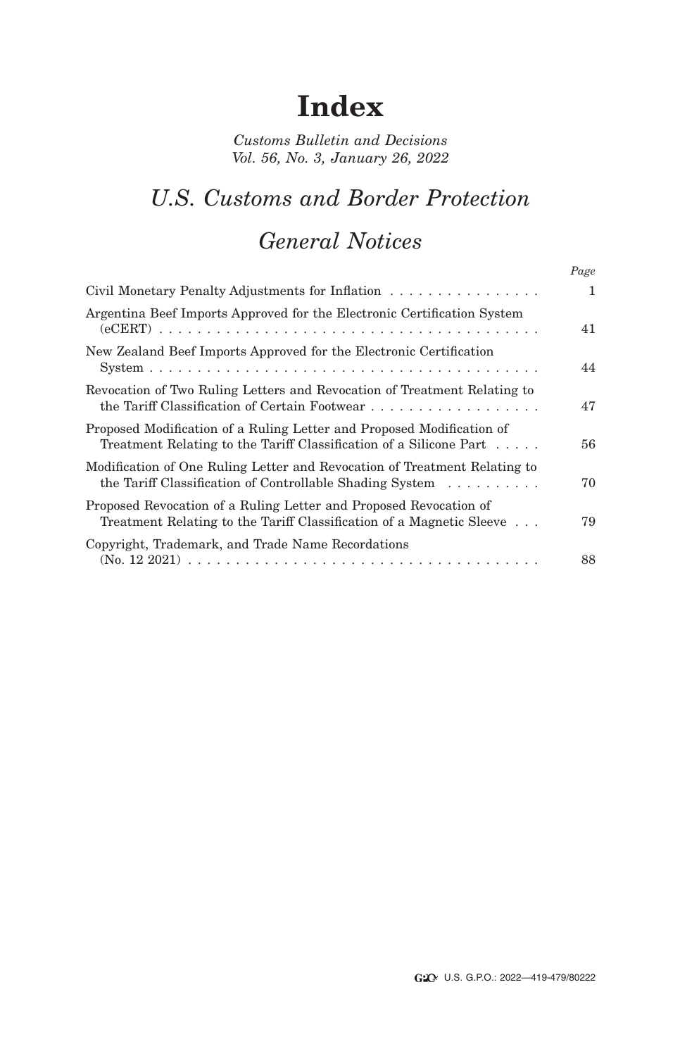# Index

*Customs Bulletin and Decisions*
*Vol. 56, No. 3, January 26, 2022*

## *U.S. Customs and Border Protection*

## *General Notices*

| | *Page* |
|---|---|
| Civil Monetary Penalty Adjustments for Inflation | 1 |
| Argentina Beef Imports Approved for the Electronic Certification System (eCERT) | 41 |
| New Zealand Beef Imports Approved for the Electronic Certification System | 44 |
| Revocation of Two Ruling Letters and Revocation of Treatment Relating to the Tariff Classification of Certain Footwear | 47 |
| Proposed Modification of a Ruling Letter and Proposed Modification of Treatment Relating to the Tariff Classification of a Silicone Part | 56 |
| Modification of One Ruling Letter and Revocation of Treatment Relating to the Tariff Classification of Controllable Shading System | 70 |
| Proposed Revocation of a Ruling Letter and Proposed Revocation of Treatment Relating to the Tariff Classification of a Magnetic Sleeve | 79 |
| Copyright, Trademark, and Trade Name Recordations (No. 12 2021) | 88 |

U.S. G.P.O.: 2022—419-479/80222